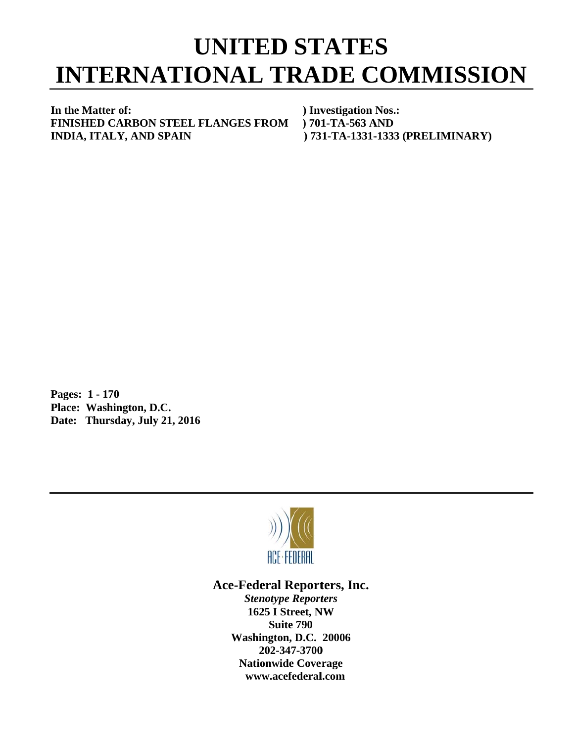# UNITED STATES INTERNATIONAL TRADE COMMISSION

**In the Matter of:** ) **Investigation Nos.:**
**FINISHED CARBON STEEL FLANGES FROM** ) **701-TA-563 AND**
**INDIA, ITALY, AND SPAIN** ) **731-TA-1331-1333 (PRELIMINARY)**

**Pages: 1 - 170**
**Place: Washington, D.C.**
**Date: Thursday, July 21, 2016**

ACE·FEDERAL

**Ace-Federal Reporters, Inc.**
***Stenotype Reporters***
**1625 I Street, NW**
**Suite 790**
**Washington, D.C. 20006**
**202-347-3700**
**Nationwide Coverage**
**www.acefederal.com**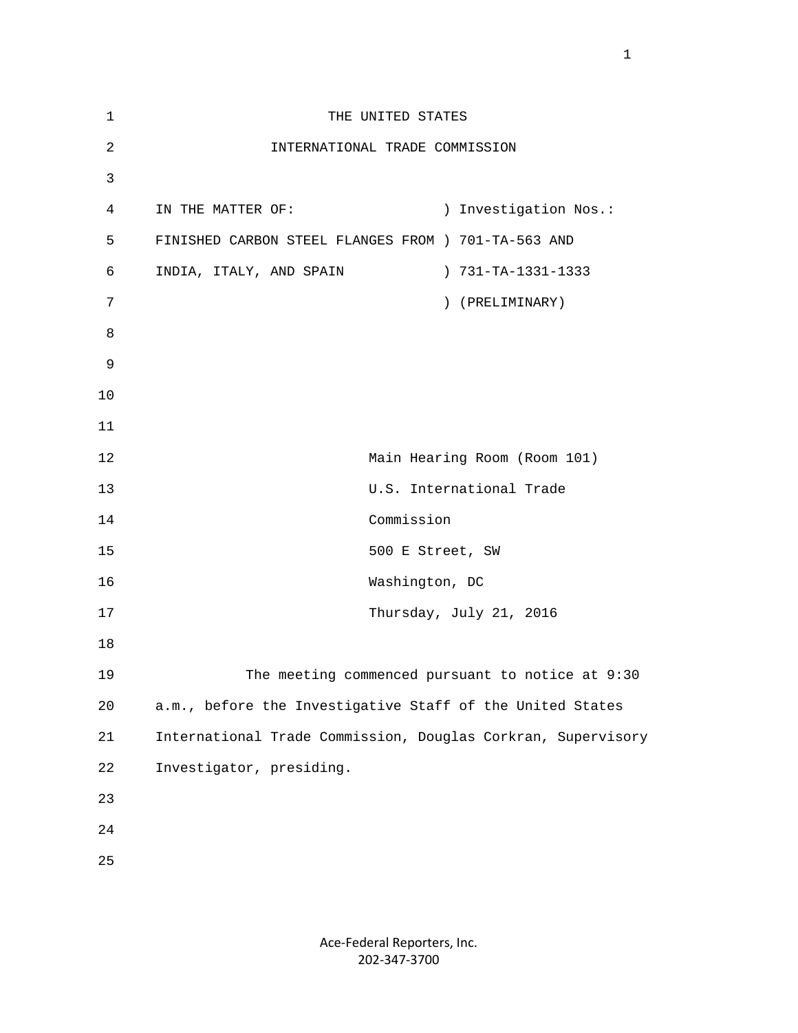THE UNITED STATES

INTERNATIONAL TRADE COMMISSION

IN THE MATTER OF: ) Investigation Nos.:
FINISHED CARBON STEEL FLANGES FROM ) 701-TA-563 AND
INDIA, ITALY, AND SPAIN ) 731-TA-1331-1333
) (PRELIMINARY)

Main Hearing Room (Room 101)
U.S. International Trade
Commission
500 E Street, SW
Washington, DC
Thursday, July 21, 2016

The meeting commenced pursuant to notice at 9:30 a.m., before the Investigative Staff of the United States International Trade Commission, Douglas Corkran, Supervisory Investigator, presiding.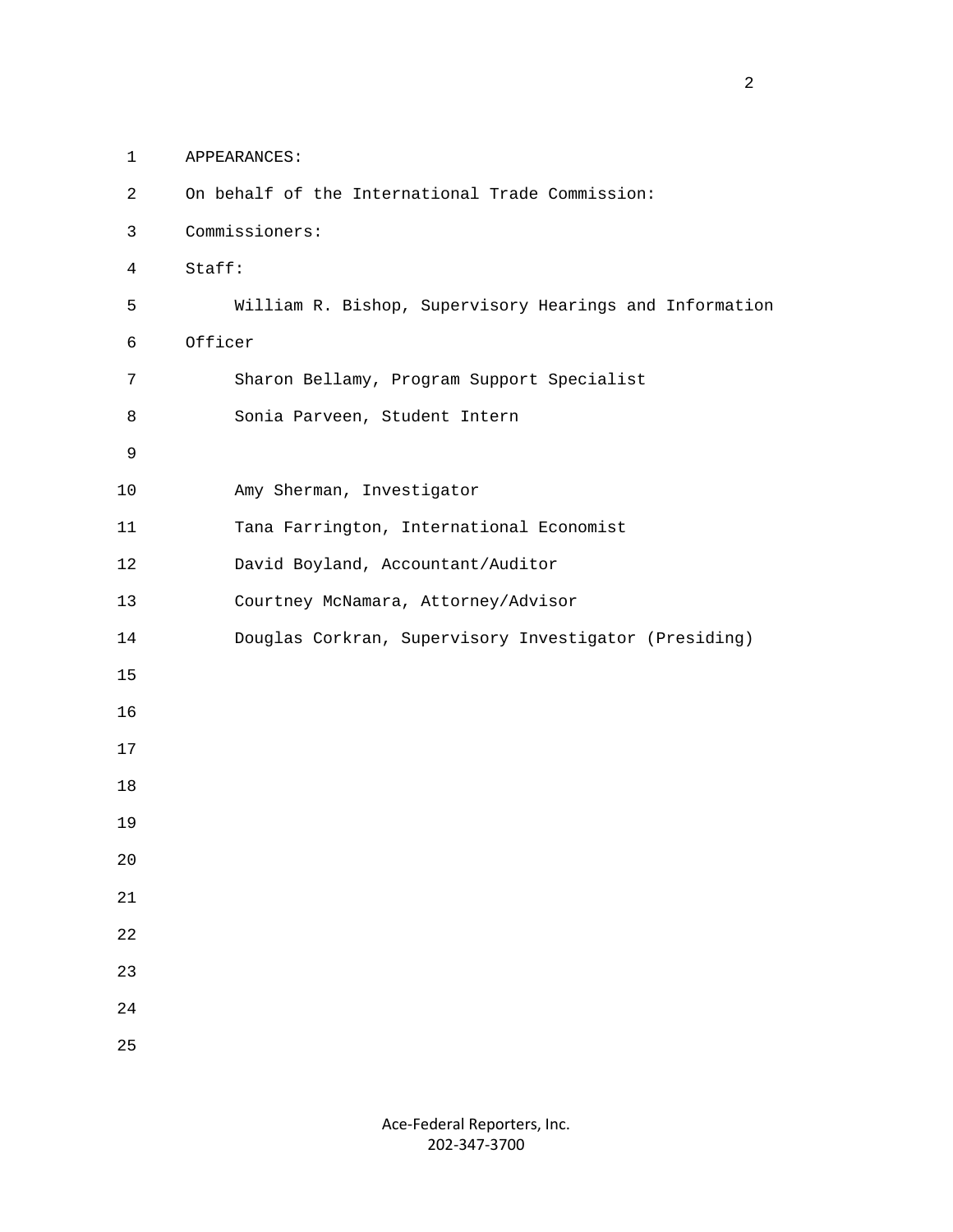APPEARANCES:

On behalf of the International Trade Commission:

Commissioners:

Staff:

William R. Bishop, Supervisory Hearings and Information Officer

Sharon Bellamy, Program Support Specialist

Sonia Parveen, Student Intern

Amy Sherman, Investigator

Tana Farrington, International Economist

David Boyland, Accountant/Auditor

Courtney McNamara, Attorney/Advisor

Douglas Corkran, Supervisory Investigator (Presiding)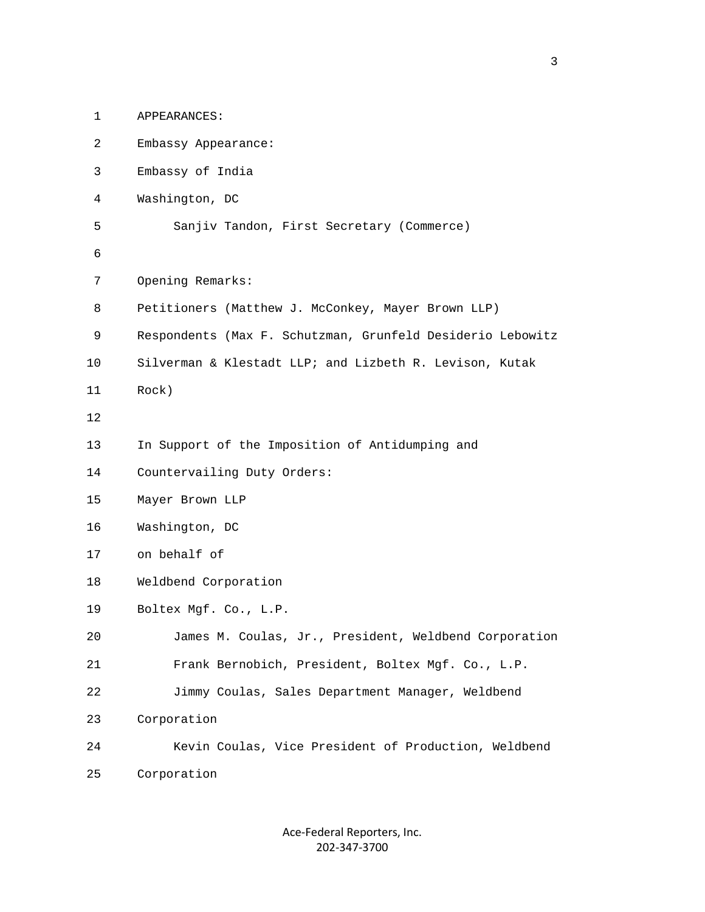APPEARANCES:

Embassy Appearance:

Embassy of India

Washington, DC

Sanjiv Tandon, First Secretary (Commerce)

Opening Remarks:

Petitioners (Matthew J. McConkey, Mayer Brown LLP)

Respondents (Max F. Schutzman, Grunfeld Desiderio Lebowitz Silverman & Klestadt LLP; and Lizbeth R. Levison, Kutak Rock)

In Support of the Imposition of Antidumping and Countervailing Duty Orders:

Mayer Brown LLP

Washington, DC

on behalf of

Weldbend Corporation

Boltex Mgf. Co., L.P.

James M. Coulas, Jr., President, Weldbend Corporation

Frank Bernobich, President, Boltex Mgf. Co., L.P.

Jimmy Coulas, Sales Department Manager, Weldbend Corporation

Kevin Coulas, Vice President of Production, Weldbend Corporation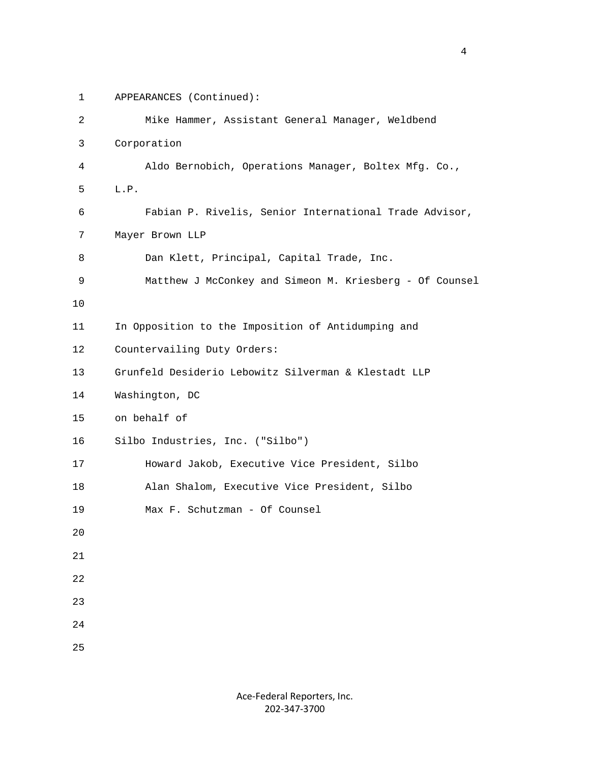APPEARANCES (Continued):

Mike Hammer, Assistant General Manager, Weldbend Corporation

Aldo Bernobich, Operations Manager, Boltex Mfg. Co., L.P.

Fabian P. Rivelis, Senior International Trade Advisor, Mayer Brown LLP

Dan Klett, Principal, Capital Trade, Inc.

Matthew J McConkey and Simeon M. Kriesberg - Of Counsel

In Opposition to the Imposition of Antidumping and Countervailing Duty Orders:

Grunfeld Desiderio Lebowitz Silverman & Klestadt LLP
Washington, DC
on behalf of
Silbo Industries, Inc. ("Silbo")

Howard Jakob, Executive Vice President, Silbo

Alan Shalom, Executive Vice President, Silbo

Max F. Schutzman - Of Counsel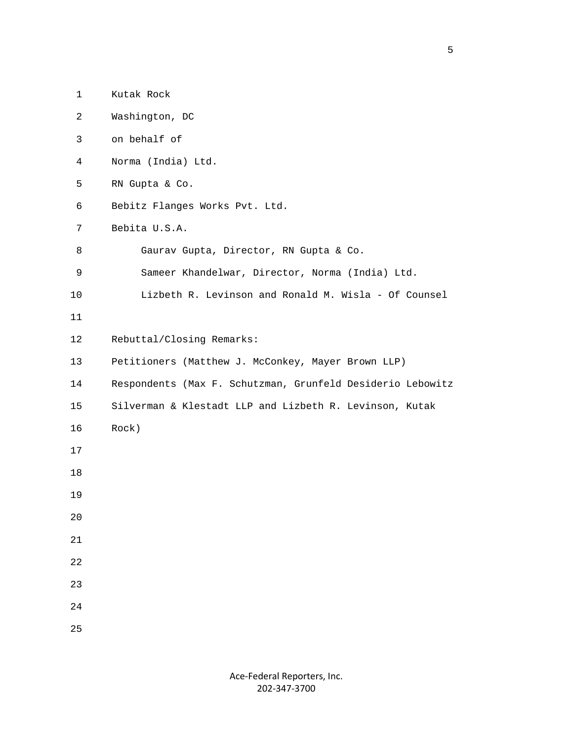Kutak Rock
Washington, DC
on behalf of
Norma (India) Ltd.
RN Gupta & Co.
Bebitz Flanges Works Pvt. Ltd.
Bebita U.S.A.

Gaurav Gupta, Director, RN Gupta & Co.
Sameer Khandelwar, Director, Norma (India) Ltd.
Lizbeth R. Levinson and Ronald M. Wisla - Of Counsel

Rebuttal/Closing Remarks:
Petitioners (Matthew J. McConkey, Mayer Brown LLP)
Respondents (Max F. Schutzman, Grunfeld Desiderio Lebowitz Silverman & Klestadt LLP and Lizbeth R. Levinson, Kutak Rock)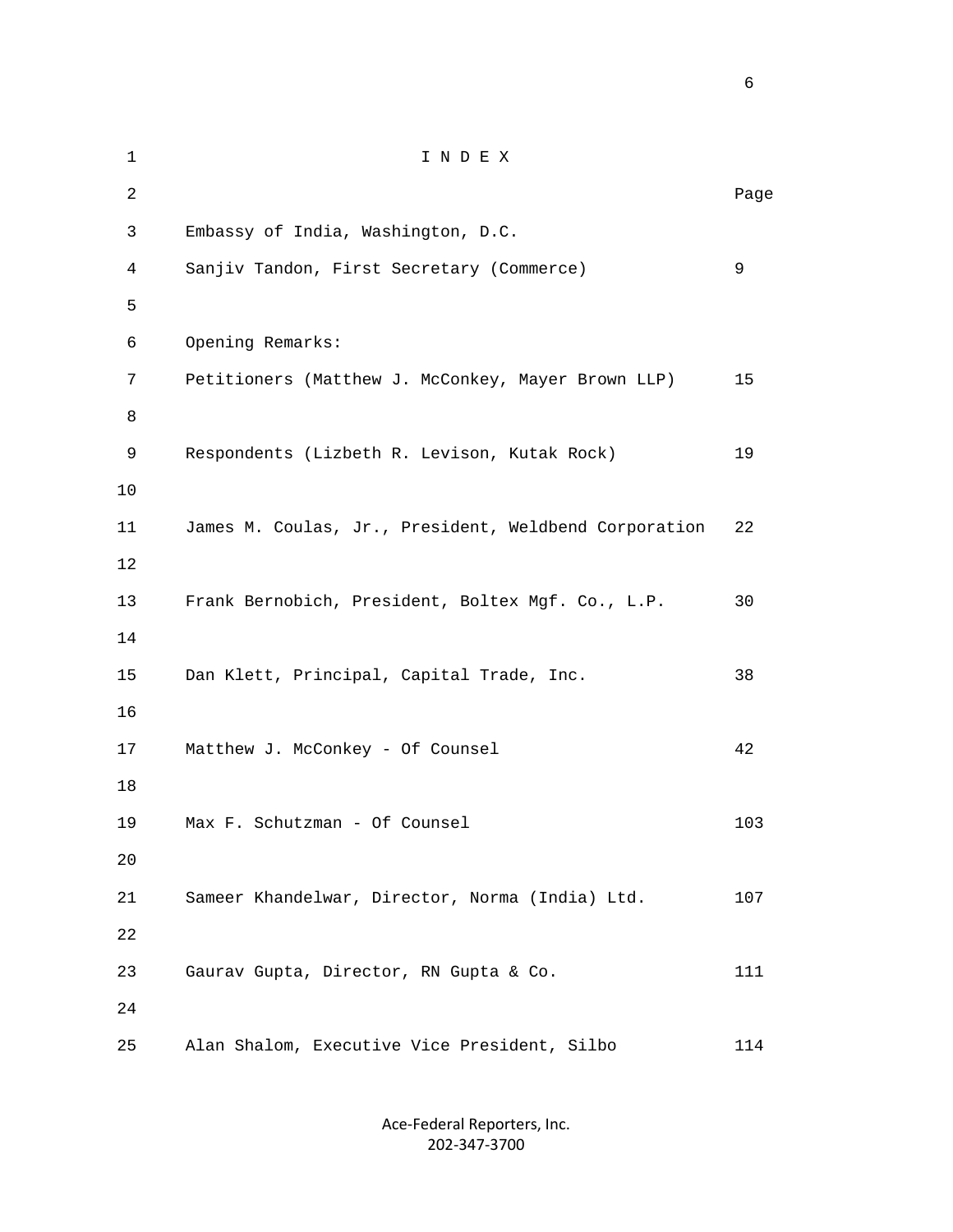# I N D E X

| | Page |
|---|---|
| Embassy of India, Washington, D.C. | |
| Sanjiv Tandon, First Secretary (Commerce) | 9 |
| | |
| Opening Remarks: | |
| Petitioners (Matthew J. McConkey, Mayer Brown LLP) | 15 |
| | |
| Respondents (Lizbeth R. Levison, Kutak Rock) | 19 |
| | |
| James M. Coulas, Jr., President, Weldbend Corporation | 22 |
| | |
| Frank Bernobich, President, Boltex Mgf. Co., L.P. | 30 |
| | |
| Dan Klett, Principal, Capital Trade, Inc. | 38 |
| | |
| Matthew J. McConkey - Of Counsel | 42 |
| | |
| Max F. Schutzman - Of Counsel | 103 |
| | |
| Sameer Khandelwar, Director, Norma (India) Ltd. | 107 |
| | |
| Gaurav Gupta, Director, RN Gupta & Co. | 111 |
| | |
| Alan Shalom, Executive Vice President, Silbo | 114 |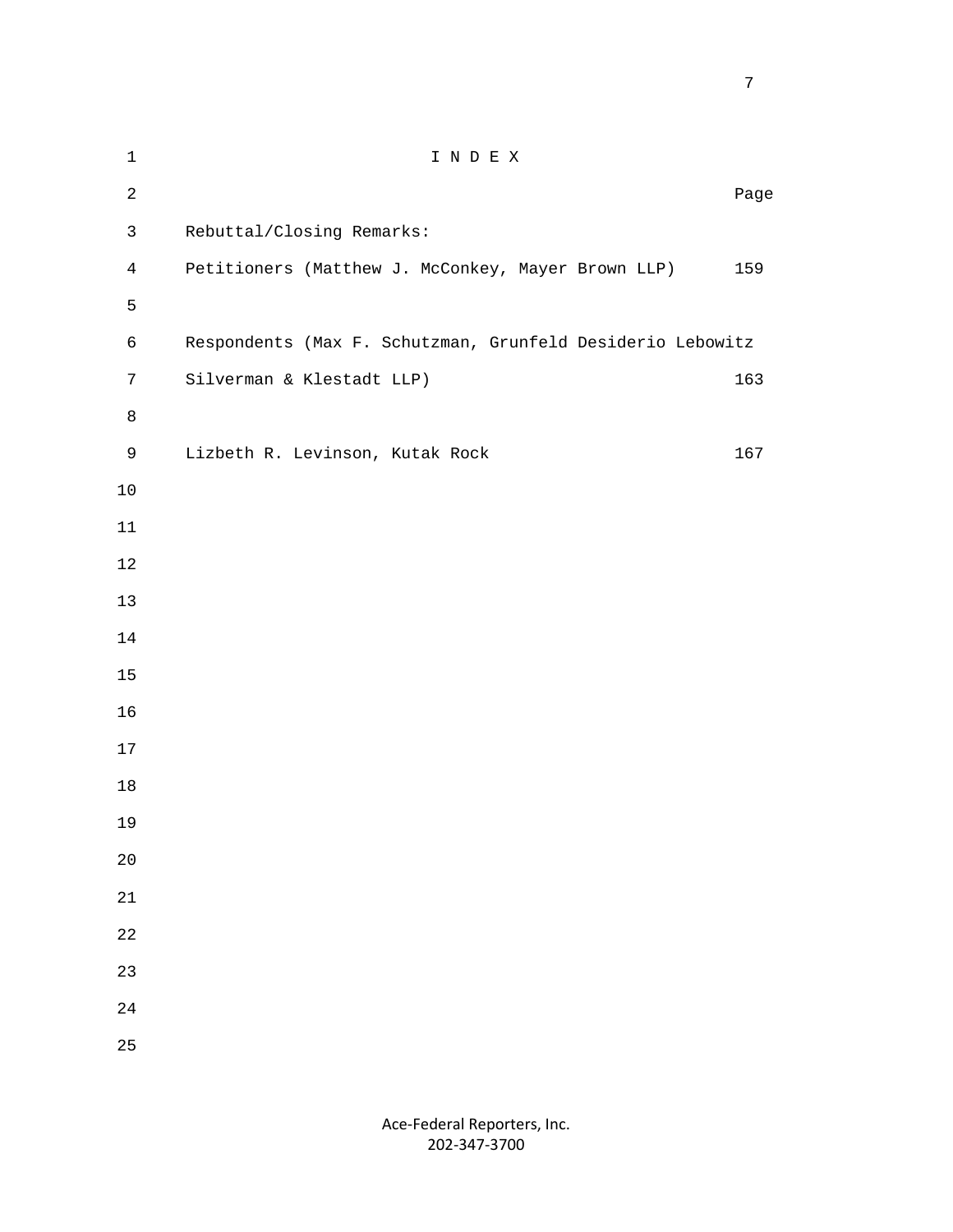# I N D E X

| | Page |
|---|---|
| Rebuttal/Closing Remarks: | |
| Petitioners (Matthew J. McConkey, Mayer Brown LLP) | 159 |
| Respondents (Max F. Schutzman, Grunfeld Desiderio Lebowitz Silverman & Klestadt LLP) | 163 |
| Lizbeth R. Levinson, Kutak Rock | 167 |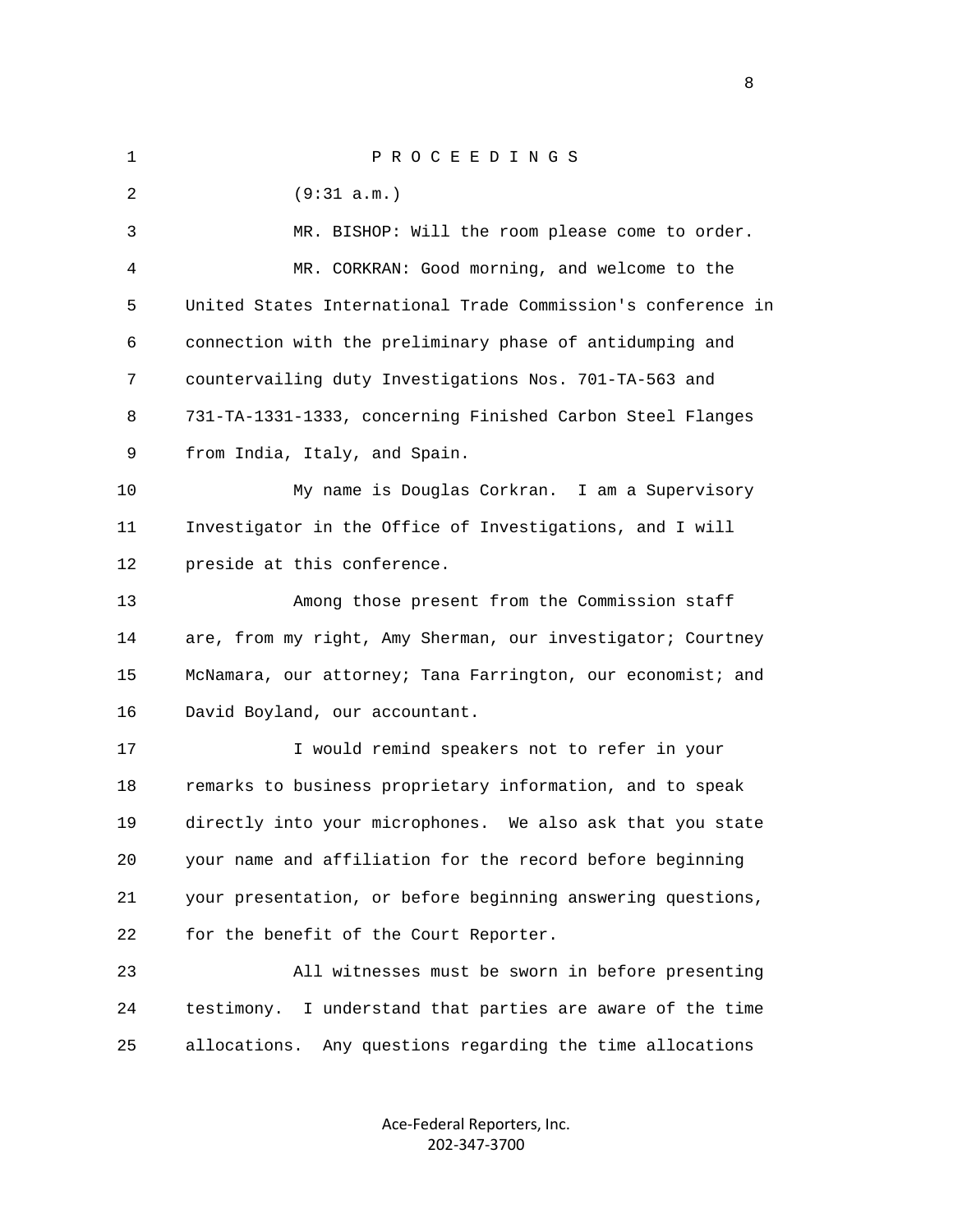P R O C E E D I N G S

(9:31 a.m.)

MR. BISHOP: Will the room please come to order.

MR. CORKRAN: Good morning, and welcome to the United States International Trade Commission's conference in connection with the preliminary phase of antidumping and countervailing duty Investigations Nos. 701-TA-563 and 731-TA-1331-1333, concerning Finished Carbon Steel Flanges from India, Italy, and Spain.

My name is Douglas Corkran. I am a Supervisory Investigator in the Office of Investigations, and I will preside at this conference.

Among those present from the Commission staff are, from my right, Amy Sherman, our investigator; Courtney McNamara, our attorney; Tana Farrington, our economist; and David Boyland, our accountant.

I would remind speakers not to refer in your remarks to business proprietary information, and to speak directly into your microphones. We also ask that you state your name and affiliation for the record before beginning your presentation, or before beginning answering questions, for the benefit of the Court Reporter.

All witnesses must be sworn in before presenting testimony. I understand that parties are aware of the time allocations. Any questions regarding the time allocations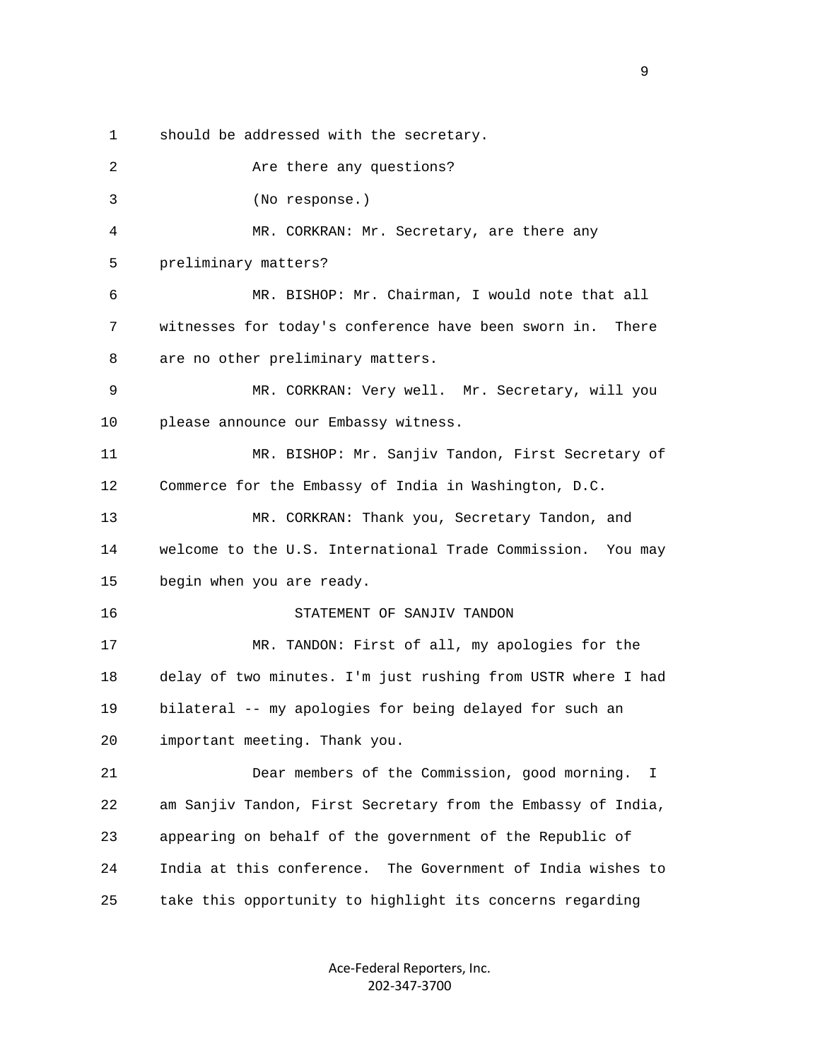should be addressed with the secretary.

Are there any questions?

(No response.)

MR. CORKRAN: Mr. Secretary, are there any preliminary matters?

MR. BISHOP: Mr. Chairman, I would note that all witnesses for today's conference have been sworn in. There are no other preliminary matters.

MR. CORKRAN: Very well. Mr. Secretary, will you please announce our Embassy witness.

MR. BISHOP: Mr. Sanjiv Tandon, First Secretary of Commerce for the Embassy of India in Washington, D.C.

MR. CORKRAN: Thank you, Secretary Tandon, and welcome to the U.S. International Trade Commission. You may begin when you are ready.

STATEMENT OF SANJIV TANDON

MR. TANDON: First of all, my apologies for the delay of two minutes. I'm just rushing from USTR where I had bilateral -- my apologies for being delayed for such an important meeting. Thank you.

Dear members of the Commission, good morning. I am Sanjiv Tandon, First Secretary from the Embassy of India, appearing on behalf of the government of the Republic of India at this conference. The Government of India wishes to take this opportunity to highlight its concerns regarding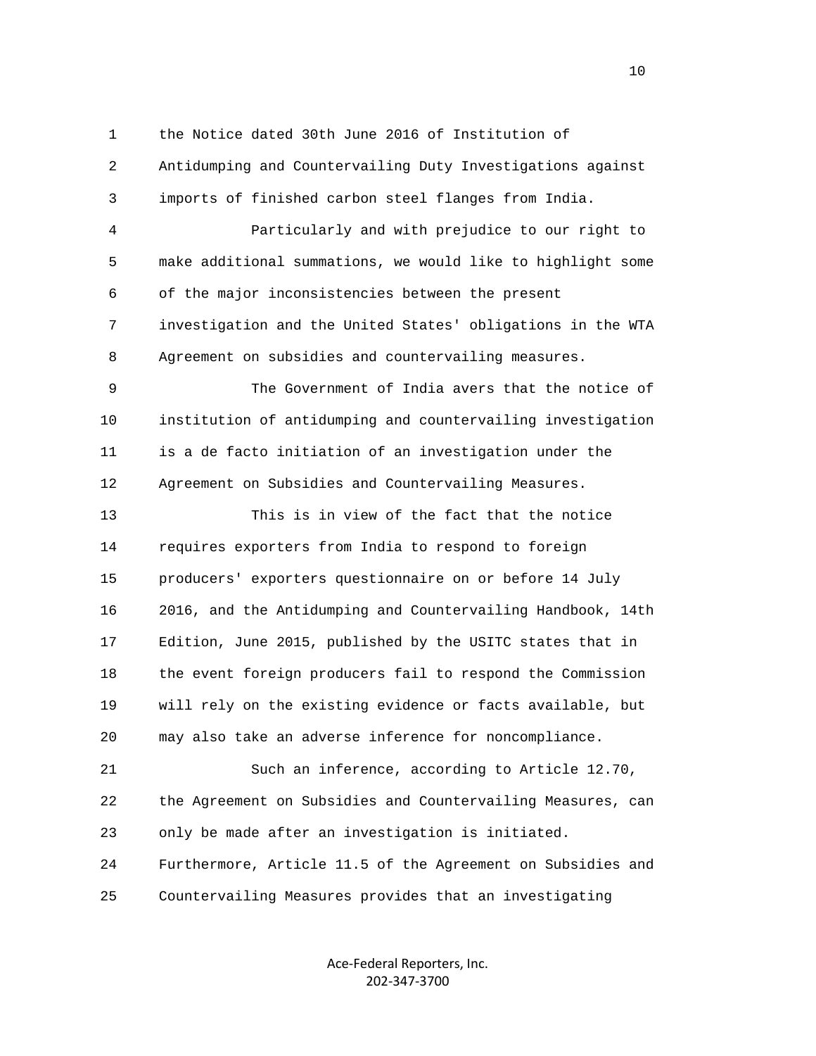the Notice dated 30th June 2016 of Institution of Antidumping and Countervailing Duty Investigations against imports of finished carbon steel flanges from India.

Particularly and with prejudice to our right to make additional summations, we would like to highlight some of the major inconsistencies between the present investigation and the United States' obligations in the WTA Agreement on subsidies and countervailing measures.

The Government of India avers that the notice of institution of antidumping and countervailing investigation is a de facto initiation of an investigation under the Agreement on Subsidies and Countervailing Measures.

This is in view of the fact that the notice requires exporters from India to respond to foreign producers' exporters questionnaire on or before 14 July 2016, and the Antidumping and Countervailing Handbook, 14th Edition, June 2015, published by the USITC states that in the event foreign producers fail to respond the Commission will rely on the existing evidence or facts available, but may also take an adverse inference for noncompliance.

Such an inference, according to Article 12.70, the Agreement on Subsidies and Countervailing Measures, can only be made after an investigation is initiated. Furthermore, Article 11.5 of the Agreement on Subsidies and Countervailing Measures provides that an investigating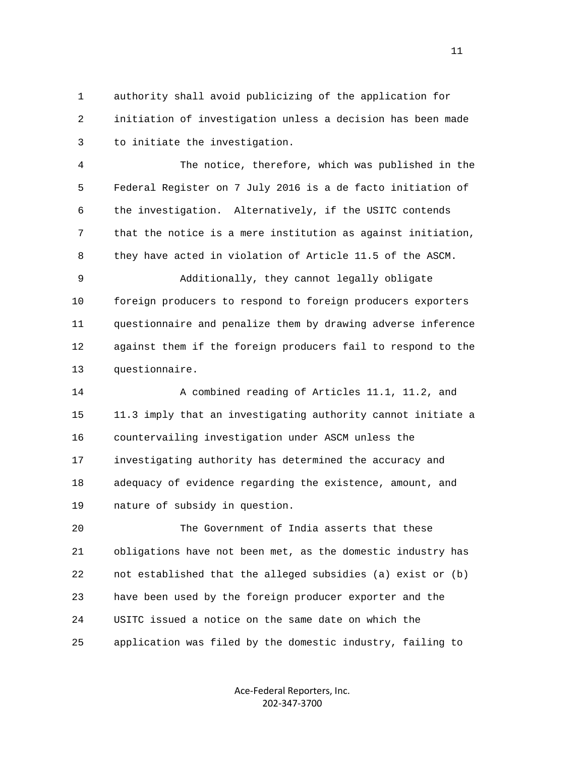authority shall avoid publicizing of the application for initiation of investigation unless a decision has been made to initiate the investigation.

The notice, therefore, which was published in the Federal Register on 7 July 2016 is a de facto initiation of the investigation. Alternatively, if the USITC contends that the notice is a mere institution as against initiation, they have acted in violation of Article 11.5 of the ASCM.

Additionally, they cannot legally obligate foreign producers to respond to foreign producers exporters questionnaire and penalize them by drawing adverse inference against them if the foreign producers fail to respond to the questionnaire.

A combined reading of Articles 11.1, 11.2, and 11.3 imply that an investigating authority cannot initiate a countervailing investigation under ASCM unless the investigating authority has determined the accuracy and adequacy of evidence regarding the existence, amount, and nature of subsidy in question.

The Government of India asserts that these obligations have not been met, as the domestic industry has not established that the alleged subsidies (a) exist or (b) have been used by the foreign producer exporter and the USITC issued a notice on the same date on which the application was filed by the domestic industry, failing to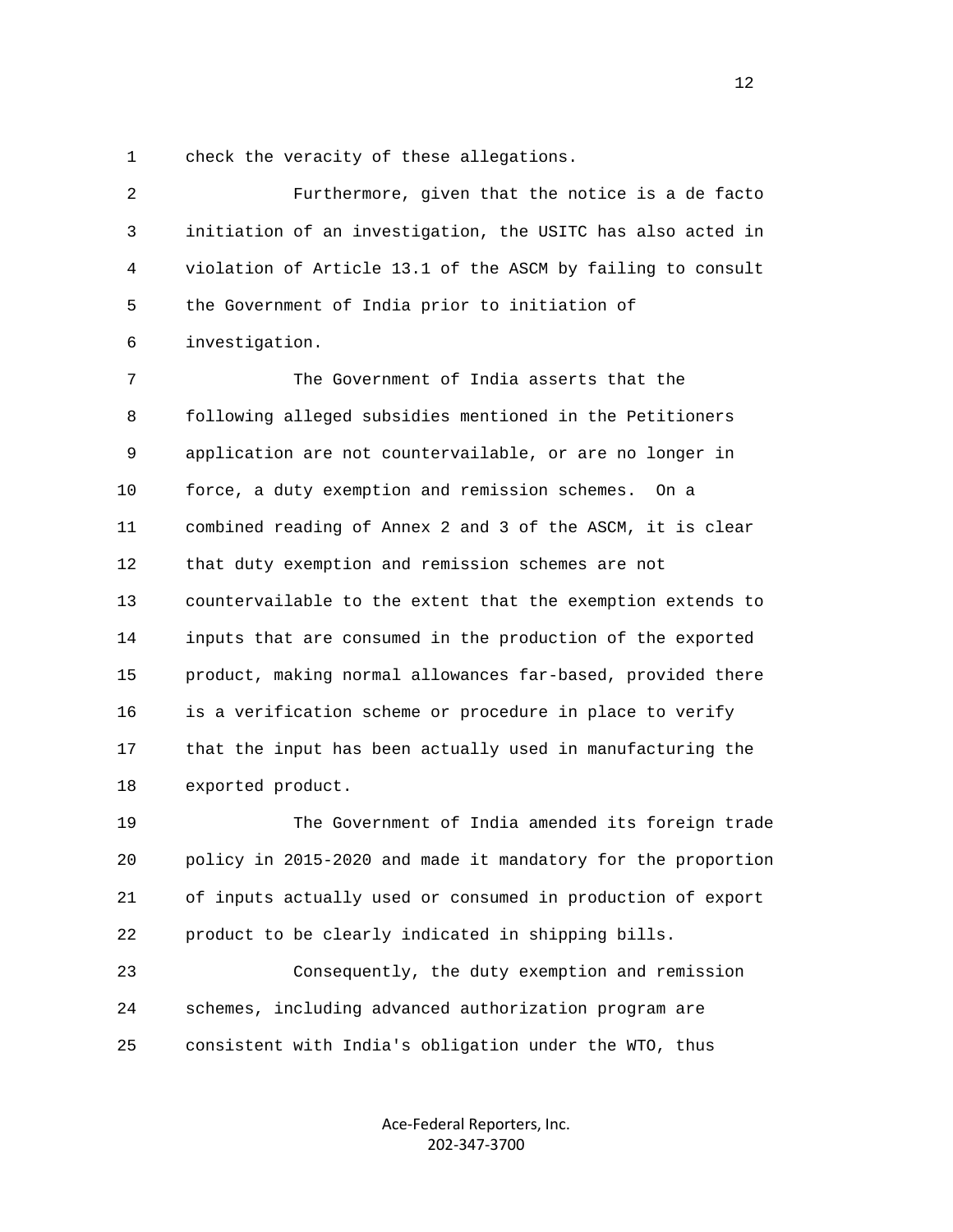check the veracity of these allegations.

Furthermore, given that the notice is a de facto initiation of an investigation, the USITC has also acted in violation of Article 13.1 of the ASCM by failing to consult the Government of India prior to initiation of investigation.

The Government of India asserts that the following alleged subsidies mentioned in the Petitioners application are not countervailable, or are no longer in force, a duty exemption and remission schemes. On a combined reading of Annex 2 and 3 of the ASCM, it is clear that duty exemption and remission schemes are not countervailable to the extent that the exemption extends to inputs that are consumed in the production of the exported product, making normal allowances far-based, provided there is a verification scheme or procedure in place to verify that the input has been actually used in manufacturing the exported product.

The Government of India amended its foreign trade policy in 2015-2020 and made it mandatory for the proportion of inputs actually used or consumed in production of export product to be clearly indicated in shipping bills.

Consequently, the duty exemption and remission schemes, including advanced authorization program are consistent with India's obligation under the WTO, thus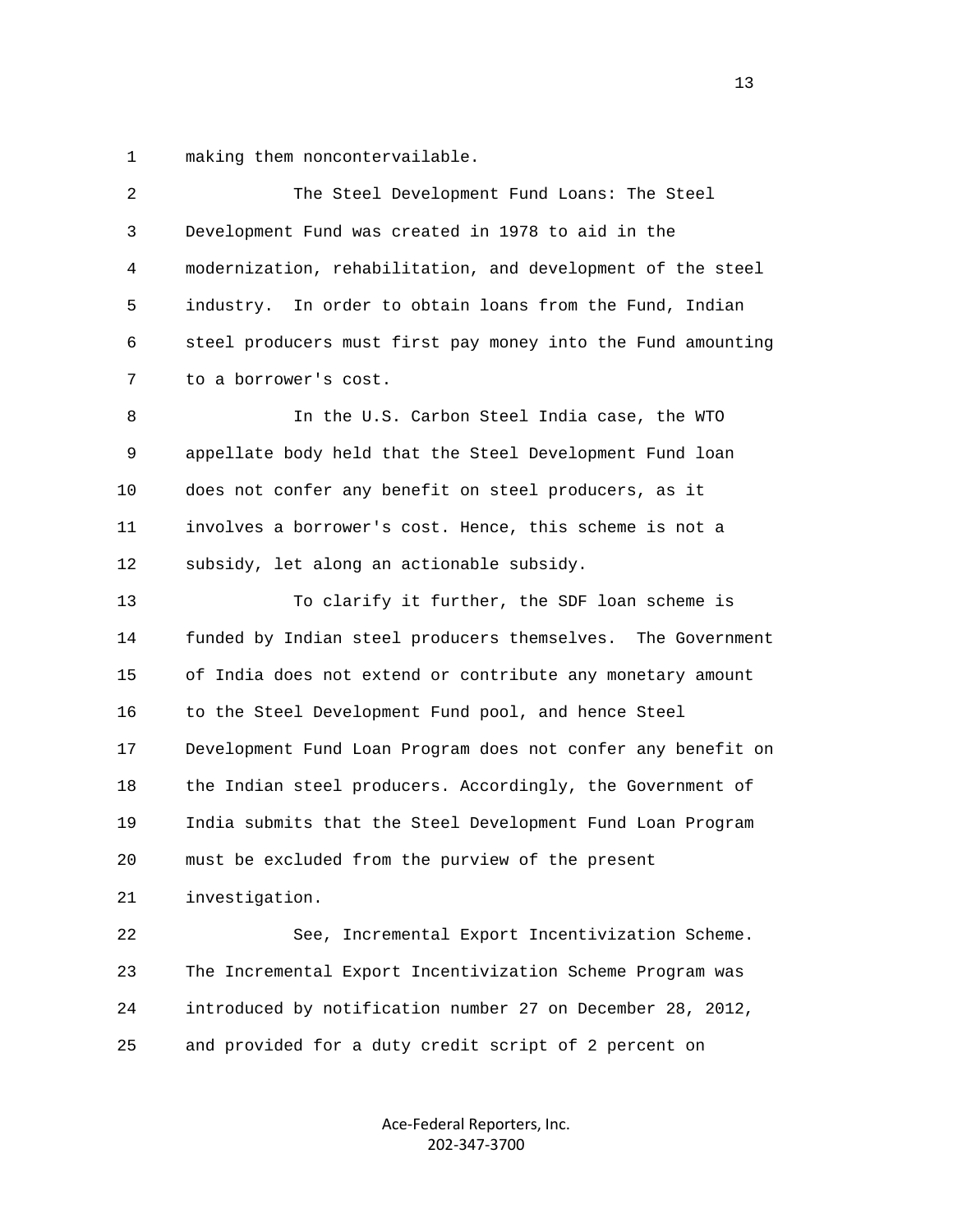making them noncontervailable.

The Steel Development Fund Loans: The Steel Development Fund was created in 1978 to aid in the modernization, rehabilitation, and development of the steel industry. In order to obtain loans from the Fund, Indian steel producers must first pay money into the Fund amounting to a borrower's cost.

In the U.S. Carbon Steel India case, the WTO appellate body held that the Steel Development Fund loan does not confer any benefit on steel producers, as it involves a borrower's cost. Hence, this scheme is not a subsidy, let along an actionable subsidy.

To clarify it further, the SDF loan scheme is funded by Indian steel producers themselves. The Government of India does not extend or contribute any monetary amount to the Steel Development Fund pool, and hence Steel Development Fund Loan Program does not confer any benefit on the Indian steel producers. Accordingly, the Government of India submits that the Steel Development Fund Loan Program must be excluded from the purview of the present investigation.

See, Incremental Export Incentivization Scheme. The Incremental Export Incentivization Scheme Program was introduced by notification number 27 on December 28, 2012, and provided for a duty credit script of 2 percent on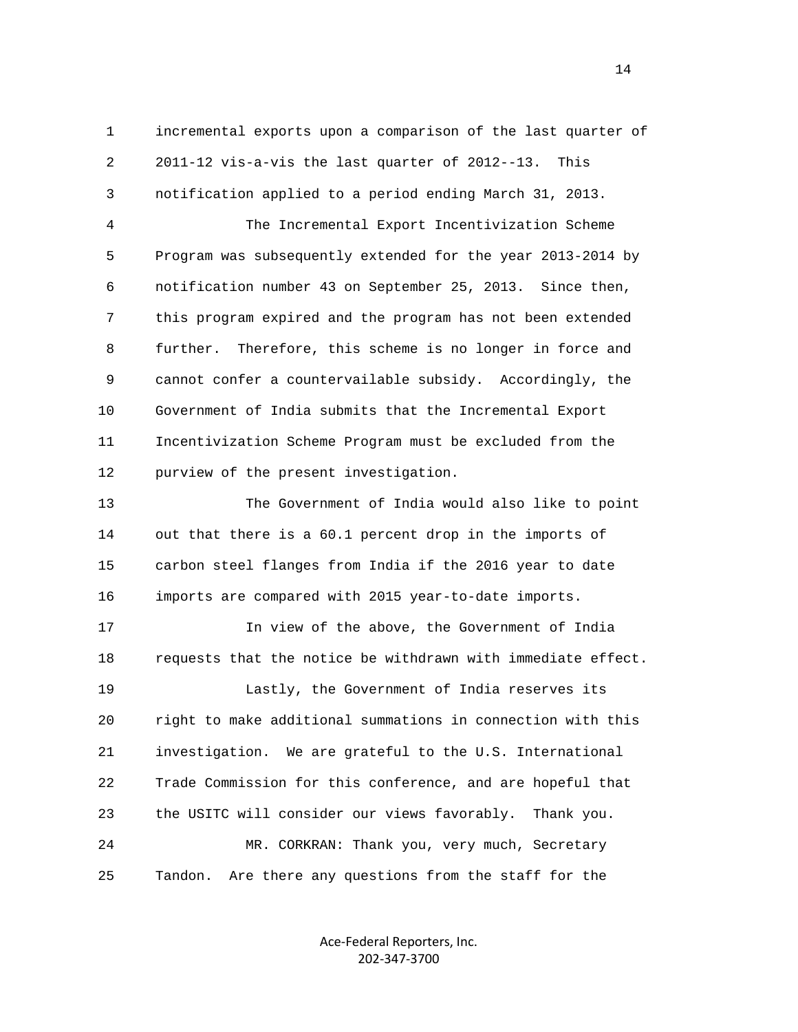incremental exports upon a comparison of the last quarter of 2011-12 vis-a-vis the last quarter of 2012--13. This notification applied to a period ending March 31, 2013.

The Incremental Export Incentivization Scheme Program was subsequently extended for the year 2013-2014 by notification number 43 on September 25, 2013. Since then, this program expired and the program has not been extended further. Therefore, this scheme is no longer in force and cannot confer a countervailable subsidy. Accordingly, the Government of India submits that the Incremental Export Incentivization Scheme Program must be excluded from the purview of the present investigation.

The Government of India would also like to point out that there is a 60.1 percent drop in the imports of carbon steel flanges from India if the 2016 year to date imports are compared with 2015 year-to-date imports.

In view of the above, the Government of India requests that the notice be withdrawn with immediate effect.

Lastly, the Government of India reserves its right to make additional summations in connection with this investigation. We are grateful to the U.S. International Trade Commission for this conference, and are hopeful that the USITC will consider our views favorably. Thank you.

MR. CORKRAN: Thank you, very much, Secretary Tandon. Are there any questions from the staff for the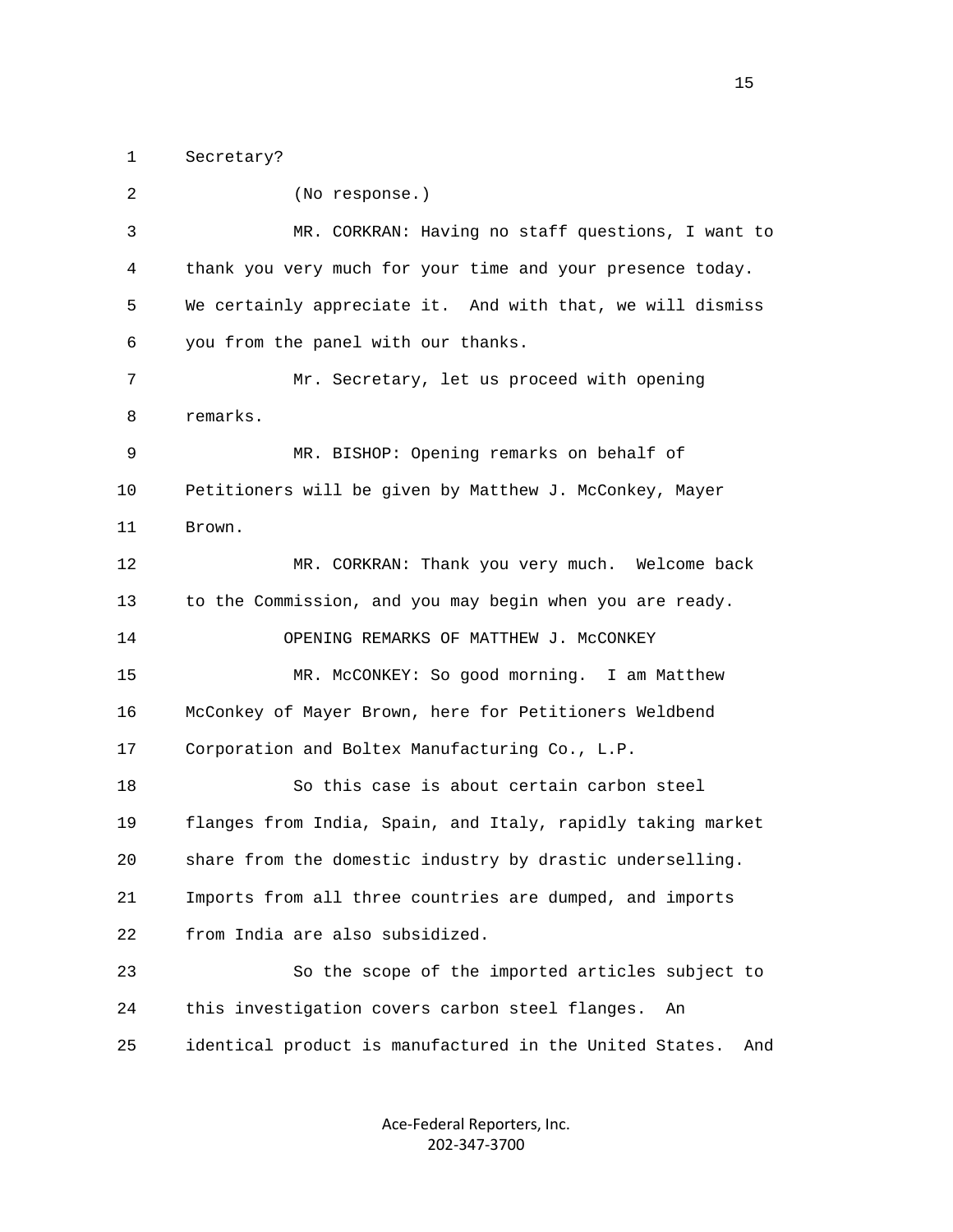Secretary?

(No response.)

MR. CORKRAN: Having no staff questions, I want to thank you very much for your time and your presence today. We certainly appreciate it. And with that, we will dismiss you from the panel with our thanks.

Mr. Secretary, let us proceed with opening remarks.

MR. BISHOP: Opening remarks on behalf of Petitioners will be given by Matthew J. McConkey, Mayer Brown.

MR. CORKRAN: Thank you very much. Welcome back to the Commission, and you may begin when you are ready.

OPENING REMARKS OF MATTHEW J. McCONKEY

MR. McCONKEY: So good morning. I am Matthew McConkey of Mayer Brown, here for Petitioners Weldbend Corporation and Boltex Manufacturing Co., L.P.

So this case is about certain carbon steel flanges from India, Spain, and Italy, rapidly taking market share from the domestic industry by drastic underselling. Imports from all three countries are dumped, and imports from India are also subsidized.

So the scope of the imported articles subject to this investigation covers carbon steel flanges. An identical product is manufactured in the United States. And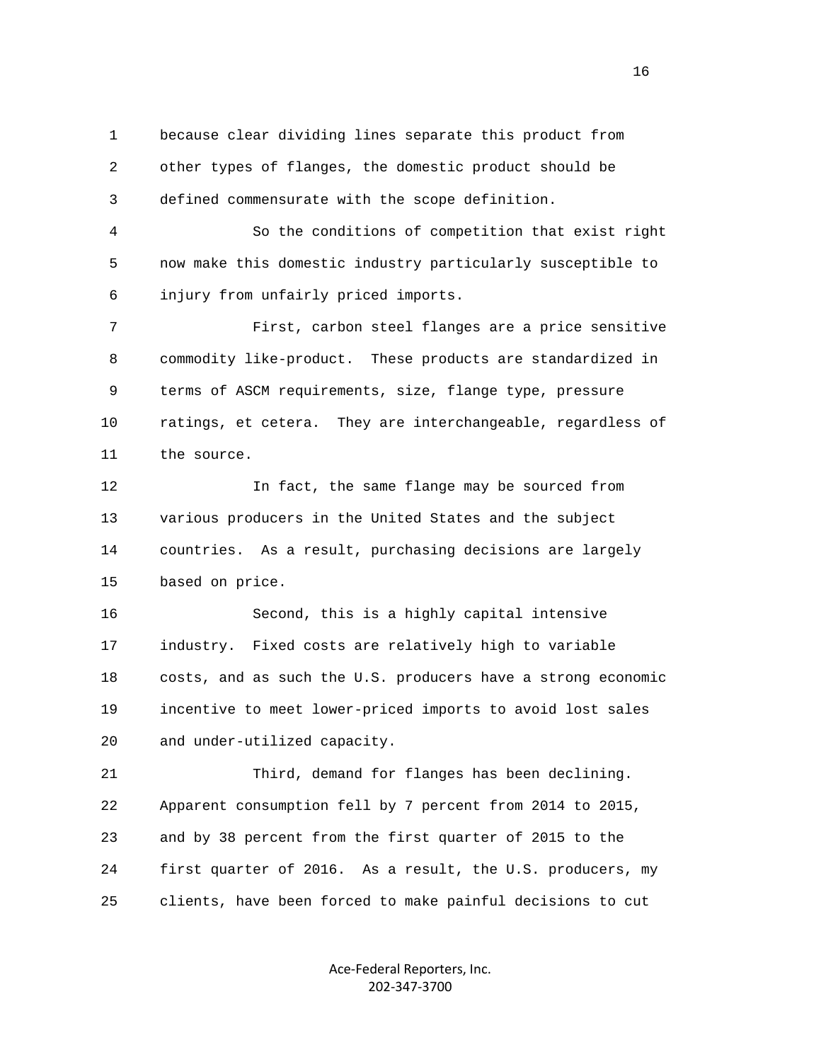because clear dividing lines separate this product from other types of flanges, the domestic product should be defined commensurate with the scope definition.

So the conditions of competition that exist right now make this domestic industry particularly susceptible to injury from unfairly priced imports.

First, carbon steel flanges are a price sensitive commodity like-product. These products are standardized in terms of ASCM requirements, size, flange type, pressure ratings, et cetera. They are interchangeable, regardless of the source.

In fact, the same flange may be sourced from various producers in the United States and the subject countries. As a result, purchasing decisions are largely based on price.

Second, this is a highly capital intensive industry. Fixed costs are relatively high to variable costs, and as such the U.S. producers have a strong economic incentive to meet lower-priced imports to avoid lost sales and under-utilized capacity.

Third, demand for flanges has been declining. Apparent consumption fell by 7 percent from 2014 to 2015, and by 38 percent from the first quarter of 2015 to the first quarter of 2016. As a result, the U.S. producers, my clients, have been forced to make painful decisions to cut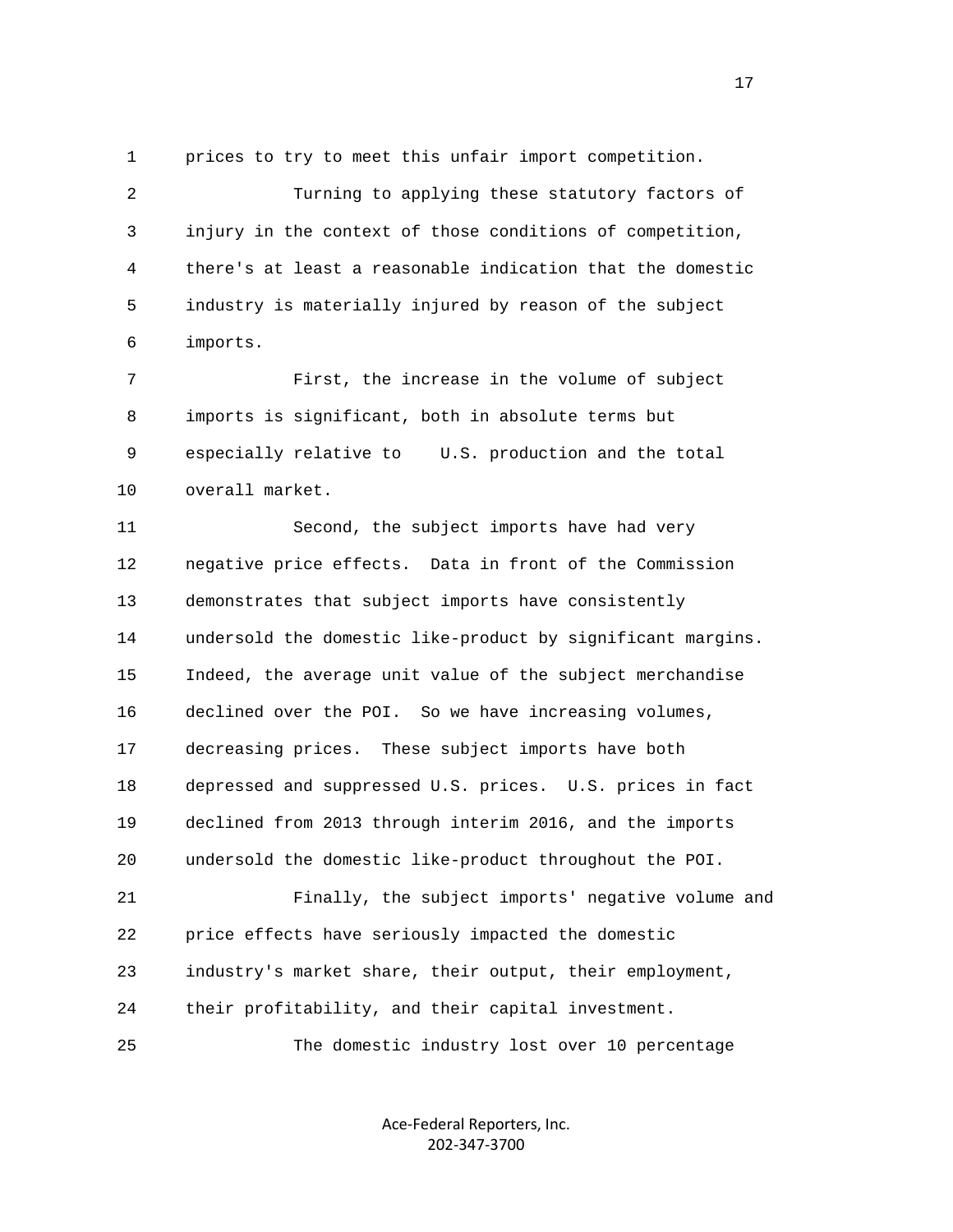prices to try to meet this unfair import competition.

Turning to applying these statutory factors of injury in the context of those conditions of competition, there's at least a reasonable indication that the domestic industry is materially injured by reason of the subject imports.

First, the increase in the volume of subject imports is significant, both in absolute terms but especially relative to U.S. production and the total overall market.

Second, the subject imports have had very negative price effects. Data in front of the Commission demonstrates that subject imports have consistently undersold the domestic like-product by significant margins. Indeed, the average unit value of the subject merchandise declined over the POI. So we have increasing volumes, decreasing prices. These subject imports have both depressed and suppressed U.S. prices. U.S. prices in fact declined from 2013 through interim 2016, and the imports undersold the domestic like-product throughout the POI.

Finally, the subject imports' negative volume and price effects have seriously impacted the domestic industry's market share, their output, their employment, their profitability, and their capital investment.

The domestic industry lost over 10 percentage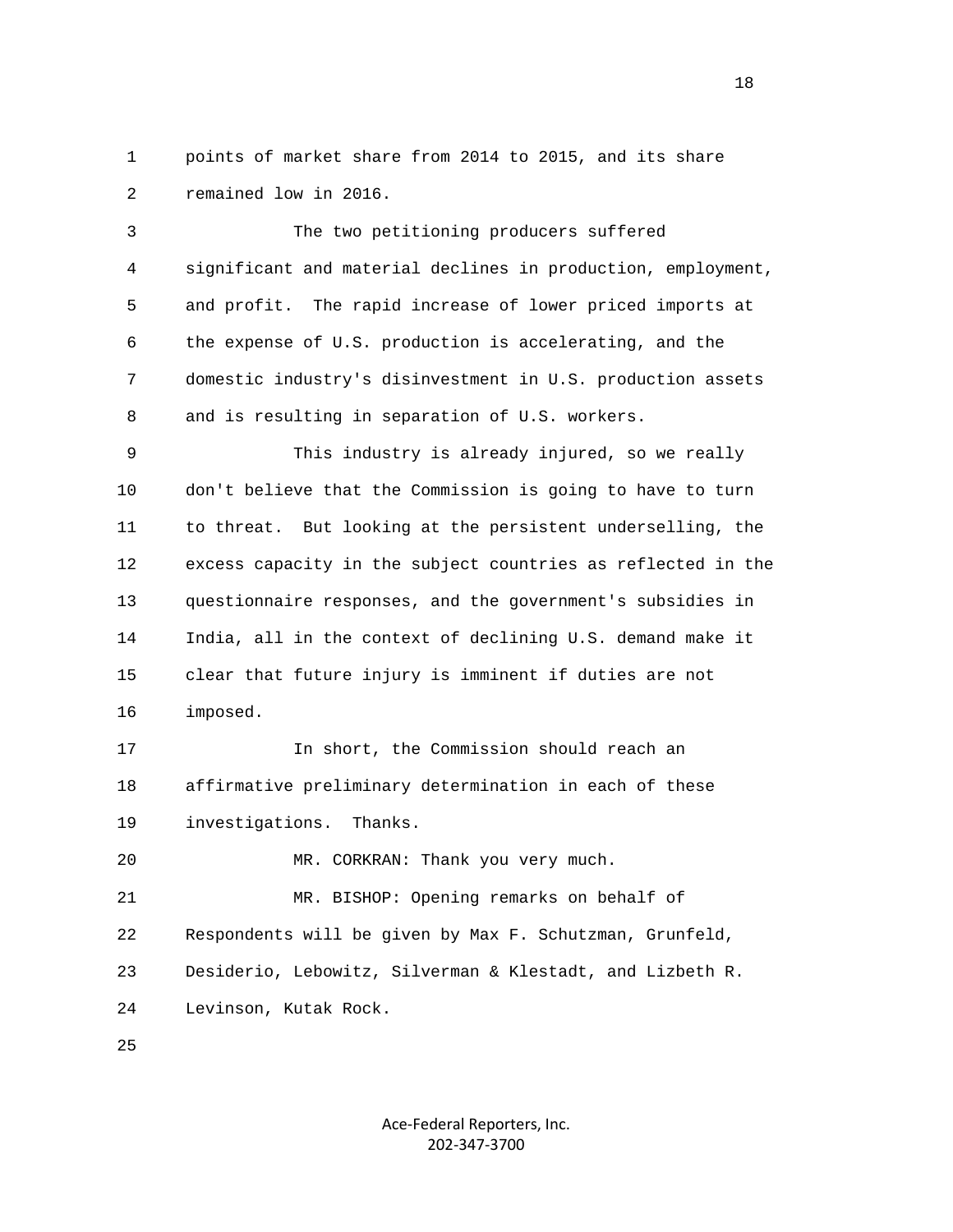points of market share from 2014 to 2015, and its share remained low in 2016.

The two petitioning producers suffered significant and material declines in production, employment, and profit. The rapid increase of lower priced imports at the expense of U.S. production is accelerating, and the domestic industry's disinvestment in U.S. production assets and is resulting in separation of U.S. workers.

This industry is already injured, so we really don't believe that the Commission is going to have to turn to threat. But looking at the persistent underselling, the excess capacity in the subject countries as reflected in the questionnaire responses, and the government's subsidies in India, all in the context of declining U.S. demand make it clear that future injury is imminent if duties are not imposed.

In short, the Commission should reach an affirmative preliminary determination in each of these investigations. Thanks.

MR. CORKRAN: Thank you very much.

MR. BISHOP: Opening remarks on behalf of Respondents will be given by Max F. Schutzman, Grunfeld, Desiderio, Lebowitz, Silverman & Klestadt, and Lizbeth R. Levinson, Kutak Rock.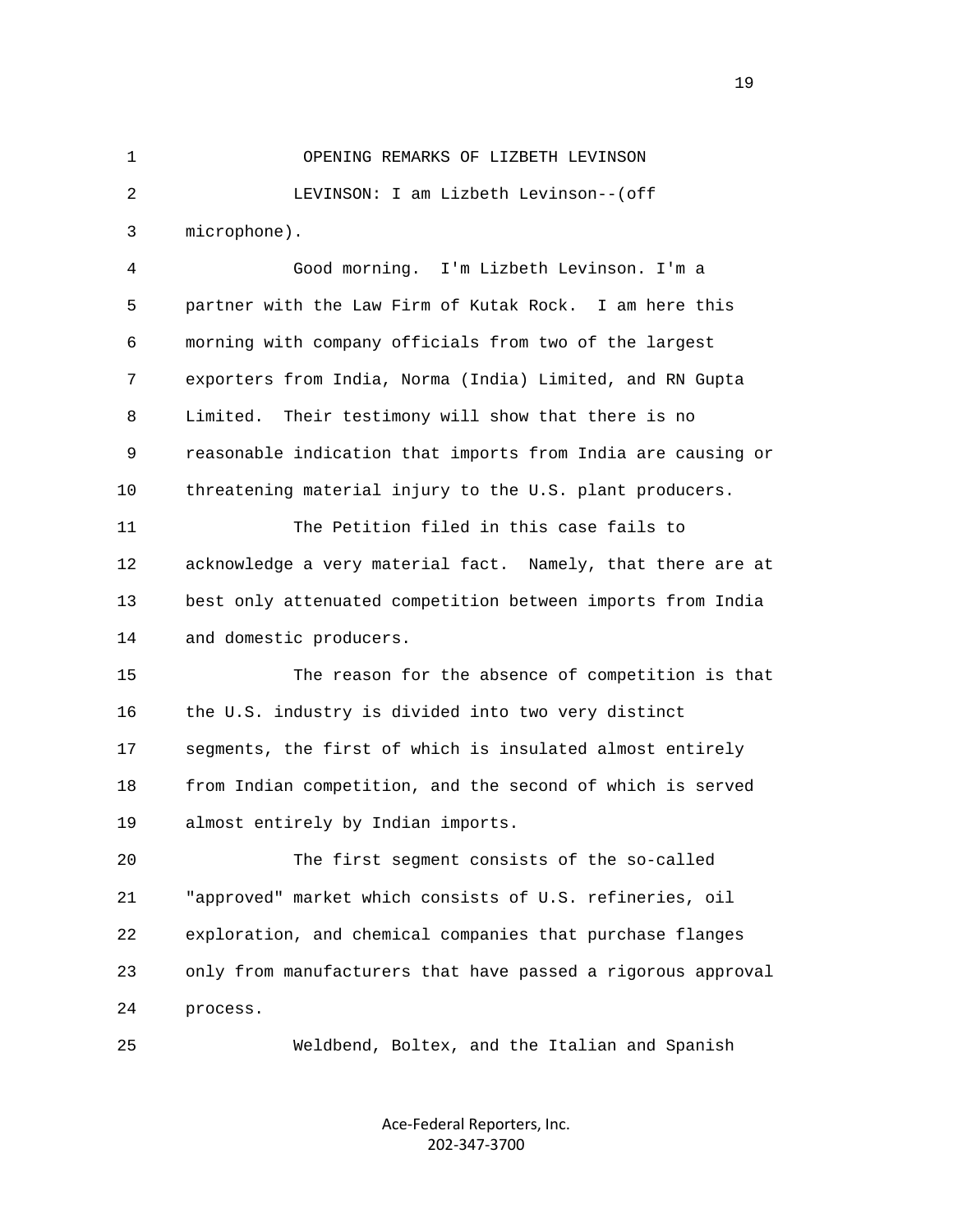OPENING REMARKS OF LIZBETH LEVINSON

LEVINSON: I am Lizbeth Levinson--(off microphone).

Good morning. I'm Lizbeth Levinson. I'm a partner with the Law Firm of Kutak Rock. I am here this morning with company officials from two of the largest exporters from India, Norma (India) Limited, and RN Gupta Limited. Their testimony will show that there is no reasonable indication that imports from India are causing or threatening material injury to the U.S. plant producers.

The Petition filed in this case fails to acknowledge a very material fact. Namely, that there are at best only attenuated competition between imports from India and domestic producers.

The reason for the absence of competition is that the U.S. industry is divided into two very distinct segments, the first of which is insulated almost entirely from Indian competition, and the second of which is served almost entirely by Indian imports.

The first segment consists of the so-called "approved" market which consists of U.S. refineries, oil exploration, and chemical companies that purchase flanges only from manufacturers that have passed a rigorous approval process.

Weldbend, Boltex, and the Italian and Spanish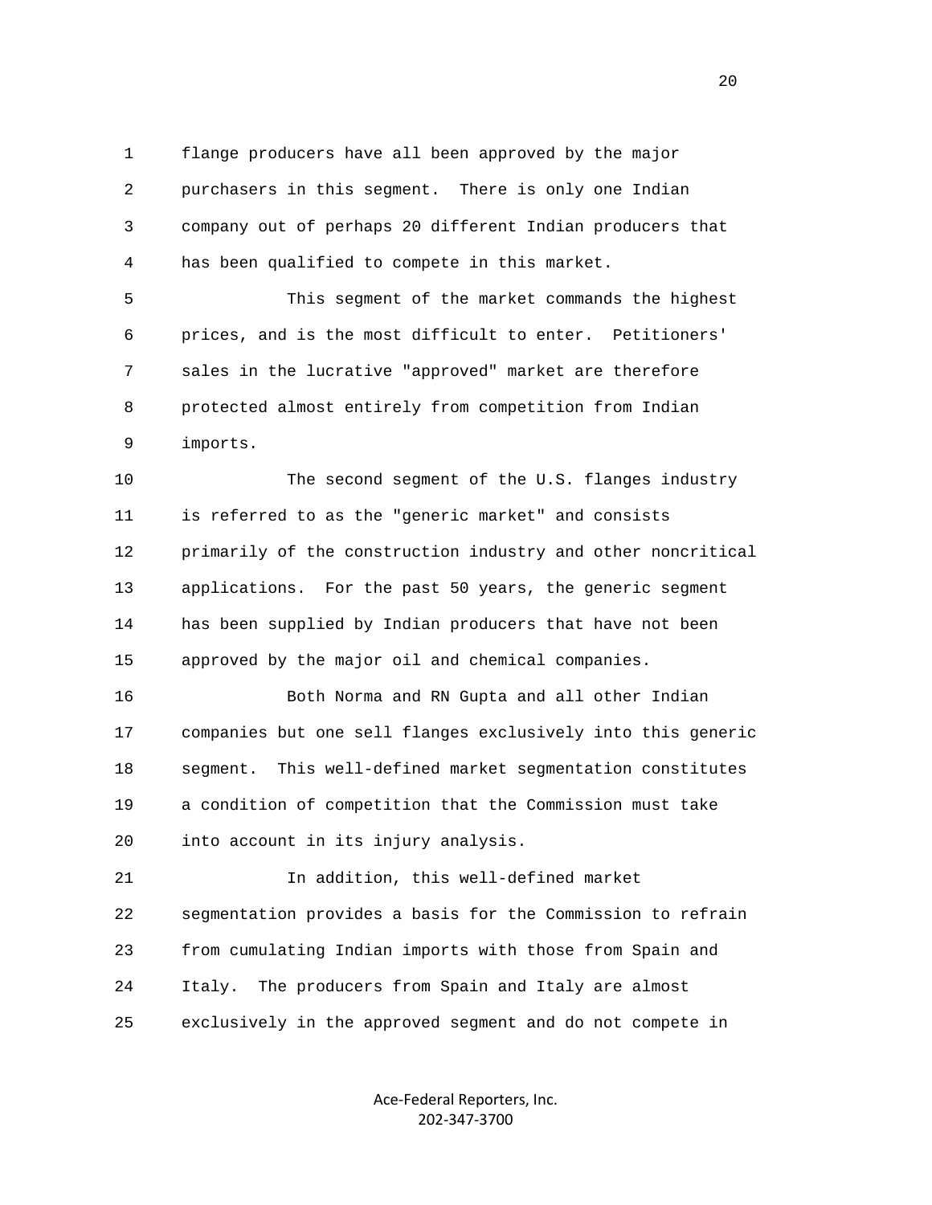flange producers have all been approved by the major purchasers in this segment. There is only one Indian company out of perhaps 20 different Indian producers that has been qualified to compete in this market.

This segment of the market commands the highest prices, and is the most difficult to enter. Petitioners' sales in the lucrative "approved" market are therefore protected almost entirely from competition from Indian imports.

The second segment of the U.S. flanges industry is referred to as the "generic market" and consists primarily of the construction industry and other noncritical applications. For the past 50 years, the generic segment has been supplied by Indian producers that have not been approved by the major oil and chemical companies.

Both Norma and RN Gupta and all other Indian companies but one sell flanges exclusively into this generic segment. This well-defined market segmentation constitutes a condition of competition that the Commission must take into account in its injury analysis.

In addition, this well-defined market segmentation provides a basis for the Commission to refrain from cumulating Indian imports with those from Spain and Italy. The producers from Spain and Italy are almost exclusively in the approved segment and do not compete in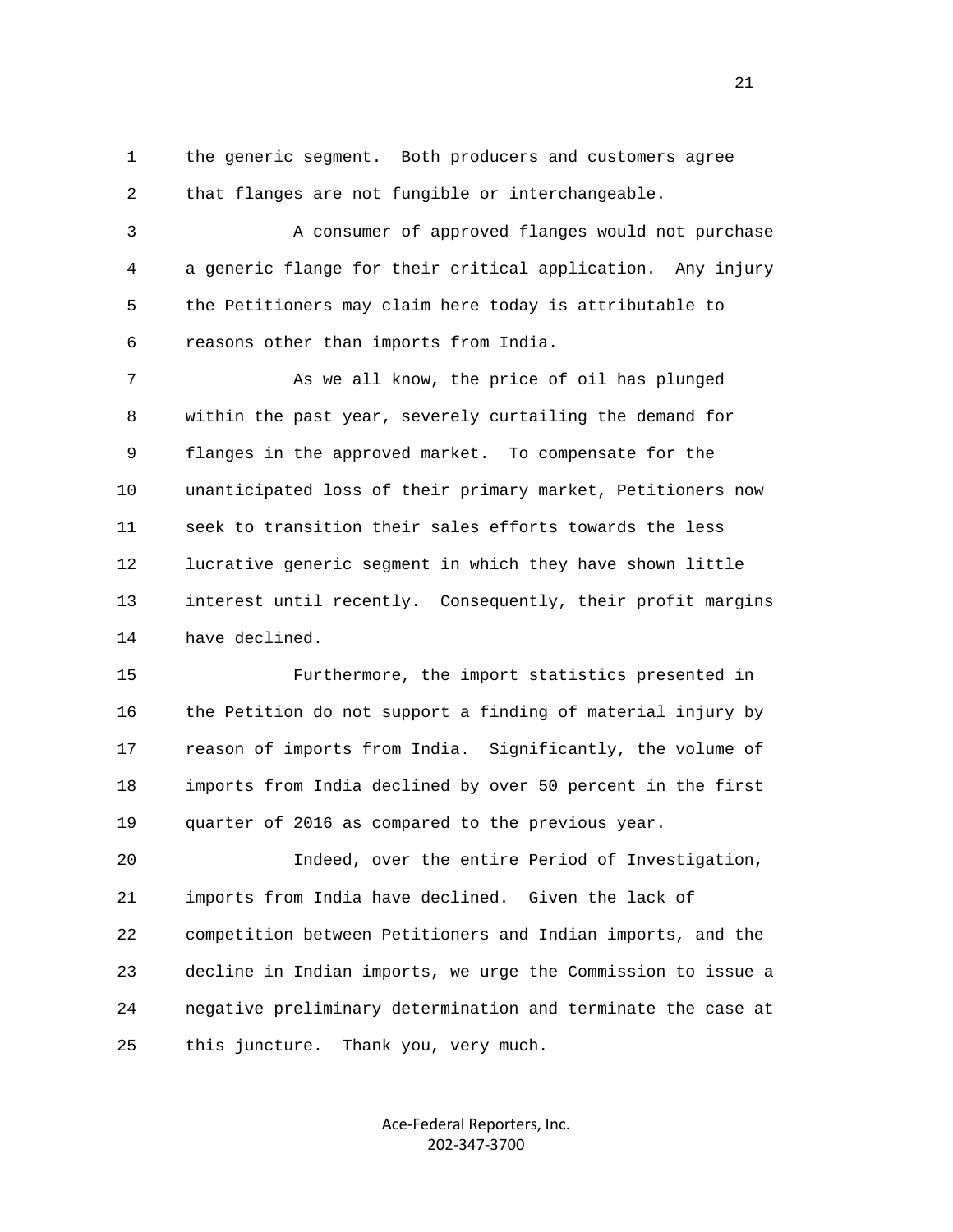the generic segment. Both producers and customers agree that flanges are not fungible or interchangeable.

A consumer of approved flanges would not purchase a generic flange for their critical application. Any injury the Petitioners may claim here today is attributable to reasons other than imports from India.

As we all know, the price of oil has plunged within the past year, severely curtailing the demand for flanges in the approved market. To compensate for the unanticipated loss of their primary market, Petitioners now seek to transition their sales efforts towards the less lucrative generic segment in which they have shown little interest until recently. Consequently, their profit margins have declined.

Furthermore, the import statistics presented in the Petition do not support a finding of material injury by reason of imports from India. Significantly, the volume of imports from India declined by over 50 percent in the first quarter of 2016 as compared to the previous year.

Indeed, over the entire Period of Investigation, imports from India have declined. Given the lack of competition between Petitioners and Indian imports, and the decline in Indian imports, we urge the Commission to issue a negative preliminary determination and terminate the case at this juncture. Thank you, very much.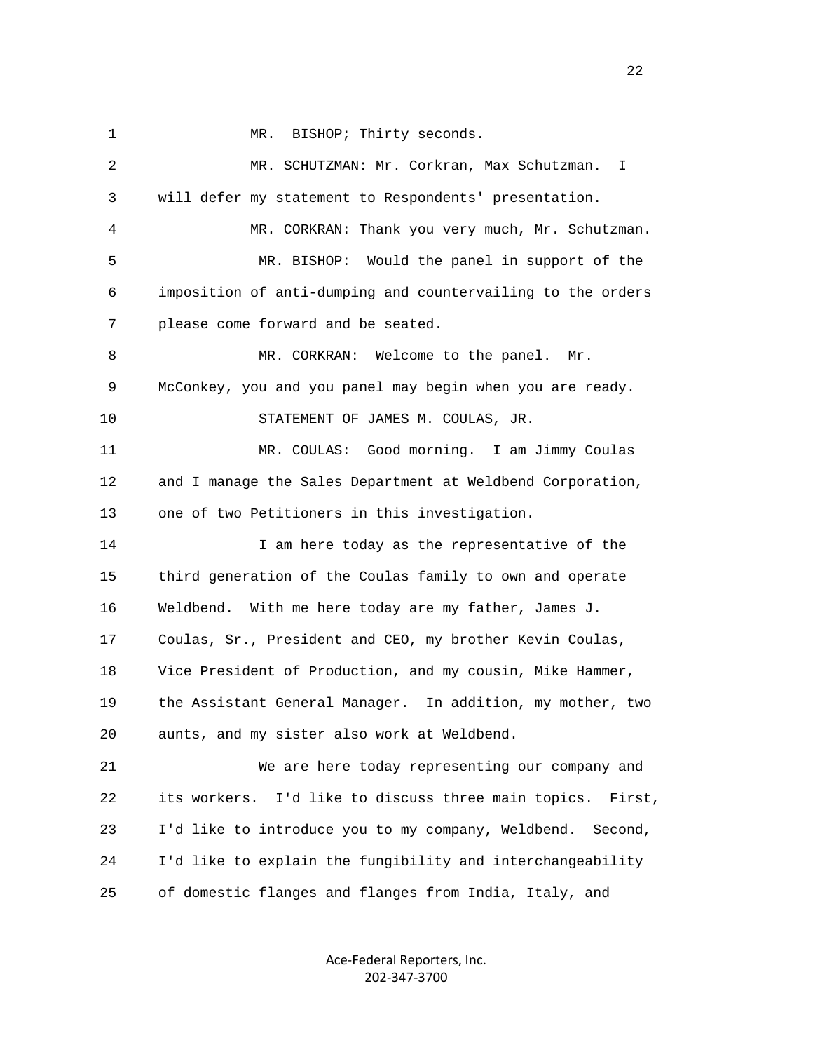1 MR. BISHOP; Thirty seconds.

2 MR. SCHUTZMAN: Mr. Corkran, Max Schutzman. I

3 will defer my statement to Respondents' presentation.

4 MR. CORKRAN: Thank you very much, Mr. Schutzman.

5 MR. BISHOP: Would the panel in support of the

6 imposition of anti-dumping and countervailing to the orders

7 please come forward and be seated.

8 MR. CORKRAN: Welcome to the panel. Mr.

9 McConkey, you and you panel may begin when you are ready.

10 STATEMENT OF JAMES M. COULAS, JR.

11 MR. COULAS: Good morning. I am Jimmy Coulas

12 and I manage the Sales Department at Weldbend Corporation,

13 one of two Petitioners in this investigation.

14 I am here today as the representative of the

15 third generation of the Coulas family to own and operate

16 Weldbend. With me here today are my father, James J.

17 Coulas, Sr., President and CEO, my brother Kevin Coulas,

18 Vice President of Production, and my cousin, Mike Hammer,

19 the Assistant General Manager. In addition, my mother, two

20 aunts, and my sister also work at Weldbend.

21 We are here today representing our company and

22 its workers. I'd like to discuss three main topics. First,

23 I'd like to introduce you to my company, Weldbend. Second,

24 I'd like to explain the fungibility and interchangeability

25 of domestic flanges and flanges from India, Italy, and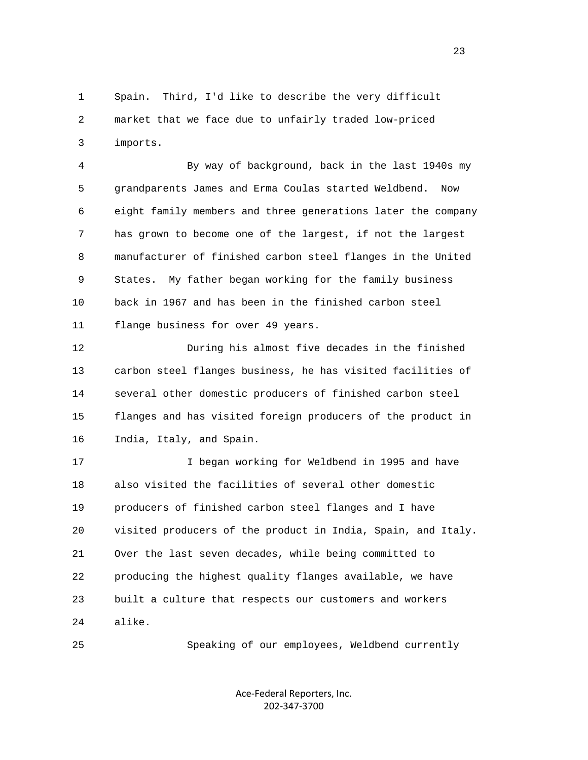Spain. Third, I'd like to describe the very difficult market that we face due to unfairly traded low-priced imports.

By way of background, back in the last 1940s my grandparents James and Erma Coulas started Weldbend. Now eight family members and three generations later the company has grown to become one of the largest, if not the largest manufacturer of finished carbon steel flanges in the United States. My father began working for the family business back in 1967 and has been in the finished carbon steel flange business for over 49 years.

During his almost five decades in the finished carbon steel flanges business, he has visited facilities of several other domestic producers of finished carbon steel flanges and has visited foreign producers of the product in India, Italy, and Spain.

I began working for Weldbend in 1995 and have also visited the facilities of several other domestic producers of finished carbon steel flanges and I have visited producers of the product in India, Spain, and Italy. Over the last seven decades, while being committed to producing the highest quality flanges available, we have built a culture that respects our customers and workers alike.

Speaking of our employees, Weldbend currently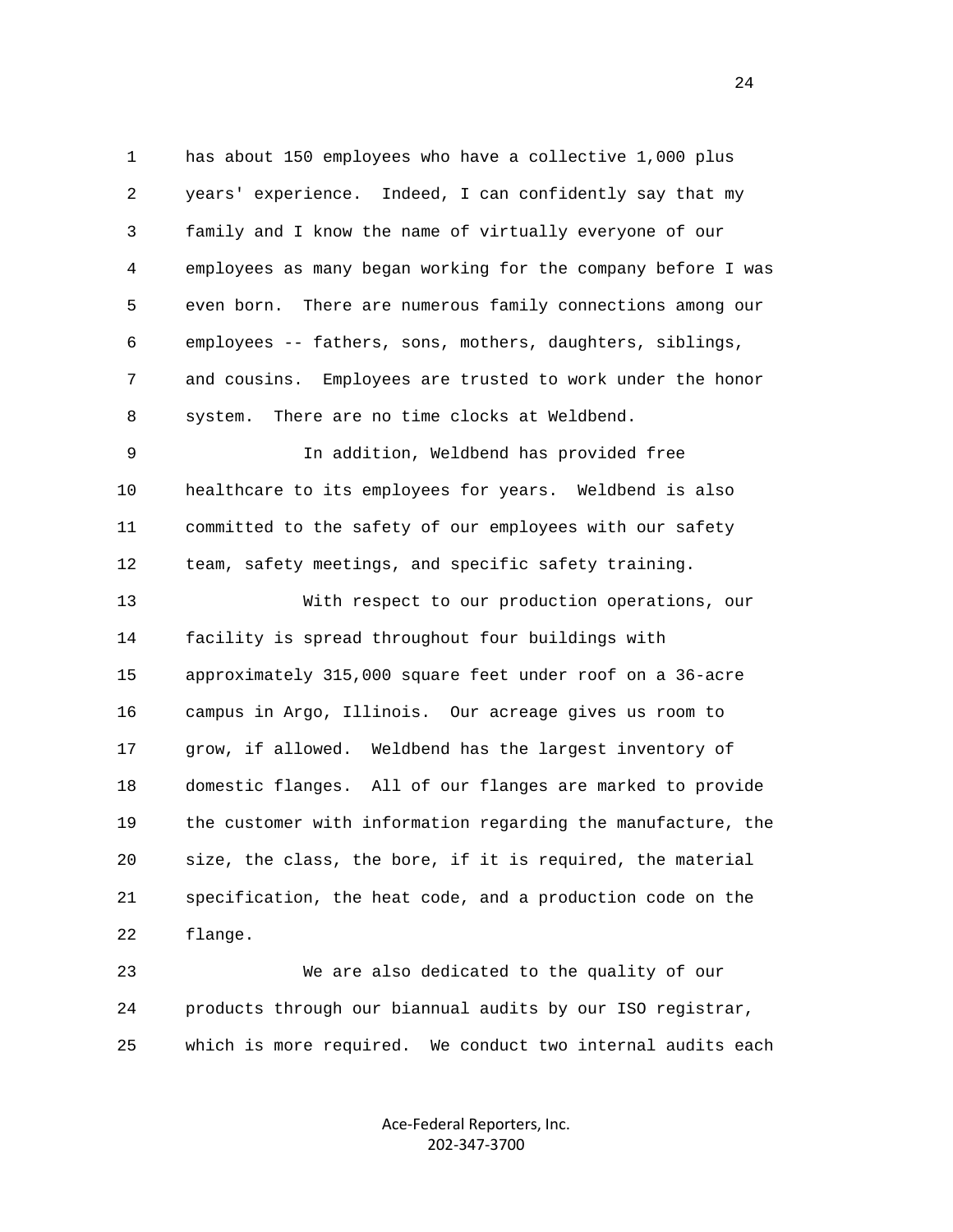has about 150 employees who have a collective 1,000 plus years' experience. Indeed, I can confidently say that my family and I know the name of virtually everyone of our employees as many began working for the company before I was even born. There are numerous family connections among our employees -- fathers, sons, mothers, daughters, siblings, and cousins. Employees are trusted to work under the honor system. There are no time clocks at Weldbend.

In addition, Weldbend has provided free healthcare to its employees for years. Weldbend is also committed to the safety of our employees with our safety team, safety meetings, and specific safety training.

With respect to our production operations, our facility is spread throughout four buildings with approximately 315,000 square feet under roof on a 36-acre campus in Argo, Illinois. Our acreage gives us room to grow, if allowed. Weldbend has the largest inventory of domestic flanges. All of our flanges are marked to provide the customer with information regarding the manufacture, the size, the class, the bore, if it is required, the material specification, the heat code, and a production code on the flange.

We are also dedicated to the quality of our products through our biannual audits by our ISO registrar, which is more required. We conduct two internal audits each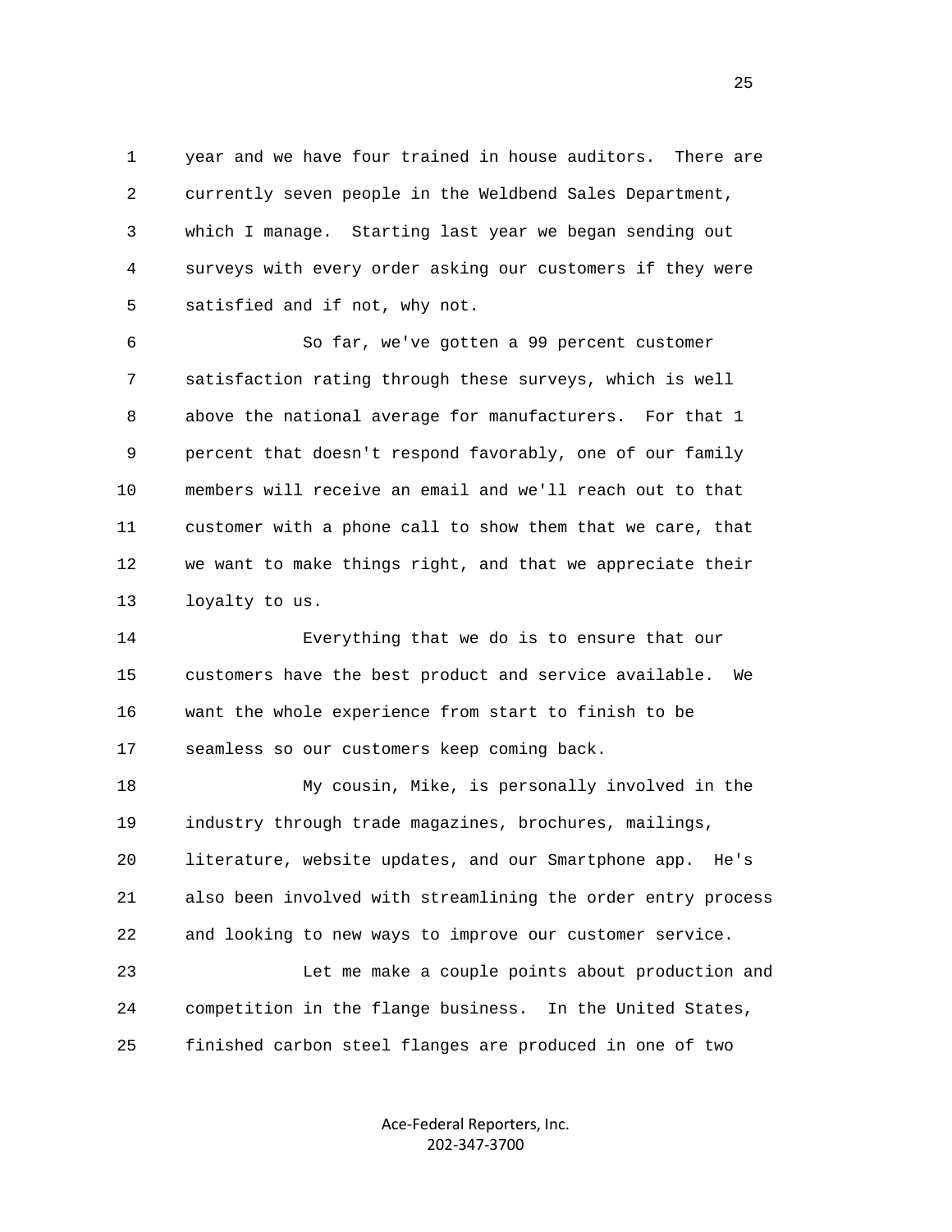year and we have four trained in house auditors. There are currently seven people in the Weldbend Sales Department, which I manage. Starting last year we began sending out surveys with every order asking our customers if they were satisfied and if not, why not.

So far, we've gotten a 99 percent customer satisfaction rating through these surveys, which is well above the national average for manufacturers. For that 1 percent that doesn't respond favorably, one of our family members will receive an email and we'll reach out to that customer with a phone call to show them that we care, that we want to make things right, and that we appreciate their loyalty to us.

Everything that we do is to ensure that our customers have the best product and service available. We want the whole experience from start to finish to be seamless so our customers keep coming back.

My cousin, Mike, is personally involved in the industry through trade magazines, brochures, mailings, literature, website updates, and our Smartphone app. He's also been involved with streamlining the order entry process and looking to new ways to improve our customer service.

Let me make a couple points about production and competition in the flange business. In the United States, finished carbon steel flanges are produced in one of two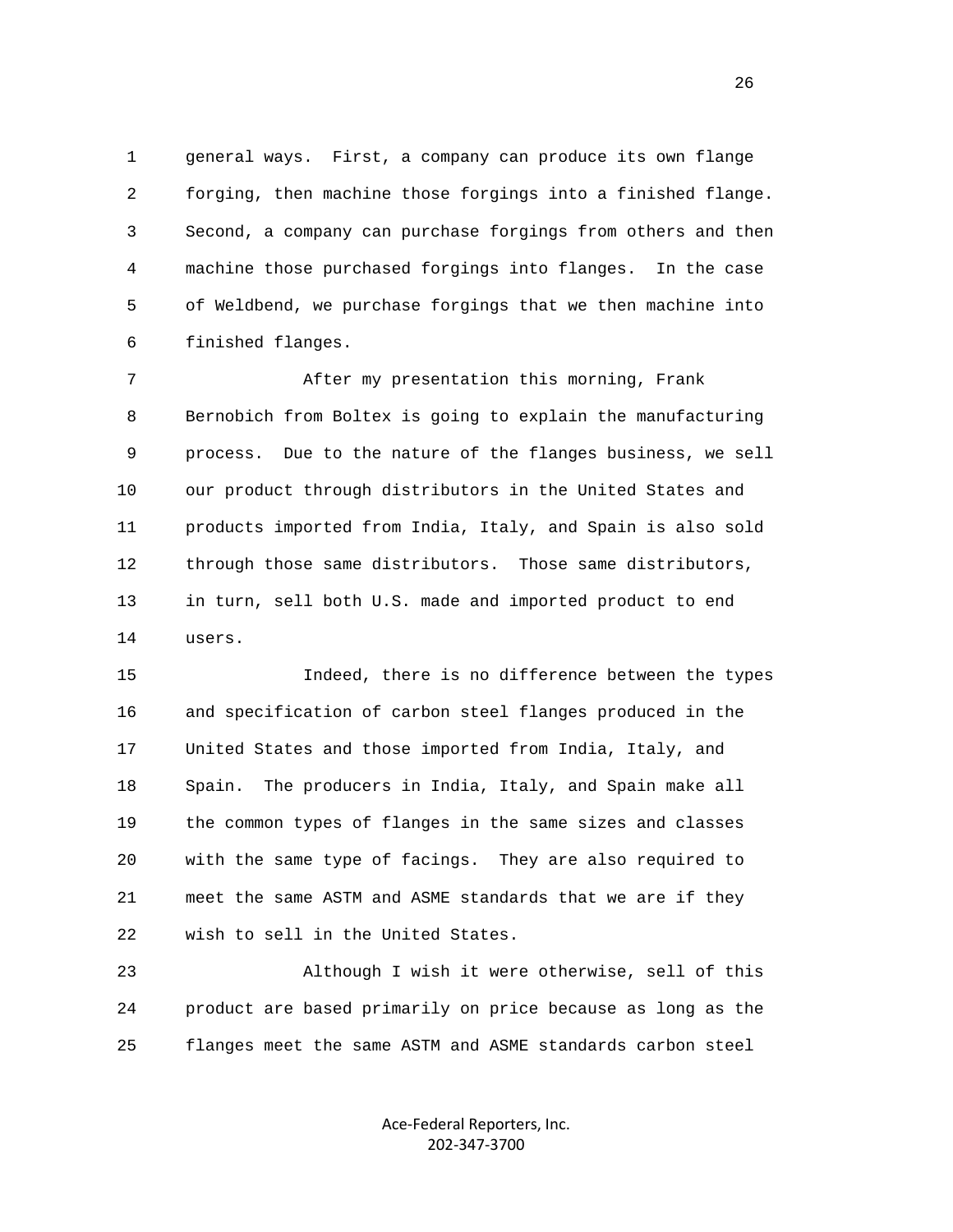general ways. First, a company can produce its own flange forging, then machine those forgings into a finished flange. Second, a company can purchase forgings from others and then machine those purchased forgings into flanges. In the case of Weldbend, we purchase forgings that we then machine into finished flanges.

After my presentation this morning, Frank Bernobich from Boltex is going to explain the manufacturing process. Due to the nature of the flanges business, we sell our product through distributors in the United States and products imported from India, Italy, and Spain is also sold through those same distributors. Those same distributors, in turn, sell both U.S. made and imported product to end users.

Indeed, there is no difference between the types and specification of carbon steel flanges produced in the United States and those imported from India, Italy, and Spain. The producers in India, Italy, and Spain make all the common types of flanges in the same sizes and classes with the same type of facings. They are also required to meet the same ASTM and ASME standards that we are if they wish to sell in the United States.

Although I wish it were otherwise, sell of this product are based primarily on price because as long as the flanges meet the same ASTM and ASME standards carbon steel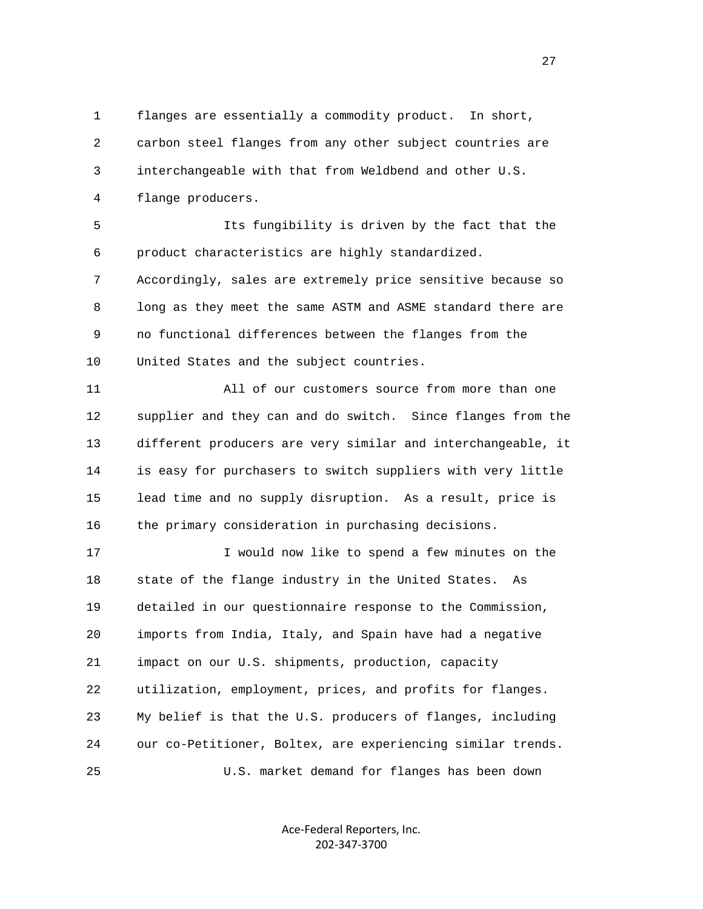flanges are essentially a commodity product. In short, carbon steel flanges from any other subject countries are interchangeable with that from Weldbend and other U.S. flange producers.

Its fungibility is driven by the fact that the product characteristics are highly standardized. Accordingly, sales are extremely price sensitive because so long as they meet the same ASTM and ASME standard there are no functional differences between the flanges from the United States and the subject countries.

All of our customers source from more than one supplier and they can and do switch. Since flanges from the different producers are very similar and interchangeable, it is easy for purchasers to switch suppliers with very little lead time and no supply disruption. As a result, price is the primary consideration in purchasing decisions.

I would now like to spend a few minutes on the state of the flange industry in the United States. As detailed in our questionnaire response to the Commission, imports from India, Italy, and Spain have had a negative impact on our U.S. shipments, production, capacity utilization, employment, prices, and profits for flanges. My belief is that the U.S. producers of flanges, including our co-Petitioner, Boltex, are experiencing similar trends.

U.S. market demand for flanges has been down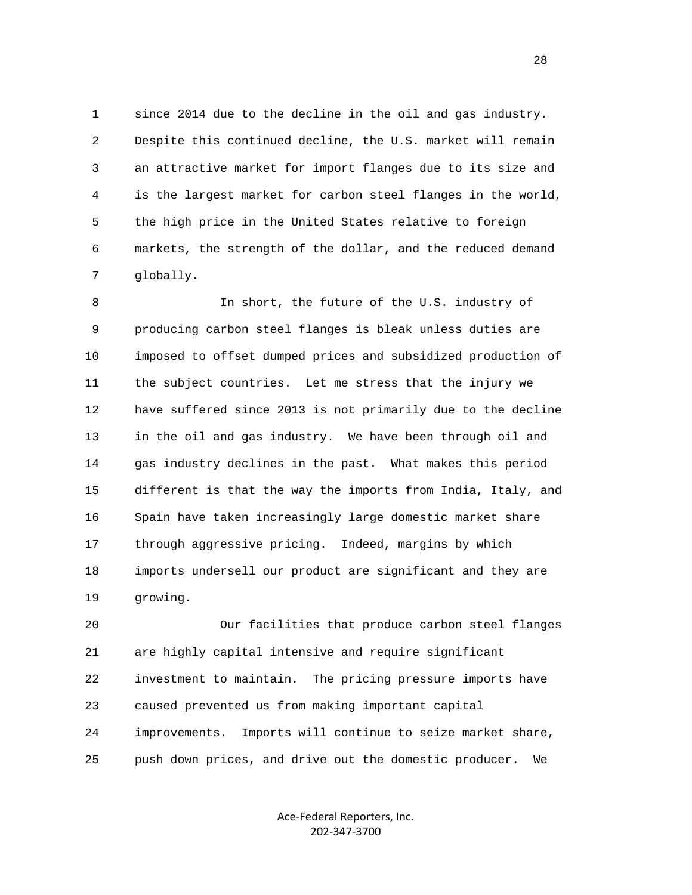since 2014 due to the decline in the oil and gas industry. Despite this continued decline, the U.S. market will remain an attractive market for import flanges due to its size and is the largest market for carbon steel flanges in the world, the high price in the United States relative to foreign markets, the strength of the dollar, and the reduced demand globally.

In short, the future of the U.S. industry of producing carbon steel flanges is bleak unless duties are imposed to offset dumped prices and subsidized production of the subject countries. Let me stress that the injury we have suffered since 2013 is not primarily due to the decline in the oil and gas industry. We have been through oil and gas industry declines in the past. What makes this period different is that the way the imports from India, Italy, and Spain have taken increasingly large domestic market share through aggressive pricing. Indeed, margins by which imports undersell our product are significant and they are growing.

Our facilities that produce carbon steel flanges are highly capital intensive and require significant investment to maintain. The pricing pressure imports have caused prevented us from making important capital improvements. Imports will continue to seize market share, push down prices, and drive out the domestic producer. We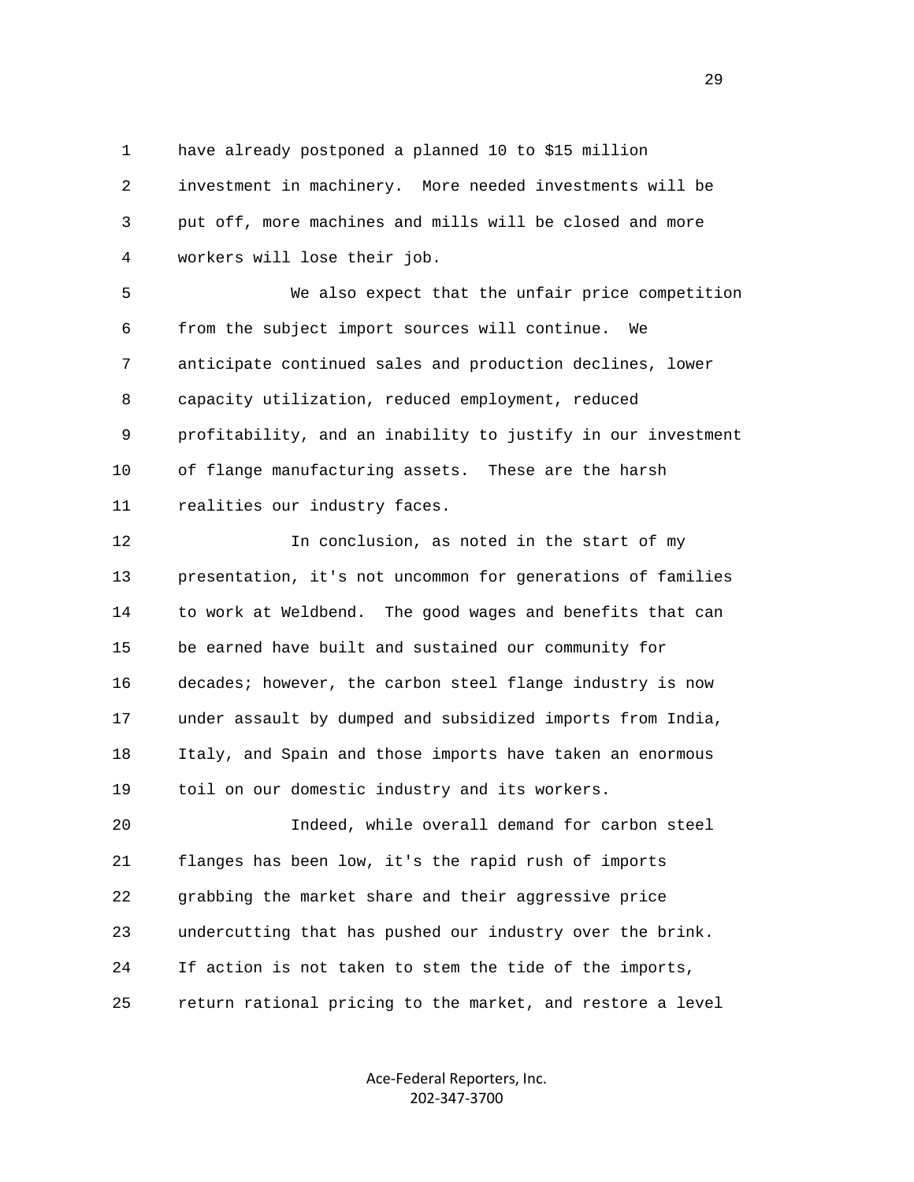have already postponed a planned 10 to $15 million investment in machinery. More needed investments will be put off, more machines and mills will be closed and more workers will lose their job.

We also expect that the unfair price competition from the subject import sources will continue. We anticipate continued sales and production declines, lower capacity utilization, reduced employment, reduced profitability, and an inability to justify in our investment of flange manufacturing assets. These are the harsh realities our industry faces.

In conclusion, as noted in the start of my presentation, it's not uncommon for generations of families to work at Weldbend. The good wages and benefits that can be earned have built and sustained our community for decades; however, the carbon steel flange industry is now under assault by dumped and subsidized imports from India, Italy, and Spain and those imports have taken an enormous toil on our domestic industry and its workers.

Indeed, while overall demand for carbon steel flanges has been low, it's the rapid rush of imports grabbing the market share and their aggressive price undercutting that has pushed our industry over the brink. If action is not taken to stem the tide of the imports, return rational pricing to the market, and restore a level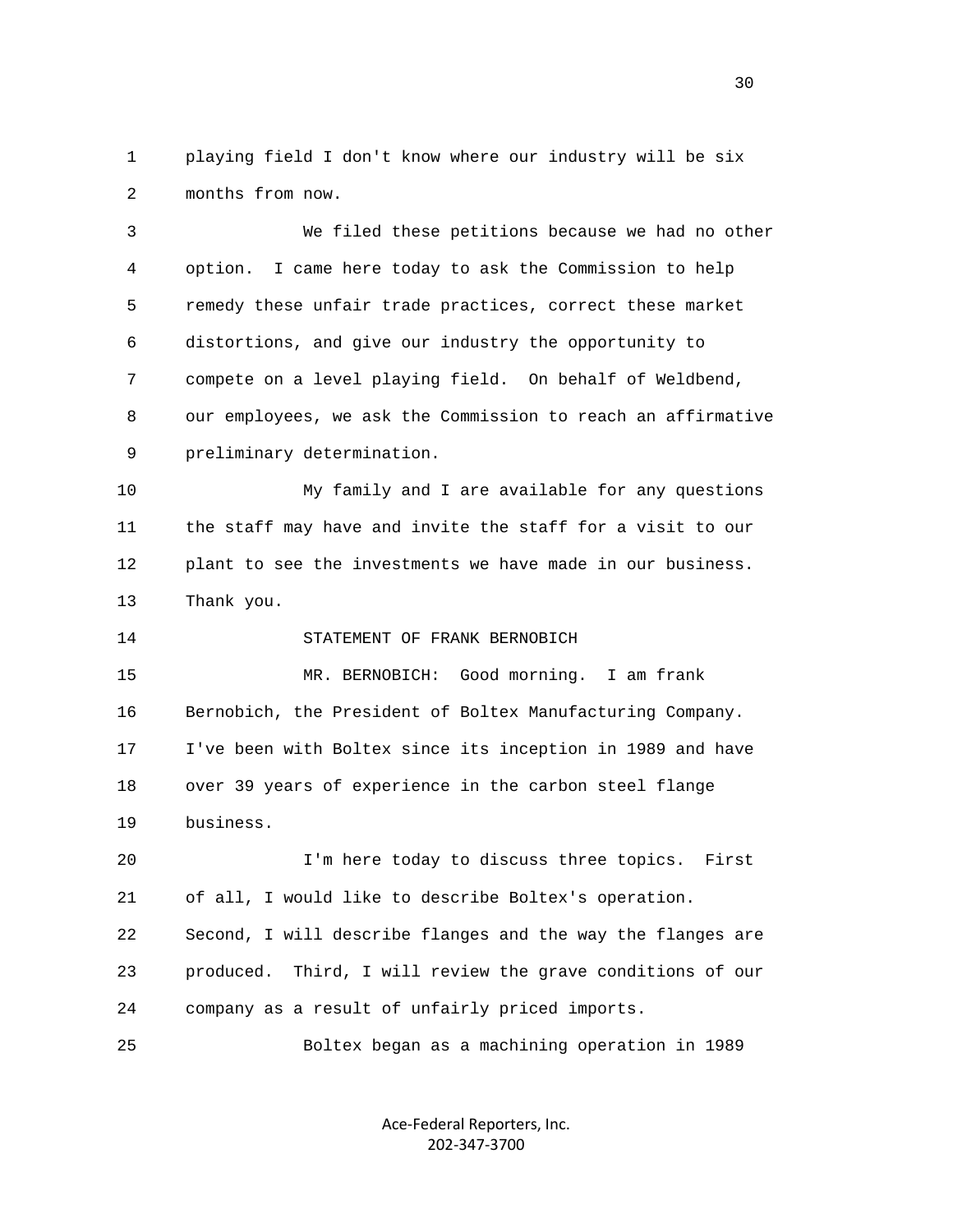playing field I don't know where our industry will be six months from now.

We filed these petitions because we had no other option. I came here today to ask the Commission to help remedy these unfair trade practices, correct these market distortions, and give our industry the opportunity to compete on a level playing field. On behalf of Weldbend, our employees, we ask the Commission to reach an affirmative preliminary determination.

My family and I are available for any questions the staff may have and invite the staff for a visit to our plant to see the investments we have made in our business. Thank you.

STATEMENT OF FRANK BERNOBICH

MR. BERNOBICH: Good morning. I am frank Bernobich, the President of Boltex Manufacturing Company. I've been with Boltex since its inception in 1989 and have over 39 years of experience in the carbon steel flange business.

I'm here today to discuss three topics. First of all, I would like to describe Boltex's operation. Second, I will describe flanges and the way the flanges are produced. Third, I will review the grave conditions of our company as a result of unfairly priced imports.

Boltex began as a machining operation in 1989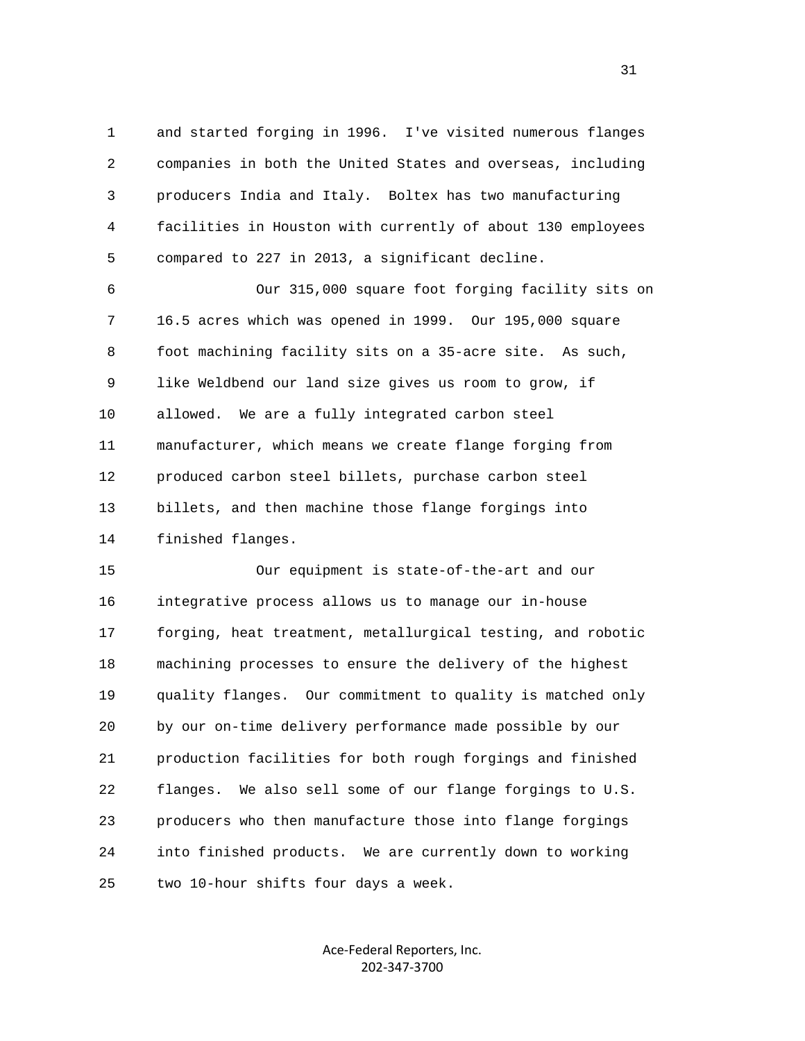1 and started forging in 1996. I've visited numerous flanges
2 companies in both the United States and overseas, including
3 producers India and Italy. Boltex has two manufacturing
4 facilities in Houston with currently of about 130 employees
5 compared to 227 in 2013, a significant decline.

6 Our 315,000 square foot forging facility sits on
7 16.5 acres which was opened in 1999. Our 195,000 square
8 foot machining facility sits on a 35-acre site. As such,
9 like Weldbend our land size gives us room to grow, if
10 allowed. We are a fully integrated carbon steel
11 manufacturer, which means we create flange forging from
12 produced carbon steel billets, purchase carbon steel
13 billets, and then machine those flange forgings into
14 finished flanges.

15 Our equipment is state-of-the-art and our
16 integrative process allows us to manage our in-house
17 forging, heat treatment, metallurgical testing, and robotic
18 machining processes to ensure the delivery of the highest
19 quality flanges. Our commitment to quality is matched only
20 by our on-time delivery performance made possible by our
21 production facilities for both rough forgings and finished
22 flanges. We also sell some of our flange forgings to U.S.
23 producers who then manufacture those into flange forgings
24 into finished products. We are currently down to working
25 two 10-hour shifts four days a week.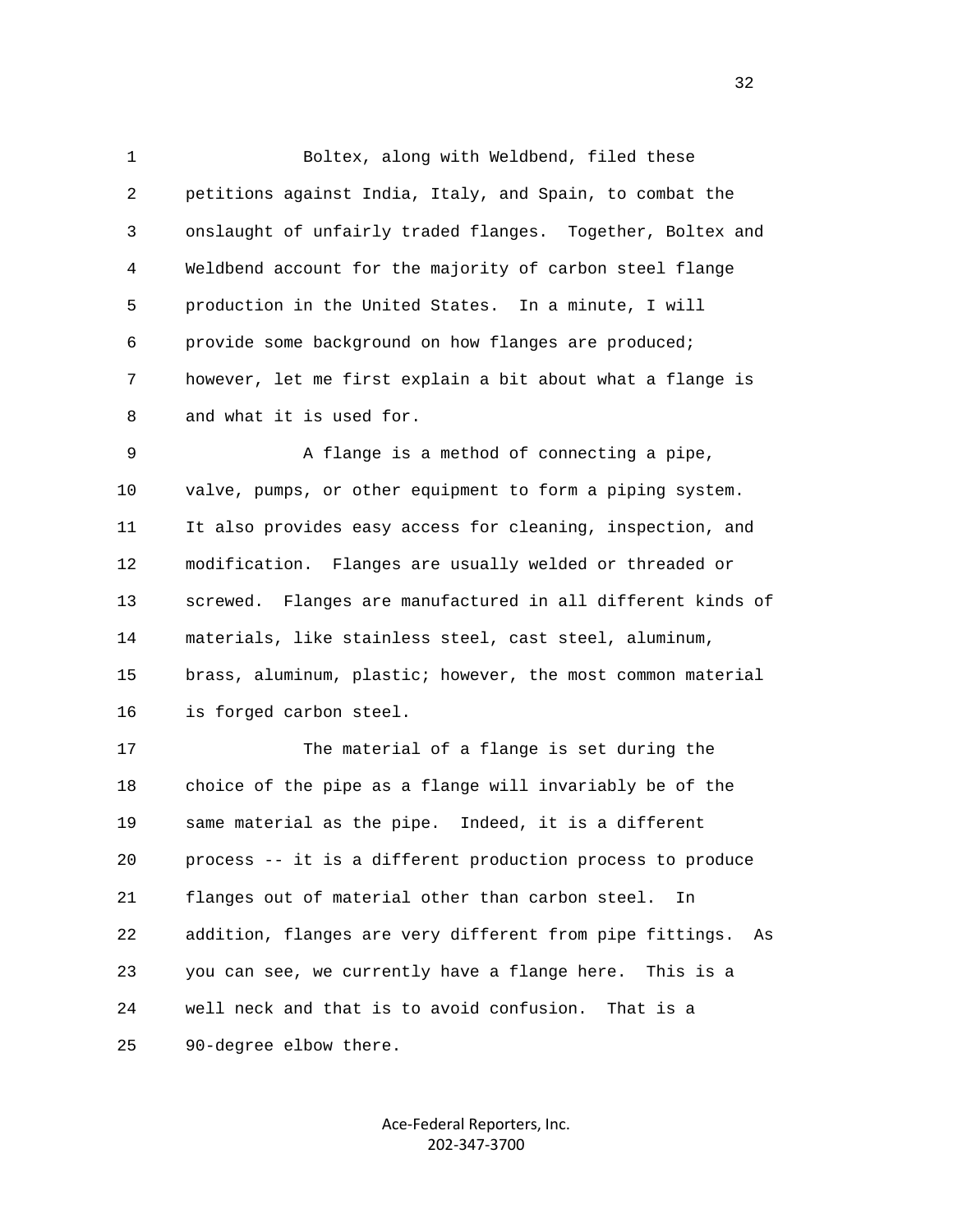Boltex, along with Weldbend, filed these petitions against India, Italy, and Spain, to combat the onslaught of unfairly traded flanges. Together, Boltex and Weldbend account for the majority of carbon steel flange production in the United States. In a minute, I will provide some background on how flanges are produced; however, let me first explain a bit about what a flange is and what it is used for.

A flange is a method of connecting a pipe, valve, pumps, or other equipment to form a piping system. It also provides easy access for cleaning, inspection, and modification. Flanges are usually welded or threaded or screwed. Flanges are manufactured in all different kinds of materials, like stainless steel, cast steel, aluminum, brass, aluminum, plastic; however, the most common material is forged carbon steel.

The material of a flange is set during the choice of the pipe as a flange will invariably be of the same material as the pipe. Indeed, it is a different process -- it is a different production process to produce flanges out of material other than carbon steel. In addition, flanges are very different from pipe fittings. As you can see, we currently have a flange here. This is a well neck and that is to avoid confusion. That is a 90-degree elbow there.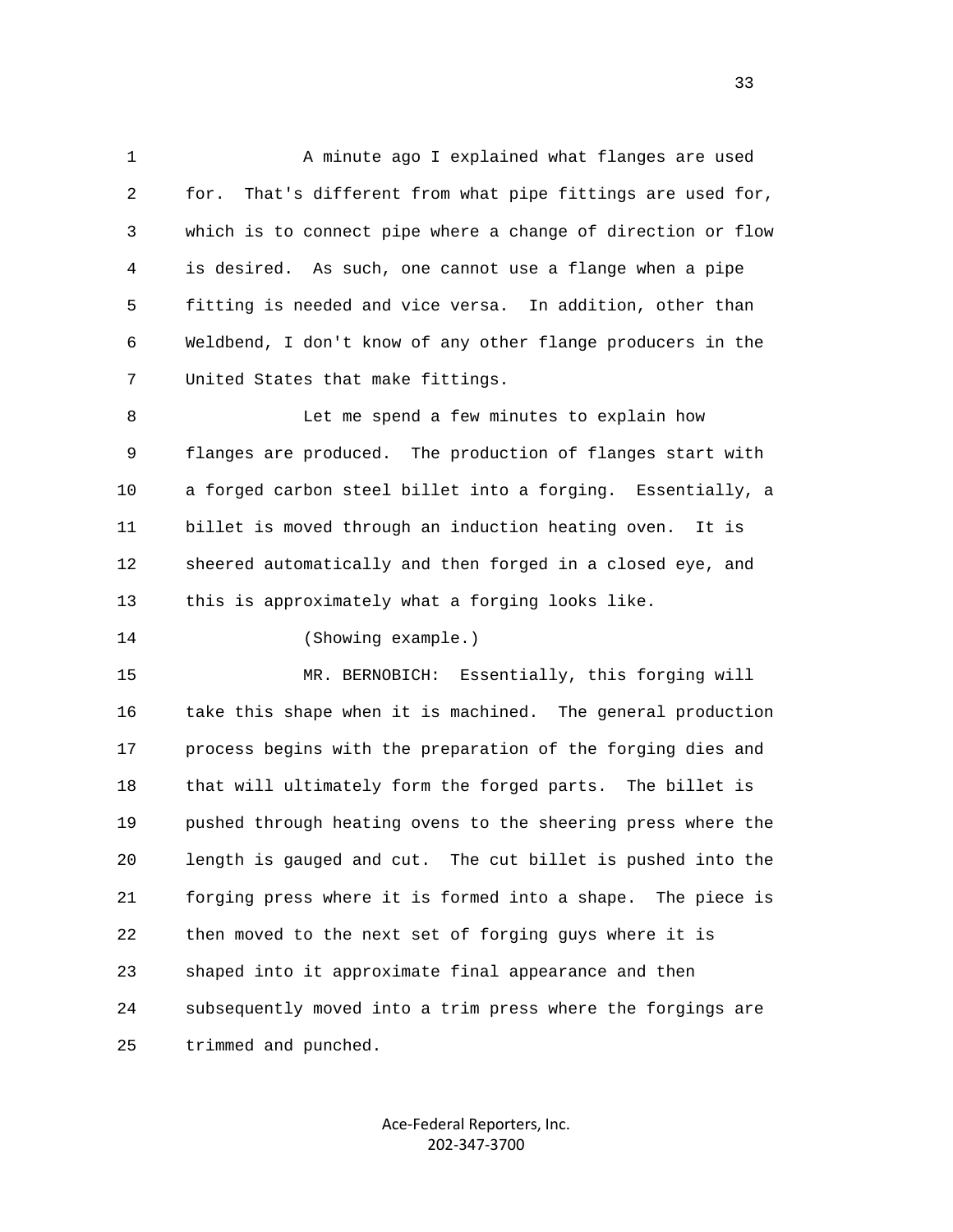A minute ago I explained what flanges are used for. That's different from what pipe fittings are used for, which is to connect pipe where a change of direction or flow is desired. As such, one cannot use a flange when a pipe fitting is needed and vice versa. In addition, other than Weldbend, I don't know of any other flange producers in the United States that make fittings.

Let me spend a few minutes to explain how flanges are produced. The production of flanges start with a forged carbon steel billet into a forging. Essentially, a billet is moved through an induction heating oven. It is sheered automatically and then forged in a closed eye, and this is approximately what a forging looks like.

(Showing example.)

MR. BERNOBICH: Essentially, this forging will take this shape when it is machined. The general production process begins with the preparation of the forging dies and that will ultimately form the forged parts. The billet is pushed through heating ovens to the sheering press where the length is gauged and cut. The cut billet is pushed into the forging press where it is formed into a shape. The piece is then moved to the next set of forging guys where it is shaped into it approximate final appearance and then subsequently moved into a trim press where the forgings are trimmed and punched.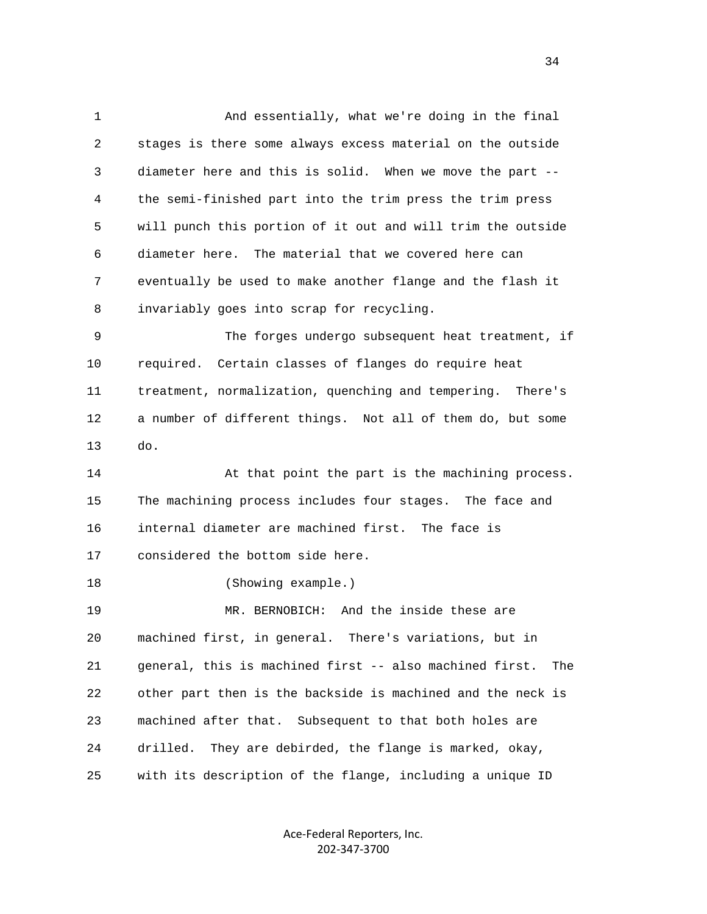And essentially, what we're doing in the final stages is there some always excess material on the outside diameter here and this is solid. When we move the part -- the semi-finished part into the trim press the trim press will punch this portion of it out and will trim the outside diameter here. The material that we covered here can eventually be used to make another flange and the flash it invariably goes into scrap for recycling.

The forges undergo subsequent heat treatment, if required. Certain classes of flanges do require heat treatment, normalization, quenching and tempering. There's a number of different things. Not all of them do, but some do.

At that point the part is the machining process. The machining process includes four stages. The face and internal diameter are machined first. The face is considered the bottom side here.

(Showing example.)

MR. BERNOBICH: And the inside these are machined first, in general. There's variations, but in general, this is machined first -- also machined first. The other part then is the backside is machined and the neck is machined after that. Subsequent to that both holes are drilled. They are debirded, the flange is marked, okay, with its description of the flange, including a unique ID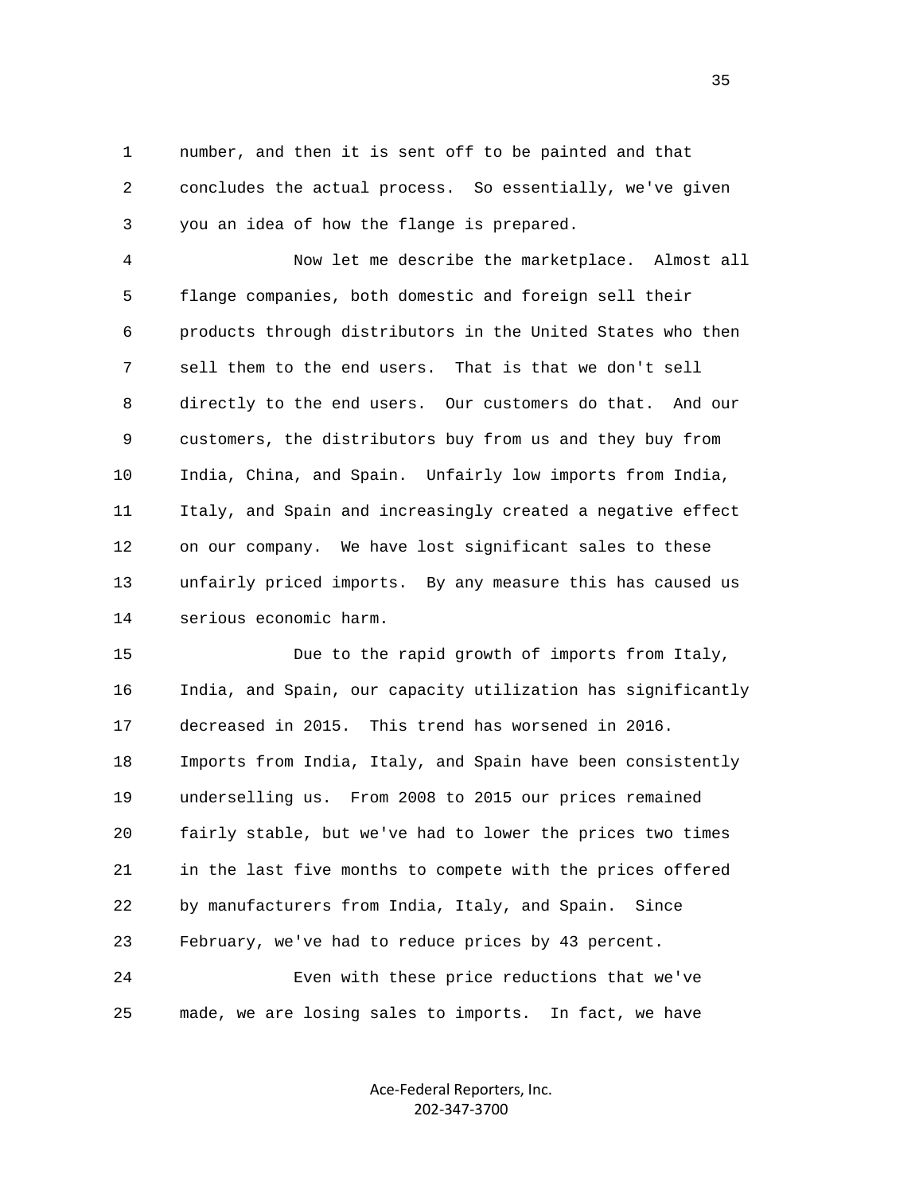number, and then it is sent off to be painted and that concludes the actual process. So essentially, we've given you an idea of how the flange is prepared.

Now let me describe the marketplace. Almost all flange companies, both domestic and foreign sell their products through distributors in the United States who then sell them to the end users. That is that we don't sell directly to the end users. Our customers do that. And our customers, the distributors buy from us and they buy from India, China, and Spain. Unfairly low imports from India, Italy, and Spain and increasingly created a negative effect on our company. We have lost significant sales to these unfairly priced imports. By any measure this has caused us serious economic harm.

Due to the rapid growth of imports from Italy, India, and Spain, our capacity utilization has significantly decreased in 2015. This trend has worsened in 2016. Imports from India, Italy, and Spain have been consistently underselling us. From 2008 to 2015 our prices remained fairly stable, but we've had to lower the prices two times in the last five months to compete with the prices offered by manufacturers from India, Italy, and Spain. Since February, we've had to reduce prices by 43 percent.

Even with these price reductions that we've made, we are losing sales to imports. In fact, we have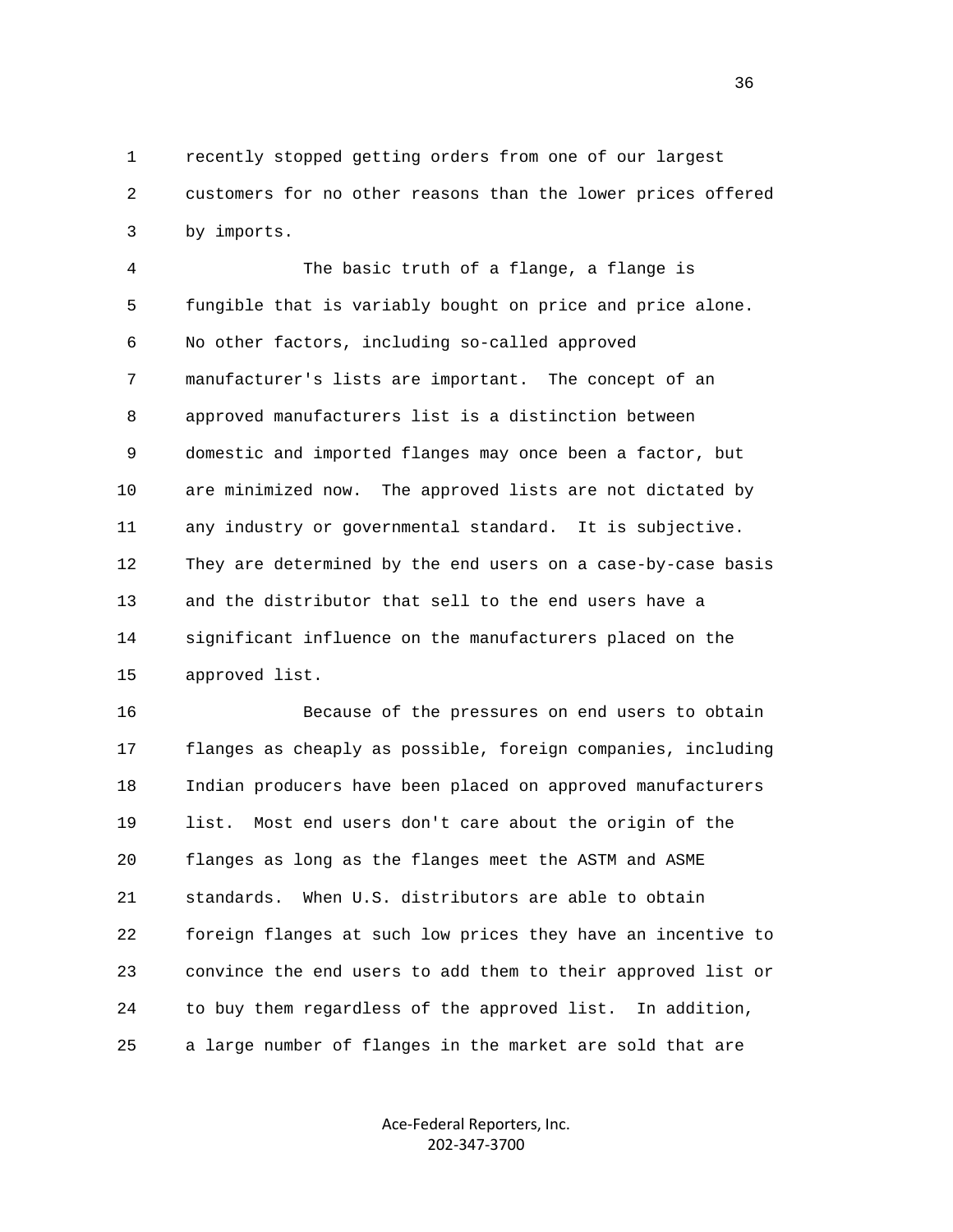recently stopped getting orders from one of our largest customers for no other reasons than the lower prices offered by imports.

The basic truth of a flange, a flange is fungible that is variably bought on price and price alone. No other factors, including so-called approved manufacturer's lists are important. The concept of an approved manufacturers list is a distinction between domestic and imported flanges may once been a factor, but are minimized now. The approved lists are not dictated by any industry or governmental standard. It is subjective. They are determined by the end users on a case-by-case basis and the distributor that sell to the end users have a significant influence on the manufacturers placed on the approved list.

Because of the pressures on end users to obtain flanges as cheaply as possible, foreign companies, including Indian producers have been placed on approved manufacturers list. Most end users don't care about the origin of the flanges as long as the flanges meet the ASTM and ASME standards. When U.S. distributors are able to obtain foreign flanges at such low prices they have an incentive to convince the end users to add them to their approved list or to buy them regardless of the approved list. In addition, a large number of flanges in the market are sold that are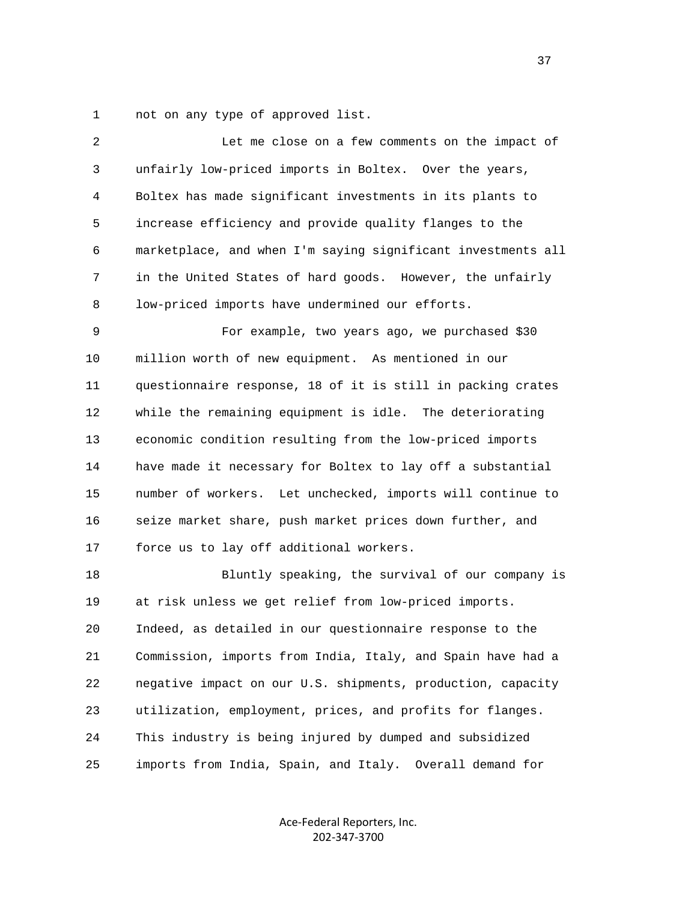not on any type of approved list.

Let me close on a few comments on the impact of unfairly low-priced imports in Boltex. Over the years, Boltex has made significant investments in its plants to increase efficiency and provide quality flanges to the marketplace, and when I'm saying significant investments all in the United States of hard goods. However, the unfairly low-priced imports have undermined our efforts.

For example, two years ago, we purchased $30 million worth of new equipment. As mentioned in our questionnaire response, 18 of it is still in packing crates while the remaining equipment is idle. The deteriorating economic condition resulting from the low-priced imports have made it necessary for Boltex to lay off a substantial number of workers. Let unchecked, imports will continue to seize market share, push market prices down further, and force us to lay off additional workers.

Bluntly speaking, the survival of our company is at risk unless we get relief from low-priced imports. Indeed, as detailed in our questionnaire response to the Commission, imports from India, Italy, and Spain have had a negative impact on our U.S. shipments, production, capacity utilization, employment, prices, and profits for flanges. This industry is being injured by dumped and subsidized imports from India, Spain, and Italy. Overall demand for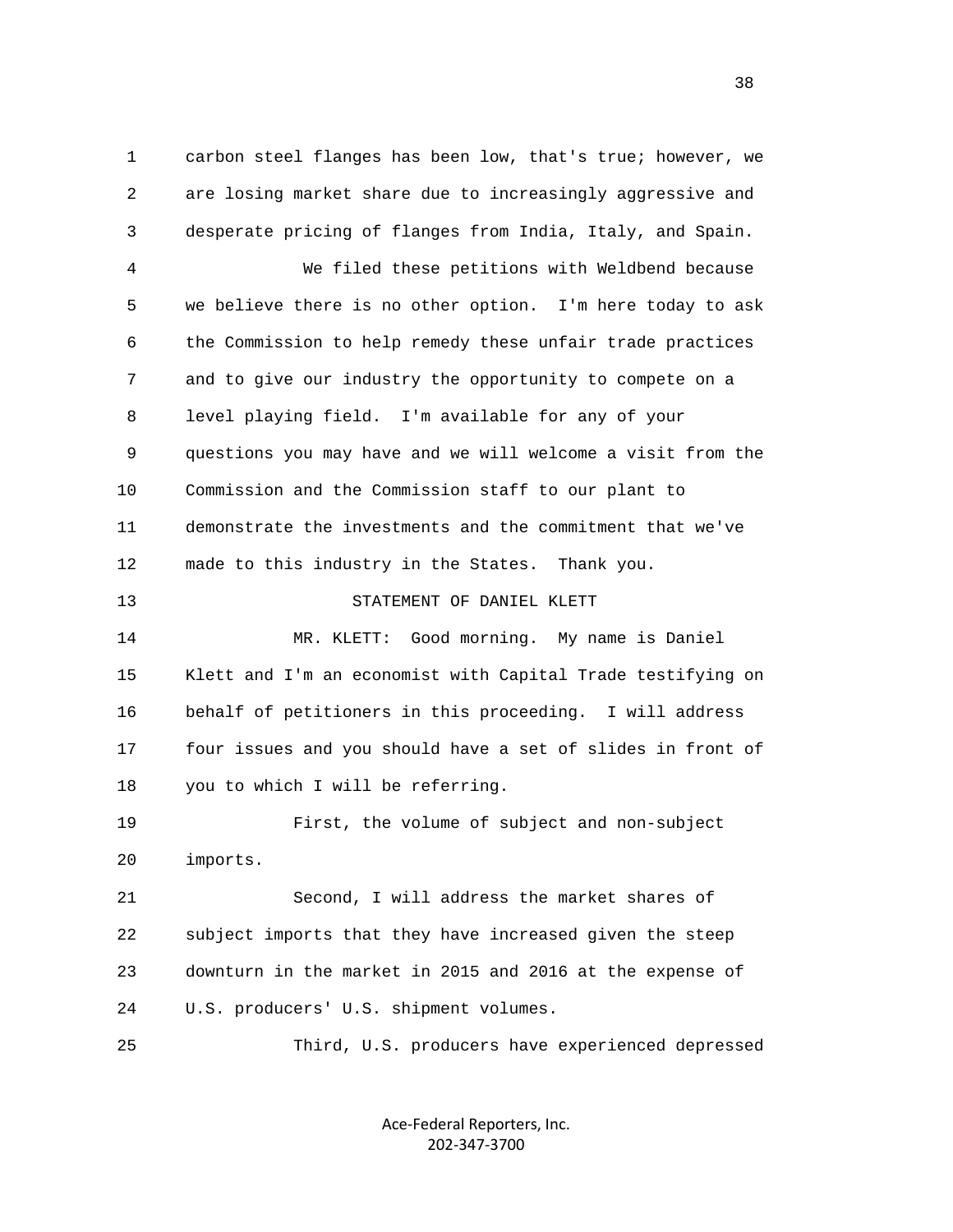carbon steel flanges has been low, that's true; however, we are losing market share due to increasingly aggressive and desperate pricing of flanges from India, Italy, and Spain.

We filed these petitions with Weldbend because we believe there is no other option. I'm here today to ask the Commission to help remedy these unfair trade practices and to give our industry the opportunity to compete on a level playing field. I'm available for any of your questions you may have and we will welcome a visit from the Commission and the Commission staff to our plant to demonstrate the investments and the commitment that we've made to this industry in the States. Thank you.

STATEMENT OF DANIEL KLETT

MR. KLETT: Good morning. My name is Daniel Klett and I'm an economist with Capital Trade testifying on behalf of petitioners in this proceeding. I will address four issues and you should have a set of slides in front of you to which I will be referring.

First, the volume of subject and non-subject imports.

Second, I will address the market shares of subject imports that they have increased given the steep downturn in the market in 2015 and 2016 at the expense of U.S. producers' U.S. shipment volumes.

Third, U.S. producers have experienced depressed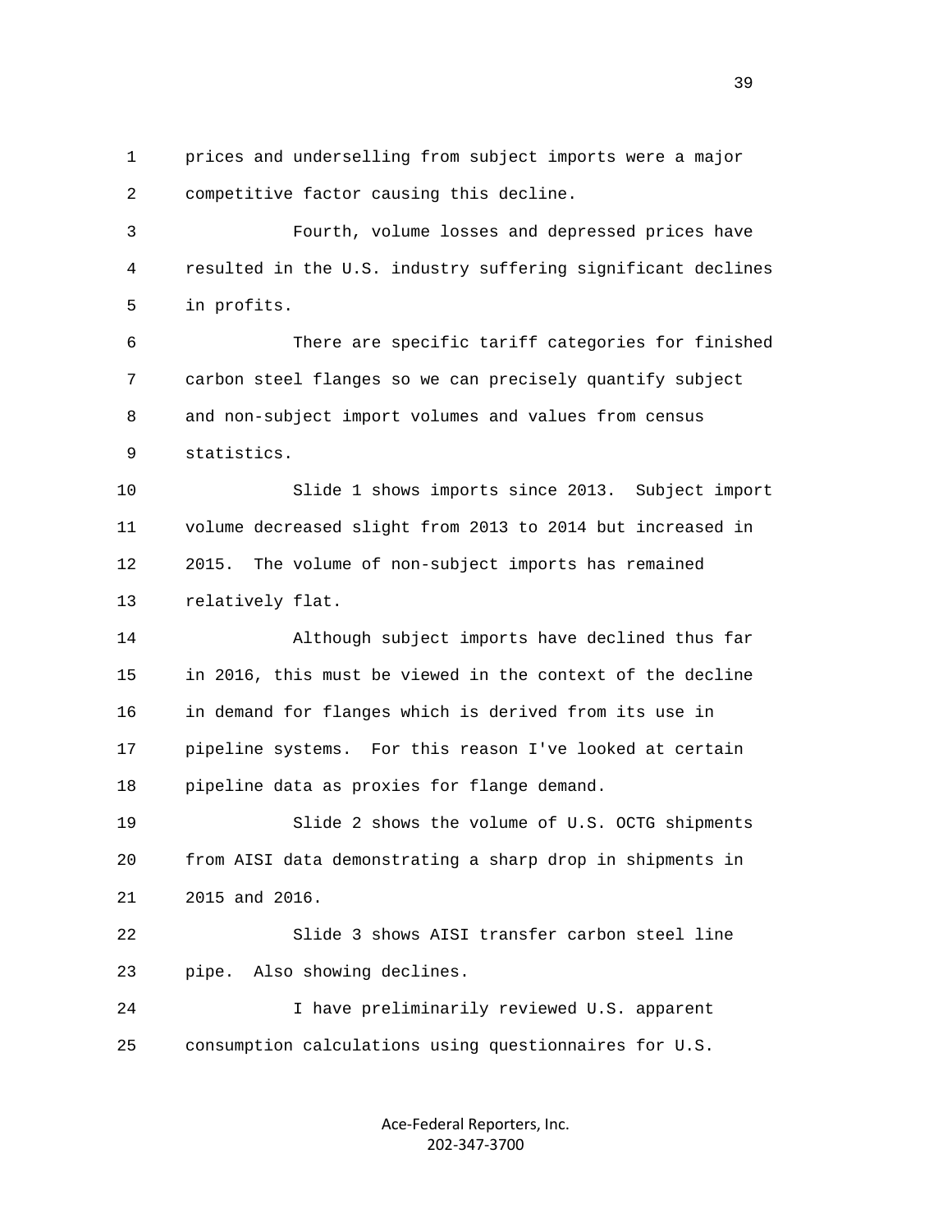prices and underselling from subject imports were a major competitive factor causing this decline.

Fourth, volume losses and depressed prices have resulted in the U.S. industry suffering significant declines in profits.

There are specific tariff categories for finished carbon steel flanges so we can precisely quantify subject and non-subject import volumes and values from census statistics.

Slide 1 shows imports since 2013. Subject import volume decreased slight from 2013 to 2014 but increased in 2015. The volume of non-subject imports has remained relatively flat.

Although subject imports have declined thus far in 2016, this must be viewed in the context of the decline in demand for flanges which is derived from its use in pipeline systems. For this reason I've looked at certain pipeline data as proxies for flange demand.

Slide 2 shows the volume of U.S. OCTG shipments from AISI data demonstrating a sharp drop in shipments in 2015 and 2016.

Slide 3 shows AISI transfer carbon steel line pipe. Also showing declines.

I have preliminarily reviewed U.S. apparent consumption calculations using questionnaires for U.S.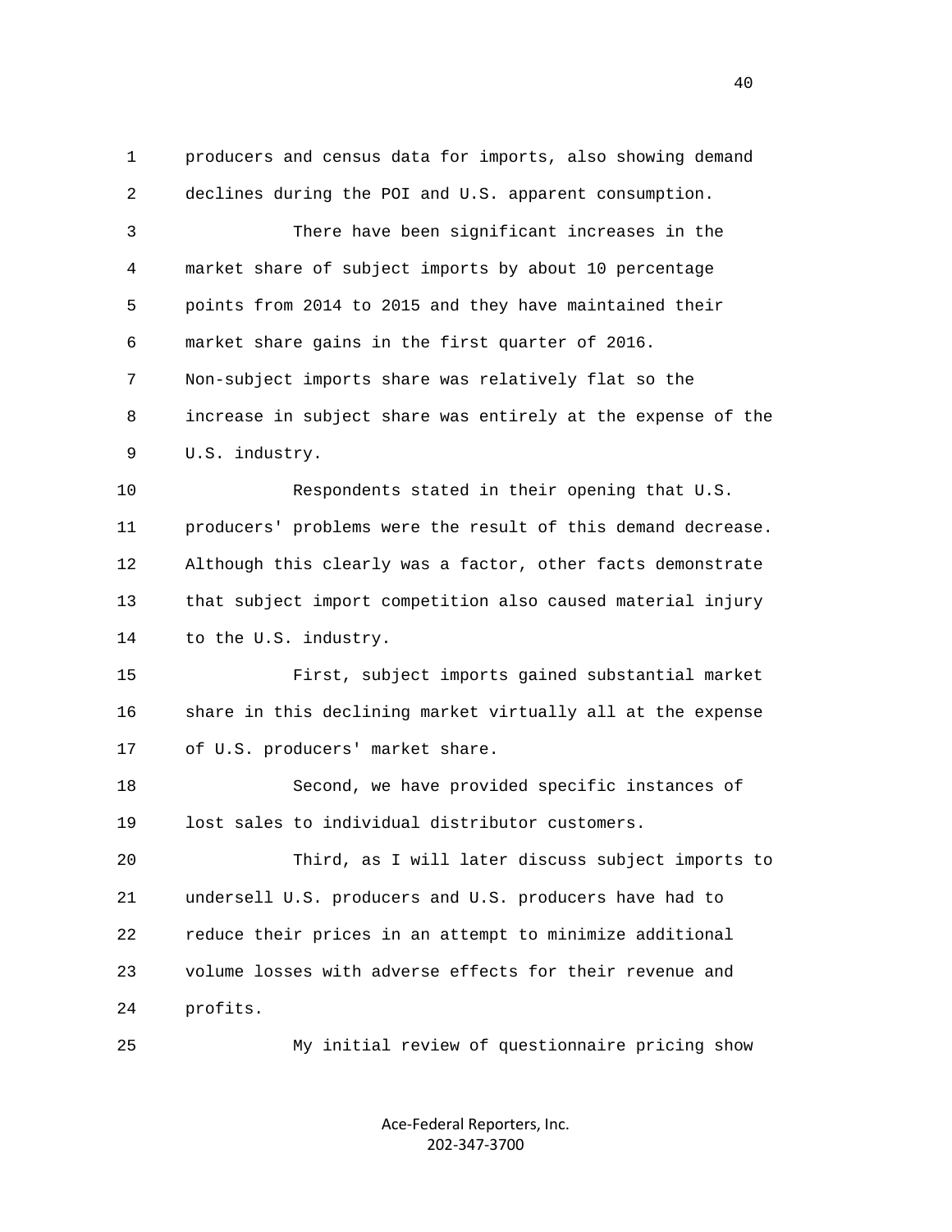producers and census data for imports, also showing demand declines during the POI and U.S. apparent consumption.

There have been significant increases in the market share of subject imports by about 10 percentage points from 2014 to 2015 and they have maintained their market share gains in the first quarter of 2016. Non-subject imports share was relatively flat so the increase in subject share was entirely at the expense of the U.S. industry.

Respondents stated in their opening that U.S. producers' problems were the result of this demand decrease. Although this clearly was a factor, other facts demonstrate that subject import competition also caused material injury to the U.S. industry.

First, subject imports gained substantial market share in this declining market virtually all at the expense of U.S. producers' market share.

Second, we have provided specific instances of lost sales to individual distributor customers.

Third, as I will later discuss subject imports to undersell U.S. producers and U.S. producers have had to reduce their prices in an attempt to minimize additional volume losses with adverse effects for their revenue and profits.

My initial review of questionnaire pricing show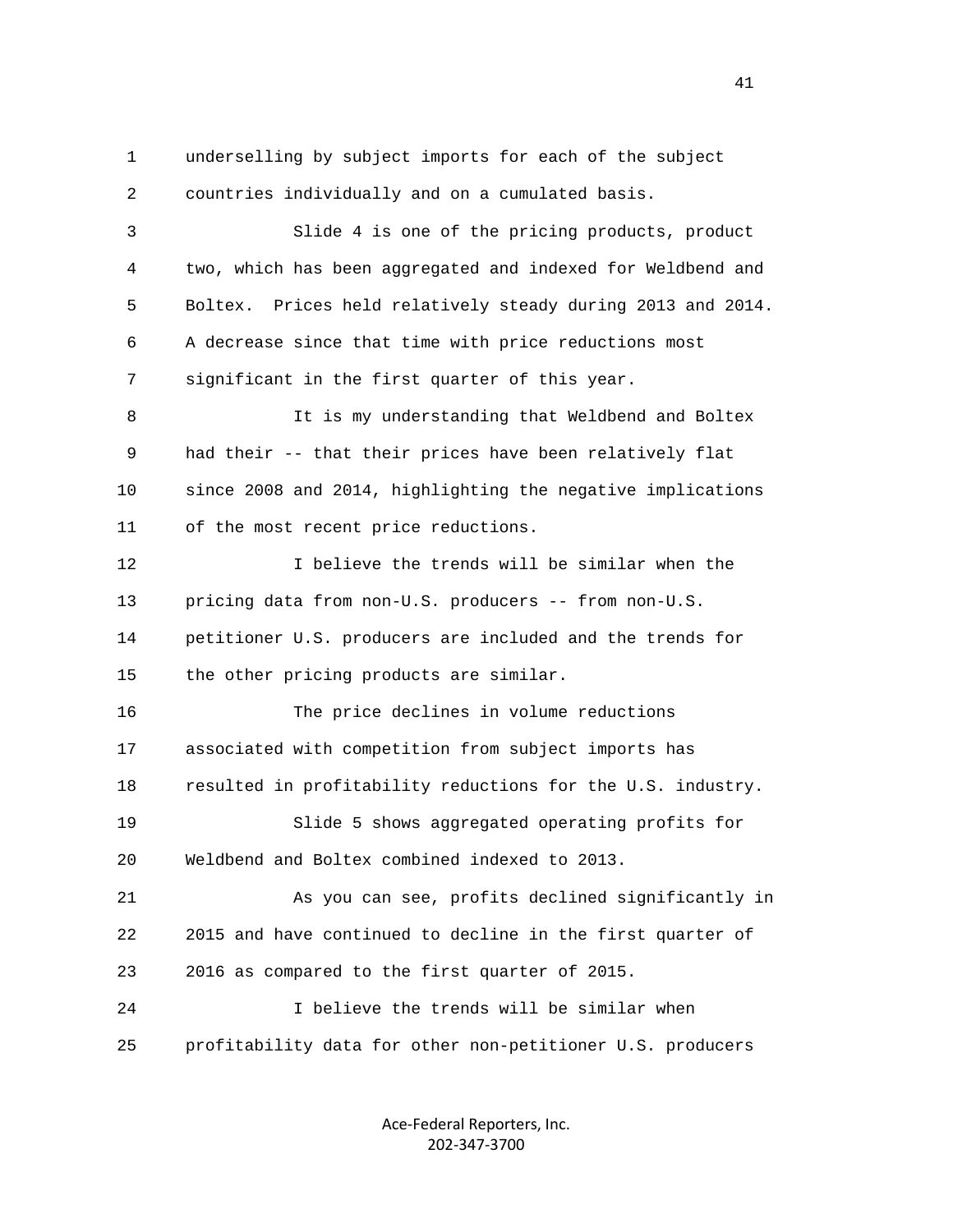underselling by subject imports for each of the subject countries individually and on a cumulated basis.

Slide 4 is one of the pricing products, product two, which has been aggregated and indexed for Weldbend and Boltex. Prices held relatively steady during 2013 and 2014. A decrease since that time with price reductions most significant in the first quarter of this year.

It is my understanding that Weldbend and Boltex had their -- that their prices have been relatively flat since 2008 and 2014, highlighting the negative implications of the most recent price reductions.

I believe the trends will be similar when the pricing data from non-U.S. producers -- from non-U.S. petitioner U.S. producers are included and the trends for the other pricing products are similar.

The price declines in volume reductions associated with competition from subject imports has resulted in profitability reductions for the U.S. industry.

Slide 5 shows aggregated operating profits for Weldbend and Boltex combined indexed to 2013.

As you can see, profits declined significantly in 2015 and have continued to decline in the first quarter of 2016 as compared to the first quarter of 2015.

I believe the trends will be similar when profitability data for other non-petitioner U.S. producers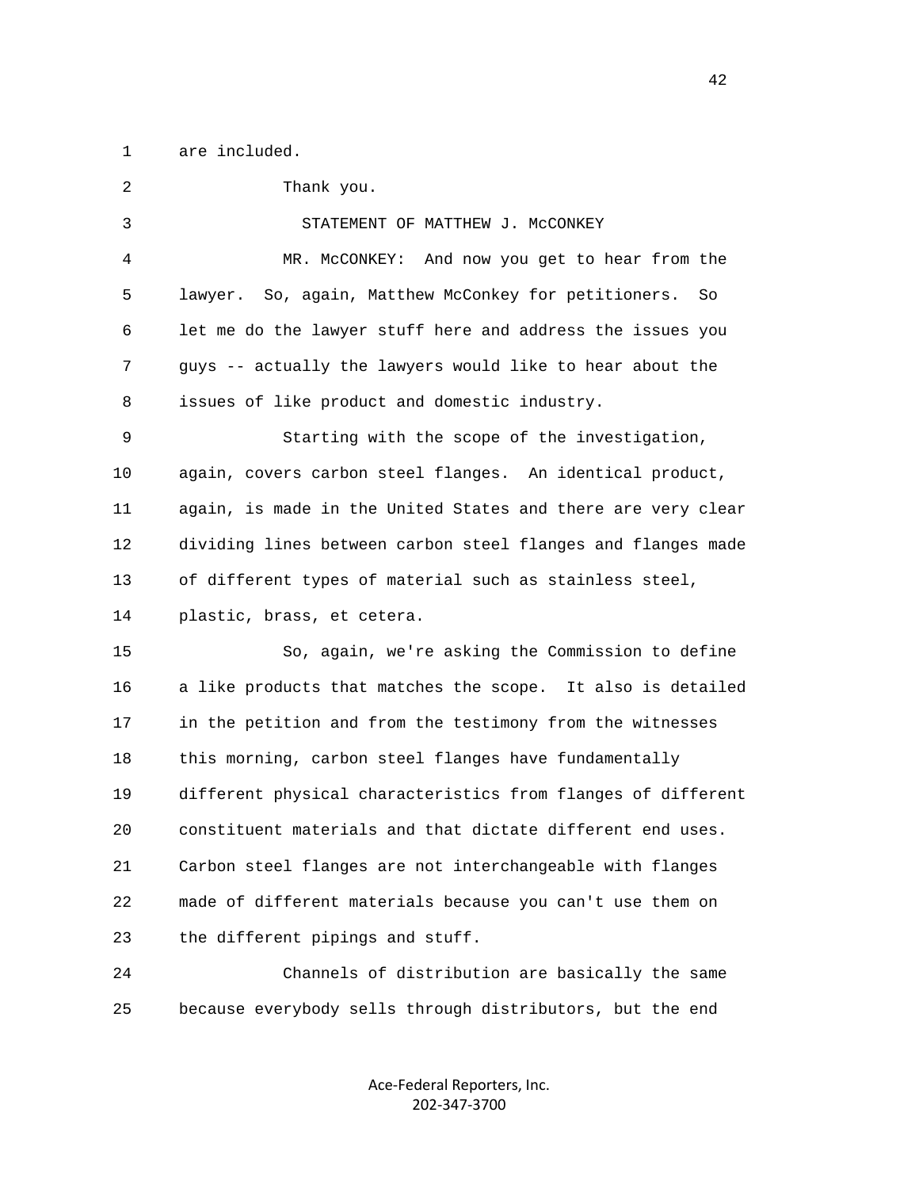are included.

Thank you.

STATEMENT OF MATTHEW J. McCONKEY

MR. McCONKEY: And now you get to hear from the lawyer. So, again, Matthew McConkey for petitioners. So let me do the lawyer stuff here and address the issues you guys -- actually the lawyers would like to hear about the issues of like product and domestic industry.

Starting with the scope of the investigation, again, covers carbon steel flanges. An identical product, again, is made in the United States and there are very clear dividing lines between carbon steel flanges and flanges made of different types of material such as stainless steel, plastic, brass, et cetera.

So, again, we're asking the Commission to define a like products that matches the scope. It also is detailed in the petition and from the testimony from the witnesses this morning, carbon steel flanges have fundamentally different physical characteristics from flanges of different constituent materials and that dictate different end uses. Carbon steel flanges are not interchangeable with flanges made of different materials because you can't use them on the different pipings and stuff.

Channels of distribution are basically the same because everybody sells through distributors, but the end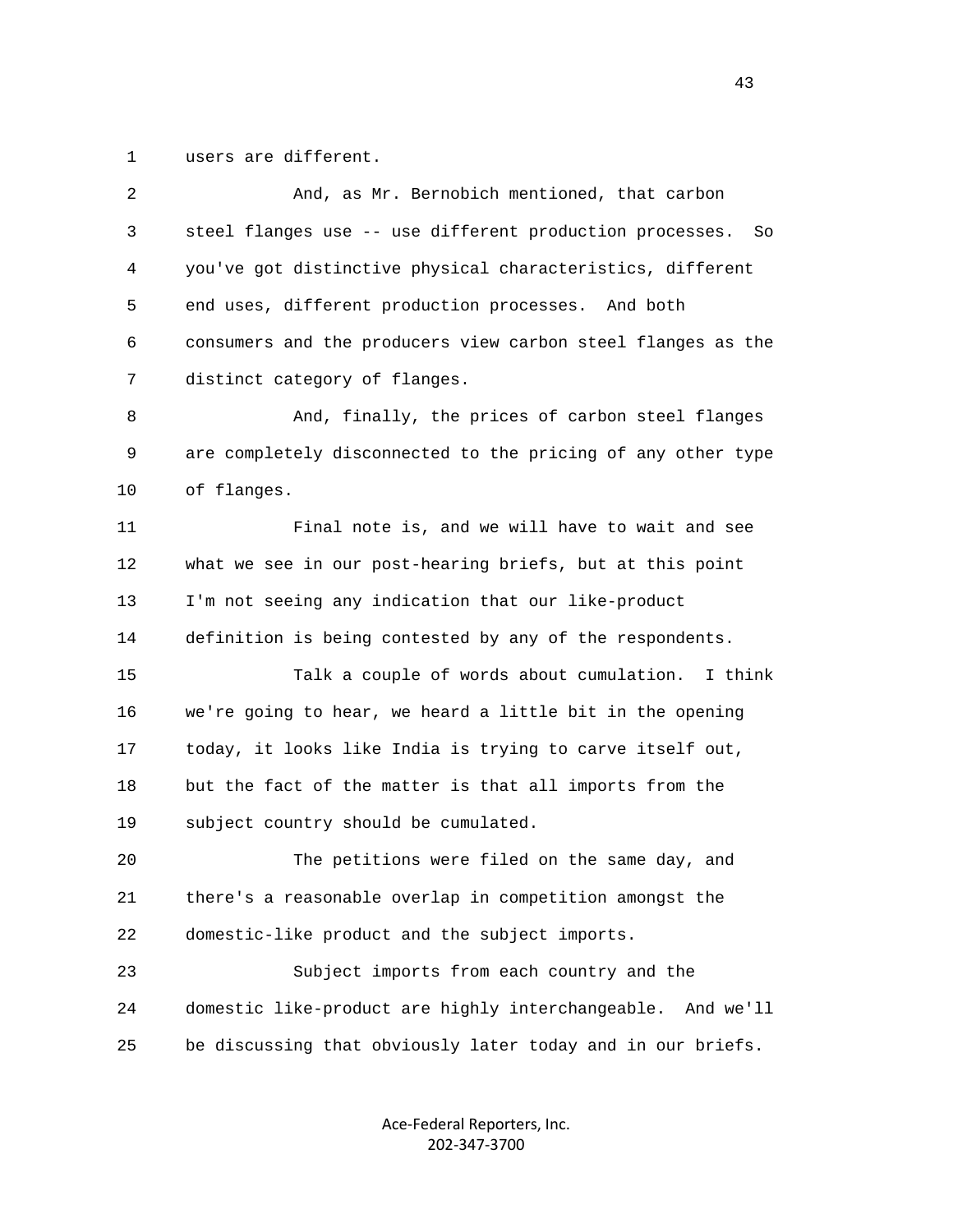users are different.

And, as Mr. Bernobich mentioned, that carbon steel flanges use -- use different production processes. So you've got distinctive physical characteristics, different end uses, different production processes. And both consumers and the producers view carbon steel flanges as the distinct category of flanges.

And, finally, the prices of carbon steel flanges are completely disconnected to the pricing of any other type of flanges.

Final note is, and we will have to wait and see what we see in our post-hearing briefs, but at this point I'm not seeing any indication that our like-product definition is being contested by any of the respondents.

Talk a couple of words about cumulation. I think we're going to hear, we heard a little bit in the opening today, it looks like India is trying to carve itself out, but the fact of the matter is that all imports from the subject country should be cumulated.

The petitions were filed on the same day, and there's a reasonable overlap in competition amongst the domestic-like product and the subject imports.

Subject imports from each country and the domestic like-product are highly interchangeable. And we'll be discussing that obviously later today and in our briefs.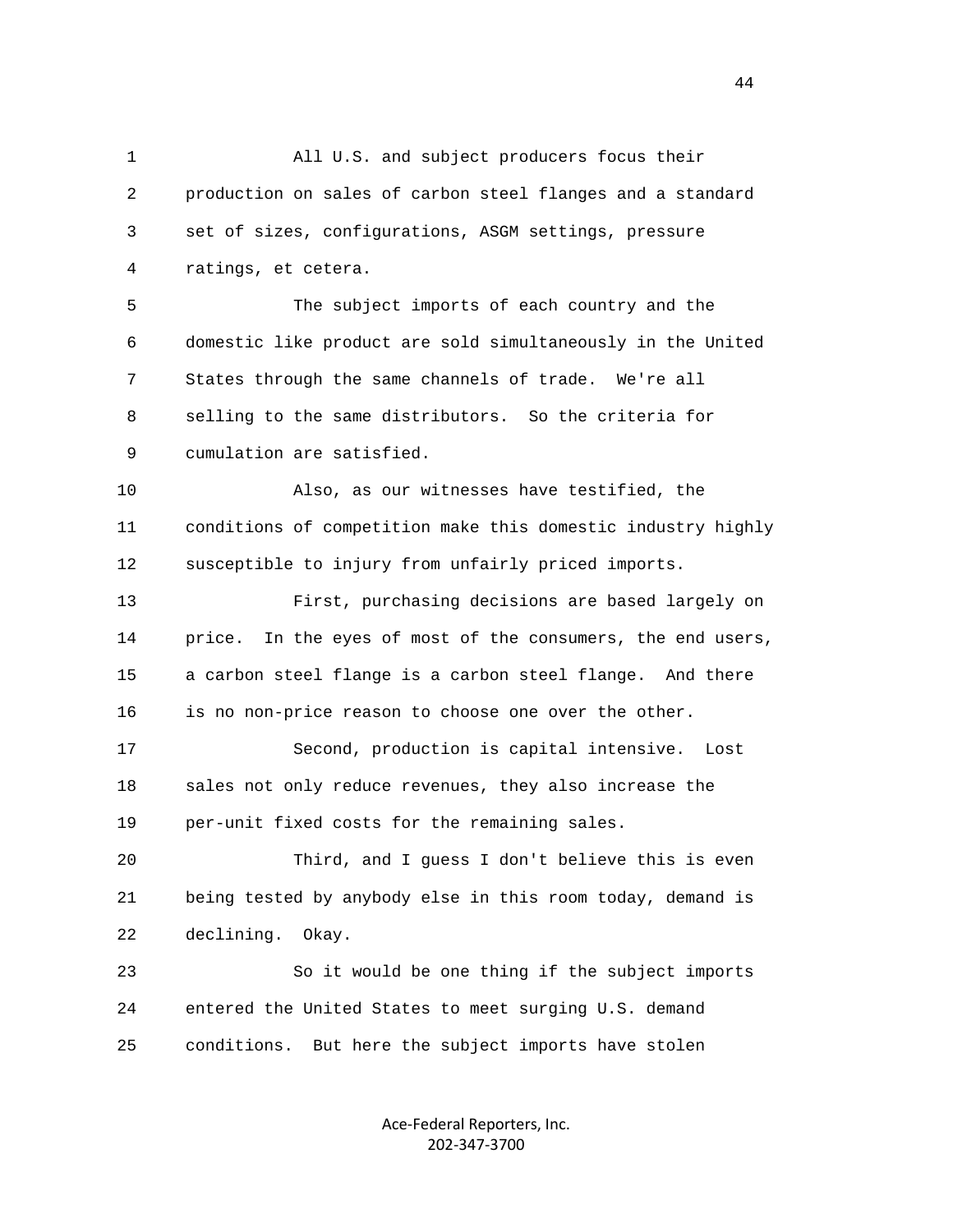All U.S. and subject producers focus their production on sales of carbon steel flanges and a standard set of sizes, configurations, ASGM settings, pressure ratings, et cetera.

The subject imports of each country and the domestic like product are sold simultaneously in the United States through the same channels of trade. We're all selling to the same distributors. So the criteria for cumulation are satisfied.

Also, as our witnesses have testified, the conditions of competition make this domestic industry highly susceptible to injury from unfairly priced imports.

First, purchasing decisions are based largely on price. In the eyes of most of the consumers, the end users, a carbon steel flange is a carbon steel flange. And there is no non-price reason to choose one over the other.

Second, production is capital intensive. Lost sales not only reduce revenues, they also increase the per-unit fixed costs for the remaining sales.

Third, and I guess I don't believe this is even being tested by anybody else in this room today, demand is declining. Okay.

So it would be one thing if the subject imports entered the United States to meet surging U.S. demand conditions. But here the subject imports have stolen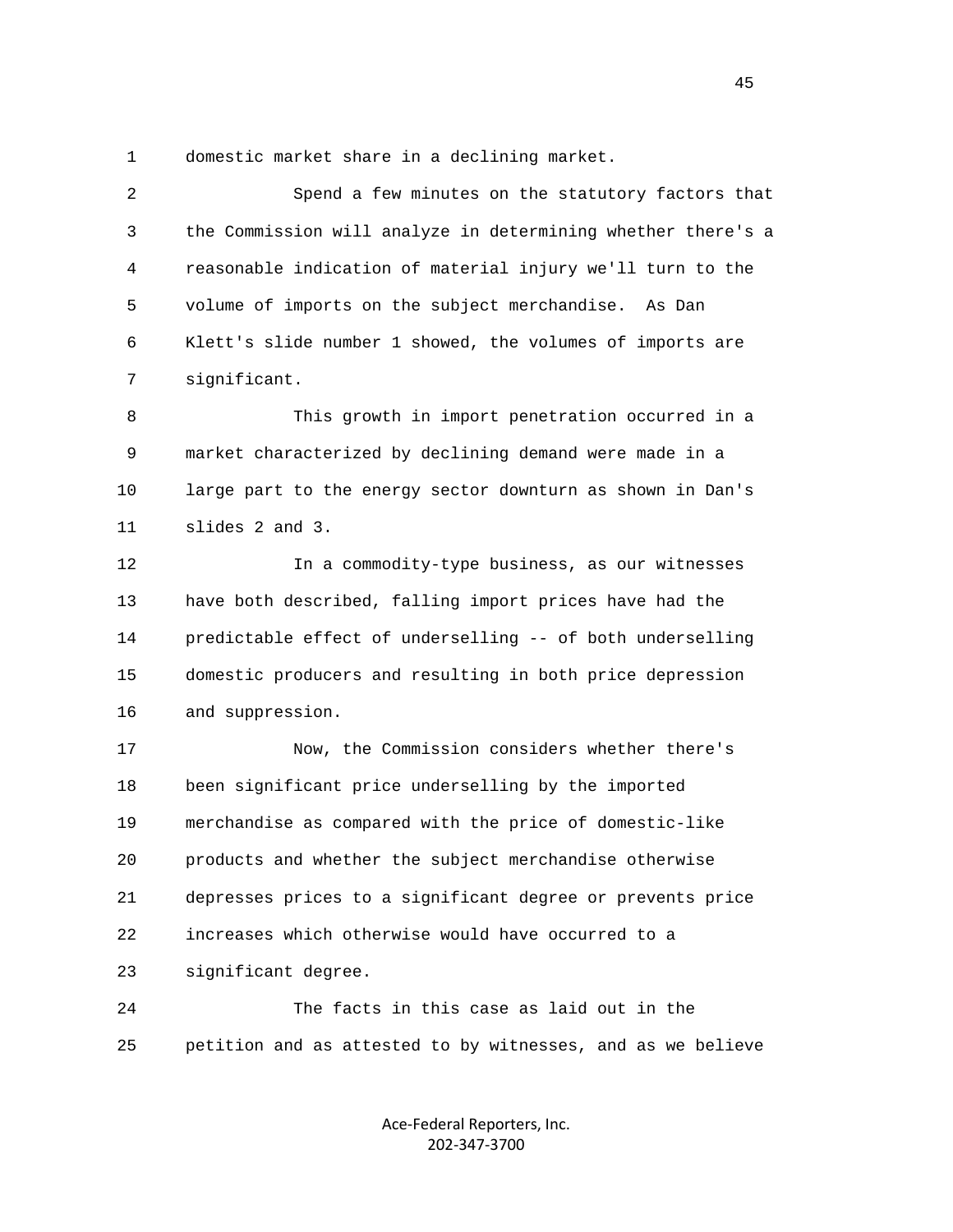1 domestic market share in a declining market.

2 Spend a few minutes on the statutory factors that

3 the Commission will analyze in determining whether there's a

4 reasonable indication of material injury we'll turn to the

5 volume of imports on the subject merchandise. As Dan

6 Klett's slide number 1 showed, the volumes of imports are

7 significant.

8 This growth in import penetration occurred in a

9 market characterized by declining demand were made in a

10 large part to the energy sector downturn as shown in Dan's

11 slides 2 and 3.

12 In a commodity-type business, as our witnesses

13 have both described, falling import prices have had the

14 predictable effect of underselling -- of both underselling

15 domestic producers and resulting in both price depression

16 and suppression.

17 Now, the Commission considers whether there's

18 been significant price underselling by the imported

19 merchandise as compared with the price of domestic-like

20 products and whether the subject merchandise otherwise

21 depresses prices to a significant degree or prevents price

22 increases which otherwise would have occurred to a

23 significant degree.

24 The facts in this case as laid out in the

25 petition and as attested to by witnesses, and as we believe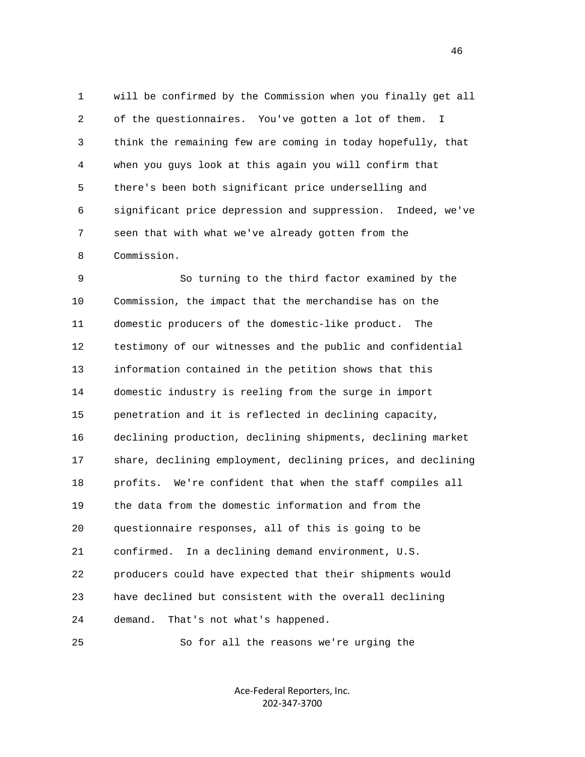will be confirmed by the Commission when you finally get all of the questionnaires. You've gotten a lot of them. I think the remaining few are coming in today hopefully, that when you guys look at this again you will confirm that there's been both significant price underselling and significant price depression and suppression. Indeed, we've seen that with what we've already gotten from the Commission.

So turning to the third factor examined by the Commission, the impact that the merchandise has on the domestic producers of the domestic-like product. The testimony of our witnesses and the public and confidential information contained in the petition shows that this domestic industry is reeling from the surge in import penetration and it is reflected in declining capacity, declining production, declining shipments, declining market share, declining employment, declining prices, and declining profits. We're confident that when the staff compiles all the data from the domestic information and from the questionnaire responses, all of this is going to be confirmed. In a declining demand environment, U.S. producers could have expected that their shipments would have declined but consistent with the overall declining demand. That's not what's happened.

So for all the reasons we're urging the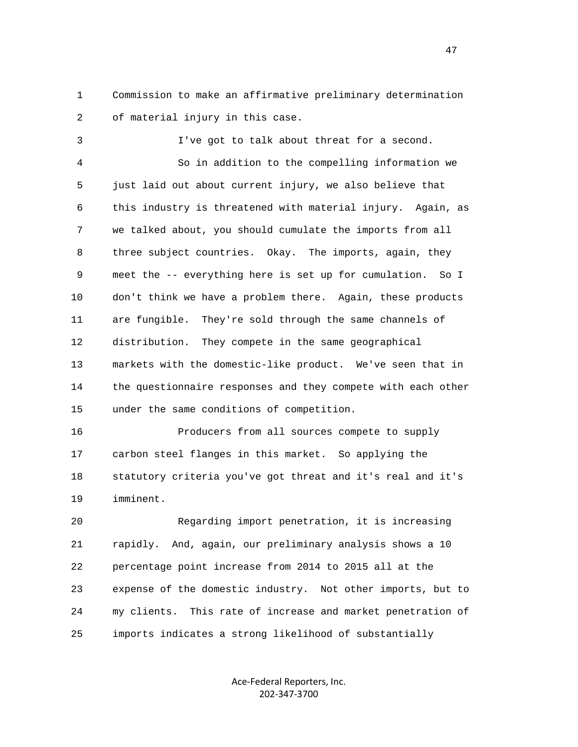Commission to make an affirmative preliminary determination of material injury in this case.

I've got to talk about threat for a second.

So in addition to the compelling information we just laid out about current injury, we also believe that this industry is threatened with material injury. Again, as we talked about, you should cumulate the imports from all three subject countries. Okay. The imports, again, they meet the -- everything here is set up for cumulation. So I don't think we have a problem there. Again, these products are fungible. They're sold through the same channels of distribution. They compete in the same geographical markets with the domestic-like product. We've seen that in the questionnaire responses and they compete with each other under the same conditions of competition.

Producers from all sources compete to supply carbon steel flanges in this market. So applying the statutory criteria you've got threat and it's real and it's imminent.

Regarding import penetration, it is increasing rapidly. And, again, our preliminary analysis shows a 10 percentage point increase from 2014 to 2015 all at the expense of the domestic industry. Not other imports, but to my clients. This rate of increase and market penetration of imports indicates a strong likelihood of substantially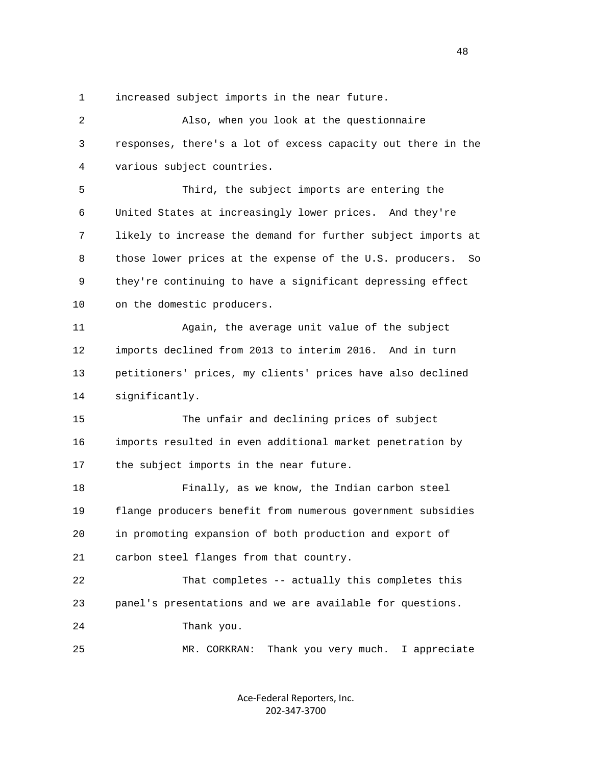increased subject imports in the near future.

Also, when you look at the questionnaire responses, there's a lot of excess capacity out there in the various subject countries.

Third, the subject imports are entering the United States at increasingly lower prices. And they're likely to increase the demand for further subject imports at those lower prices at the expense of the U.S. producers. So they're continuing to have a significant depressing effect on the domestic producers.

Again, the average unit value of the subject imports declined from 2013 to interim 2016. And in turn petitioners' prices, my clients' prices have also declined significantly.

The unfair and declining prices of subject imports resulted in even additional market penetration by the subject imports in the near future.

Finally, as we know, the Indian carbon steel flange producers benefit from numerous government subsidies in promoting expansion of both production and export of carbon steel flanges from that country.

That completes -- actually this completes this panel's presentations and we are available for questions.

Thank you.

MR. CORKRAN: Thank you very much. I appreciate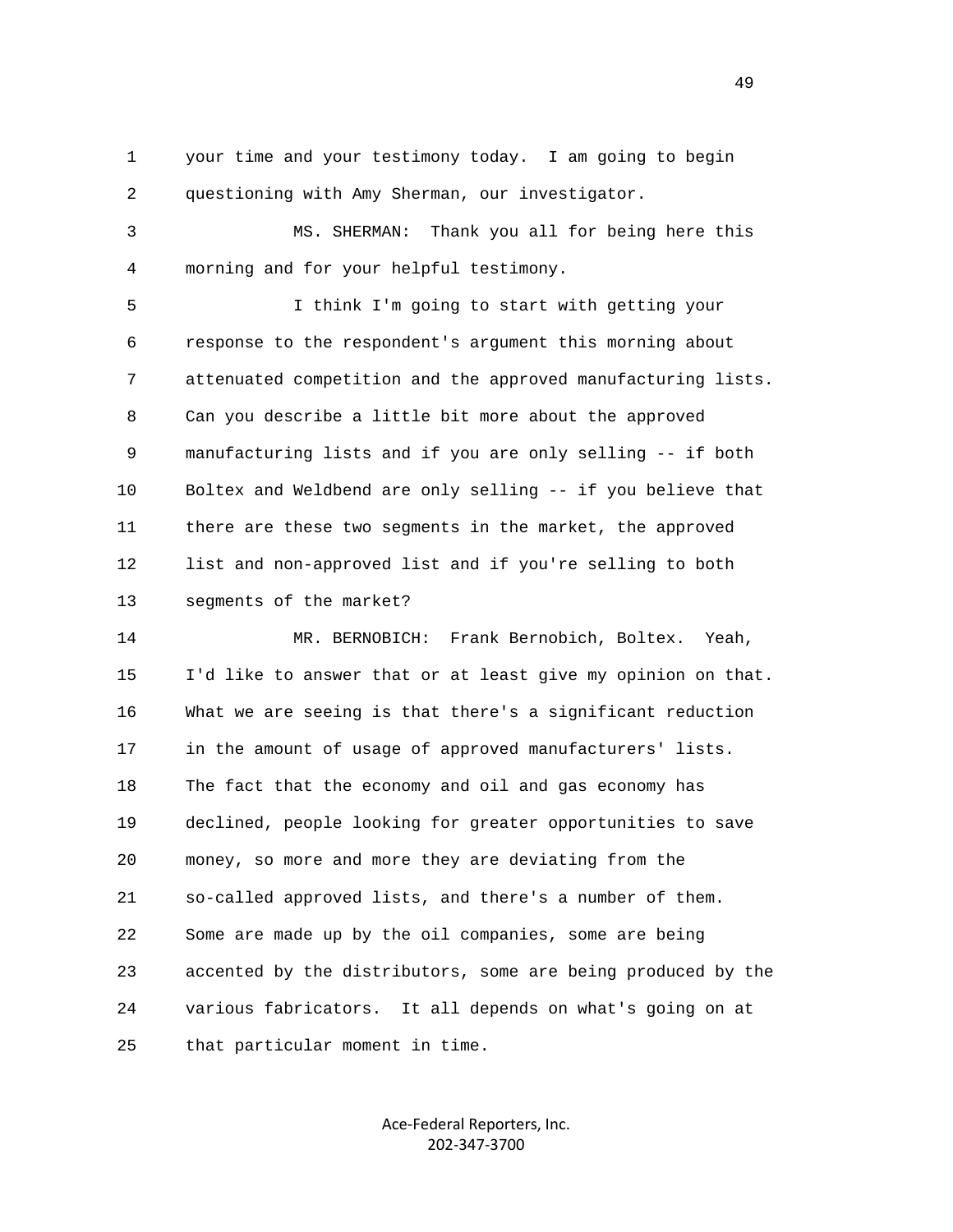1 your time and your testimony today. I am going to begin
2 questioning with Amy Sherman, our investigator.

3 MS. SHERMAN: Thank you all for being here this
4 morning and for your helpful testimony.

5 I think I'm going to start with getting your
6 response to the respondent's argument this morning about
7 attenuated competition and the approved manufacturing lists.
8 Can you describe a little bit more about the approved
9 manufacturing lists and if you are only selling -- if both
10 Boltex and Weldbend are only selling -- if you believe that
11 there are these two segments in the market, the approved
12 list and non-approved list and if you're selling to both
13 segments of the market?

14 MR. BERNOBICH: Frank Bernobich, Boltex. Yeah,
15 I'd like to answer that or at least give my opinion on that.
16 What we are seeing is that there's a significant reduction
17 in the amount of usage of approved manufacturers' lists.
18 The fact that the economy and oil and gas economy has
19 declined, people looking for greater opportunities to save
20 money, so more and more they are deviating from the
21 so-called approved lists, and there's a number of them.
22 Some are made up by the oil companies, some are being
23 accented by the distributors, some are being produced by the
24 various fabricators. It all depends on what's going on at
25 that particular moment in time.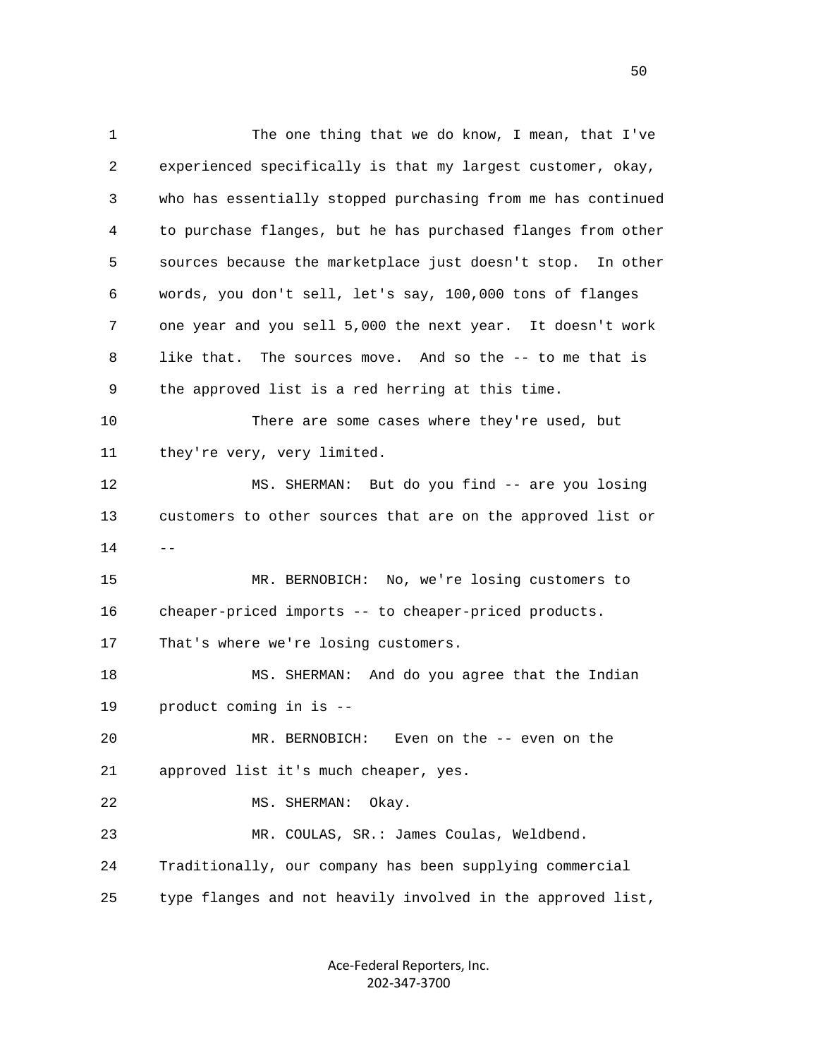The one thing that we do know, I mean, that I've experienced specifically is that my largest customer, okay, who has essentially stopped purchasing from me has continued to purchase flanges, but he has purchased flanges from other sources because the marketplace just doesn't stop. In other words, you don't sell, let's say, 100,000 tons of flanges one year and you sell 5,000 the next year. It doesn't work like that. The sources move. And so the -- to me that is the approved list is a red herring at this time.

There are some cases where they're used, but they're very, very limited.

MS. SHERMAN: But do you find -- are you losing customers to other sources that are on the approved list or --

MR. BERNOBICH: No, we're losing customers to cheaper-priced imports -- to cheaper-priced products. That's where we're losing customers.

MS. SHERMAN: And do you agree that the Indian product coming in is --

MR. BERNOBICH: Even on the -- even on the approved list it's much cheaper, yes.

MS. SHERMAN: Okay.

MR. COULAS, SR.: James Coulas, Weldbend. Traditionally, our company has been supplying commercial type flanges and not heavily involved in the approved list,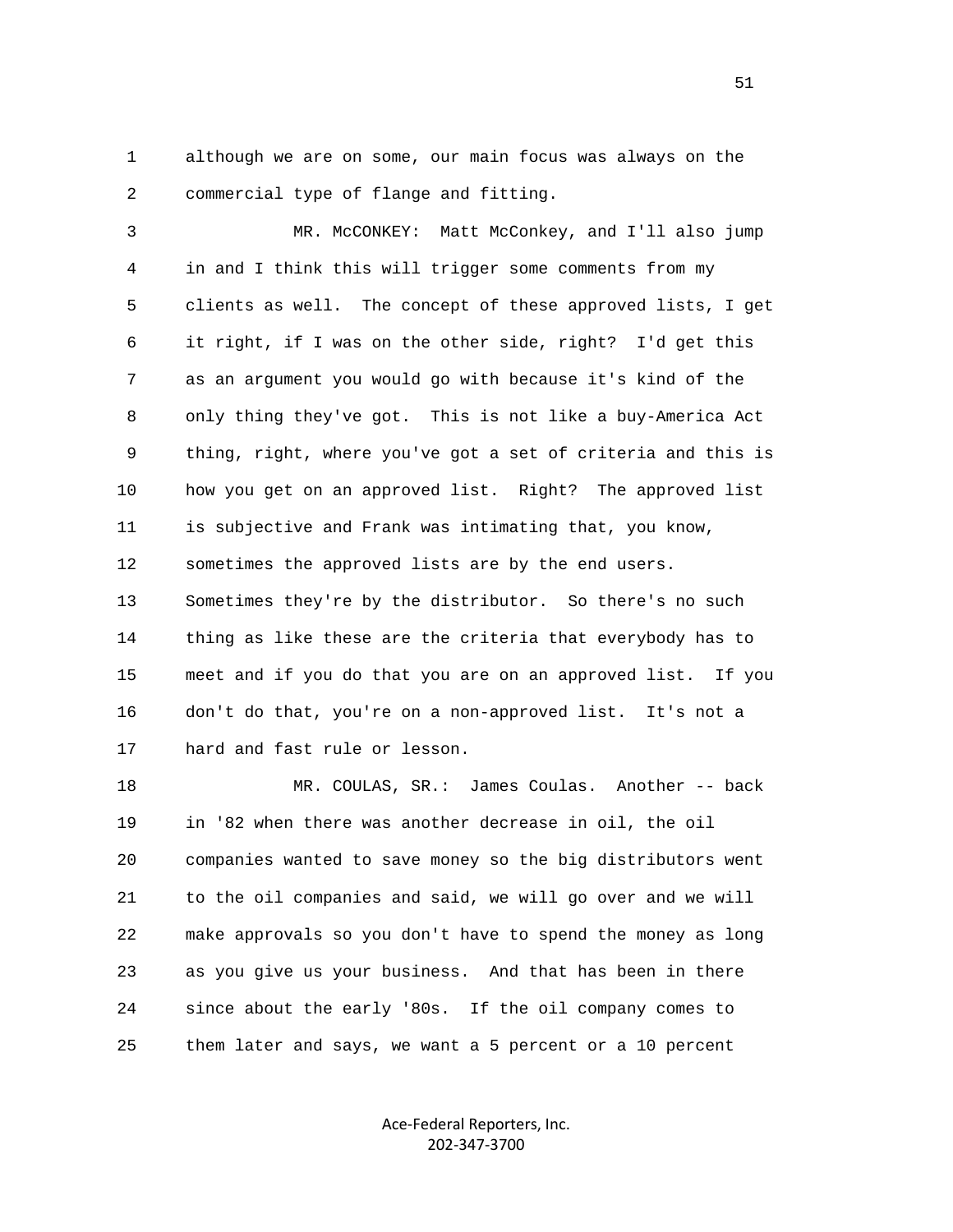although we are on some, our main focus was always on the commercial type of flange and fitting.

MR. McCONKEY: Matt McConkey, and I'll also jump in and I think this will trigger some comments from my clients as well. The concept of these approved lists, I get it right, if I was on the other side, right? I'd get this as an argument you would go with because it's kind of the only thing they've got. This is not like a buy-America Act thing, right, where you've got a set of criteria and this is how you get on an approved list. Right? The approved list is subjective and Frank was intimating that, you know, sometimes the approved lists are by the end users. Sometimes they're by the distributor. So there's no such thing as like these are the criteria that everybody has to meet and if you do that you are on an approved list. If you don't do that, you're on a non-approved list. It's not a hard and fast rule or lesson.

MR. COULAS, SR.: James Coulas. Another -- back in '82 when there was another decrease in oil, the oil companies wanted to save money so the big distributors went to the oil companies and said, we will go over and we will make approvals so you don't have to spend the money as long as you give us your business. And that has been in there since about the early '80s. If the oil company comes to them later and says, we want a 5 percent or a 10 percent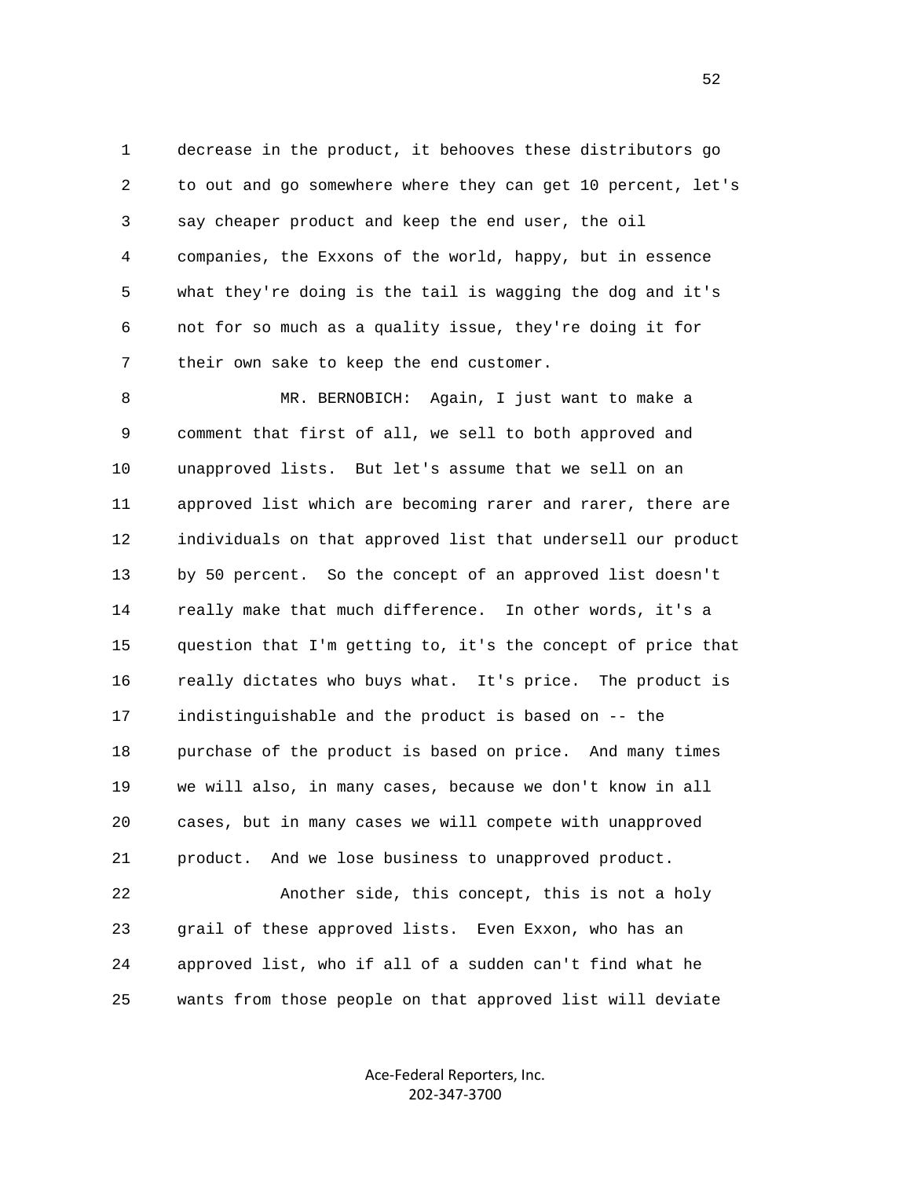decrease in the product, it behooves these distributors go to out and go somewhere where they can get 10 percent, let's say cheaper product and keep the end user, the oil companies, the Exxons of the world, happy, but in essence what they're doing is the tail is wagging the dog and it's not for so much as a quality issue, they're doing it for their own sake to keep the end customer.

MR. BERNOBICH: Again, I just want to make a comment that first of all, we sell to both approved and unapproved lists. But let's assume that we sell on an approved list which are becoming rarer and rarer, there are individuals on that approved list that undersell our product by 50 percent. So the concept of an approved list doesn't really make that much difference. In other words, it's a question that I'm getting to, it's the concept of price that really dictates who buys what. It's price. The product is indistinguishable and the product is based on -- the purchase of the product is based on price. And many times we will also, in many cases, because we don't know in all cases, but in many cases we will compete with unapproved product. And we lose business to unapproved product.

Another side, this concept, this is not a holy grail of these approved lists. Even Exxon, who has an approved list, who if all of a sudden can't find what he wants from those people on that approved list will deviate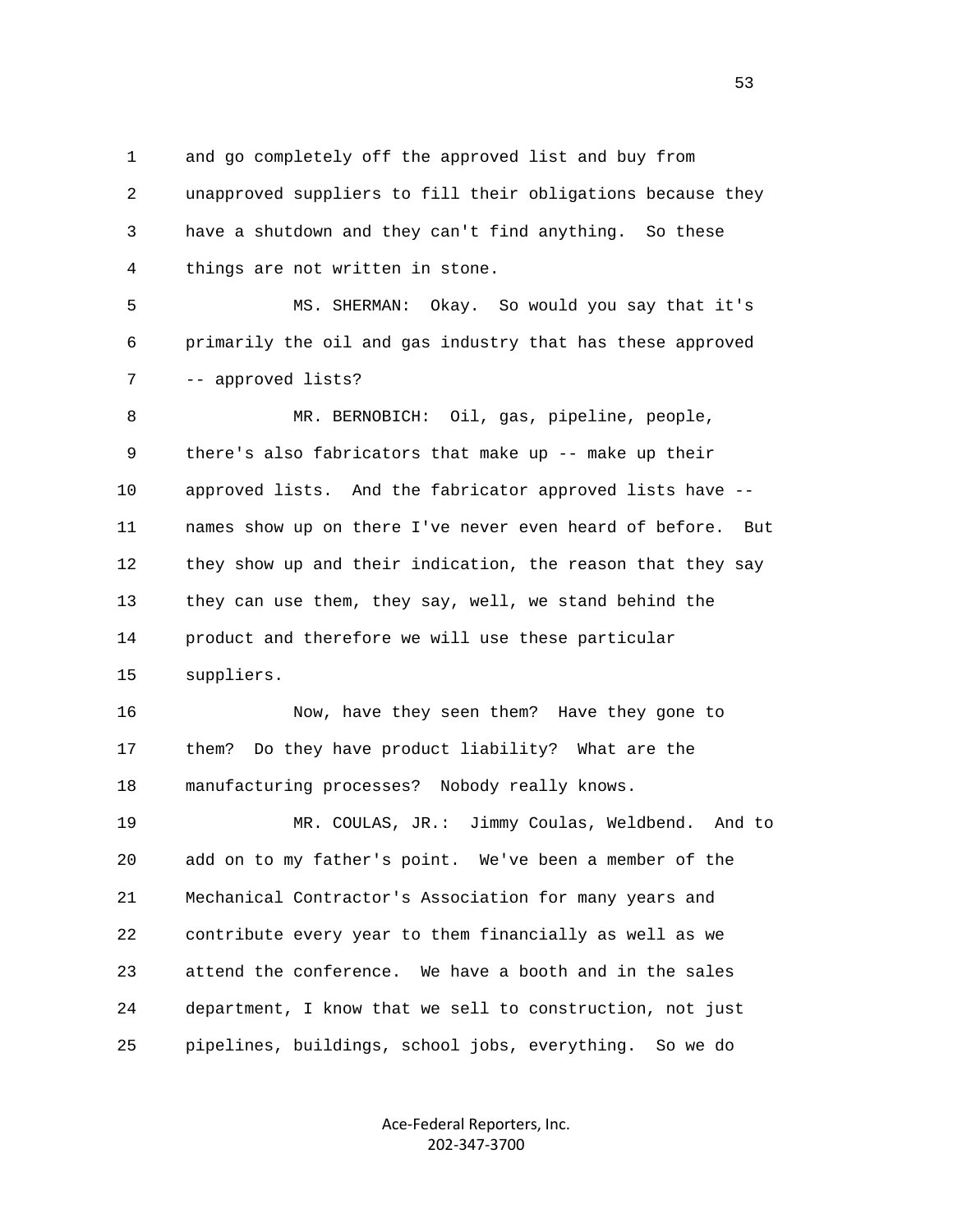and go completely off the approved list and buy from unapproved suppliers to fill their obligations because they have a shutdown and they can't find anything. So these things are not written in stone.

MS. SHERMAN: Okay. So would you say that it's primarily the oil and gas industry that has these approved -- approved lists?

MR. BERNOBICH: Oil, gas, pipeline, people, there's also fabricators that make up -- make up their approved lists. And the fabricator approved lists have -- names show up on there I've never even heard of before. But they show up and their indication, the reason that they say they can use them, they say, well, we stand behind the product and therefore we will use these particular suppliers.

Now, have they seen them? Have they gone to them? Do they have product liability? What are the manufacturing processes? Nobody really knows.

MR. COULAS, JR.: Jimmy Coulas, Weldbend. And to add on to my father's point. We've been a member of the Mechanical Contractor's Association for many years and contribute every year to them financially as well as we attend the conference. We have a booth and in the sales department, I know that we sell to construction, not just pipelines, buildings, school jobs, everything. So we do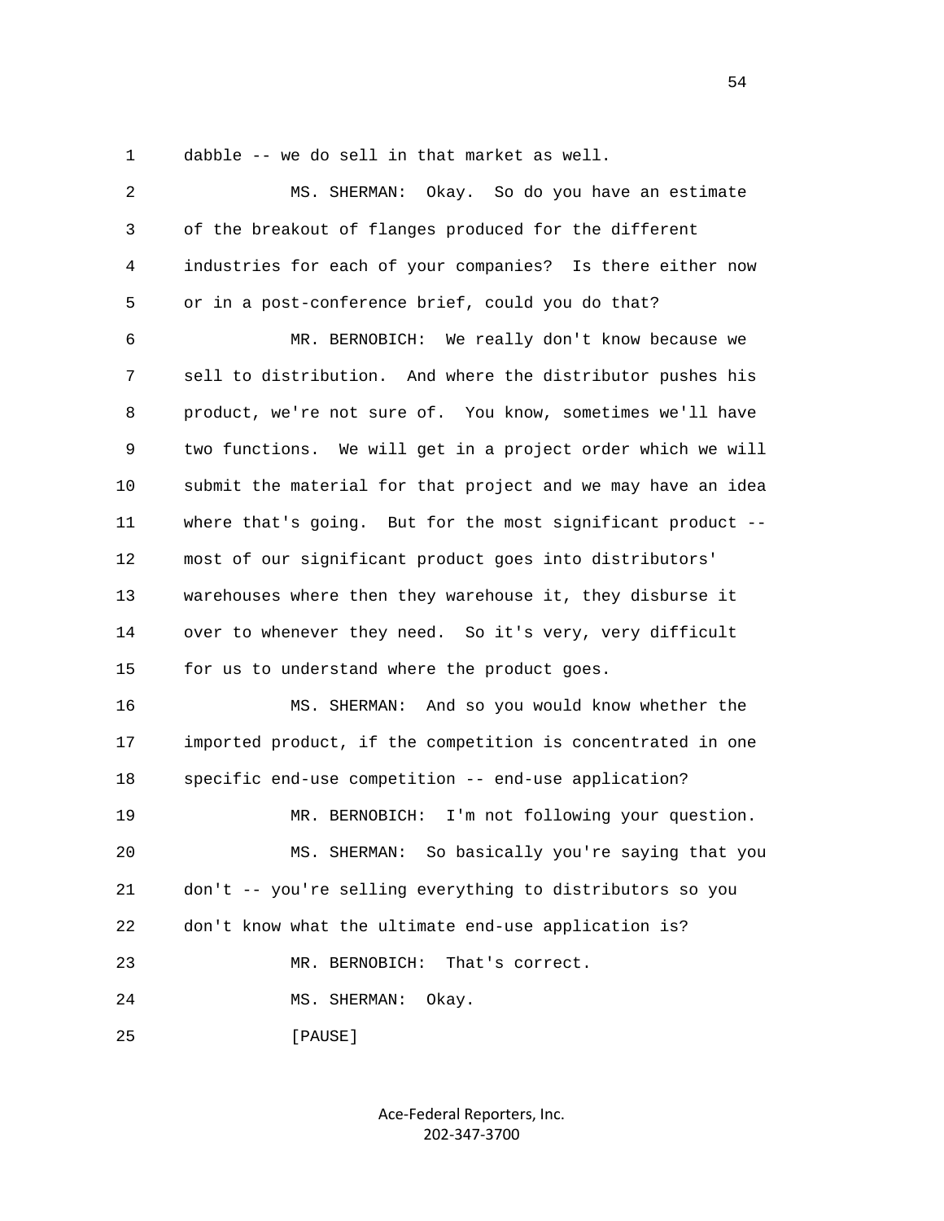dabble -- we do sell in that market as well.

MS. SHERMAN: Okay. So do you have an estimate of the breakout of flanges produced for the different industries for each of your companies? Is there either now or in a post-conference brief, could you do that?

MR. BERNOBICH: We really don't know because we sell to distribution. And where the distributor pushes his product, we're not sure of. You know, sometimes we'll have two functions. We will get in a project order which we will submit the material for that project and we may have an idea where that's going. But for the most significant product -- most of our significant product goes into distributors' warehouses where then they warehouse it, they disburse it over to whenever they need. So it's very, very difficult for us to understand where the product goes.

MS. SHERMAN: And so you would know whether the imported product, if the competition is concentrated in one specific end-use competition -- end-use application?

MR. BERNOBICH: I'm not following your question.

MS. SHERMAN: So basically you're saying that you don't -- you're selling everything to distributors so you don't know what the ultimate end-use application is?

MR. BERNOBICH: That's correct.

MS. SHERMAN: Okay.

[PAUSE]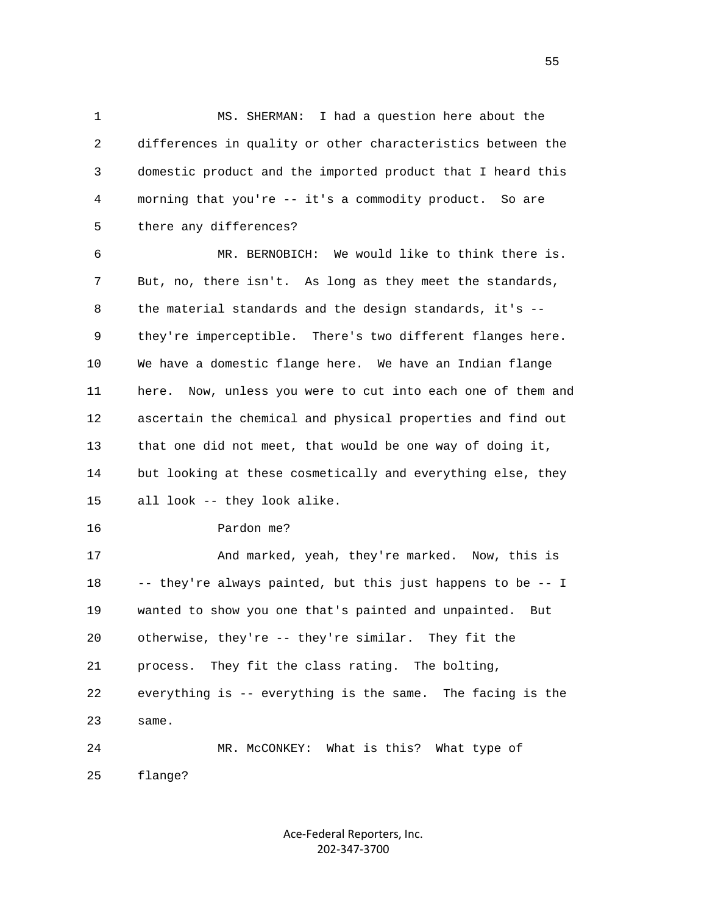MS. SHERMAN: I had a question here about the differences in quality or other characteristics between the domestic product and the imported product that I heard this morning that you're -- it's a commodity product. So are there any differences?

MR. BERNOBICH: We would like to think there is. But, no, there isn't. As long as they meet the standards, the material standards and the design standards, it's -- they're imperceptible. There's two different flanges here. We have a domestic flange here. We have an Indian flange here. Now, unless you were to cut into each one of them and ascertain the chemical and physical properties and find out that one did not meet, that would be one way of doing it, but looking at these cosmetically and everything else, they all look -- they look alike.

Pardon me?

And marked, yeah, they're marked. Now, this is -- they're always painted, but this just happens to be -- I wanted to show you one that's painted and unpainted. But otherwise, they're -- they're similar. They fit the process. They fit the class rating. The bolting, everything is -- everything is the same. The facing is the same.

MR. McCONKEY: What is this? What type of flange?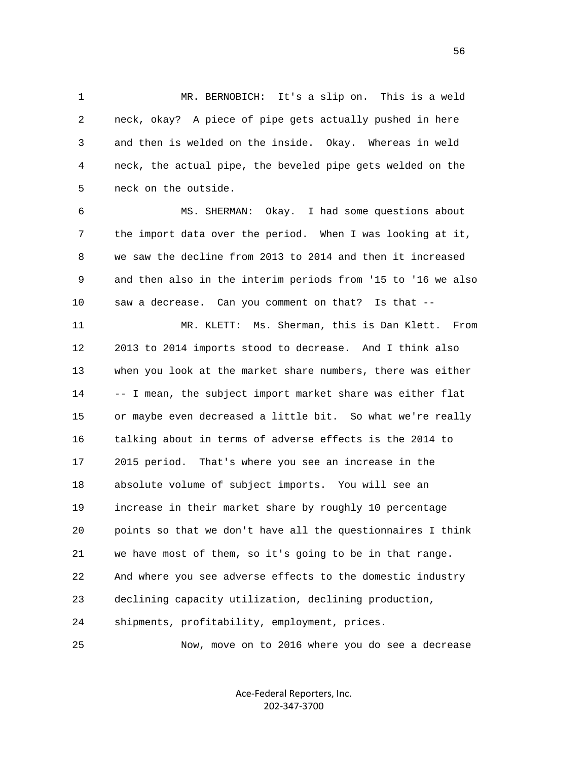MR. BERNOBICH: It's a slip on. This is a weld neck, okay? A piece of pipe gets actually pushed in here and then is welded on the inside. Okay. Whereas in weld neck, the actual pipe, the beveled pipe gets welded on the neck on the outside.

MS. SHERMAN: Okay. I had some questions about the import data over the period. When I was looking at it, we saw the decline from 2013 to 2014 and then it increased and then also in the interim periods from '15 to '16 we also saw a decrease. Can you comment on that? Is that --

MR. KLETT: Ms. Sherman, this is Dan Klett. From 2013 to 2014 imports stood to decrease. And I think also when you look at the market share numbers, there was either -- I mean, the subject import market share was either flat or maybe even decreased a little bit. So what we're really talking about in terms of adverse effects is the 2014 to 2015 period. That's where you see an increase in the absolute volume of subject imports. You will see an increase in their market share by roughly 10 percentage points so that we don't have all the questionnaires I think we have most of them, so it's going to be in that range. And where you see adverse effects to the domestic industry declining capacity utilization, declining production, shipments, profitability, employment, prices.

Now, move on to 2016 where you do see a decrease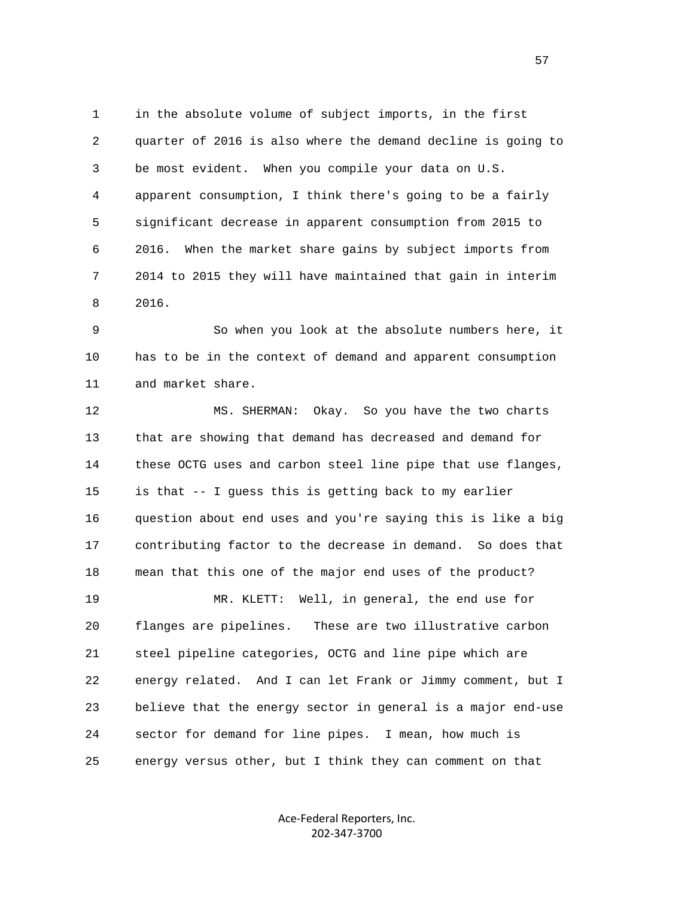in the absolute volume of subject imports, in the first quarter of 2016 is also where the demand decline is going to be most evident. When you compile your data on U.S. apparent consumption, I think there's going to be a fairly significant decrease in apparent consumption from 2015 to 2016. When the market share gains by subject imports from 2014 to 2015 they will have maintained that gain in interim 2016.

So when you look at the absolute numbers here, it has to be in the context of demand and apparent consumption and market share.

MS. SHERMAN: Okay. So you have the two charts that are showing that demand has decreased and demand for these OCTG uses and carbon steel line pipe that use flanges, is that -- I guess this is getting back to my earlier question about end uses and you're saying this is like a big contributing factor to the decrease in demand. So does that mean that this one of the major end uses of the product?

MR. KLETT: Well, in general, the end use for flanges are pipelines. These are two illustrative carbon steel pipeline categories, OCTG and line pipe which are energy related. And I can let Frank or Jimmy comment, but I believe that the energy sector in general is a major end-use sector for demand for line pipes. I mean, how much is energy versus other, but I think they can comment on that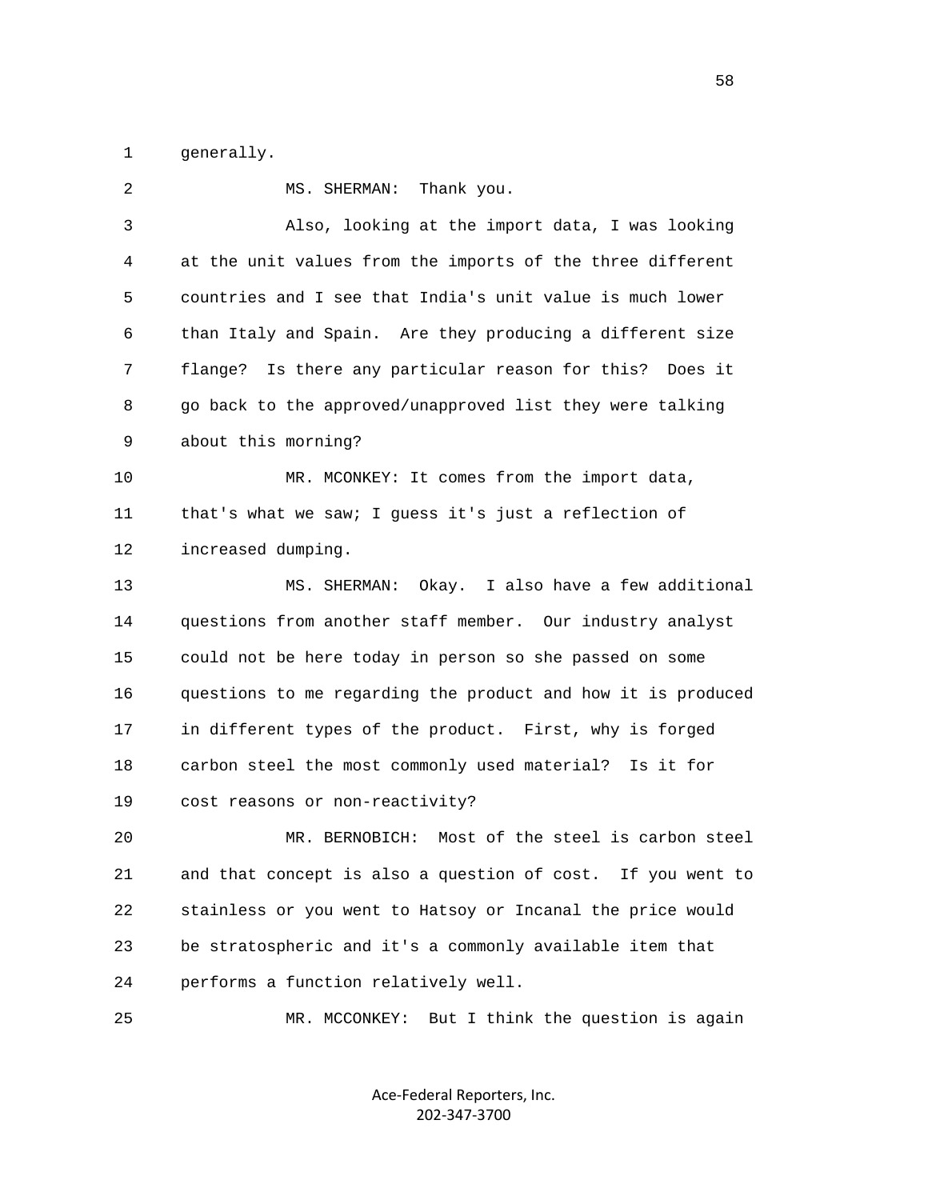1 generally.

2 MS. SHERMAN: Thank you.

3 Also, looking at the import data, I was looking

4 at the unit values from the imports of the three different

5 countries and I see that India's unit value is much lower

6 than Italy and Spain. Are they producing a different size

7 flange? Is there any particular reason for this? Does it

8 go back to the approved/unapproved list they were talking

9 about this morning?

10 MR. MCONKEY: It comes from the import data,

11 that's what we saw; I guess it's just a reflection of

12 increased dumping.

13 MS. SHERMAN: Okay. I also have a few additional

14 questions from another staff member. Our industry analyst

15 could not be here today in person so she passed on some

16 questions to me regarding the product and how it is produced

17 in different types of the product. First, why is forged

18 carbon steel the most commonly used material? Is it for

19 cost reasons or non-reactivity?

20 MR. BERNOBICH: Most of the steel is carbon steel

21 and that concept is also a question of cost. If you went to

22 stainless or you went to Hatsoy or Incanal the price would

23 be stratospheric and it's a commonly available item that

24 performs a function relatively well.

25 MR. MCCONKEY: But I think the question is again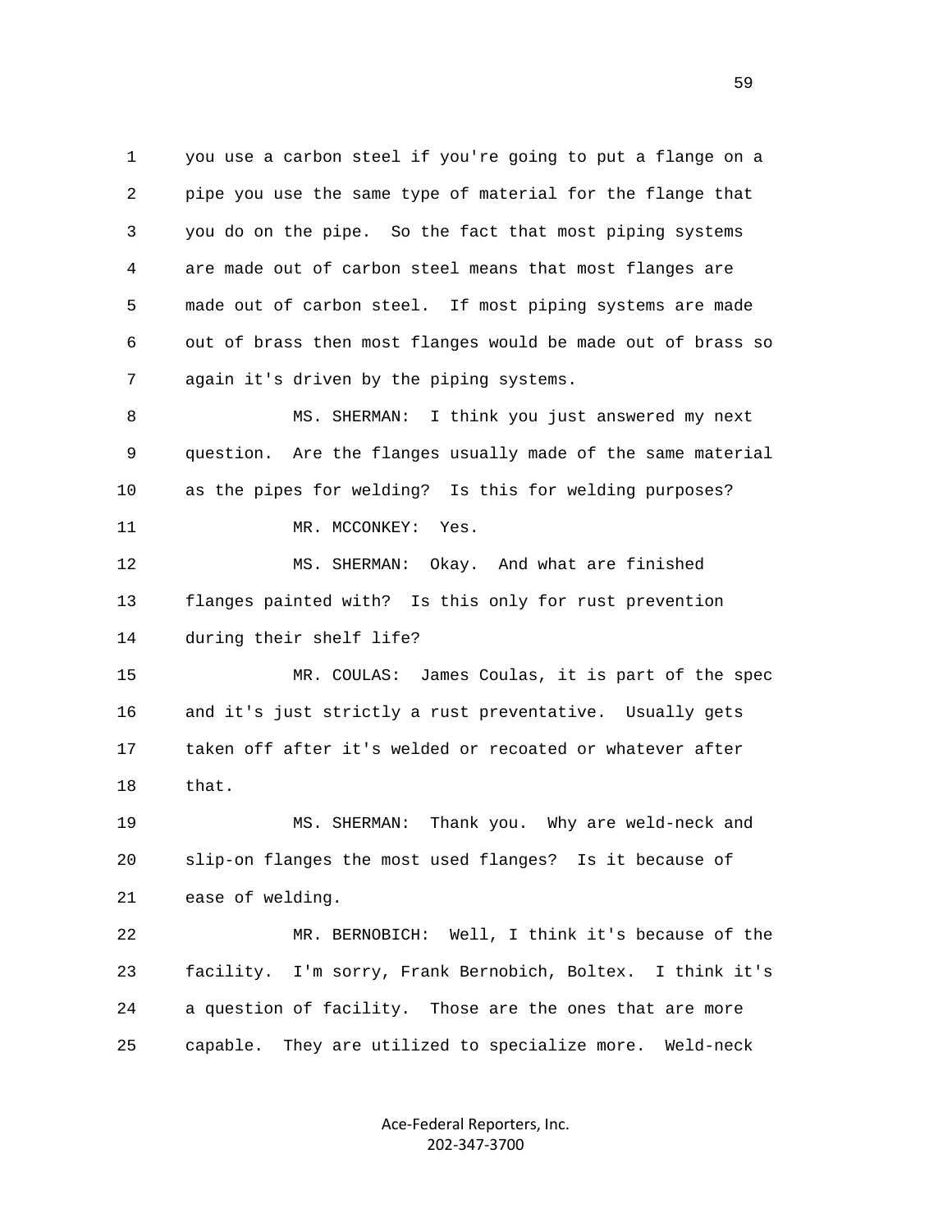1 you use a carbon steel if you're going to put a flange on a
2 pipe you use the same type of material for the flange that
3 you do on the pipe. So the fact that most piping systems
4 are made out of carbon steel means that most flanges are
5 made out of carbon steel. If most piping systems are made
6 out of brass then most flanges would be made out of brass so
7 again it's driven by the piping systems.

8 MS. SHERMAN: I think you just answered my next
9 question. Are the flanges usually made of the same material
10 as the pipes for welding? Is this for welding purposes?

11 MR. MCCONKEY: Yes.

12 MS. SHERMAN: Okay. And what are finished
13 flanges painted with? Is this only for rust prevention
14 during their shelf life?

15 MR. COULAS: James Coulas, it is part of the spec
16 and it's just strictly a rust preventative. Usually gets
17 taken off after it's welded or recoated or whatever after
18 that.

19 MS. SHERMAN: Thank you. Why are weld-neck and
20 slip-on flanges the most used flanges? Is it because of
21 ease of welding.

22 MR. BERNOBICH: Well, I think it's because of the
23 facility. I'm sorry, Frank Bernobich, Boltex. I think it's
24 a question of facility. Those are the ones that are more
25 capable. They are utilized to specialize more. Weld-neck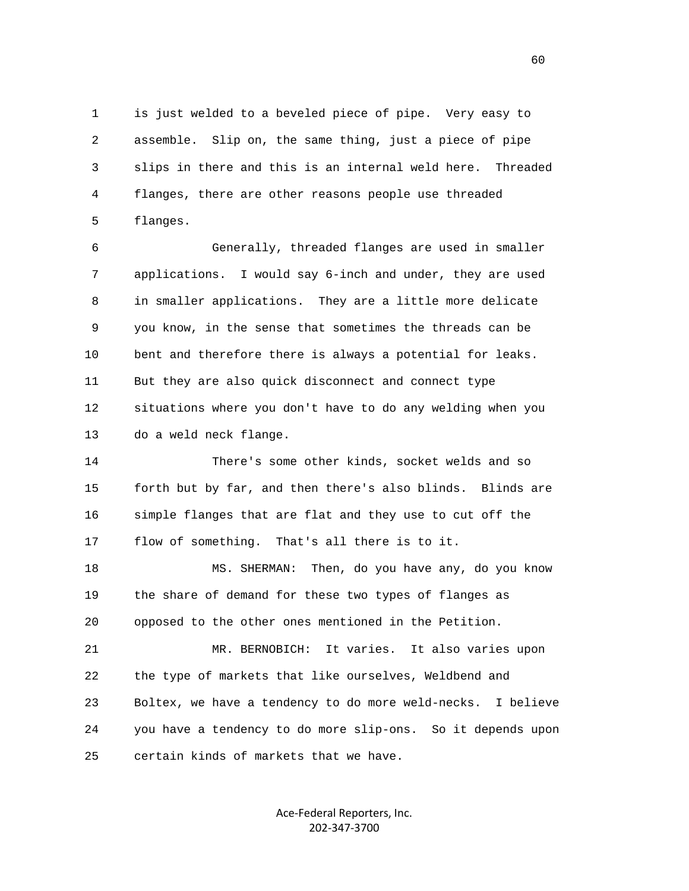is just welded to a beveled piece of pipe. Very easy to assemble. Slip on, the same thing, just a piece of pipe slips in there and this is an internal weld here. Threaded flanges, there are other reasons people use threaded flanges.

Generally, threaded flanges are used in smaller applications. I would say 6-inch and under, they are used in smaller applications. They are a little more delicate you know, in the sense that sometimes the threads can be bent and therefore there is always a potential for leaks. But they are also quick disconnect and connect type situations where you don't have to do any welding when you do a weld neck flange.

There's some other kinds, socket welds and so forth but by far, and then there's also blinds. Blinds are simple flanges that are flat and they use to cut off the flow of something. That's all there is to it.

MS. SHERMAN: Then, do you have any, do you know the share of demand for these two types of flanges as opposed to the other ones mentioned in the Petition.

MR. BERNOBICH: It varies. It also varies upon the type of markets that like ourselves, Weldbend and Boltex, we have a tendency to do more weld-necks. I believe you have a tendency to do more slip-ons. So it depends upon certain kinds of markets that we have.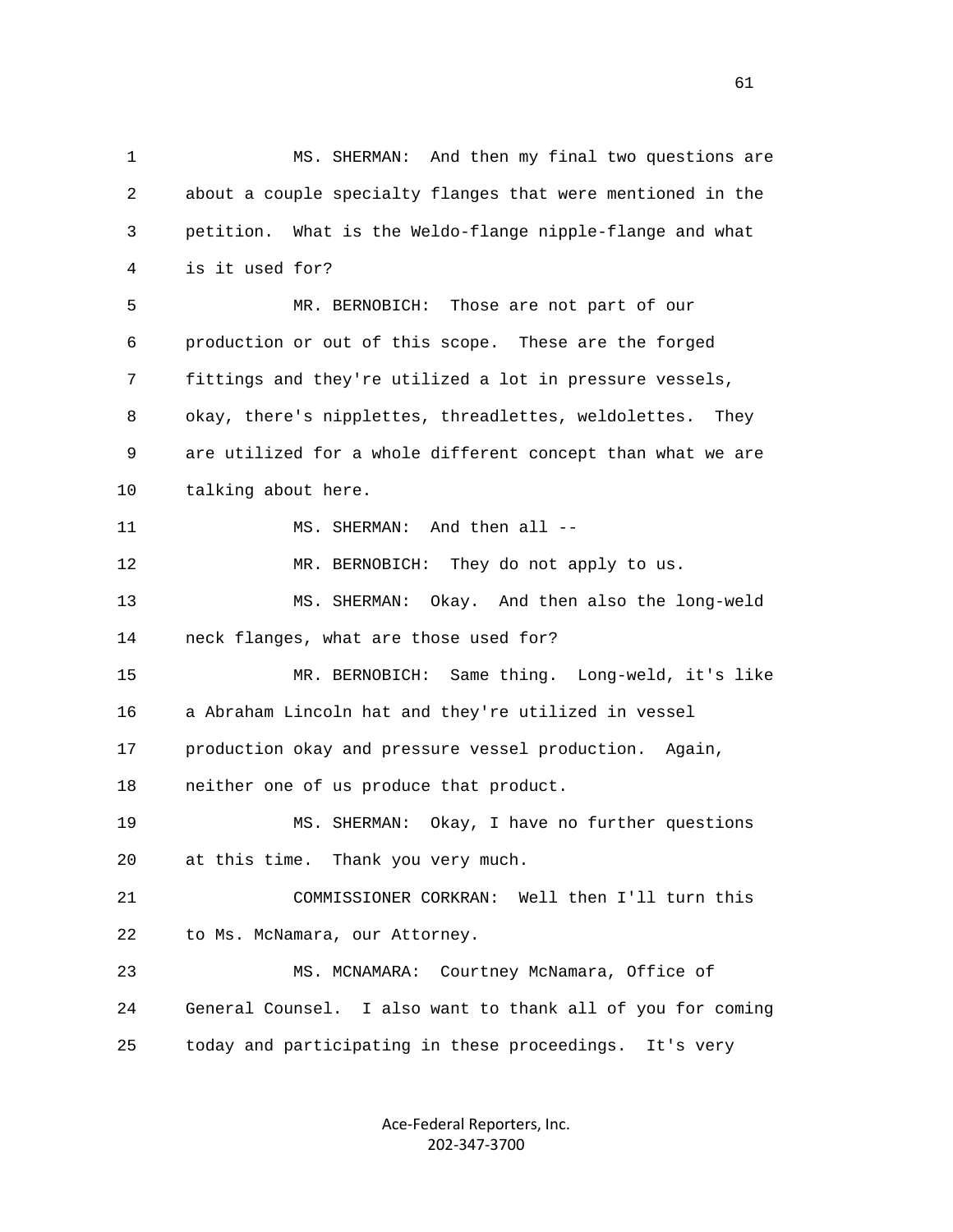1 MS. SHERMAN: And then my final two questions are
2 about a couple specialty flanges that were mentioned in the
3 petition. What is the Weldo-flange nipple-flange and what
4 is it used for?

5 MR. BERNOBICH: Those are not part of our
6 production or out of this scope. These are the forged
7 fittings and they're utilized a lot in pressure vessels,
8 okay, there's nipplettes, threadlettes, weldolettes. They
9 are utilized for a whole different concept than what we are
10 talking about here.

11 MS. SHERMAN: And then all --

12 MR. BERNOBICH: They do not apply to us.

13 MS. SHERMAN: Okay. And then also the long-weld
14 neck flanges, what are those used for?

15 MR. BERNOBICH: Same thing. Long-weld, it's like
16 a Abraham Lincoln hat and they're utilized in vessel
17 production okay and pressure vessel production. Again,
18 neither one of us produce that product.

19 MS. SHERMAN: Okay, I have no further questions
20 at this time. Thank you very much.

21 COMMISSIONER CORKRAN: Well then I'll turn this
22 to Ms. McNamara, our Attorney.

23 MS. MCNAMARA: Courtney McNamara, Office of
24 General Counsel. I also want to thank all of you for coming
25 today and participating in these proceedings. It's very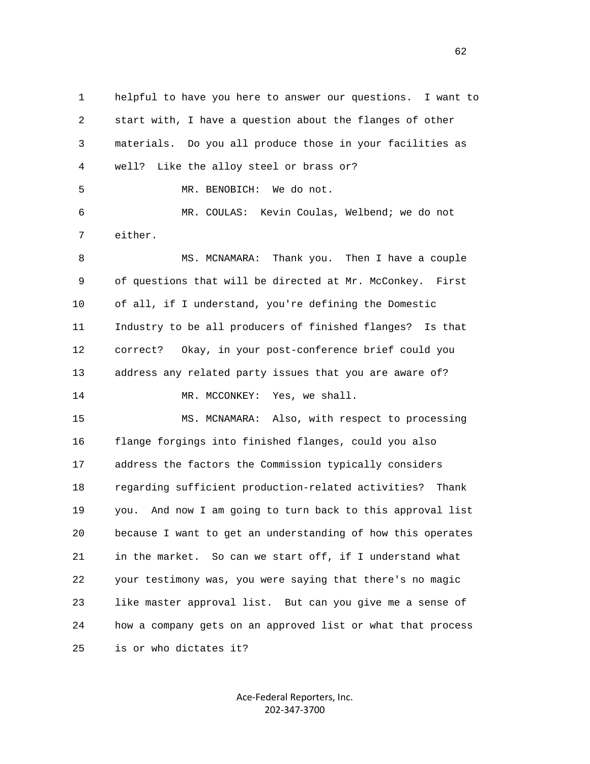1 helpful to have you here to answer our questions. I want to
2 start with, I have a question about the flanges of other
3 materials. Do you all produce those in your facilities as
4 well? Like the alloy steel or brass or?
5 MR. BENOBICH: We do not.
6 MR. COULAS: Kevin Coulas, Welbend; we do not
7 either.
8 MS. MCNAMARA: Thank you. Then I have a couple
9 of questions that will be directed at Mr. McConkey. First
10 of all, if I understand, you're defining the Domestic
11 Industry to be all producers of finished flanges? Is that
12 correct? Okay, in your post-conference brief could you
13 address any related party issues that you are aware of?
14 MR. MCCONKEY: Yes, we shall.
15 MS. MCNAMARA: Also, with respect to processing
16 flange forgings into finished flanges, could you also
17 address the factors the Commission typically considers
18 regarding sufficient production-related activities? Thank
19 you. And now I am going to turn back to this approval list
20 because I want to get an understanding of how this operates
21 in the market. So can we start off, if I understand what
22 your testimony was, you were saying that there's no magic
23 like master approval list. But can you give me a sense of
24 how a company gets on an approved list or what that process
25 is or who dictates it?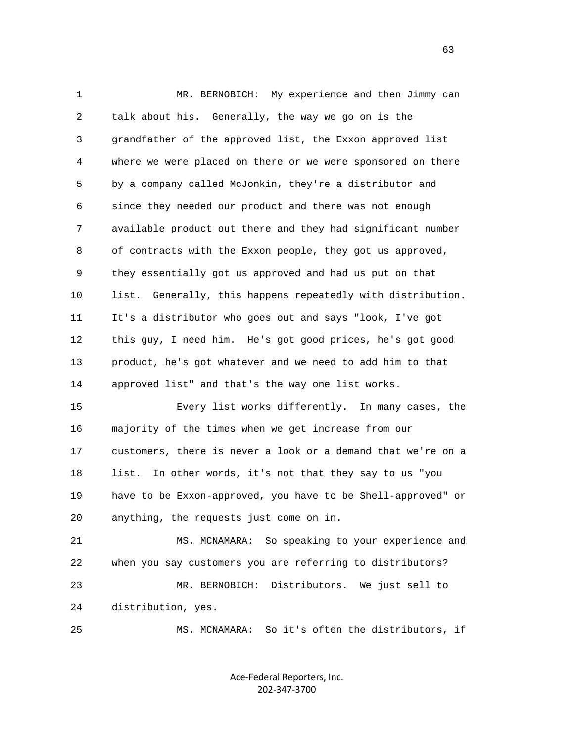1 MR. BERNOBICH: My experience and then Jimmy can
2 talk about his. Generally, the way we go on is the
3 grandfather of the approved list, the Exxon approved list
4 where we were placed on there or we were sponsored on there
5 by a company called McJonkin, they're a distributor and
6 since they needed our product and there was not enough
7 available product out there and they had significant number
8 of contracts with the Exxon people, they got us approved,
9 they essentially got us approved and had us put on that
10 list. Generally, this happens repeatedly with distribution.
11 It's a distributor who goes out and says "look, I've got
12 this guy, I need him. He's got good prices, he's got good
13 product, he's got whatever and we need to add him to that
14 approved list" and that's the way one list works.
15 Every list works differently. In many cases, the
16 majority of the times when we get increase from our
17 customers, there is never a look or a demand that we're on a
18 list. In other words, it's not that they say to us "you
19 have to be Exxon-approved, you have to be Shell-approved" or
20 anything, the requests just come on in.
21 MS. MCNAMARA: So speaking to your experience and
22 when you say customers you are referring to distributors?
23 MR. BERNOBICH: Distributors. We just sell to
24 distribution, yes.
25 MS. MCNAMARA: So it's often the distributors, if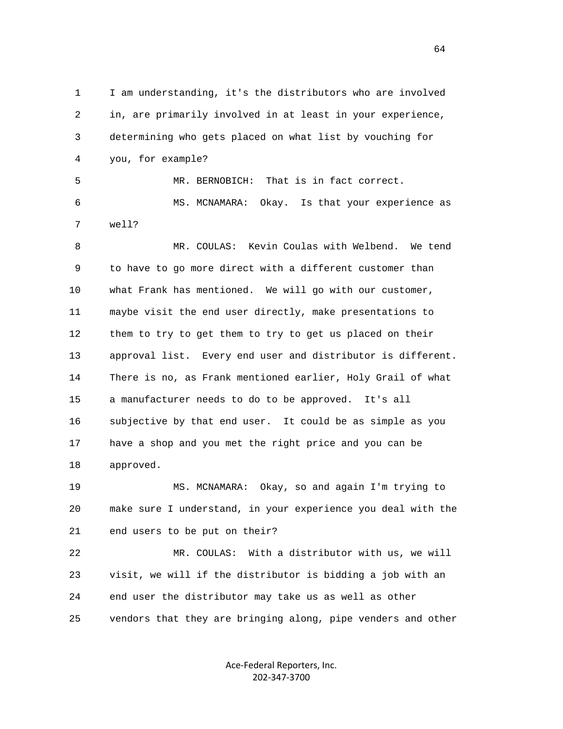I am understanding, it's the distributors who are involved in, are primarily involved in at least in your experience, determining who gets placed on what list by vouching for you, for example?

MR. BERNOBICH: That is in fact correct.

MS. MCNAMARA: Okay. Is that your experience as well?

MR. COULAS: Kevin Coulas with Welbend. We tend to have to go more direct with a different customer than what Frank has mentioned. We will go with our customer, maybe visit the end user directly, make presentations to them to try to get them to try to get us placed on their approval list. Every end user and distributor is different. There is no, as Frank mentioned earlier, Holy Grail of what a manufacturer needs to do to be approved. It's all subjective by that end user. It could be as simple as you have a shop and you met the right price and you can be approved.

MS. MCNAMARA: Okay, so and again I'm trying to make sure I understand, in your experience you deal with the end users to be put on their?

MR. COULAS: With a distributor with us, we will visit, we will if the distributor is bidding a job with an end user the distributor may take us as well as other vendors that they are bringing along, pipe venders and other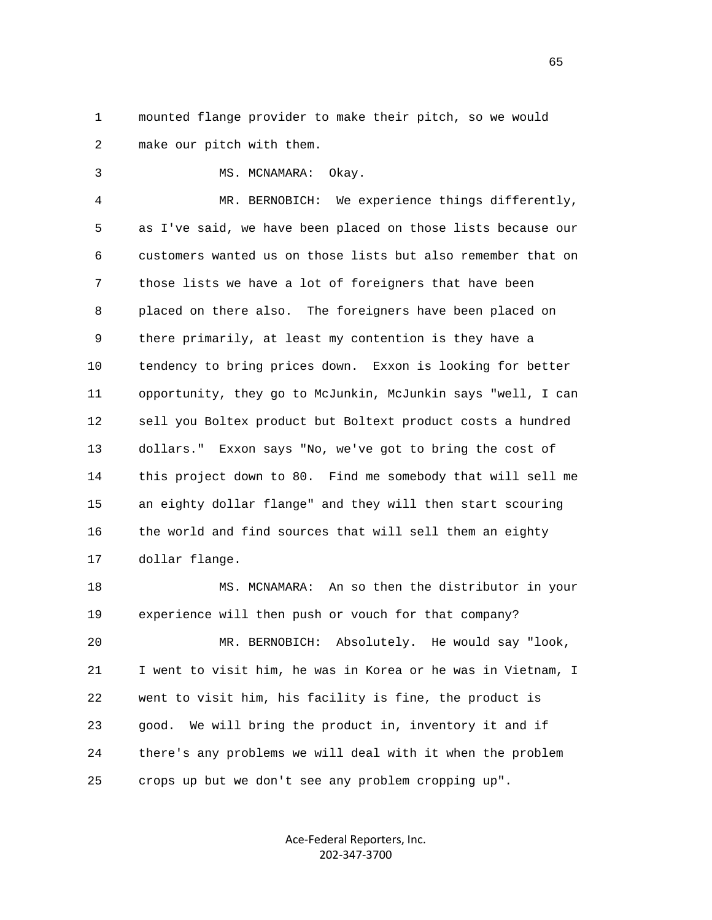mounted flange provider to make their pitch, so we would make our pitch with them.

MS. MCNAMARA: Okay.

MR. BERNOBICH: We experience things differently, as I've said, we have been placed on those lists because our customers wanted us on those lists but also remember that on those lists we have a lot of foreigners that have been placed on there also. The foreigners have been placed on there primarily, at least my contention is they have a tendency to bring prices down. Exxon is looking for better opportunity, they go to McJunkin, McJunkin says "well, I can sell you Boltex product but Boltext product costs a hundred dollars." Exxon says "No, we've got to bring the cost of this project down to 80. Find me somebody that will sell me an eighty dollar flange" and they will then start scouring the world and find sources that will sell them an eighty dollar flange.

MS. MCNAMARA: An so then the distributor in your experience will then push or vouch for that company?

MR. BERNOBICH: Absolutely. He would say "look, I went to visit him, he was in Korea or he was in Vietnam, I went to visit him, his facility is fine, the product is good. We will bring the product in, inventory it and if there's any problems we will deal with it when the problem crops up but we don't see any problem cropping up".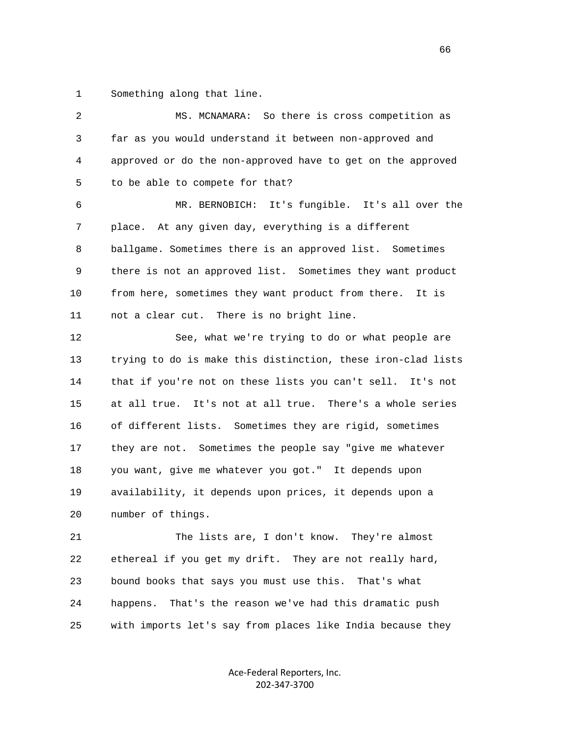Something along that line.

MS. MCNAMARA: So there is cross competition as far as you would understand it between non-approved and approved or do the non-approved have to get on the approved to be able to compete for that?

MR. BERNOBICH: It's fungible. It's all over the place. At any given day, everything is a different ballgame. Sometimes there is an approved list. Sometimes there is not an approved list. Sometimes they want product from here, sometimes they want product from there. It is not a clear cut. There is no bright line.

See, what we're trying to do or what people are trying to do is make this distinction, these iron-clad lists that if you're not on these lists you can't sell. It's not at all true. It's not at all true. There's a whole series of different lists. Sometimes they are rigid, sometimes they are not. Sometimes the people say "give me whatever you want, give me whatever you got." It depends upon availability, it depends upon prices, it depends upon a number of things.

The lists are, I don't know. They're almost ethereal if you get my drift. They are not really hard, bound books that says you must use this. That's what happens. That's the reason we've had this dramatic push with imports let's say from places like India because they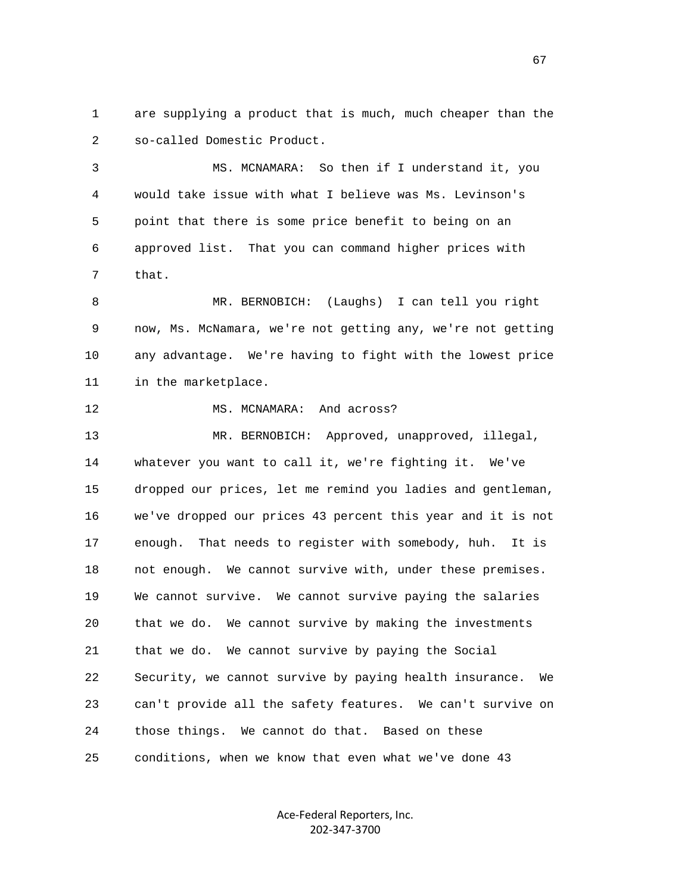are supplying a product that is much, much cheaper than the so-called Domestic Product.

MS. MCNAMARA: So then if I understand it, you would take issue with what I believe was Ms. Levinson's point that there is some price benefit to being on an approved list. That you can command higher prices with that.

MR. BERNOBICH: (Laughs) I can tell you right now, Ms. McNamara, we're not getting any, we're not getting any advantage. We're having to fight with the lowest price in the marketplace.

MS. MCNAMARA: And across?

MR. BERNOBICH: Approved, unapproved, illegal, whatever you want to call it, we're fighting it. We've dropped our prices, let me remind you ladies and gentleman, we've dropped our prices 43 percent this year and it is not enough. That needs to register with somebody, huh. It is not enough. We cannot survive with, under these premises. We cannot survive. We cannot survive paying the salaries that we do. We cannot survive by making the investments that we do. We cannot survive by paying the Social Security, we cannot survive by paying health insurance. We can't provide all the safety features. We can't survive on those things. We cannot do that. Based on these conditions, when we know that even what we've done 43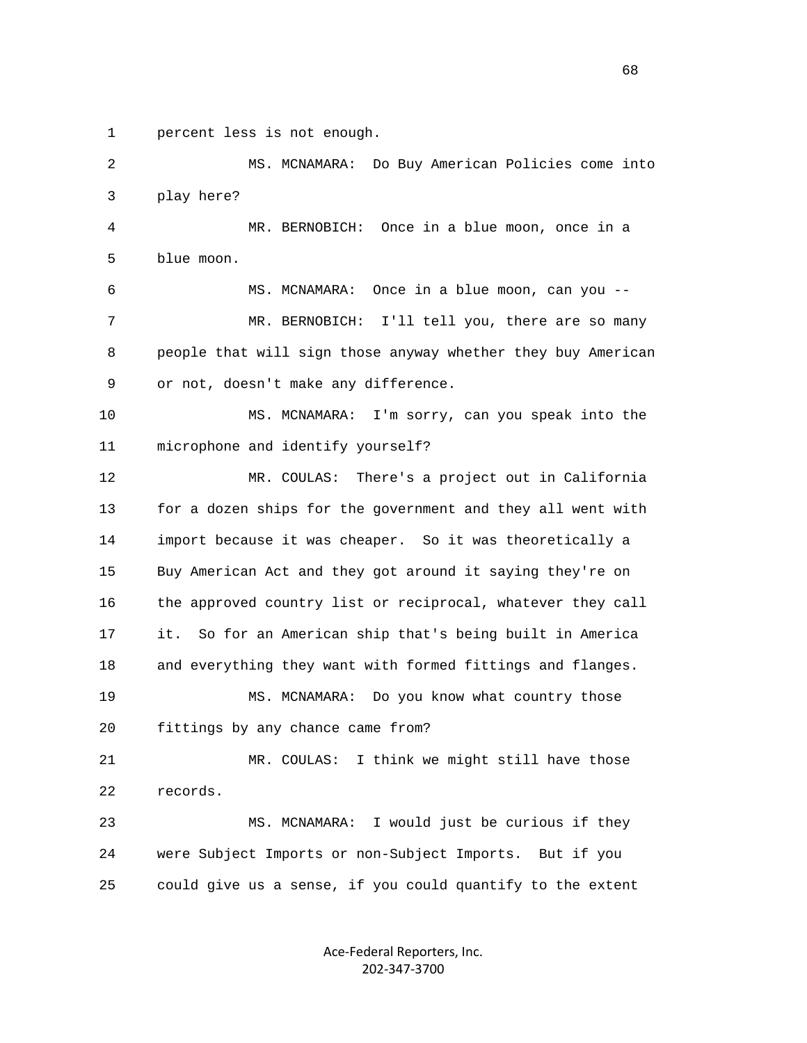1 percent less is not enough.

2 MS. MCNAMARA: Do Buy American Policies come into

3 play here?

4 MR. BERNOBICH: Once in a blue moon, once in a

5 blue moon.

6 MS. MCNAMARA: Once in a blue moon, can you --

7 MR. BERNOBICH: I'll tell you, there are so many

8 people that will sign those anyway whether they buy American

9 or not, doesn't make any difference.

10 MS. MCNAMARA: I'm sorry, can you speak into the

11 microphone and identify yourself?

12 MR. COULAS: There's a project out in California

13 for a dozen ships for the government and they all went with

14 import because it was cheaper. So it was theoretically a

15 Buy American Act and they got around it saying they're on

16 the approved country list or reciprocal, whatever they call

17 it. So for an American ship that's being built in America

18 and everything they want with formed fittings and flanges.

19 MS. MCNAMARA: Do you know what country those

20 fittings by any chance came from?

21 MR. COULAS: I think we might still have those

22 records.

23 MS. MCNAMARA: I would just be curious if they

24 were Subject Imports or non-Subject Imports. But if you

25 could give us a sense, if you could quantify to the extent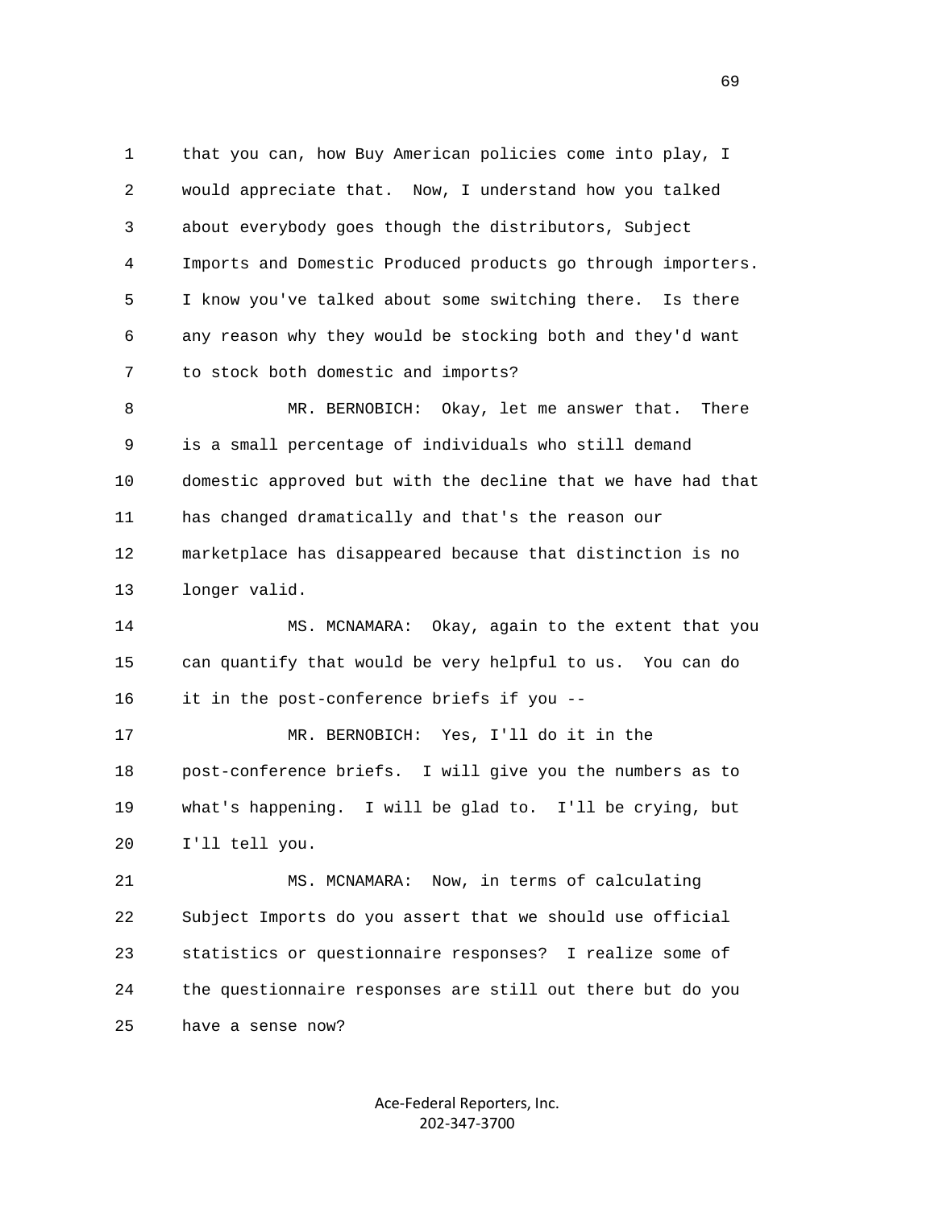1 that you can, how Buy American policies come into play, I
2 would appreciate that. Now, I understand how you talked
3 about everybody goes though the distributors, Subject
4 Imports and Domestic Produced products go through importers.
5 I know you've talked about some switching there. Is there
6 any reason why they would be stocking both and they'd want
7 to stock both domestic and imports?

8 MR. BERNOBICH: Okay, let me answer that. There
9 is a small percentage of individuals who still demand
10 domestic approved but with the decline that we have had that
11 has changed dramatically and that's the reason our
12 marketplace has disappeared because that distinction is no
13 longer valid.

14 MS. MCNAMARA: Okay, again to the extent that you
15 can quantify that would be very helpful to us. You can do
16 it in the post-conference briefs if you --

17 MR. BERNOBICH: Yes, I'll do it in the
18 post-conference briefs. I will give you the numbers as to
19 what's happening. I will be glad to. I'll be crying, but
20 I'll tell you.

21 MS. MCNAMARA: Now, in terms of calculating
22 Subject Imports do you assert that we should use official
23 statistics or questionnaire responses? I realize some of
24 the questionnaire responses are still out there but do you
25 have a sense now?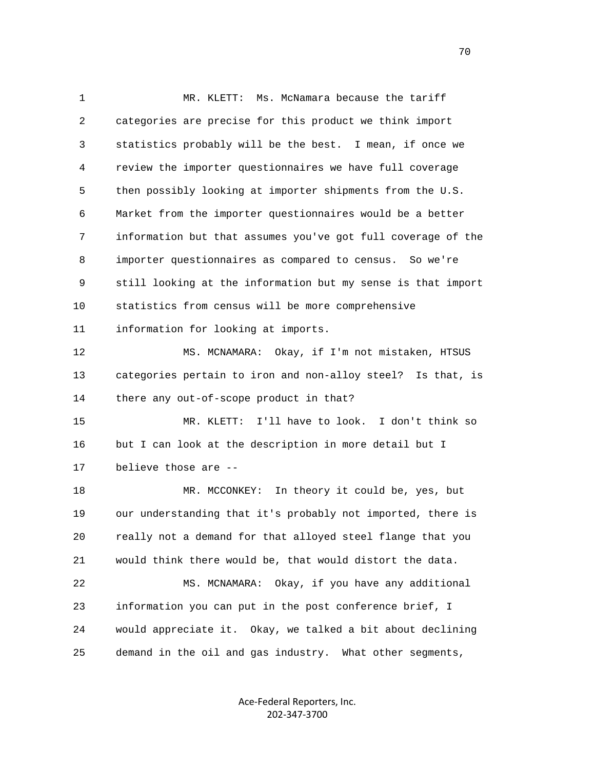1 MR. KLETT: Ms. McNamara because the tariff
2 categories are precise for this product we think import
3 statistics probably will be the best. I mean, if once we
4 review the importer questionnaires we have full coverage
5 then possibly looking at importer shipments from the U.S.
6 Market from the importer questionnaires would be a better
7 information but that assumes you've got full coverage of the
8 importer questionnaires as compared to census. So we're
9 still looking at the information but my sense is that import
10 statistics from census will be more comprehensive
11 information for looking at imports.

12 MS. MCNAMARA: Okay, if I'm not mistaken, HTSUS
13 categories pertain to iron and non-alloy steel? Is that, is
14 there any out-of-scope product in that?

15 MR. KLETT: I'll have to look. I don't think so
16 but I can look at the description in more detail but I
17 believe those are --

18 MR. MCCONKEY: In theory it could be, yes, but
19 our understanding that it's probably not imported, there is
20 really not a demand for that alloyed steel flange that you
21 would think there would be, that would distort the data.

22 MS. MCNAMARA: Okay, if you have any additional
23 information you can put in the post conference brief, I
24 would appreciate it. Okay, we talked a bit about declining
25 demand in the oil and gas industry. What other segments,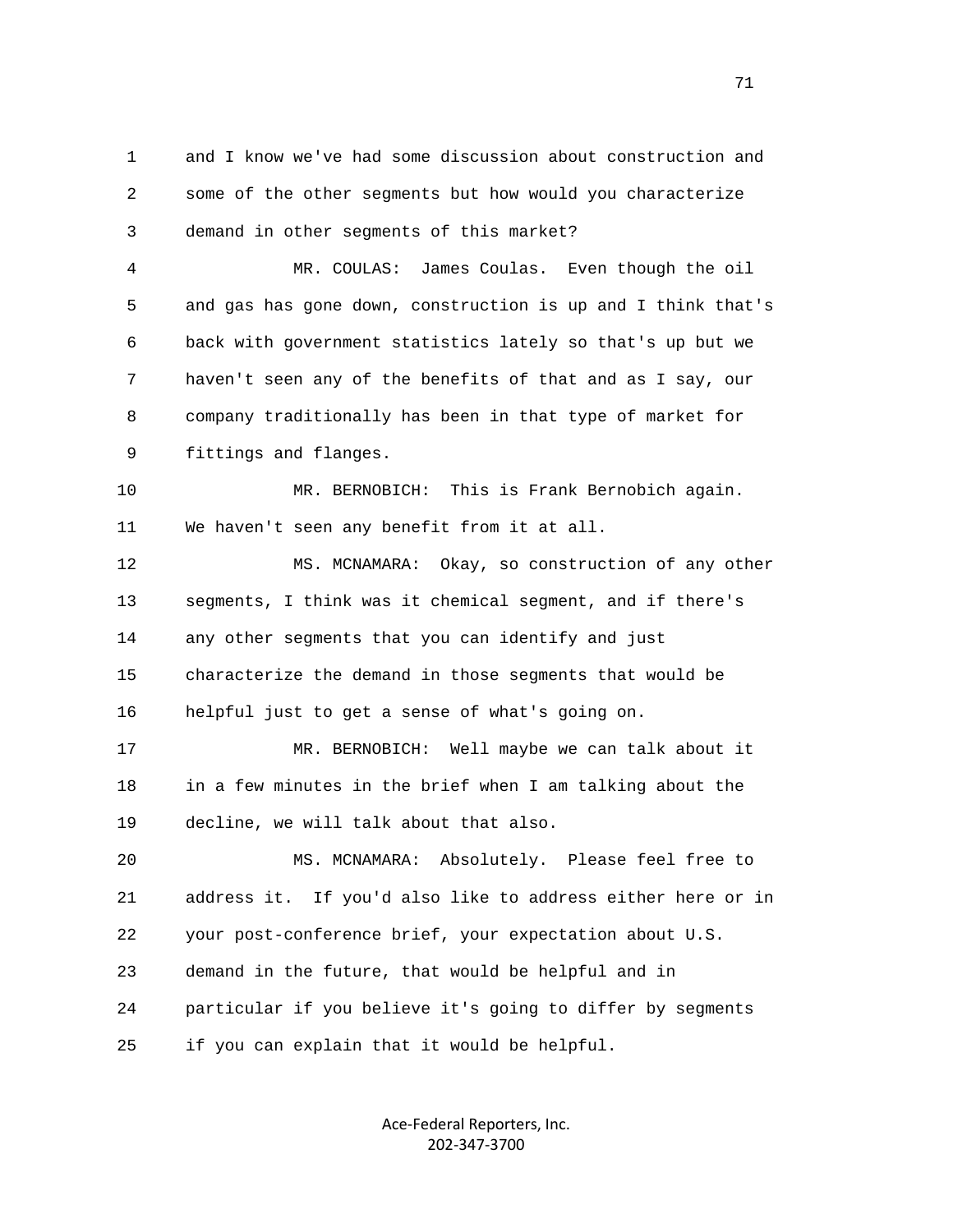1 and I know we've had some discussion about construction and
2 some of the other segments but how would you characterize
3 demand in other segments of this market?

4 MR. COULAS: James Coulas. Even though the oil
5 and gas has gone down, construction is up and I think that's
6 back with government statistics lately so that's up but we
7 haven't seen any of the benefits of that and as I say, our
8 company traditionally has been in that type of market for
9 fittings and flanges.

10 MR. BERNOBICH: This is Frank Bernobich again.
11 We haven't seen any benefit from it at all.

12 MS. MCNAMARA: Okay, so construction of any other
13 segments, I think was it chemical segment, and if there's
14 any other segments that you can identify and just
15 characterize the demand in those segments that would be
16 helpful just to get a sense of what's going on.

17 MR. BERNOBICH: Well maybe we can talk about it
18 in a few minutes in the brief when I am talking about the
19 decline, we will talk about that also.

20 MS. MCNAMARA: Absolutely. Please feel free to
21 address it. If you'd also like to address either here or in
22 your post-conference brief, your expectation about U.S.
23 demand in the future, that would be helpful and in
24 particular if you believe it's going to differ by segments
25 if you can explain that it would be helpful.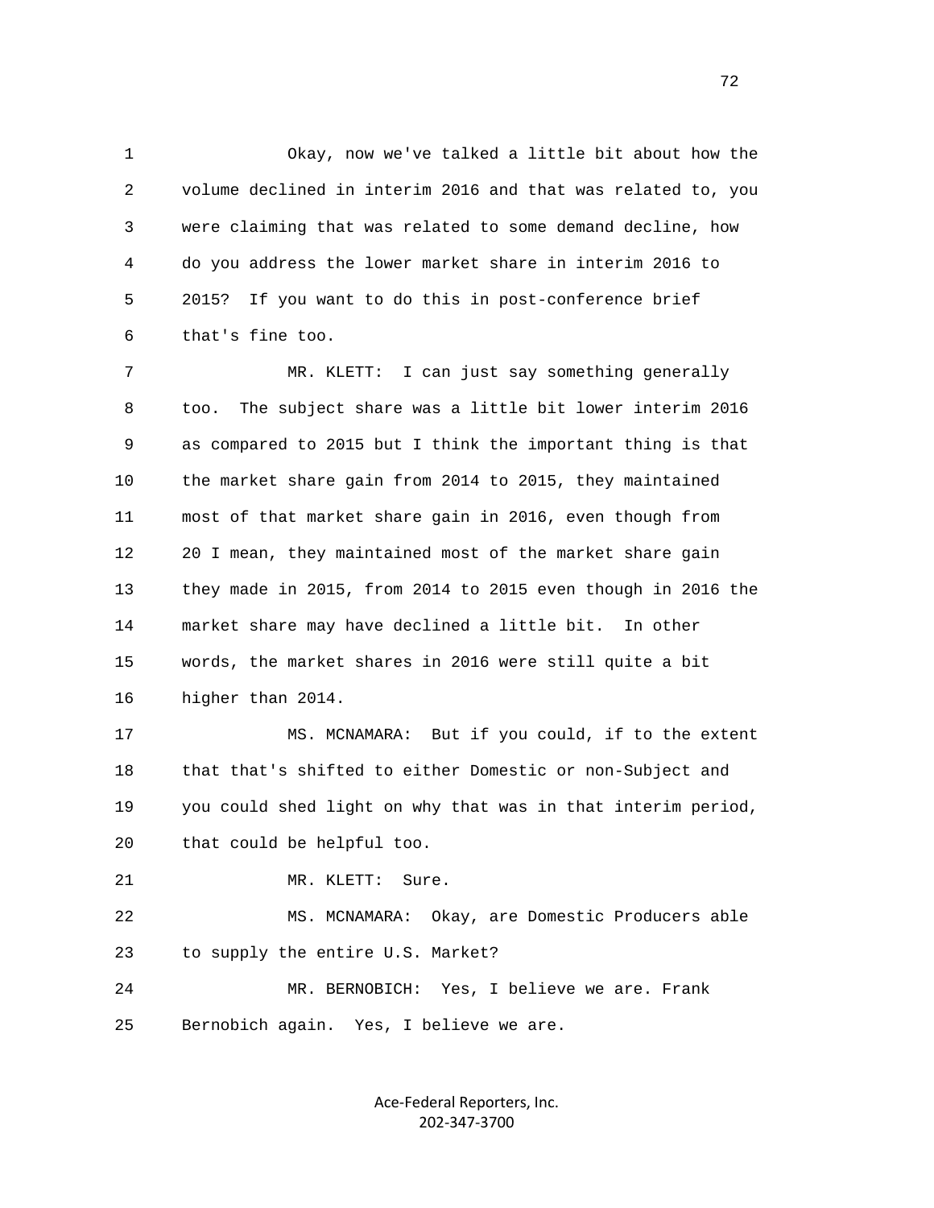1 Okay, now we've talked a little bit about how the
2 volume declined in interim 2016 and that was related to, you
3 were claiming that was related to some demand decline, how
4 do you address the lower market share in interim 2016 to
5 2015? If you want to do this in post-conference brief
6 that's fine too.

7 MR. KLETT: I can just say something generally
8 too. The subject share was a little bit lower interim 2016
9 as compared to 2015 but I think the important thing is that
10 the market share gain from 2014 to 2015, they maintained
11 most of that market share gain in 2016, even though from
12 20 I mean, they maintained most of the market share gain
13 they made in 2015, from 2014 to 2015 even though in 2016 the
14 market share may have declined a little bit. In other
15 words, the market shares in 2016 were still quite a bit
16 higher than 2014.

17 MS. MCNAMARA: But if you could, if to the extent
18 that that's shifted to either Domestic or non-Subject and
19 you could shed light on why that was in that interim period,
20 that could be helpful too.

21 MR. KLETT: Sure.

22 MS. MCNAMARA: Okay, are Domestic Producers able
23 to supply the entire U.S. Market?

24 MR. BERNOBICH: Yes, I believe we are. Frank
25 Bernobich again. Yes, I believe we are.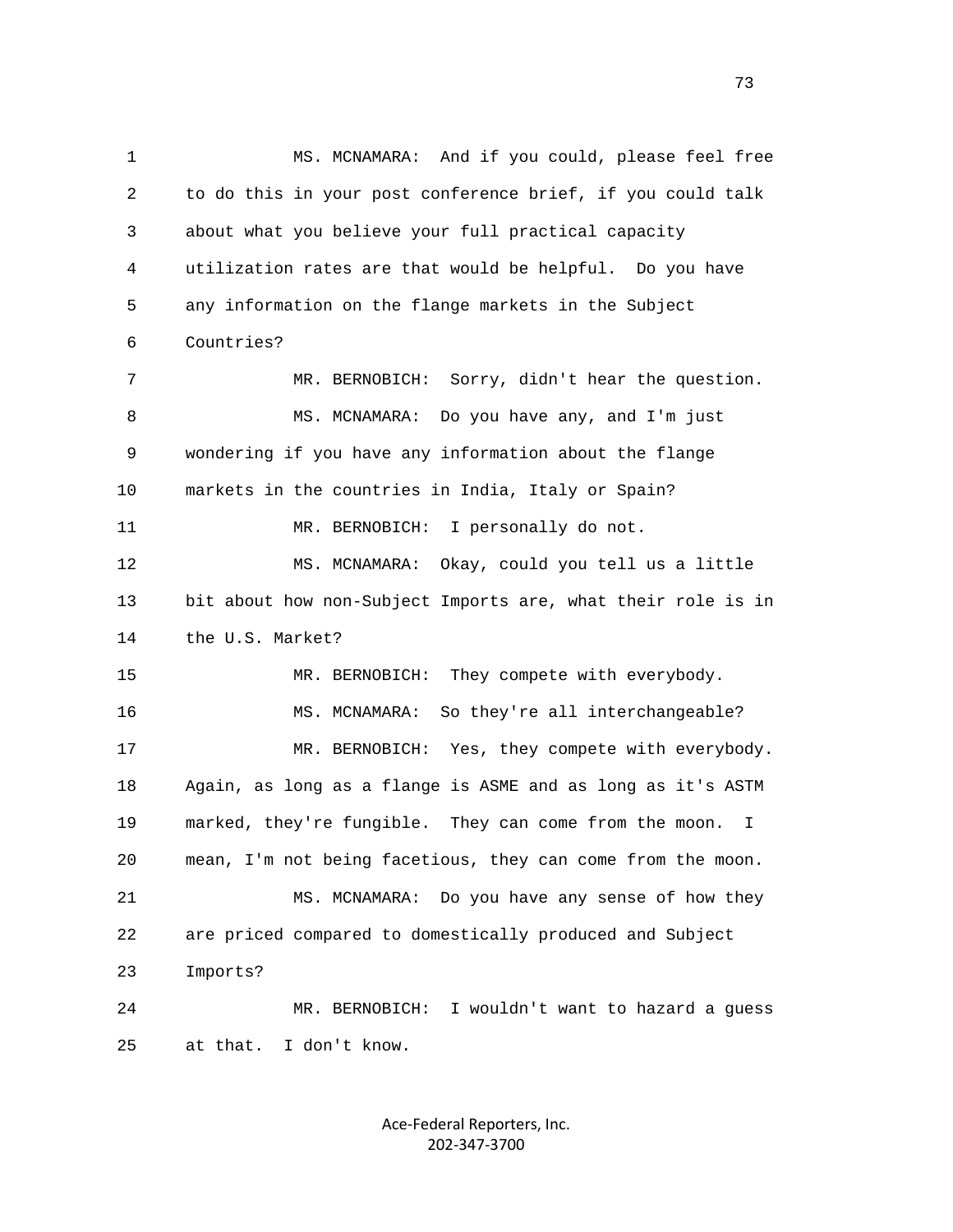MS. MCNAMARA: And if you could, please feel free to do this in your post conference brief, if you could talk about what you believe your full practical capacity utilization rates are that would be helpful. Do you have any information on the flange markets in the Subject Countries?

MR. BERNOBICH: Sorry, didn't hear the question.

MS. MCNAMARA: Do you have any, and I'm just wondering if you have any information about the flange markets in the countries in India, Italy or Spain?

MR. BERNOBICH: I personally do not.

MS. MCNAMARA: Okay, could you tell us a little bit about how non-Subject Imports are, what their role is in the U.S. Market?

MR. BERNOBICH: They compete with everybody.

MS. MCNAMARA: So they're all interchangeable?

MR. BERNOBICH: Yes, they compete with everybody. Again, as long as a flange is ASME and as long as it's ASTM marked, they're fungible. They can come from the moon. I mean, I'm not being facetious, they can come from the moon.

MS. MCNAMARA: Do you have any sense of how they are priced compared to domestically produced and Subject Imports?

MR. BERNOBICH: I wouldn't want to hazard a guess at that. I don't know.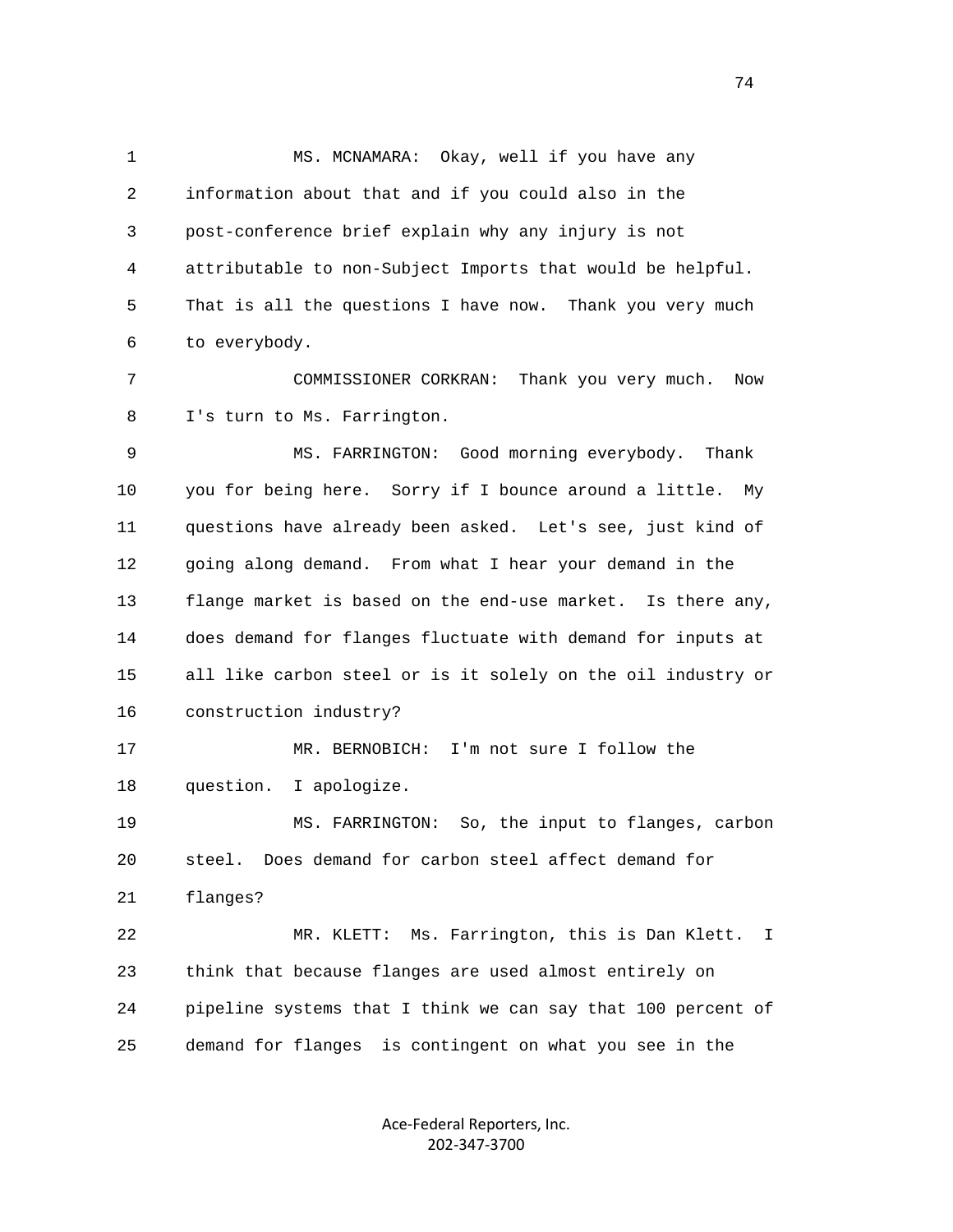MS. MCNAMARA: Okay, well if you have any information about that and if you could also in the post-conference brief explain why any injury is not attributable to non-Subject Imports that would be helpful. That is all the questions I have now. Thank you very much to everybody.

COMMISSIONER CORKRAN: Thank you very much. Now I's turn to Ms. Farrington.

MS. FARRINGTON: Good morning everybody. Thank you for being here. Sorry if I bounce around a little. My questions have already been asked. Let's see, just kind of going along demand. From what I hear your demand in the flange market is based on the end-use market. Is there any, does demand for flanges fluctuate with demand for inputs at all like carbon steel or is it solely on the oil industry or construction industry?

MR. BERNOBICH: I'm not sure I follow the question. I apologize.

MS. FARRINGTON: So, the input to flanges, carbon steel. Does demand for carbon steel affect demand for flanges?

MR. KLETT: Ms. Farrington, this is Dan Klett. I think that because flanges are used almost entirely on pipeline systems that I think we can say that 100 percent of demand for flanges is contingent on what you see in the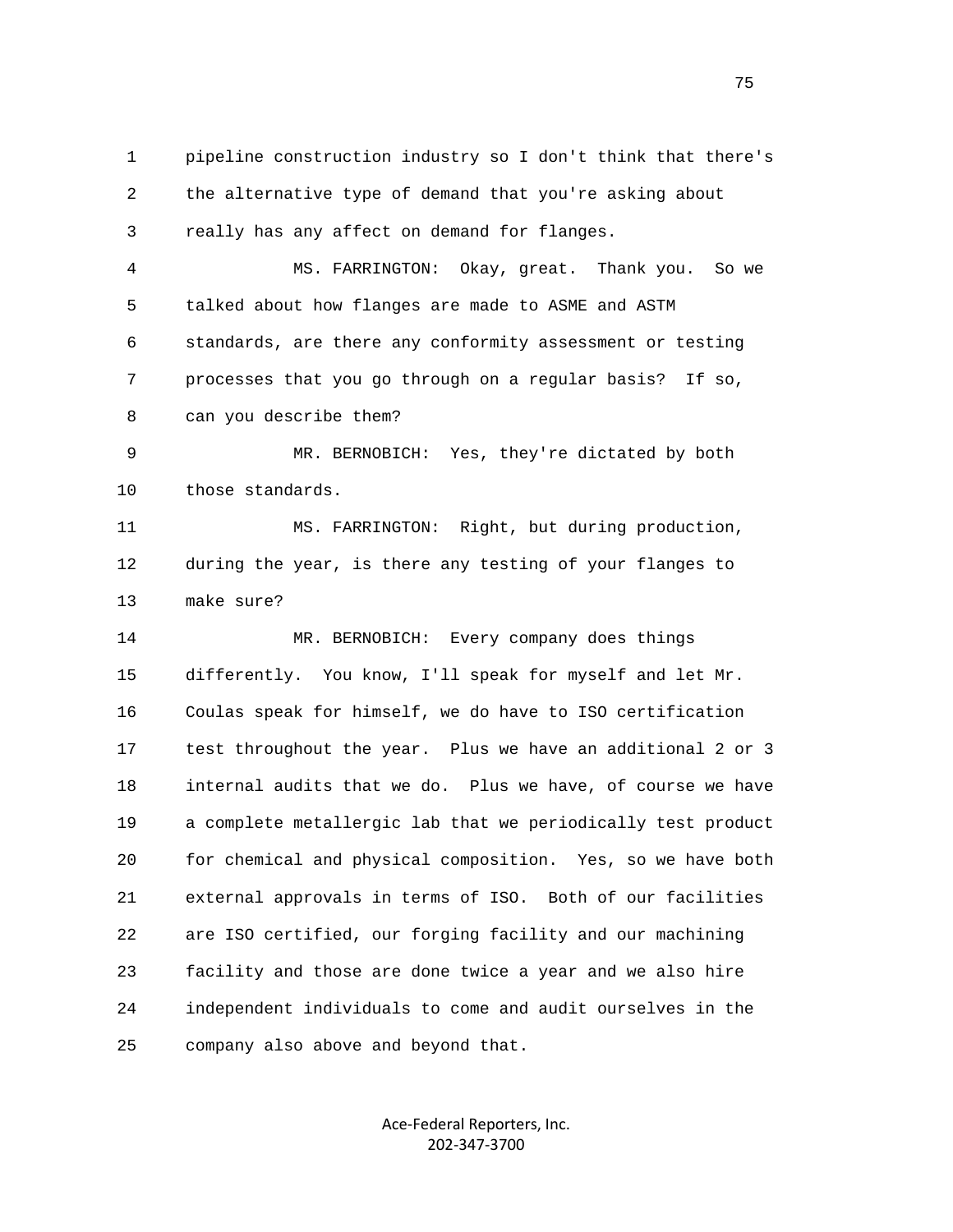pipeline construction industry so I don't think that there's the alternative type of demand that you're asking about really has any affect on demand for flanges.

MS. FARRINGTON: Okay, great. Thank you. So we talked about how flanges are made to ASME and ASTM standards, are there any conformity assessment or testing processes that you go through on a regular basis? If so, can you describe them?

MR. BERNOBICH: Yes, they're dictated by both those standards.

MS. FARRINGTON: Right, but during production, during the year, is there any testing of your flanges to make sure?

MR. BERNOBICH: Every company does things differently. You know, I'll speak for myself and let Mr. Coulas speak for himself, we do have to ISO certification test throughout the year. Plus we have an additional 2 or 3 internal audits that we do. Plus we have, of course we have a complete metallergic lab that we periodically test product for chemical and physical composition. Yes, so we have both external approvals in terms of ISO. Both of our facilities are ISO certified, our forging facility and our machining facility and those are done twice a year and we also hire independent individuals to come and audit ourselves in the company also above and beyond that.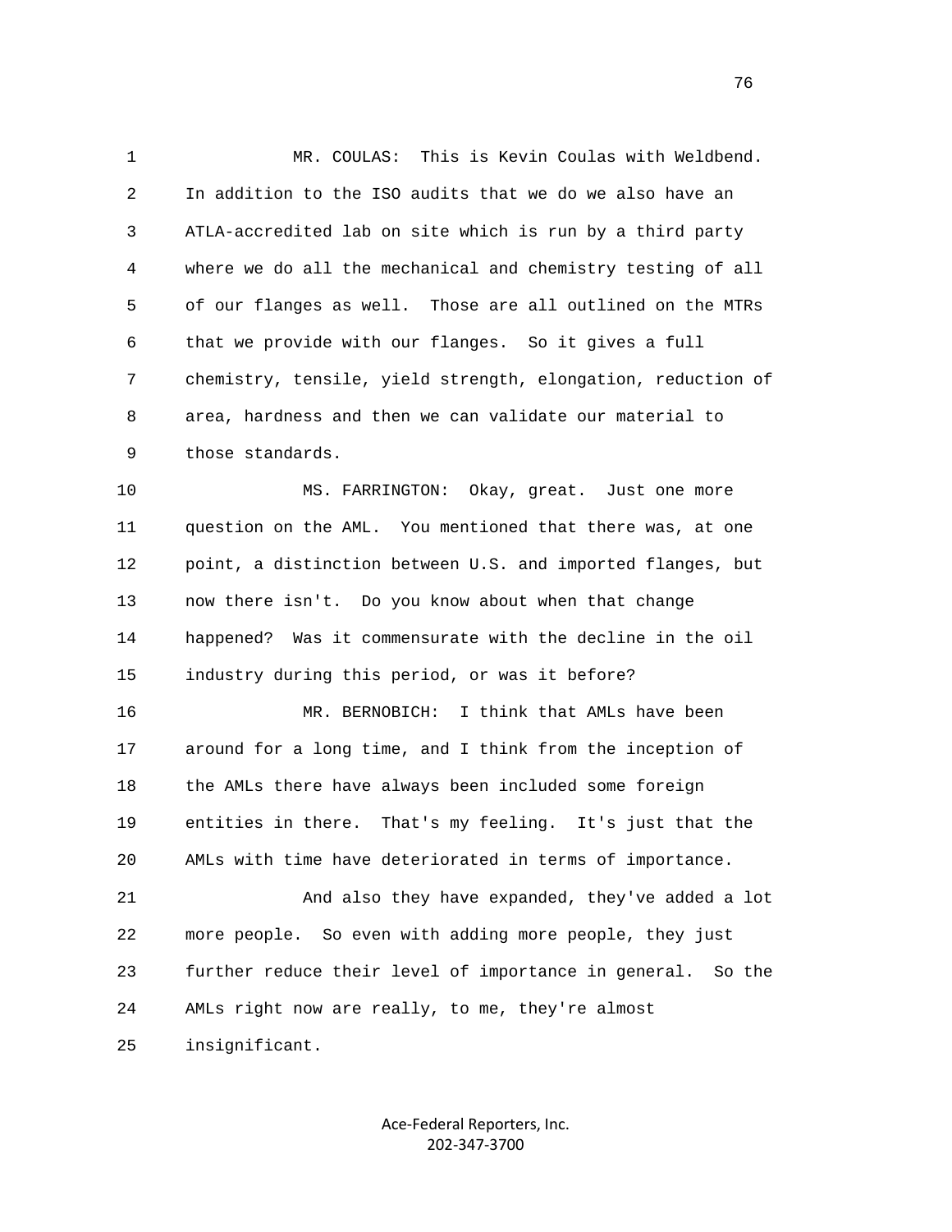MR. COULAS: This is Kevin Coulas with Weldbend. In addition to the ISO audits that we do we also have an ATLA-accredited lab on site which is run by a third party where we do all the mechanical and chemistry testing of all of our flanges as well. Those are all outlined on the MTRs that we provide with our flanges. So it gives a full chemistry, tensile, yield strength, elongation, reduction of area, hardness and then we can validate our material to those standards.

MS. FARRINGTON: Okay, great. Just one more question on the AML. You mentioned that there was, at one point, a distinction between U.S. and imported flanges, but now there isn't. Do you know about when that change happened? Was it commensurate with the decline in the oil industry during this period, or was it before?

MR. BERNOBICH: I think that AMLs have been around for a long time, and I think from the inception of the AMLs there have always been included some foreign entities in there. That's my feeling. It's just that the AMLs with time have deteriorated in terms of importance.

And also they have expanded, they've added a lot more people. So even with adding more people, they just further reduce their level of importance in general. So the AMLs right now are really, to me, they're almost insignificant.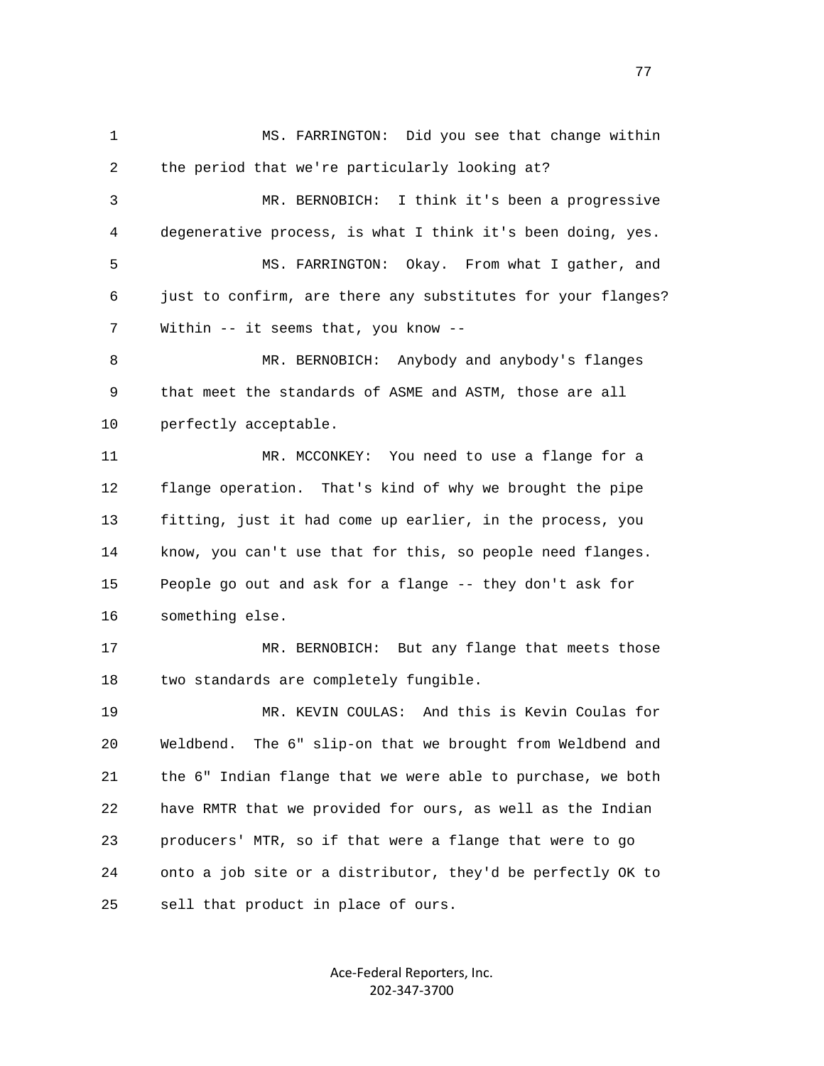MS. FARRINGTON: Did you see that change within the period that we're particularly looking at?

MR. BERNOBICH: I think it's been a progressive degenerative process, is what I think it's been doing, yes.

MS. FARRINGTON: Okay. From what I gather, and just to confirm, are there any substitutes for your flanges? Within -- it seems that, you know --

MR. BERNOBICH: Anybody and anybody's flanges that meet the standards of ASME and ASTM, those are all perfectly acceptable.

MR. MCCONKEY: You need to use a flange for a flange operation. That's kind of why we brought the pipe fitting, just it had come up earlier, in the process, you know, you can't use that for this, so people need flanges. People go out and ask for a flange -- they don't ask for something else.

MR. BERNOBICH: But any flange that meets those two standards are completely fungible.

MR. KEVIN COULAS: And this is Kevin Coulas for Weldbend. The 6" slip-on that we brought from Weldbend and the 6" Indian flange that we were able to purchase, we both have RMTR that we provided for ours, as well as the Indian producers' MTR, so if that were a flange that were to go onto a job site or a distributor, they'd be perfectly OK to sell that product in place of ours.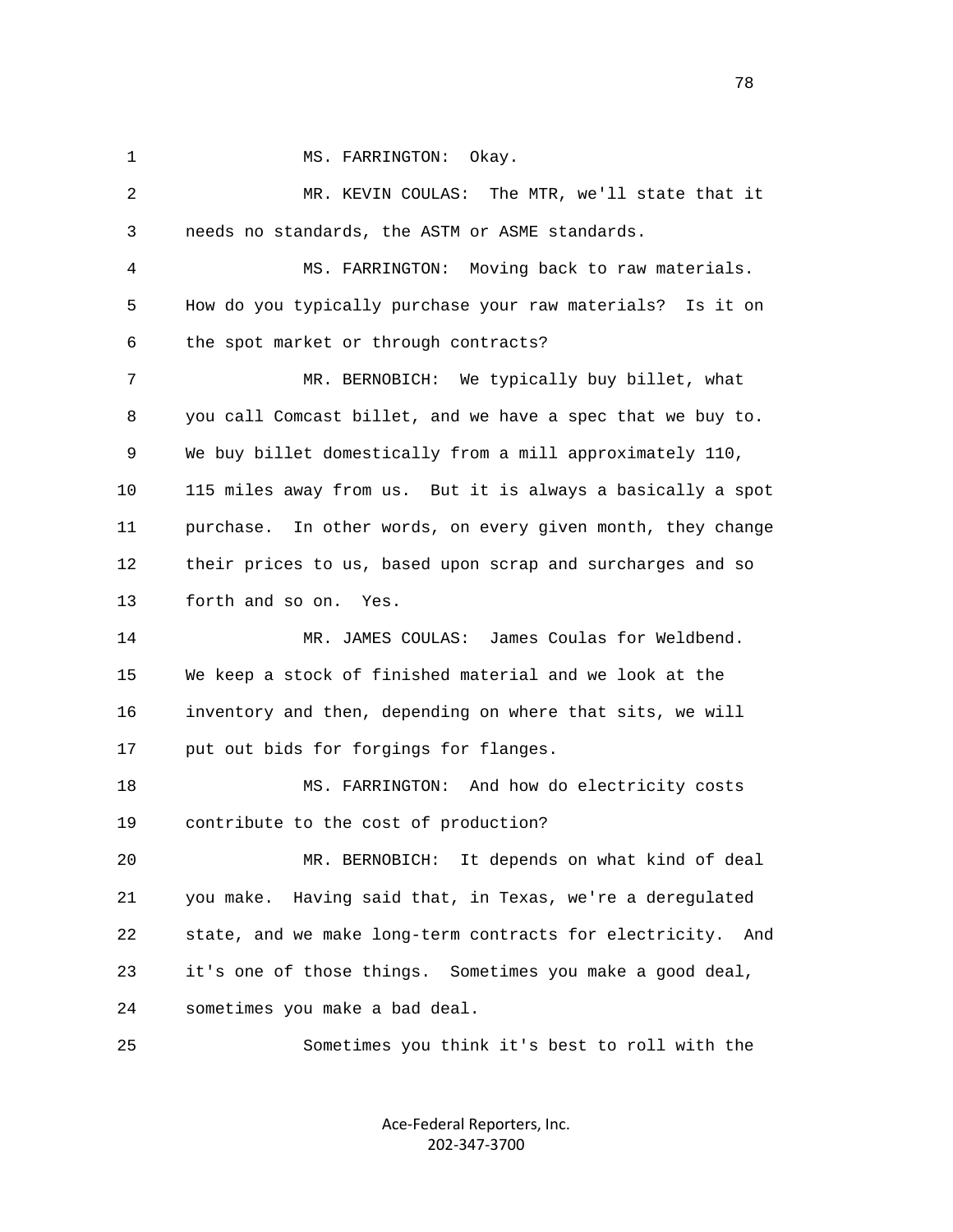MS. FARRINGTON: Okay.

MR. KEVIN COULAS: The MTR, we'll state that it needs no standards, the ASTM or ASME standards.

MS. FARRINGTON: Moving back to raw materials. How do you typically purchase your raw materials? Is it on the spot market or through contracts?

MR. BERNOBICH: We typically buy billet, what you call Comcast billet, and we have a spec that we buy to. We buy billet domestically from a mill approximately 110, 115 miles away from us. But it is always a basically a spot purchase. In other words, on every given month, they change their prices to us, based upon scrap and surcharges and so forth and so on. Yes.

MR. JAMES COULAS: James Coulas for Weldbend. We keep a stock of finished material and we look at the inventory and then, depending on where that sits, we will put out bids for forgings for flanges.

MS. FARRINGTON: And how do electricity costs contribute to the cost of production?

MR. BERNOBICH: It depends on what kind of deal you make. Having said that, in Texas, we're a deregulated state, and we make long-term contracts for electricity. And it's one of those things. Sometimes you make a good deal, sometimes you make a bad deal.

Sometimes you think it's best to roll with the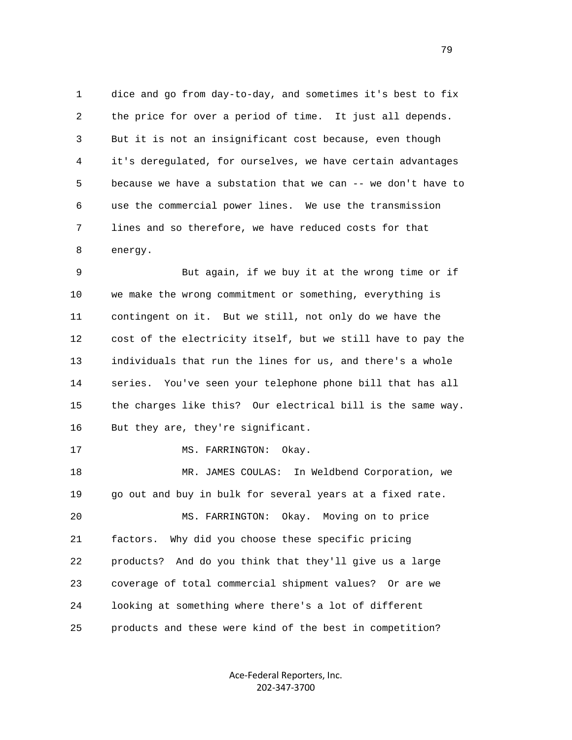dice and go from day-to-day, and sometimes it's best to fix the price for over a period of time. It just all depends. But it is not an insignificant cost because, even though it's deregulated, for ourselves, we have certain advantages because we have a substation that we can -- we don't have to use the commercial power lines. We use the transmission lines and so therefore, we have reduced costs for that energy.

But again, if we buy it at the wrong time or if we make the wrong commitment or something, everything is contingent on it. But we still, not only do we have the cost of the electricity itself, but we still have to pay the individuals that run the lines for us, and there's a whole series. You've seen your telephone phone bill that has all the charges like this? Our electrical bill is the same way. But they are, they're significant.

MS. FARRINGTON: Okay.

MR. JAMES COULAS: In Weldbend Corporation, we go out and buy in bulk for several years at a fixed rate.

MS. FARRINGTON: Okay. Moving on to price factors. Why did you choose these specific pricing products? And do you think that they'll give us a large coverage of total commercial shipment values? Or are we looking at something where there's a lot of different products and these were kind of the best in competition?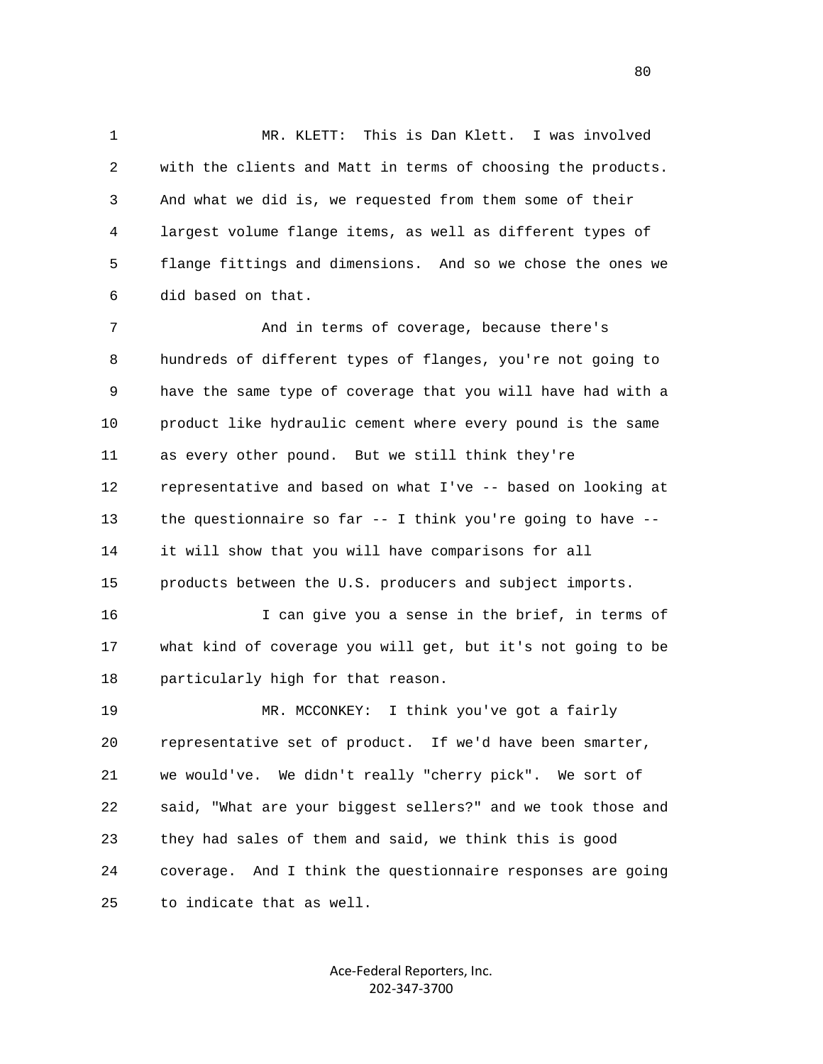MR. KLETT: This is Dan Klett. I was involved with the clients and Matt in terms of choosing the products. And what we did is, we requested from them some of their largest volume flange items, as well as different types of flange fittings and dimensions. And so we chose the ones we did based on that.

And in terms of coverage, because there's hundreds of different types of flanges, you're not going to have the same type of coverage that you will have had with a product like hydraulic cement where every pound is the same as every other pound. But we still think they're representative and based on what I've -- based on looking at the questionnaire so far -- I think you're going to have -- it will show that you will have comparisons for all products between the U.S. producers and subject imports.

I can give you a sense in the brief, in terms of what kind of coverage you will get, but it's not going to be particularly high for that reason.

MR. MCCONKEY: I think you've got a fairly representative set of product. If we'd have been smarter, we would've. We didn't really "cherry pick". We sort of said, "What are your biggest sellers?" and we took those and they had sales of them and said, we think this is good coverage. And I think the questionnaire responses are going to indicate that as well.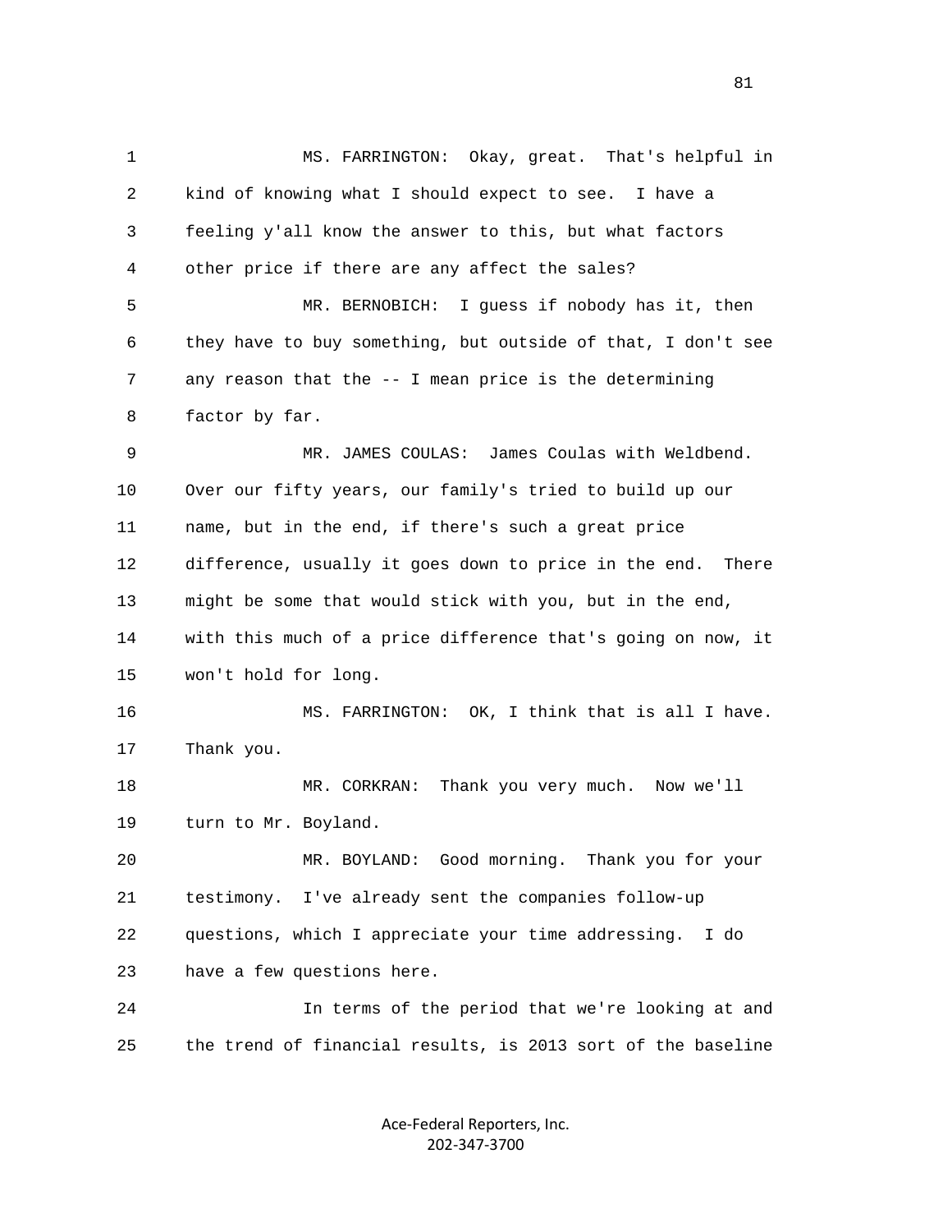1 MS. FARRINGTON: Okay, great. That's helpful in
2 kind of knowing what I should expect to see. I have a
3 feeling y'all know the answer to this, but what factors
4 other price if there are any affect the sales?
5 MR. BERNOBICH: I guess if nobody has it, then
6 they have to buy something, but outside of that, I don't see
7 any reason that the -- I mean price is the determining
8 factor by far.
9 MR. JAMES COULAS: James Coulas with Weldbend.
10 Over our fifty years, our family's tried to build up our
11 name, but in the end, if there's such a great price
12 difference, usually it goes down to price in the end. There
13 might be some that would stick with you, but in the end,
14 with this much of a price difference that's going on now, it
15 won't hold for long.
16 MS. FARRINGTON: OK, I think that is all I have.
17 Thank you.
18 MR. CORKRAN: Thank you very much. Now we'll
19 turn to Mr. Boyland.
20 MR. BOYLAND: Good morning. Thank you for your
21 testimony. I've already sent the companies follow-up
22 questions, which I appreciate your time addressing. I do
23 have a few questions here.
24 In terms of the period that we're looking at and
25 the trend of financial results, is 2013 sort of the baseline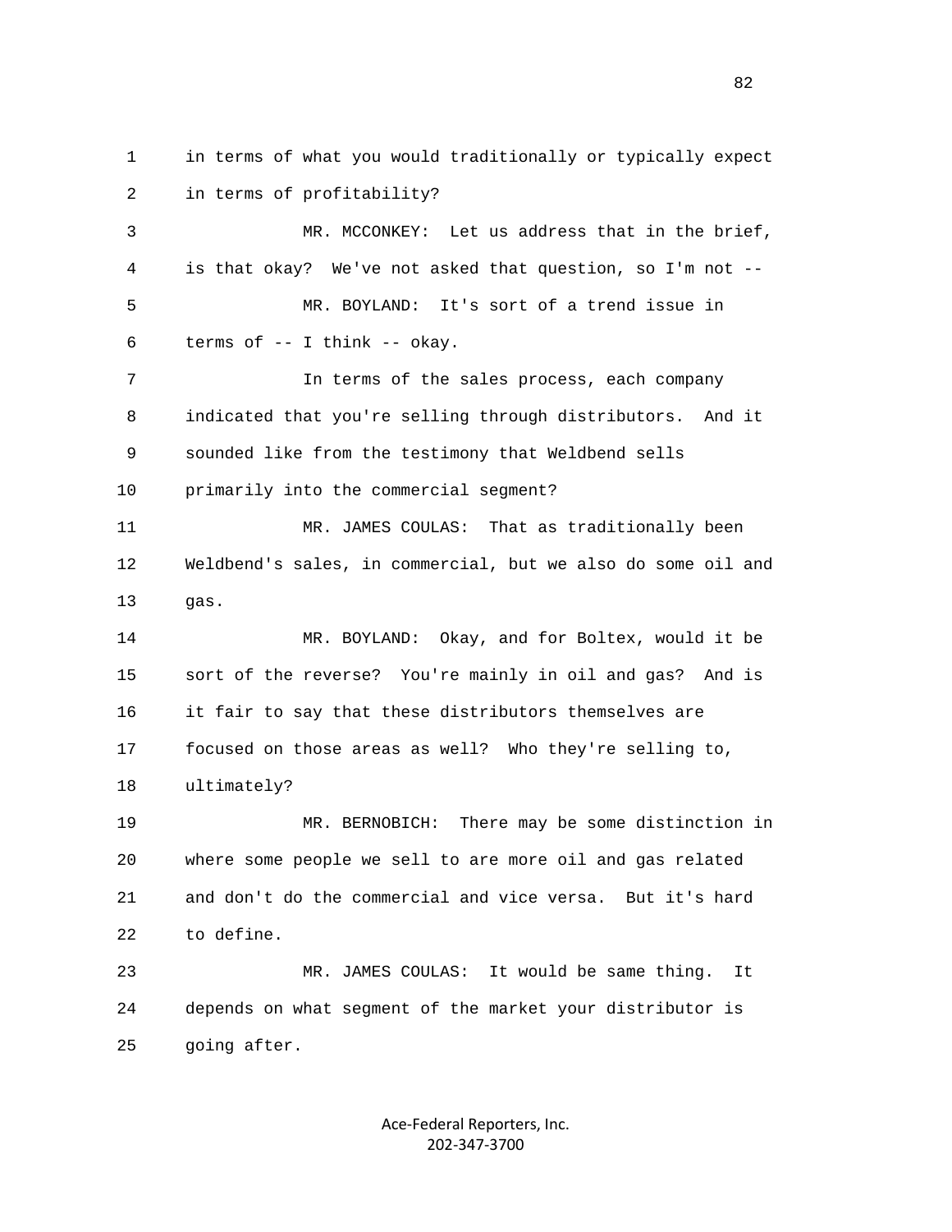1 in terms of what you would traditionally or typically expect
2 in terms of profitability?

3 MR. MCCONKEY: Let us address that in the brief,
4 is that okay? We've not asked that question, so I'm not --

5 MR. BOYLAND: It's sort of a trend issue in
6 terms of -- I think -- okay.

7 In terms of the sales process, each company
8 indicated that you're selling through distributors. And it
9 sounded like from the testimony that Weldbend sells
10 primarily into the commercial segment?

11 MR. JAMES COULAS: That as traditionally been
12 Weldbend's sales, in commercial, but we also do some oil and
13 gas.

14 MR. BOYLAND: Okay, and for Boltex, would it be
15 sort of the reverse? You're mainly in oil and gas? And is
16 it fair to say that these distributors themselves are
17 focused on those areas as well? Who they're selling to,
18 ultimately?

19 MR. BERNOBICH: There may be some distinction in
20 where some people we sell to are more oil and gas related
21 and don't do the commercial and vice versa. But it's hard
22 to define.

23 MR. JAMES COULAS: It would be same thing. It
24 depends on what segment of the market your distributor is
25 going after.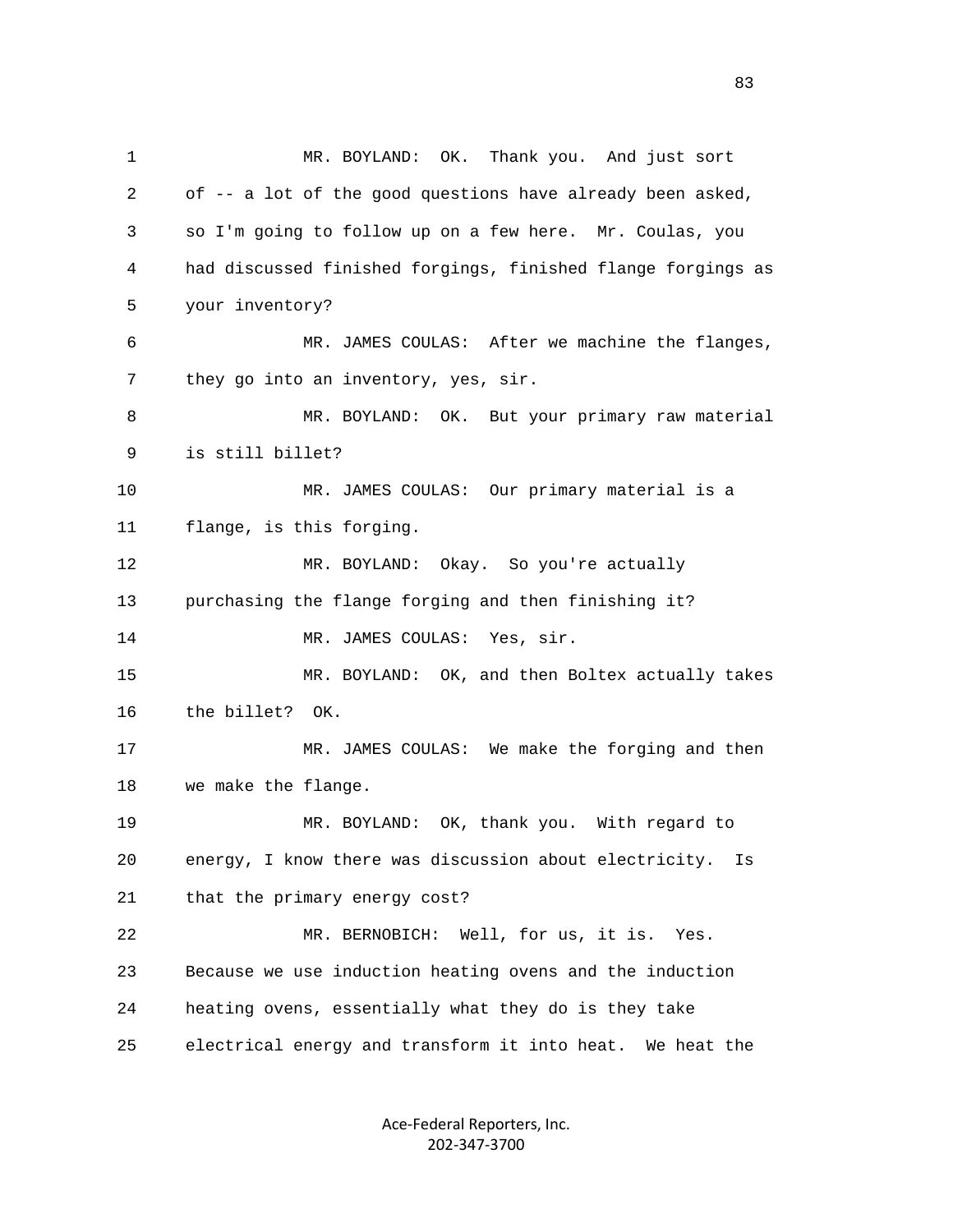MR. BOYLAND: OK. Thank you. And just sort of -- a lot of the good questions have already been asked, so I'm going to follow up on a few here. Mr. Coulas, you had discussed finished forgings, finished flange forgings as your inventory?

MR. JAMES COULAS: After we machine the flanges, they go into an inventory, yes, sir.

MR. BOYLAND: OK. But your primary raw material is still billet?

MR. JAMES COULAS: Our primary material is a flange, is this forging.

MR. BOYLAND: Okay. So you're actually purchasing the flange forging and then finishing it?

MR. JAMES COULAS: Yes, sir.

MR. BOYLAND: OK, and then Boltex actually takes the billet? OK.

MR. JAMES COULAS: We make the forging and then we make the flange.

MR. BOYLAND: OK, thank you. With regard to energy, I know there was discussion about electricity. Is that the primary energy cost?

MR. BERNOBICH: Well, for us, it is. Yes. Because we use induction heating ovens and the induction heating ovens, essentially what they do is they take electrical energy and transform it into heat. We heat the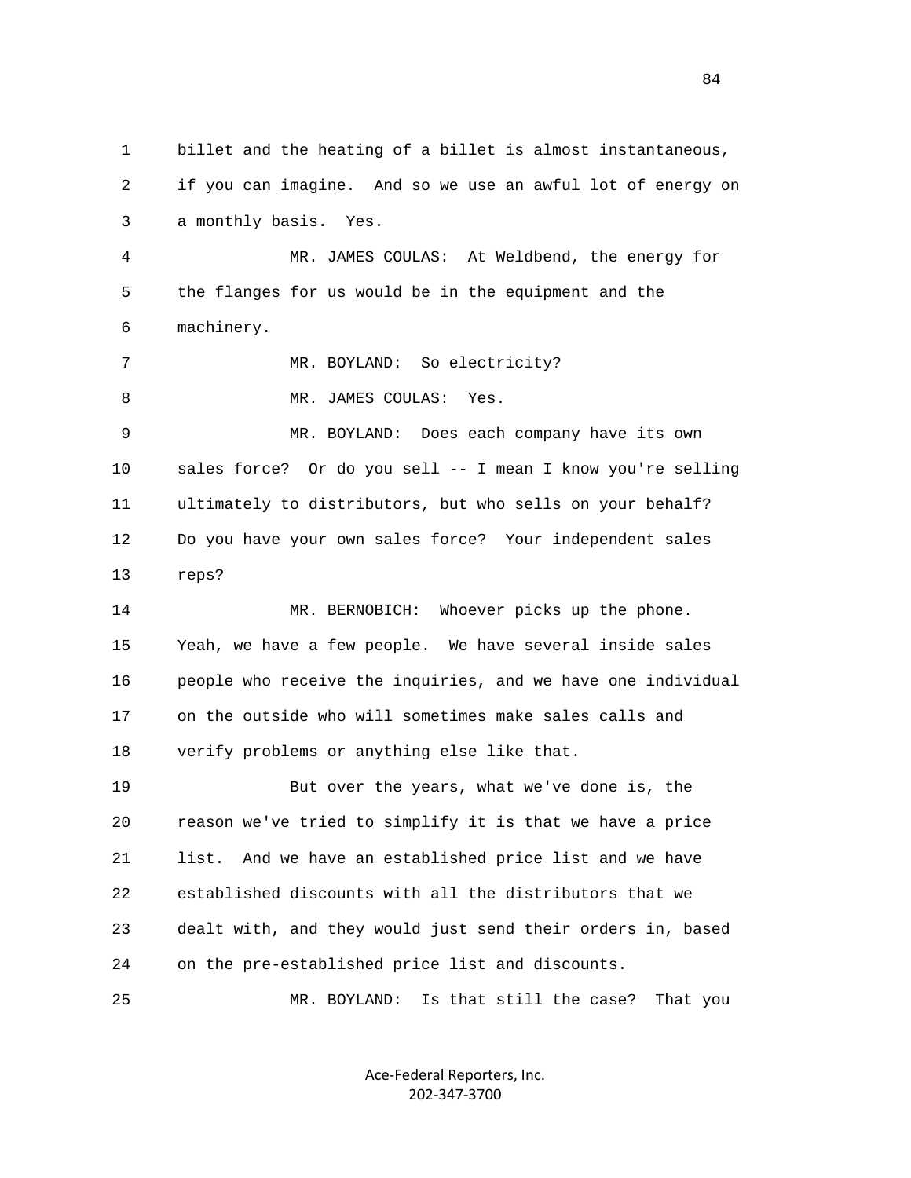billet and the heating of a billet is almost instantaneous, if you can imagine. And so we use an awful lot of energy on a monthly basis. Yes.

MR. JAMES COULAS: At Weldbend, the energy for the flanges for us would be in the equipment and the machinery.

MR. BOYLAND: So electricity?

MR. JAMES COULAS: Yes.

MR. BOYLAND: Does each company have its own sales force? Or do you sell -- I mean I know you're selling ultimately to distributors, but who sells on your behalf? Do you have your own sales force? Your independent sales reps?

MR. BERNOBICH: Whoever picks up the phone. Yeah, we have a few people. We have several inside sales people who receive the inquiries, and we have one individual on the outside who will sometimes make sales calls and verify problems or anything else like that.

But over the years, what we've done is, the reason we've tried to simplify it is that we have a price list. And we have an established price list and we have established discounts with all the distributors that we dealt with, and they would just send their orders in, based on the pre-established price list and discounts.

MR. BOYLAND: Is that still the case? That you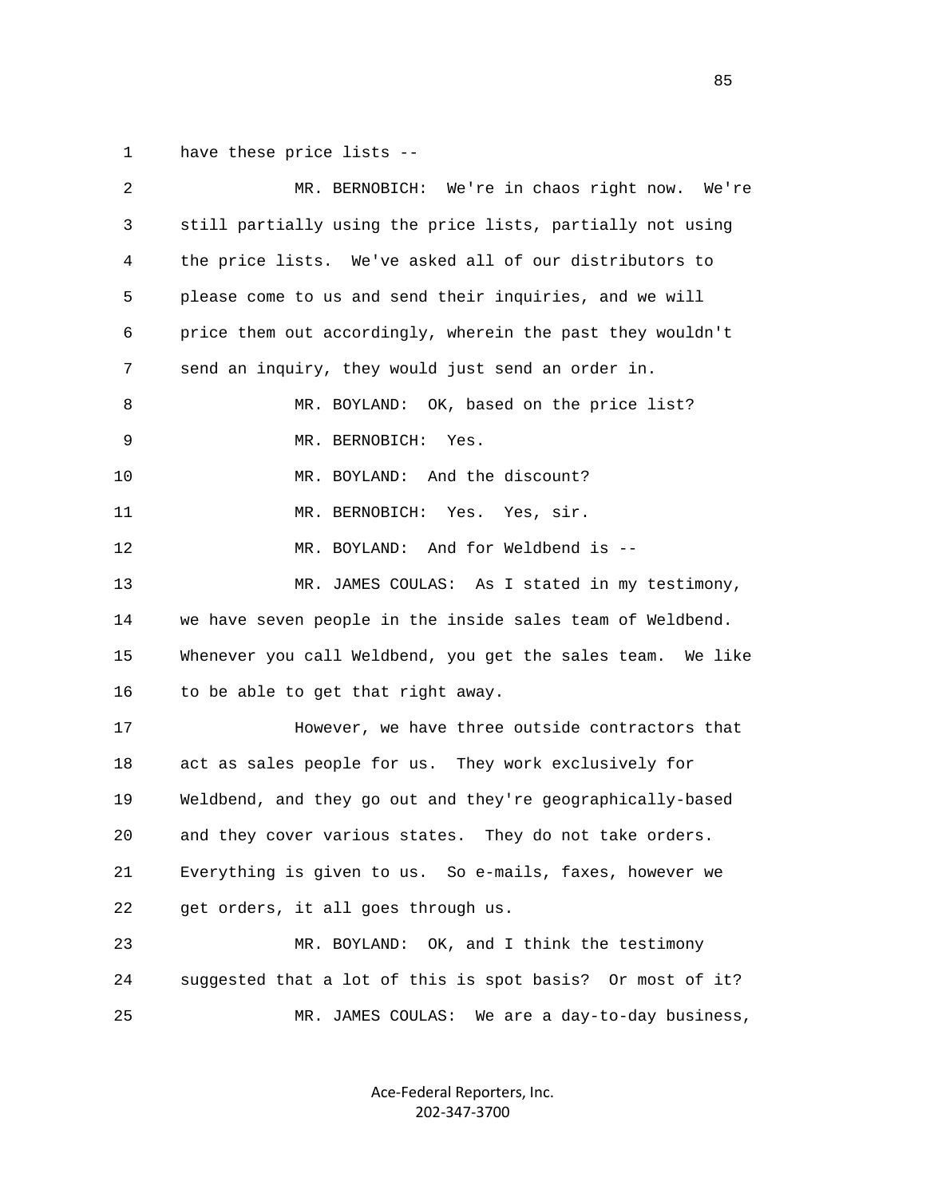have these price lists --

MR. BERNOBICH: We're in chaos right now. We're still partially using the price lists, partially not using the price lists. We've asked all of our distributors to please come to us and send their inquiries, and we will price them out accordingly, wherein the past they wouldn't send an inquiry, they would just send an order in.

MR. BOYLAND: OK, based on the price list?

MR. BERNOBICH: Yes.

MR. BOYLAND: And the discount?

MR. BERNOBICH: Yes. Yes, sir.

MR. BOYLAND: And for Weldbend is --

MR. JAMES COULAS: As I stated in my testimony, we have seven people in the inside sales team of Weldbend. Whenever you call Weldbend, you get the sales team. We like to be able to get that right away.

However, we have three outside contractors that act as sales people for us. They work exclusively for Weldbend, and they go out and they're geographically-based and they cover various states. They do not take orders. Everything is given to us. So e-mails, faxes, however we get orders, it all goes through us.

MR. BOYLAND: OK, and I think the testimony suggested that a lot of this is spot basis? Or most of it?

MR. JAMES COULAS: We are a day-to-day business,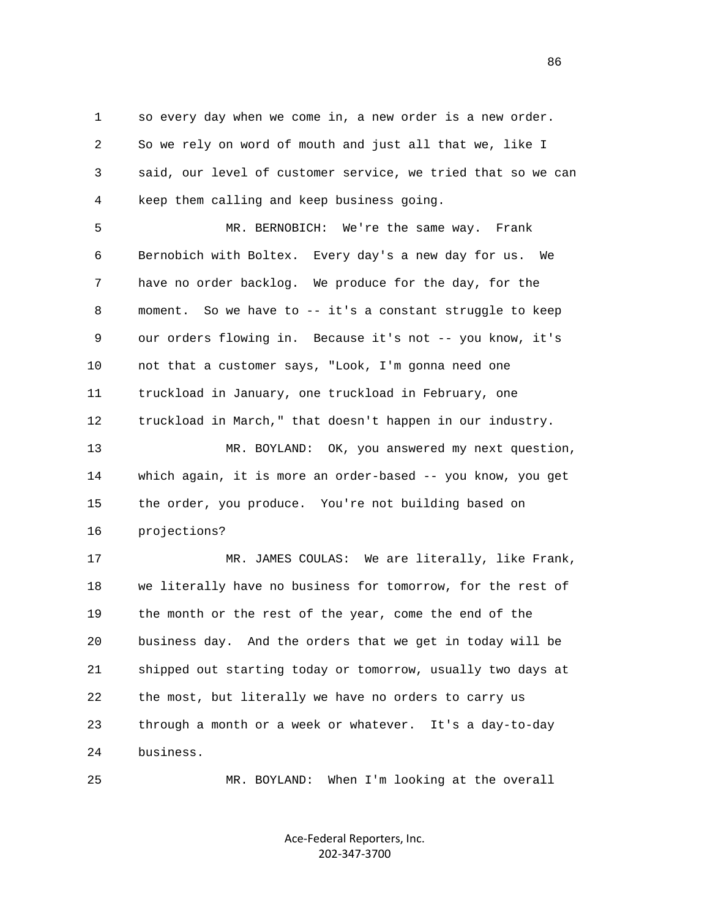1 so every day when we come in, a new order is a new order.
2 So we rely on word of mouth and just all that we, like I
3 said, our level of customer service, we tried that so we can
4 keep them calling and keep business going.

5 MR. BERNOBICH: We're the same way. Frank
6 Bernobich with Boltex. Every day's a new day for us. We
7 have no order backlog. We produce for the day, for the
8 moment. So we have to -- it's a constant struggle to keep
9 our orders flowing in. Because it's not -- you know, it's
10 not that a customer says, "Look, I'm gonna need one
11 truckload in January, one truckload in February, one
12 truckload in March," that doesn't happen in our industry.

13 MR. BOYLAND: OK, you answered my next question,
14 which again, it is more an order-based -- you know, you get
15 the order, you produce. You're not building based on
16 projections?

17 MR. JAMES COULAS: We are literally, like Frank,
18 we literally have no business for tomorrow, for the rest of
19 the month or the rest of the year, come the end of the
20 business day. And the orders that we get in today will be
21 shipped out starting today or tomorrow, usually two days at
22 the most, but literally we have no orders to carry us
23 through a month or a week or whatever. It's a day-to-day
24 business.

25 MR. BOYLAND: When I'm looking at the overall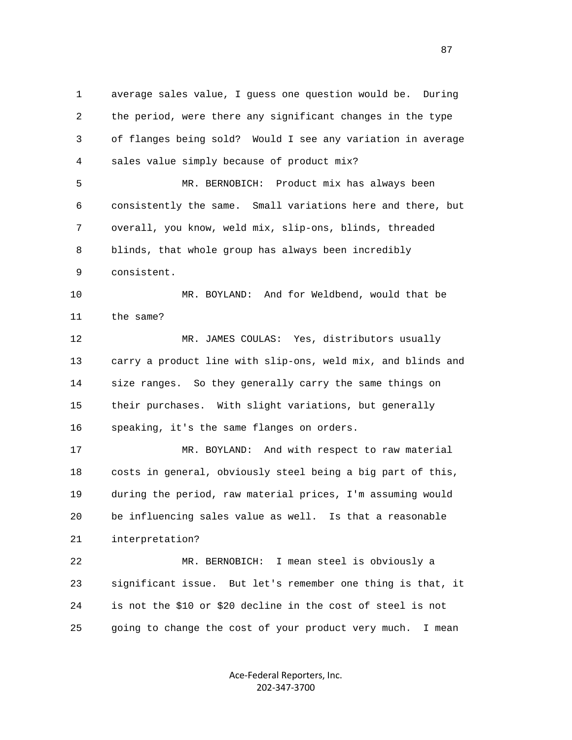1 average sales value, I guess one question would be. During
2 the period, were there any significant changes in the type
3 of flanges being sold? Would I see any variation in average
4 sales value simply because of product mix?

5 MR. BERNOBICH: Product mix has always been
6 consistently the same. Small variations here and there, but
7 overall, you know, weld mix, slip-ons, blinds, threaded
8 blinds, that whole group has always been incredibly
9 consistent.

10 MR. BOYLAND: And for Weldbend, would that be
11 the same?

12 MR. JAMES COULAS: Yes, distributors usually
13 carry a product line with slip-ons, weld mix, and blinds and
14 size ranges. So they generally carry the same things on
15 their purchases. With slight variations, but generally
16 speaking, it's the same flanges on orders.

17 MR. BOYLAND: And with respect to raw material
18 costs in general, obviously steel being a big part of this,
19 during the period, raw material prices, I'm assuming would
20 be influencing sales value as well. Is that a reasonable
21 interpretation?

22 MR. BERNOBICH: I mean steel is obviously a
23 significant issue. But let's remember one thing is that, it
24 is not the $10 or $20 decline in the cost of steel is not
25 going to change the cost of your product very much. I mean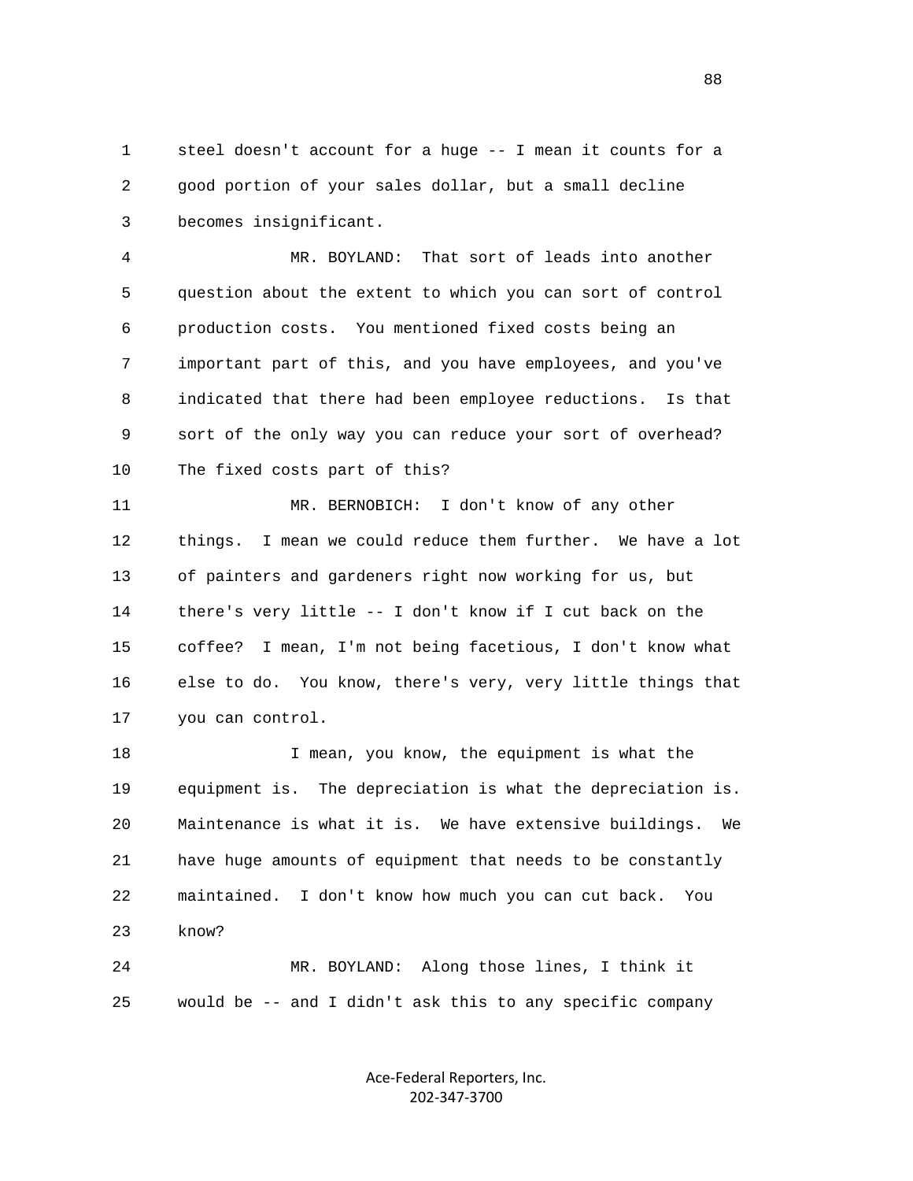steel doesn't account for a huge -- I mean it counts for a good portion of your sales dollar, but a small decline becomes insignificant.

MR. BOYLAND: That sort of leads into another question about the extent to which you can sort of control production costs. You mentioned fixed costs being an important part of this, and you have employees, and you've indicated that there had been employee reductions. Is that sort of the only way you can reduce your sort of overhead? The fixed costs part of this?

MR. BERNOBICH: I don't know of any other things. I mean we could reduce them further. We have a lot of painters and gardeners right now working for us, but there's very little -- I don't know if I cut back on the coffee? I mean, I'm not being facetious, I don't know what else to do. You know, there's very, very little things that you can control.

I mean, you know, the equipment is what the equipment is. The depreciation is what the depreciation is. Maintenance is what it is. We have extensive buildings. We have huge amounts of equipment that needs to be constantly maintained. I don't know how much you can cut back. You know?

MR. BOYLAND: Along those lines, I think it would be -- and I didn't ask this to any specific company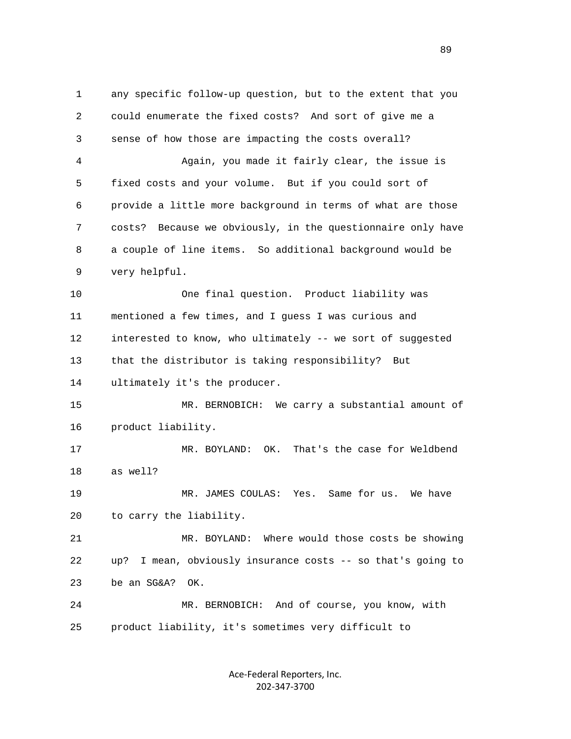any specific follow-up question, but to the extent that you could enumerate the fixed costs? And sort of give me a sense of how those are impacting the costs overall?

Again, you made it fairly clear, the issue is fixed costs and your volume. But if you could sort of provide a little more background in terms of what are those costs? Because we obviously, in the questionnaire only have a couple of line items. So additional background would be very helpful.

One final question. Product liability was mentioned a few times, and I guess I was curious and interested to know, who ultimately -- we sort of suggested that the distributor is taking responsibility? But ultimately it's the producer.

MR. BERNOBICH: We carry a substantial amount of product liability.

MR. BOYLAND: OK. That's the case for Weldbend as well?

MR. JAMES COULAS: Yes. Same for us. We have to carry the liability.

MR. BOYLAND: Where would those costs be showing up? I mean, obviously insurance costs -- so that's going to be an SG&A? OK.

MR. BERNOBICH: And of course, you know, with product liability, it's sometimes very difficult to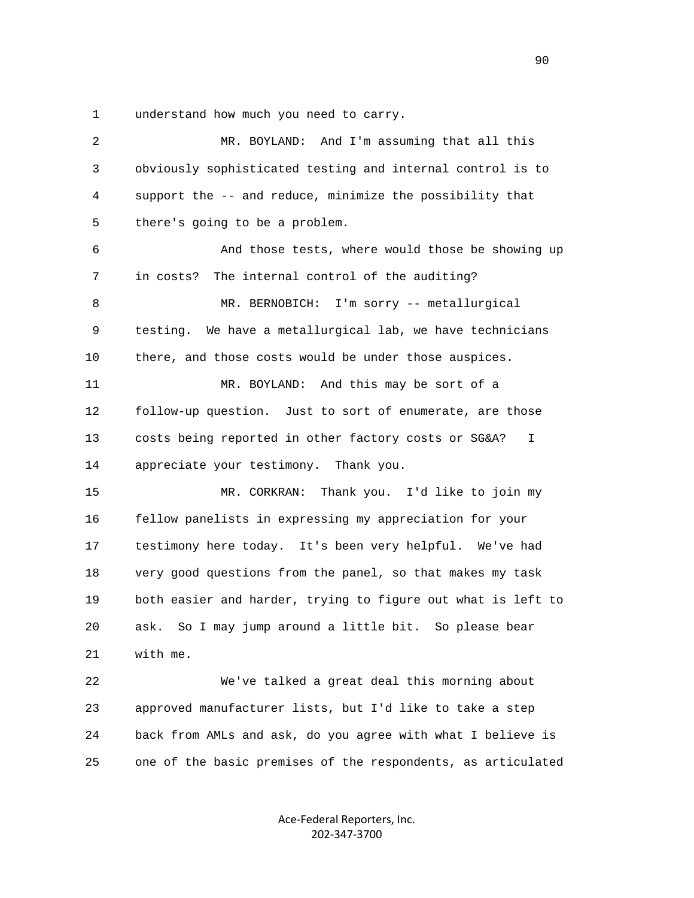understand how much you need to carry.

MR. BOYLAND: And I'm assuming that all this obviously sophisticated testing and internal control is to support the -- and reduce, minimize the possibility that there's going to be a problem.

And those tests, where would those be showing up in costs? The internal control of the auditing?

MR. BERNOBICH: I'm sorry -- metallurgical testing. We have a metallurgical lab, we have technicians there, and those costs would be under those auspices.

MR. BOYLAND: And this may be sort of a follow-up question. Just to sort of enumerate, are those costs being reported in other factory costs or SG&A? I appreciate your testimony. Thank you.

MR. CORKRAN: Thank you. I'd like to join my fellow panelists in expressing my appreciation for your testimony here today. It's been very helpful. We've had very good questions from the panel, so that makes my task both easier and harder, trying to figure out what is left to ask. So I may jump around a little bit. So please bear with me.

We've talked a great deal this morning about approved manufacturer lists, but I'd like to take a step back from AMLs and ask, do you agree with what I believe is one of the basic premises of the respondents, as articulated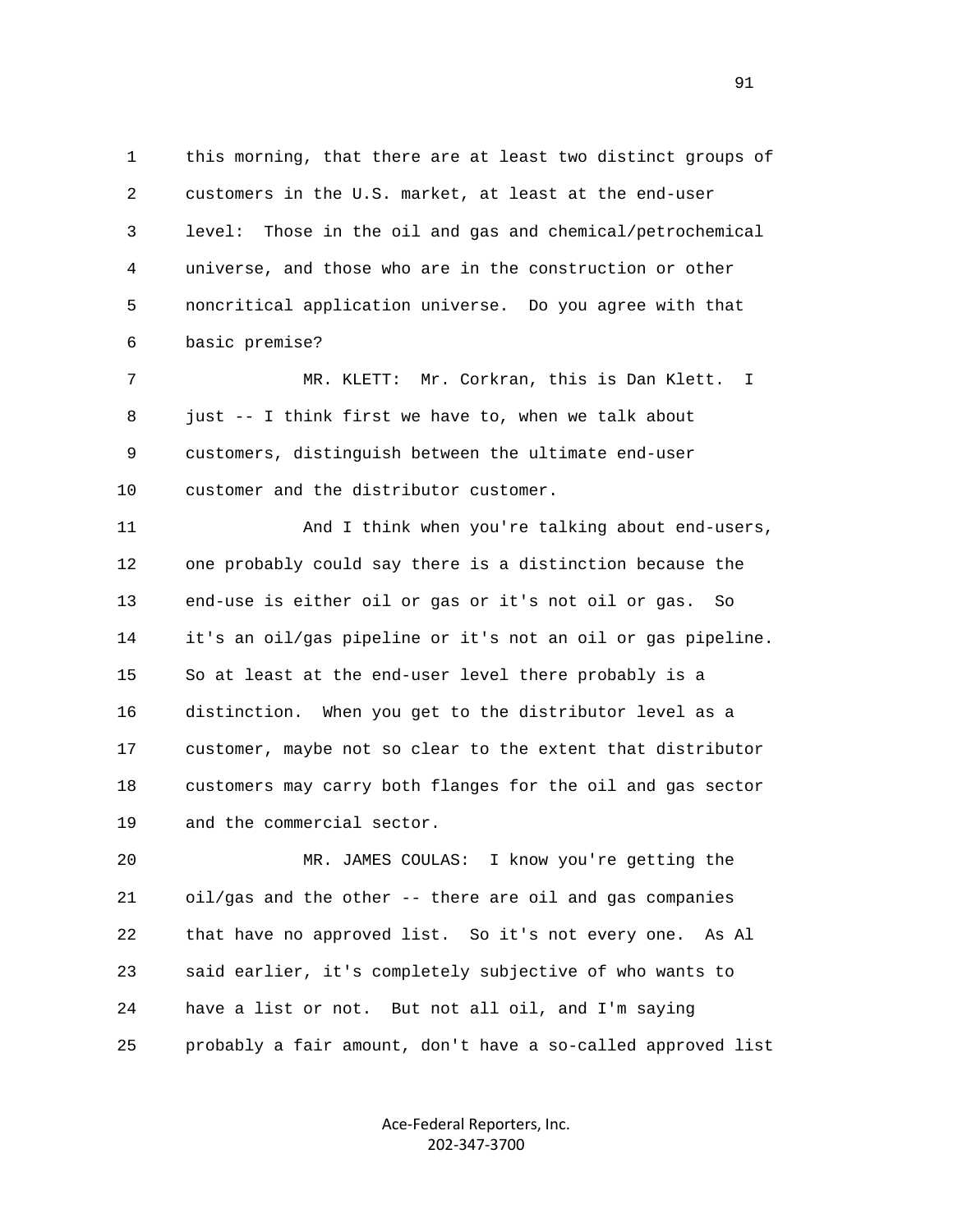this morning, that there are at least two distinct groups of customers in the U.S. market, at least at the end-user level: Those in the oil and gas and chemical/petrochemical universe, and those who are in the construction or other noncritical application universe. Do you agree with that basic premise?

MR. KLETT: Mr. Corkran, this is Dan Klett. I just -- I think first we have to, when we talk about customers, distinguish between the ultimate end-user customer and the distributor customer.

And I think when you're talking about end-users, one probably could say there is a distinction because the end-use is either oil or gas or it's not oil or gas. So it's an oil/gas pipeline or it's not an oil or gas pipeline. So at least at the end-user level there probably is a distinction. When you get to the distributor level as a customer, maybe not so clear to the extent that distributor customers may carry both flanges for the oil and gas sector and the commercial sector.

MR. JAMES COULAS: I know you're getting the oil/gas and the other -- there are oil and gas companies that have no approved list. So it's not every one. As Al said earlier, it's completely subjective of who wants to have a list or not. But not all oil, and I'm saying probably a fair amount, don't have a so-called approved list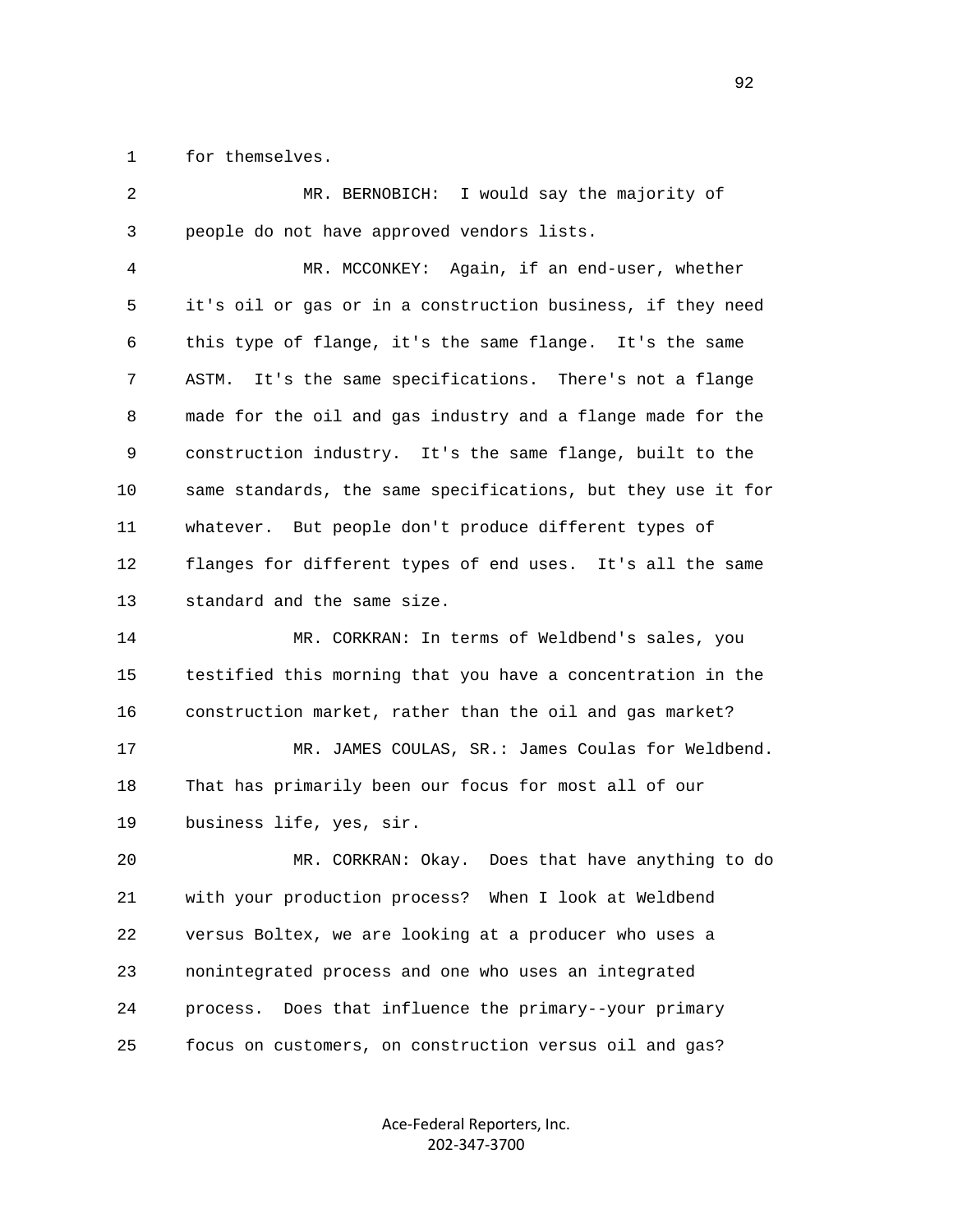for themselves.

MR. BERNOBICH: I would say the majority of people do not have approved vendors lists.

MR. MCCONKEY: Again, if an end-user, whether it's oil or gas or in a construction business, if they need this type of flange, it's the same flange. It's the same ASTM. It's the same specifications. There's not a flange made for the oil and gas industry and a flange made for the construction industry. It's the same flange, built to the same standards, the same specifications, but they use it for whatever. But people don't produce different types of flanges for different types of end uses. It's all the same standard and the same size.

MR. CORKRAN: In terms of Weldbend's sales, you testified this morning that you have a concentration in the construction market, rather than the oil and gas market?

MR. JAMES COULAS, SR.: James Coulas for Weldbend. That has primarily been our focus for most all of our business life, yes, sir.

MR. CORKRAN: Okay. Does that have anything to do with your production process? When I look at Weldbend versus Boltex, we are looking at a producer who uses a nonintegrated process and one who uses an integrated process. Does that influence the primary--your primary focus on customers, on construction versus oil and gas?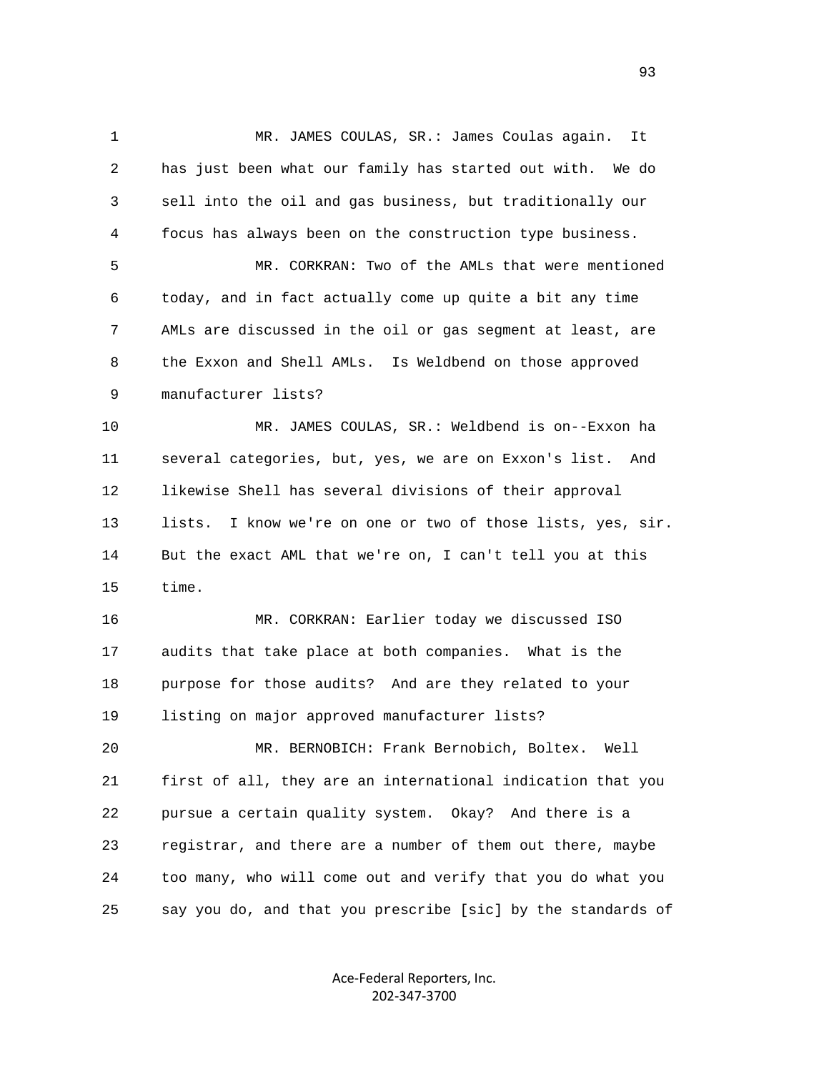MR. JAMES COULAS, SR.: James Coulas again. It has just been what our family has started out with. We do sell into the oil and gas business, but traditionally our focus has always been on the construction type business.

MR. CORKRAN: Two of the AMLs that were mentioned today, and in fact actually come up quite a bit any time AMLs are discussed in the oil or gas segment at least, are the Exxon and Shell AMLs. Is Weldbend on those approved manufacturer lists?

MR. JAMES COULAS, SR.: Weldbend is on--Exxon ha several categories, but, yes, we are on Exxon's list. And likewise Shell has several divisions of their approval lists. I know we're on one or two of those lists, yes, sir. But the exact AML that we're on, I can't tell you at this time.

MR. CORKRAN: Earlier today we discussed ISO audits that take place at both companies. What is the purpose for those audits? And are they related to your listing on major approved manufacturer lists?

MR. BERNOBICH: Frank Bernobich, Boltex. Well first of all, they are an international indication that you pursue a certain quality system. Okay? And there is a registrar, and there are a number of them out there, maybe too many, who will come out and verify that you do what you say you do, and that you prescribe [sic] by the standards of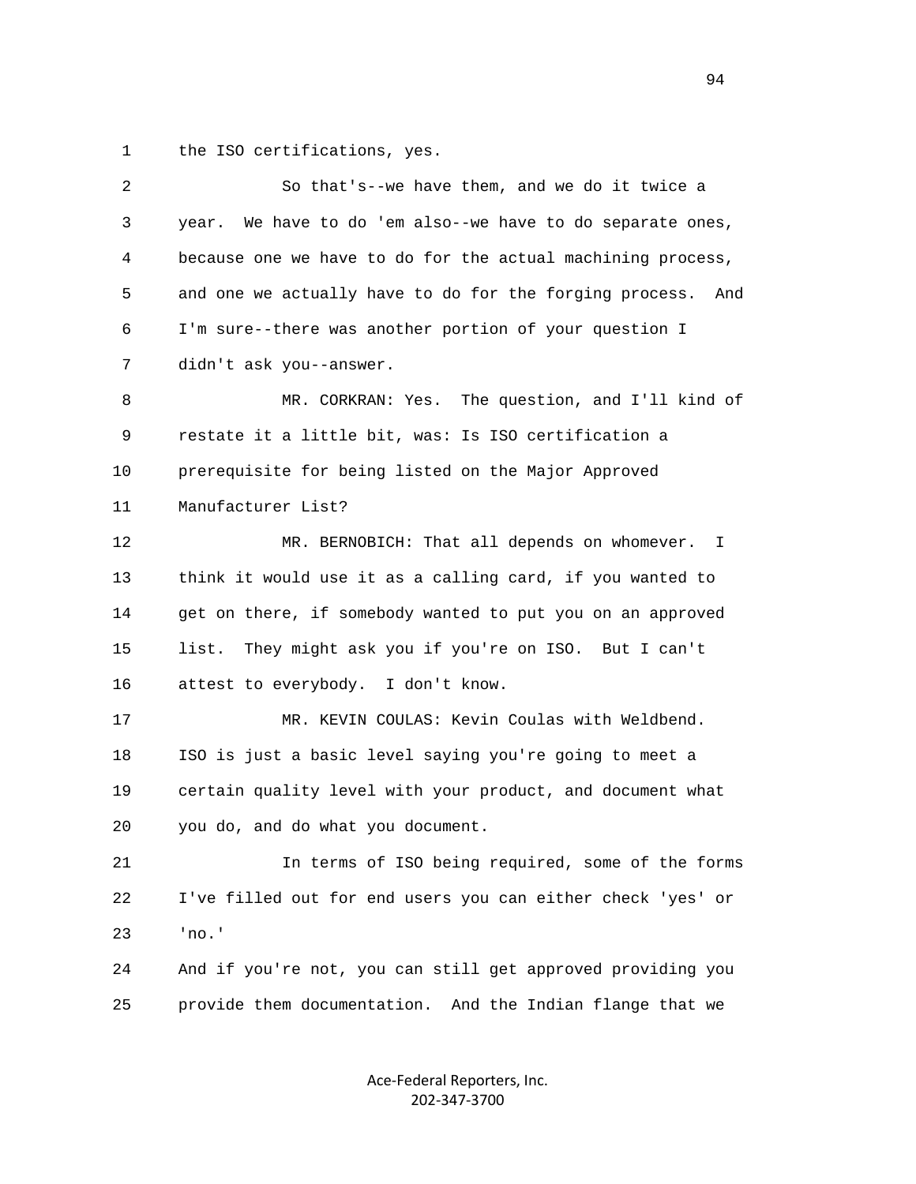the ISO certifications, yes.

So that's--we have them, and we do it twice a year. We have to do 'em also--we have to do separate ones, because one we have to do for the actual machining process, and one we actually have to do for the forging process. And I'm sure--there was another portion of your question I didn't ask you--answer.

MR. CORKRAN: Yes. The question, and I'll kind of restate it a little bit, was: Is ISO certification a prerequisite for being listed on the Major Approved Manufacturer List?

MR. BERNOBICH: That all depends on whomever. I think it would use it as a calling card, if you wanted to get on there, if somebody wanted to put you on an approved list. They might ask you if you're on ISO. But I can't attest to everybody. I don't know.

MR. KEVIN COULAS: Kevin Coulas with Weldbend. ISO is just a basic level saying you're going to meet a certain quality level with your product, and document what you do, and do what you document.

In terms of ISO being required, some of the forms I've filled out for end users you can either check 'yes' or 'no.'

And if you're not, you can still get approved providing you provide them documentation. And the Indian flange that we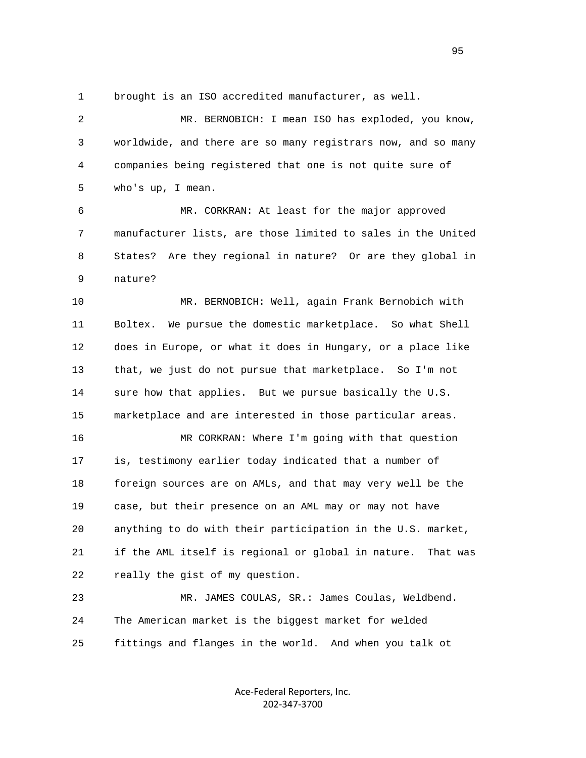brought is an ISO accredited manufacturer, as well.

MR. BERNOBICH: I mean ISO has exploded, you know, worldwide, and there are so many registrars now, and so many companies being registered that one is not quite sure of who's up, I mean.

MR. CORKRAN: At least for the major approved manufacturer lists, are those limited to sales in the United States? Are they regional in nature? Or are they global in nature?

MR. BERNOBICH: Well, again Frank Bernobich with Boltex. We pursue the domestic marketplace. So what Shell does in Europe, or what it does in Hungary, or a place like that, we just do not pursue that marketplace. So I'm not sure how that applies. But we pursue basically the U.S. marketplace and are interested in those particular areas.

MR CORKRAN: Where I'm going with that question is, testimony earlier today indicated that a number of foreign sources are on AMLs, and that may very well be the case, but their presence on an AML may or may not have anything to do with their participation in the U.S. market, if the AML itself is regional or global in nature. That was really the gist of my question.

MR. JAMES COULAS, SR.: James Coulas, Weldbend. The American market is the biggest market for welded fittings and flanges in the world. And when you talk ot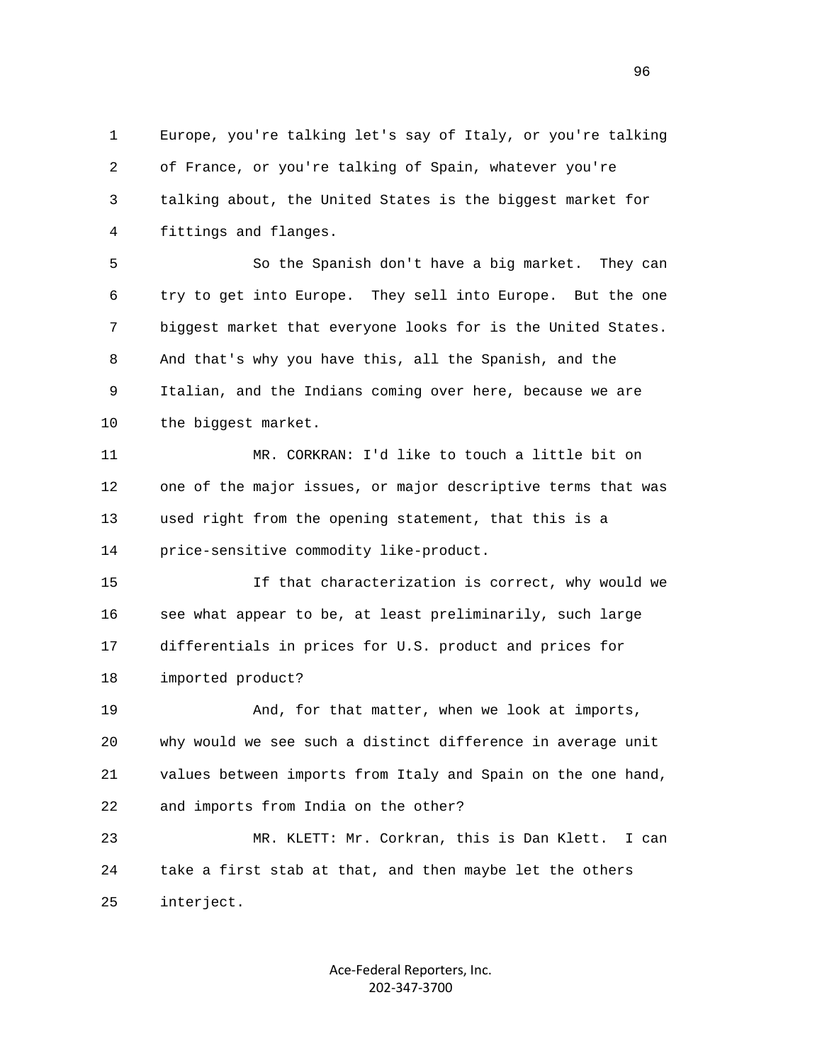Europe, you're talking let's say of Italy, or you're talking of France, or you're talking of Spain, whatever you're talking about, the United States is the biggest market for fittings and flanges.

So the Spanish don't have a big market. They can try to get into Europe. They sell into Europe. But the one biggest market that everyone looks for is the United States. And that's why you have this, all the Spanish, and the Italian, and the Indians coming over here, because we are the biggest market.

MR. CORKRAN: I'd like to touch a little bit on one of the major issues, or major descriptive terms that was used right from the opening statement, that this is a price-sensitive commodity like-product.

If that characterization is correct, why would we see what appear to be, at least preliminarily, such large differentials in prices for U.S. product and prices for imported product?

And, for that matter, when we look at imports, why would we see such a distinct difference in average unit values between imports from Italy and Spain on the one hand, and imports from India on the other?

MR. KLETT: Mr. Corkran, this is Dan Klett. I can take a first stab at that, and then maybe let the others interject.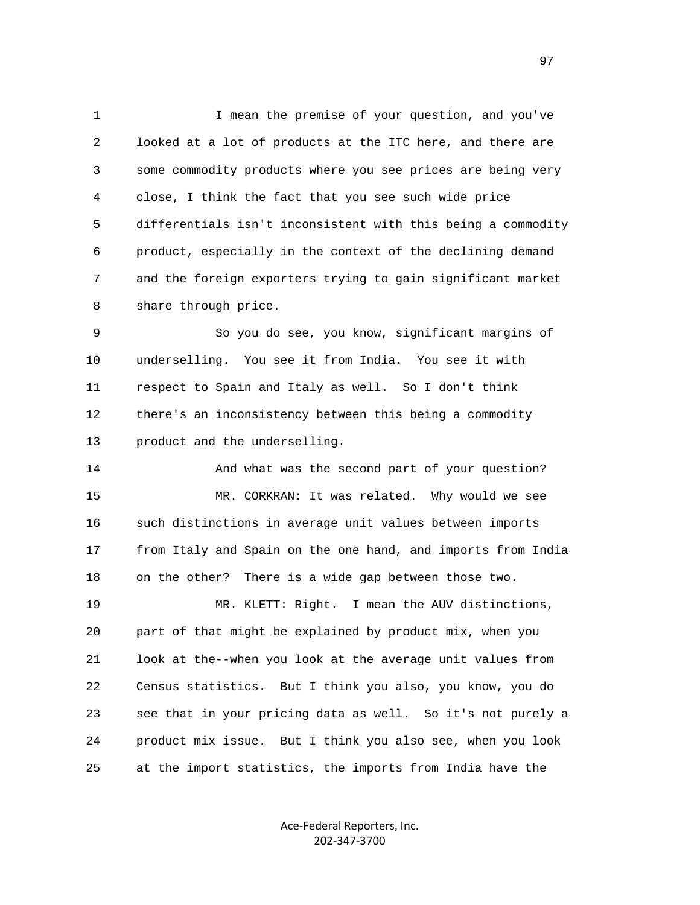I mean the premise of your question, and you've looked at a lot of products at the ITC here, and there are some commodity products where you see prices are being very close, I think the fact that you see such wide price differentials isn't inconsistent with this being a commodity product, especially in the context of the declining demand and the foreign exporters trying to gain significant market share through price.

So you do see, you know, significant margins of underselling. You see it from India. You see it with respect to Spain and Italy as well. So I don't think there's an inconsistency between this being a commodity product and the underselling.

And what was the second part of your question?

MR. CORKRAN: It was related. Why would we see such distinctions in average unit values between imports from Italy and Spain on the one hand, and imports from India on the other? There is a wide gap between those two.

MR. KLETT: Right. I mean the AUV distinctions, part of that might be explained by product mix, when you look at the--when you look at the average unit values from Census statistics. But I think you also, you know, you do see that in your pricing data as well. So it's not purely a product mix issue. But I think you also see, when you look at the import statistics, the imports from India have the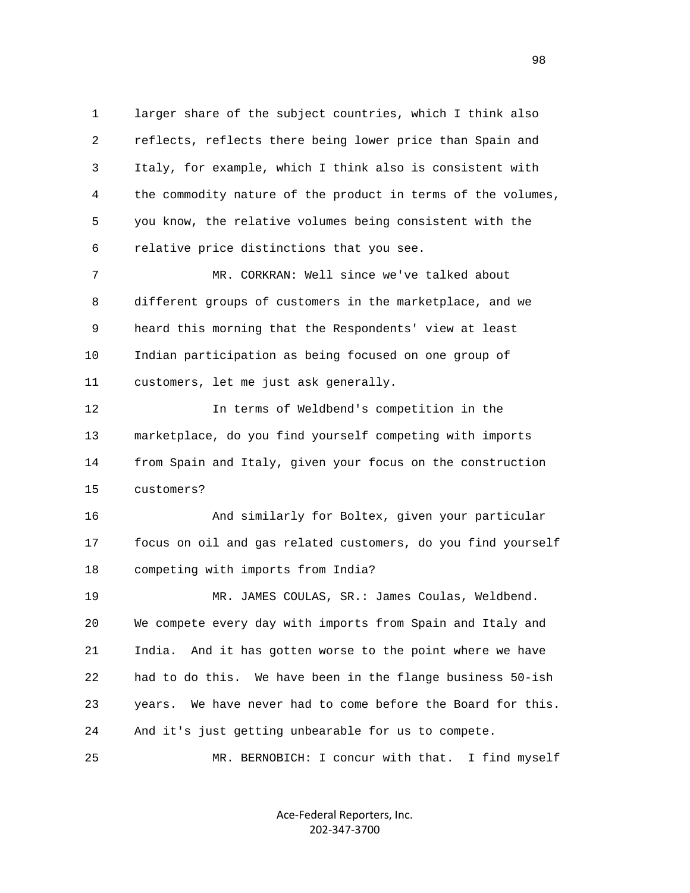1 larger share of the subject countries, which I think also
2 reflects, reflects there being lower price than Spain and
3 Italy, for example, which I think also is consistent with
4 the commodity nature of the product in terms of the volumes,
5 you know, the relative volumes being consistent with the
6 relative price distinctions that you see.

7 MR. CORKRAN: Well since we've talked about
8 different groups of customers in the marketplace, and we
9 heard this morning that the Respondents' view at least
10 Indian participation as being focused on one group of
11 customers, let me just ask generally.

12 In terms of Weldbend's competition in the
13 marketplace, do you find yourself competing with imports
14 from Spain and Italy, given your focus on the construction
15 customers?

16 And similarly for Boltex, given your particular
17 focus on oil and gas related customers, do you find yourself
18 competing with imports from India?

19 MR. JAMES COULAS, SR.: James Coulas, Weldbend.
20 We compete every day with imports from Spain and Italy and
21 India. And it has gotten worse to the point where we have
22 had to do this. We have been in the flange business 50-ish
23 years. We have never had to come before the Board for this.
24 And it's just getting unbearable for us to compete.

25 MR. BERNOBICH: I concur with that. I find myself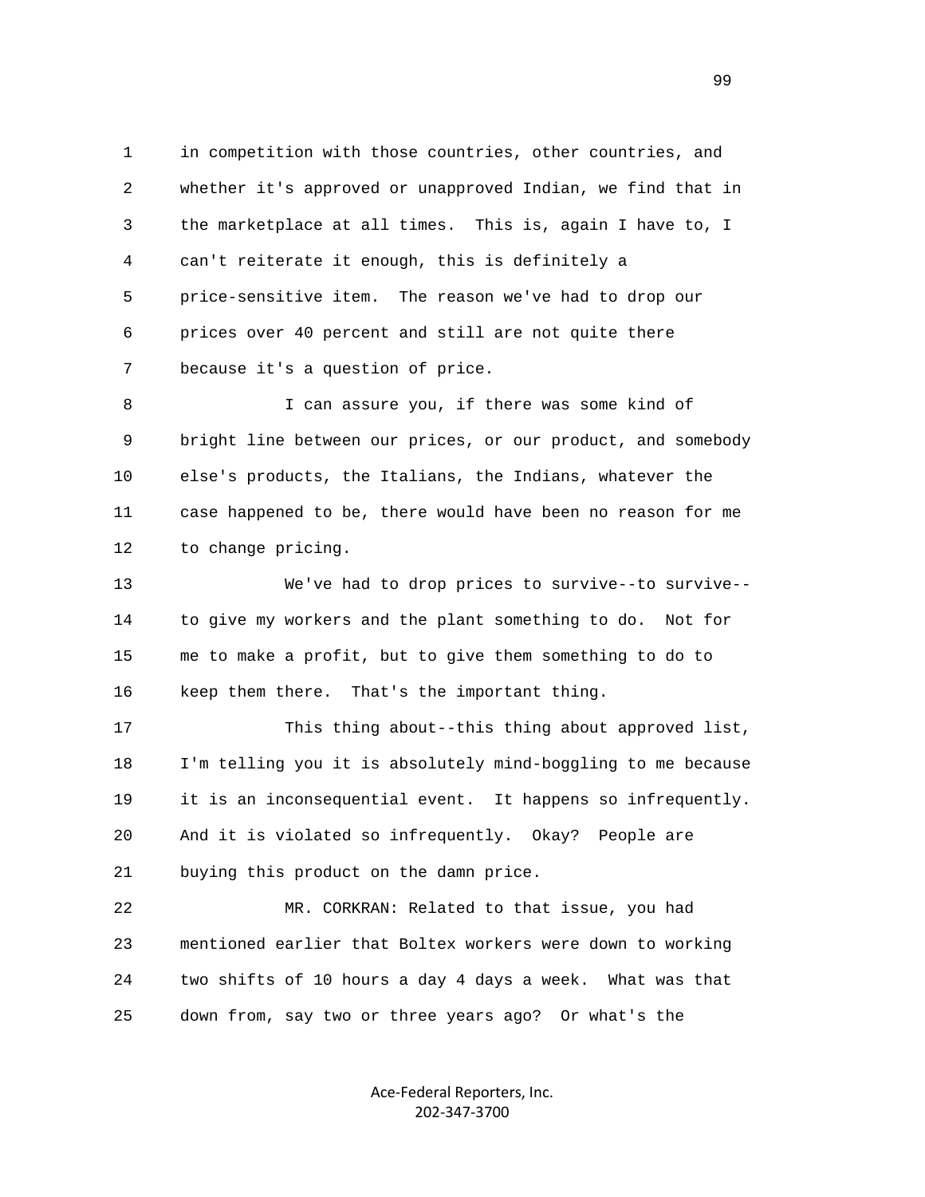in competition with those countries, other countries, and whether it's approved or unapproved Indian, we find that in the marketplace at all times. This is, again I have to, I can't reiterate it enough, this is definitely a price-sensitive item. The reason we've had to drop our prices over 40 percent and still are not quite there because it's a question of price.

I can assure you, if there was some kind of bright line between our prices, or our product, and somebody else's products, the Italians, the Indians, whatever the case happened to be, there would have been no reason for me to change pricing.

We've had to drop prices to survive--to survive--to give my workers and the plant something to do. Not for me to make a profit, but to give them something to do to keep them there. That's the important thing.

This thing about--this thing about approved list, I'm telling you it is absolutely mind-boggling to me because it is an inconsequential event. It happens so infrequently. And it is violated so infrequently. Okay? People are buying this product on the damn price.

MR. CORKRAN: Related to that issue, you had mentioned earlier that Boltex workers were down to working two shifts of 10 hours a day 4 days a week. What was that down from, say two or three years ago? Or what's the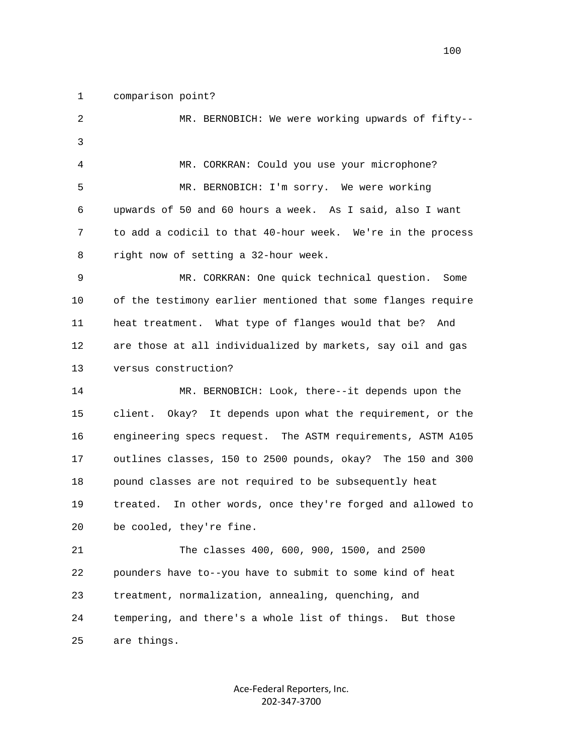comparison point?

MR. BERNOBICH: We were working upwards of fifty--

MR. CORKRAN: Could you use your microphone?

MR. BERNOBICH: I'm sorry. We were working upwards of 50 and 60 hours a week. As I said, also I want to add a codicil to that 40-hour week. We're in the process right now of setting a 32-hour week.

MR. CORKRAN: One quick technical question. Some of the testimony earlier mentioned that some flanges require heat treatment. What type of flanges would that be? And are those at all individualized by markets, say oil and gas versus construction?

MR. BERNOBICH: Look, there--it depends upon the client. Okay? It depends upon what the requirement, or the engineering specs request. The ASTM requirements, ASTM A105 outlines classes, 150 to 2500 pounds, okay? The 150 and 300 pound classes are not required to be subsequently heat treated. In other words, once they're forged and allowed to be cooled, they're fine.

The classes 400, 600, 900, 1500, and 2500 pounders have to--you have to submit to some kind of heat treatment, normalization, annealing, quenching, and tempering, and there's a whole list of things. But those are things.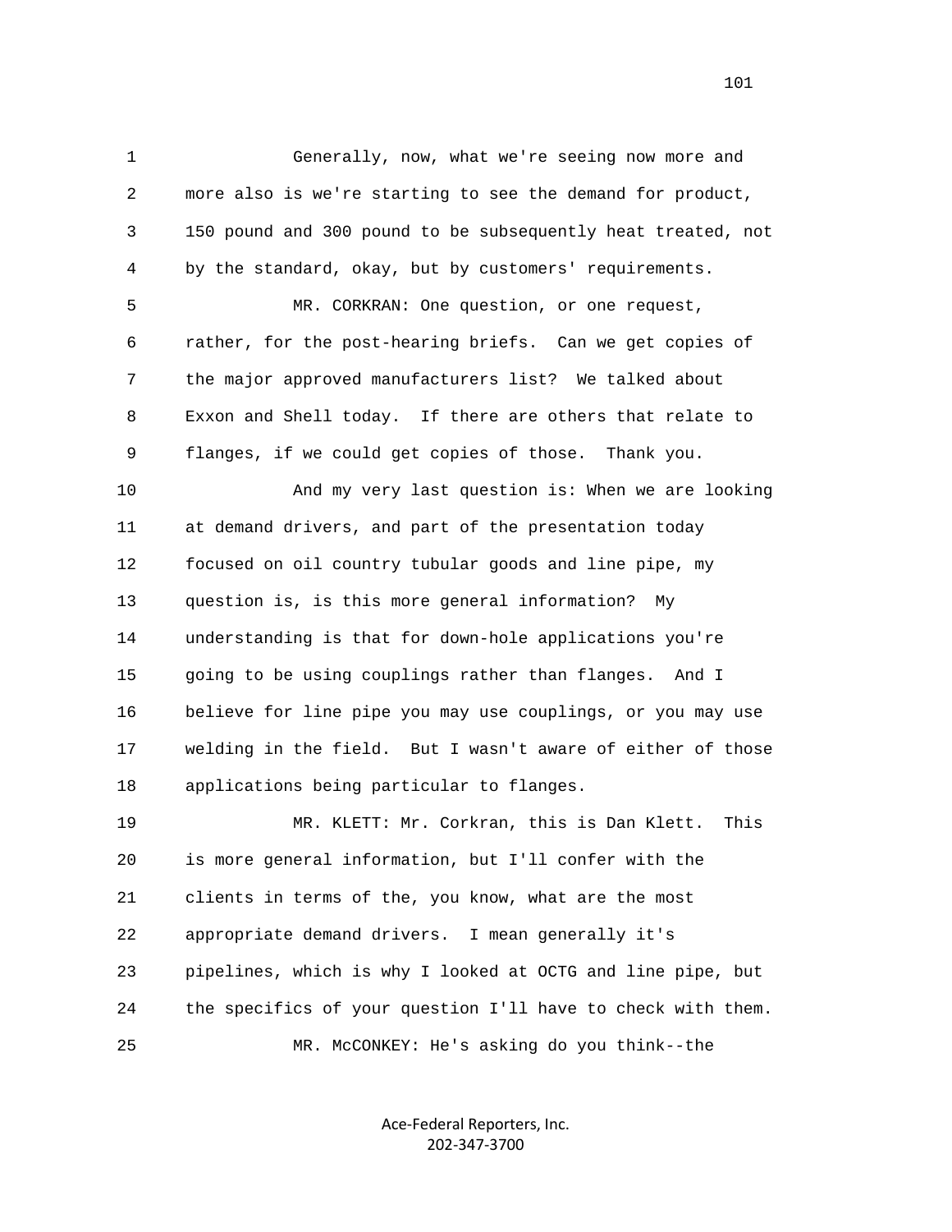Generally, now, what we're seeing now more and more also is we're starting to see the demand for product, 150 pound and 300 pound to be subsequently heat treated, not by the standard, okay, but by customers' requirements.

MR. CORKRAN: One question, or one request, rather, for the post-hearing briefs. Can we get copies of the major approved manufacturers list? We talked about Exxon and Shell today. If there are others that relate to flanges, if we could get copies of those. Thank you.

And my very last question is: When we are looking at demand drivers, and part of the presentation today focused on oil country tubular goods and line pipe, my question is, is this more general information? My understanding is that for down-hole applications you're going to be using couplings rather than flanges. And I believe for line pipe you may use couplings, or you may use welding in the field. But I wasn't aware of either of those applications being particular to flanges.

MR. KLETT: Mr. Corkran, this is Dan Klett. This is more general information, but I'll confer with the clients in terms of the, you know, what are the most appropriate demand drivers. I mean generally it's pipelines, which is why I looked at OCTG and line pipe, but the specifics of your question I'll have to check with them.

MR. McCONKEY: He's asking do you think--the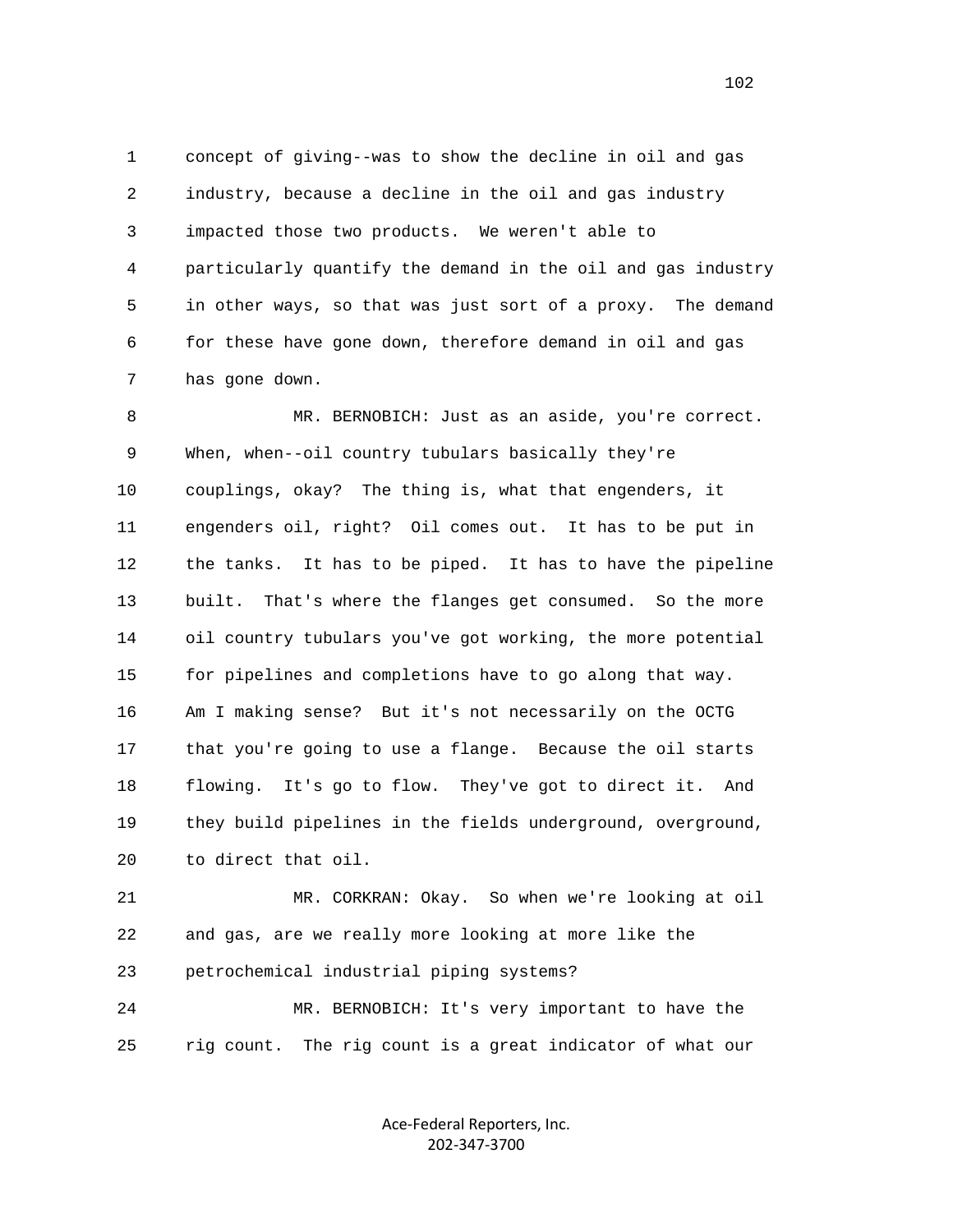concept of giving--was to show the decline in oil and gas industry, because a decline in the oil and gas industry impacted those two products. We weren't able to particularly quantify the demand in the oil and gas industry in other ways, so that was just sort of a proxy. The demand for these have gone down, therefore demand in oil and gas has gone down.

MR. BERNOBICH: Just as an aside, you're correct. When, when--oil country tubulars basically they're couplings, okay? The thing is, what that engenders, it engenders oil, right? Oil comes out. It has to be put in the tanks. It has to be piped. It has to have the pipeline built. That's where the flanges get consumed. So the more oil country tubulars you've got working, the more potential for pipelines and completions have to go along that way. Am I making sense? But it's not necessarily on the OCTG that you're going to use a flange. Because the oil starts flowing. It's go to flow. They've got to direct it. And they build pipelines in the fields underground, overground, to direct that oil.

MR. CORKRAN: Okay. So when we're looking at oil and gas, are we really more looking at more like the petrochemical industrial piping systems?

MR. BERNOBICH: It's very important to have the rig count. The rig count is a great indicator of what our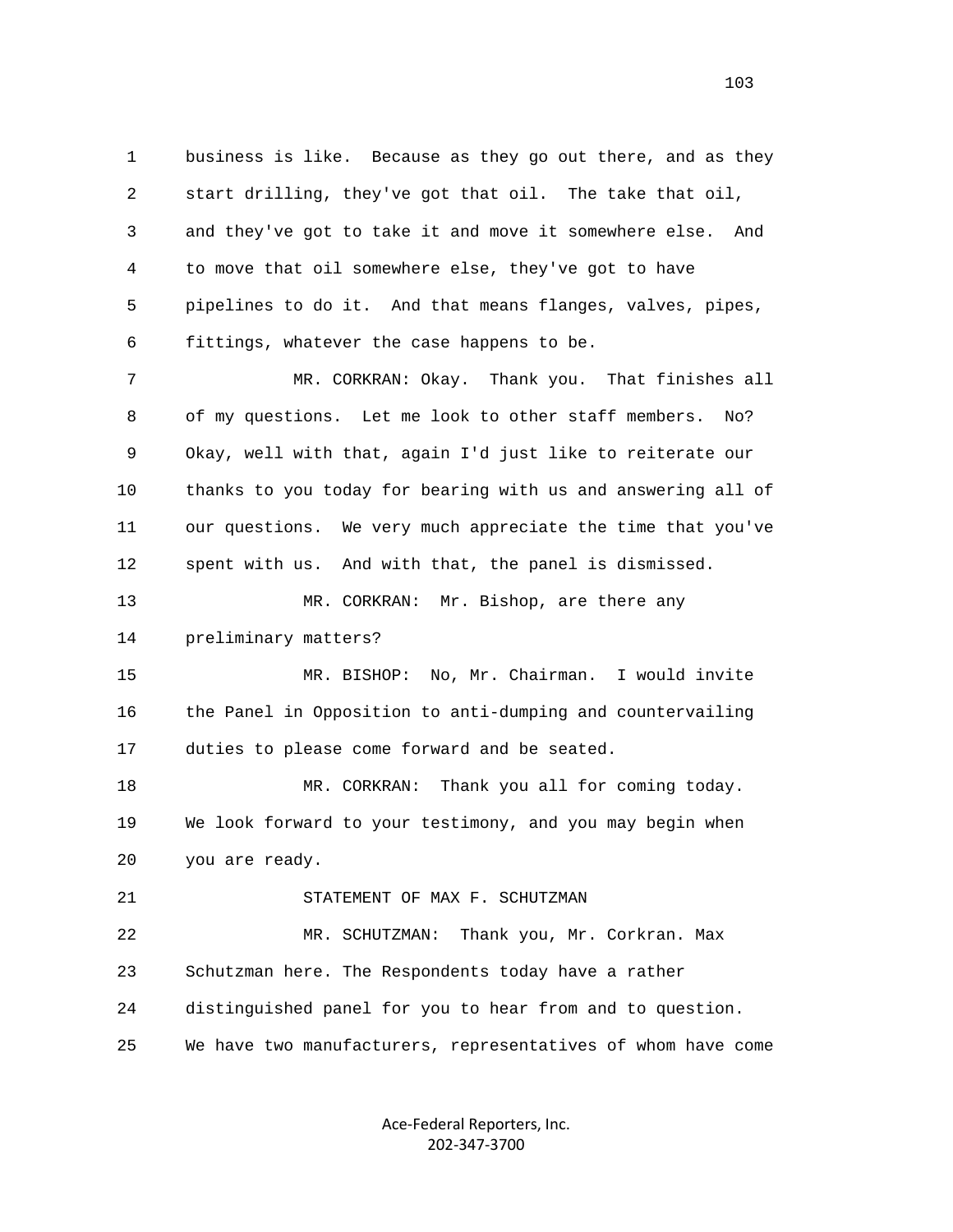business is like. Because as they go out there, and as they start drilling, they've got that oil. The take that oil, and they've got to take it and move it somewhere else. And to move that oil somewhere else, they've got to have pipelines to do it. And that means flanges, valves, pipes, fittings, whatever the case happens to be.

MR. CORKRAN: Okay. Thank you. That finishes all of my questions. Let me look to other staff members. No? Okay, well with that, again I'd just like to reiterate our thanks to you today for bearing with us and answering all of our questions. We very much appreciate the time that you've spent with us. And with that, the panel is dismissed.

MR. CORKRAN: Mr. Bishop, are there any preliminary matters?

MR. BISHOP: No, Mr. Chairman. I would invite the Panel in Opposition to anti-dumping and countervailing duties to please come forward and be seated.

MR. CORKRAN: Thank you all for coming today. We look forward to your testimony, and you may begin when you are ready.

STATEMENT OF MAX F. SCHUTZMAN

MR. SCHUTZMAN: Thank you, Mr. Corkran. Max Schutzman here. The Respondents today have a rather distinguished panel for you to hear from and to question. We have two manufacturers, representatives of whom have come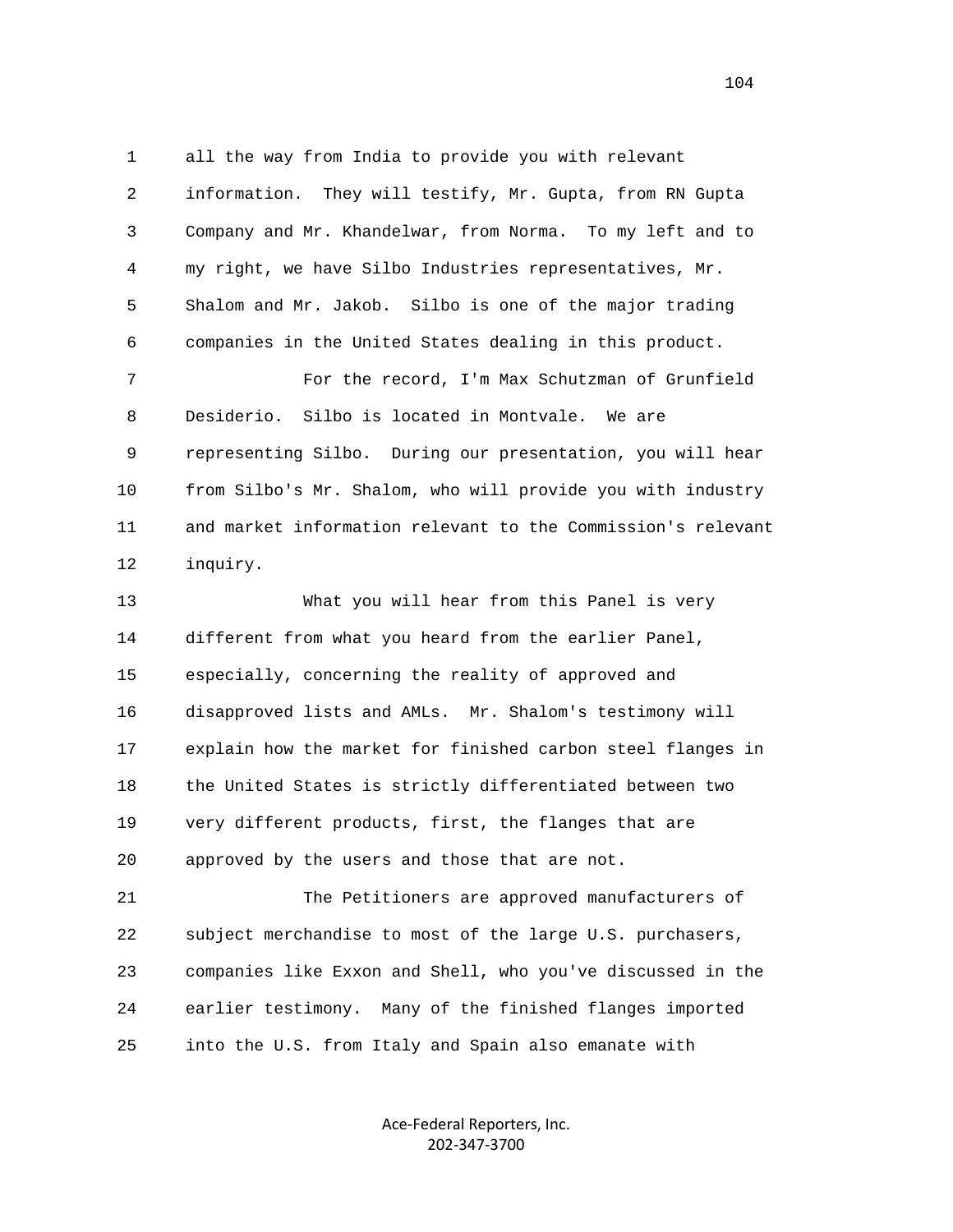all the way from India to provide you with relevant information. They will testify, Mr. Gupta, from RN Gupta Company and Mr. Khandelwar, from Norma. To my left and to my right, we have Silbo Industries representatives, Mr. Shalom and Mr. Jakob. Silbo is one of the major trading companies in the United States dealing in this product.

For the record, I'm Max Schutzman of Grunfield Desiderio. Silbo is located in Montvale. We are representing Silbo. During our presentation, you will hear from Silbo's Mr. Shalom, who will provide you with industry and market information relevant to the Commission's relevant inquiry.

What you will hear from this Panel is very different from what you heard from the earlier Panel, especially, concerning the reality of approved and disapproved lists and AMLs. Mr. Shalom's testimony will explain how the market for finished carbon steel flanges in the United States is strictly differentiated between two very different products, first, the flanges that are approved by the users and those that are not.

The Petitioners are approved manufacturers of subject merchandise to most of the large U.S. purchasers, companies like Exxon and Shell, who you've discussed in the earlier testimony. Many of the finished flanges imported into the U.S. from Italy and Spain also emanate with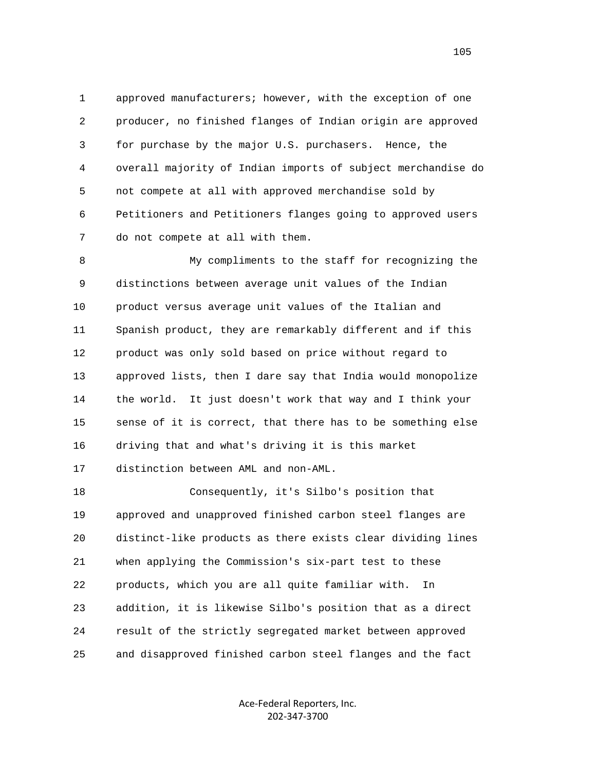approved manufacturers; however, with the exception of one producer, no finished flanges of Indian origin are approved for purchase by the major U.S. purchasers. Hence, the overall majority of Indian imports of subject merchandise do not compete at all with approved merchandise sold by Petitioners and Petitioners flanges going to approved users do not compete at all with them.

My compliments to the staff for recognizing the distinctions between average unit values of the Indian product versus average unit values of the Italian and Spanish product, they are remarkably different and if this product was only sold based on price without regard to approved lists, then I dare say that India would monopolize the world. It just doesn't work that way and I think your sense of it is correct, that there has to be something else driving that and what's driving it is this market distinction between AML and non-AML.

Consequently, it's Silbo's position that approved and unapproved finished carbon steel flanges are distinct-like products as there exists clear dividing lines when applying the Commission's six-part test to these products, which you are all quite familiar with. In addition, it is likewise Silbo's position that as a direct result of the strictly segregated market between approved and disapproved finished carbon steel flanges and the fact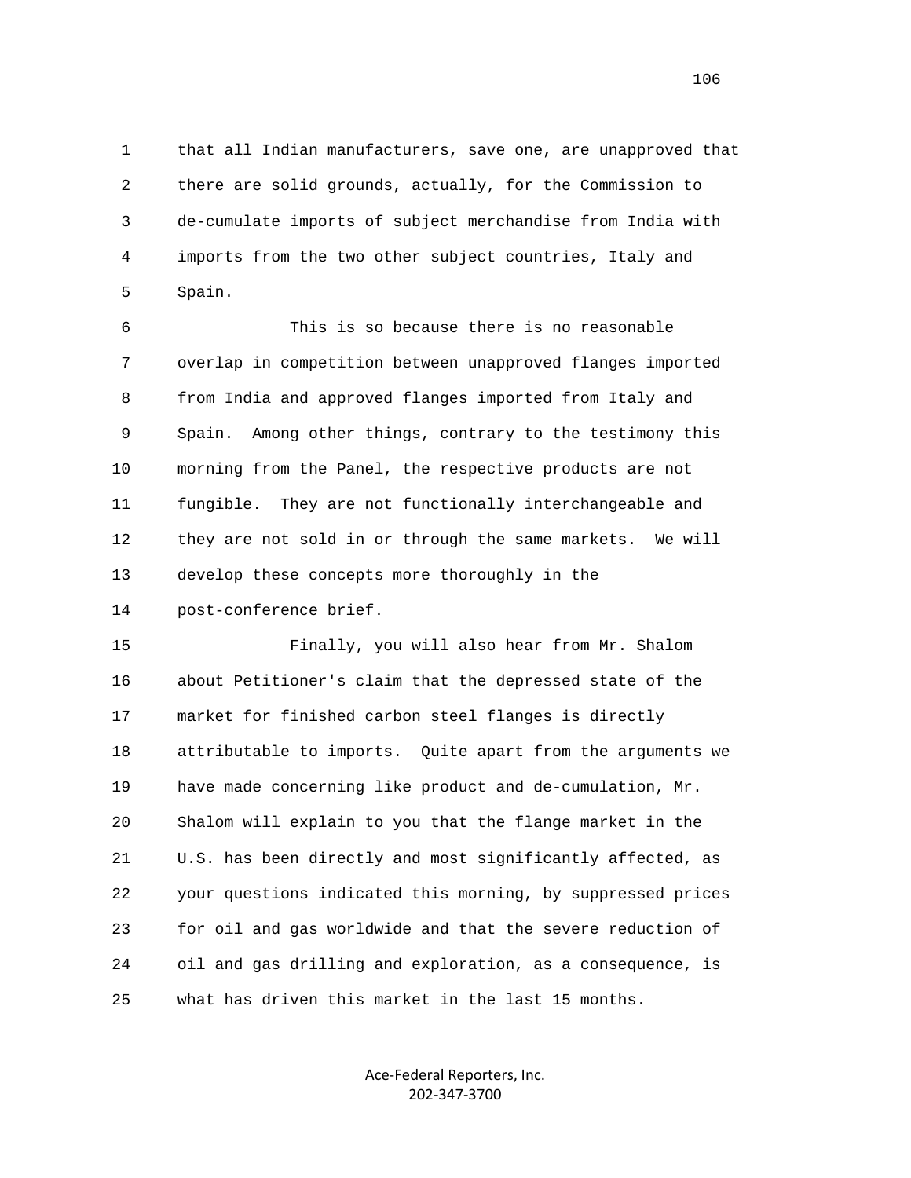that all Indian manufacturers, save one, are unapproved that there are solid grounds, actually, for the Commission to de-cumulate imports of subject merchandise from India with imports from the two other subject countries, Italy and Spain.

This is so because there is no reasonable overlap in competition between unapproved flanges imported from India and approved flanges imported from Italy and Spain. Among other things, contrary to the testimony this morning from the Panel, the respective products are not fungible. They are not functionally interchangeable and they are not sold in or through the same markets. We will develop these concepts more thoroughly in the post-conference brief.

Finally, you will also hear from Mr. Shalom about Petitioner's claim that the depressed state of the market for finished carbon steel flanges is directly attributable to imports. Quite apart from the arguments we have made concerning like product and de-cumulation, Mr. Shalom will explain to you that the flange market in the U.S. has been directly and most significantly affected, as your questions indicated this morning, by suppressed prices for oil and gas worldwide and that the severe reduction of oil and gas drilling and exploration, as a consequence, is what has driven this market in the last 15 months.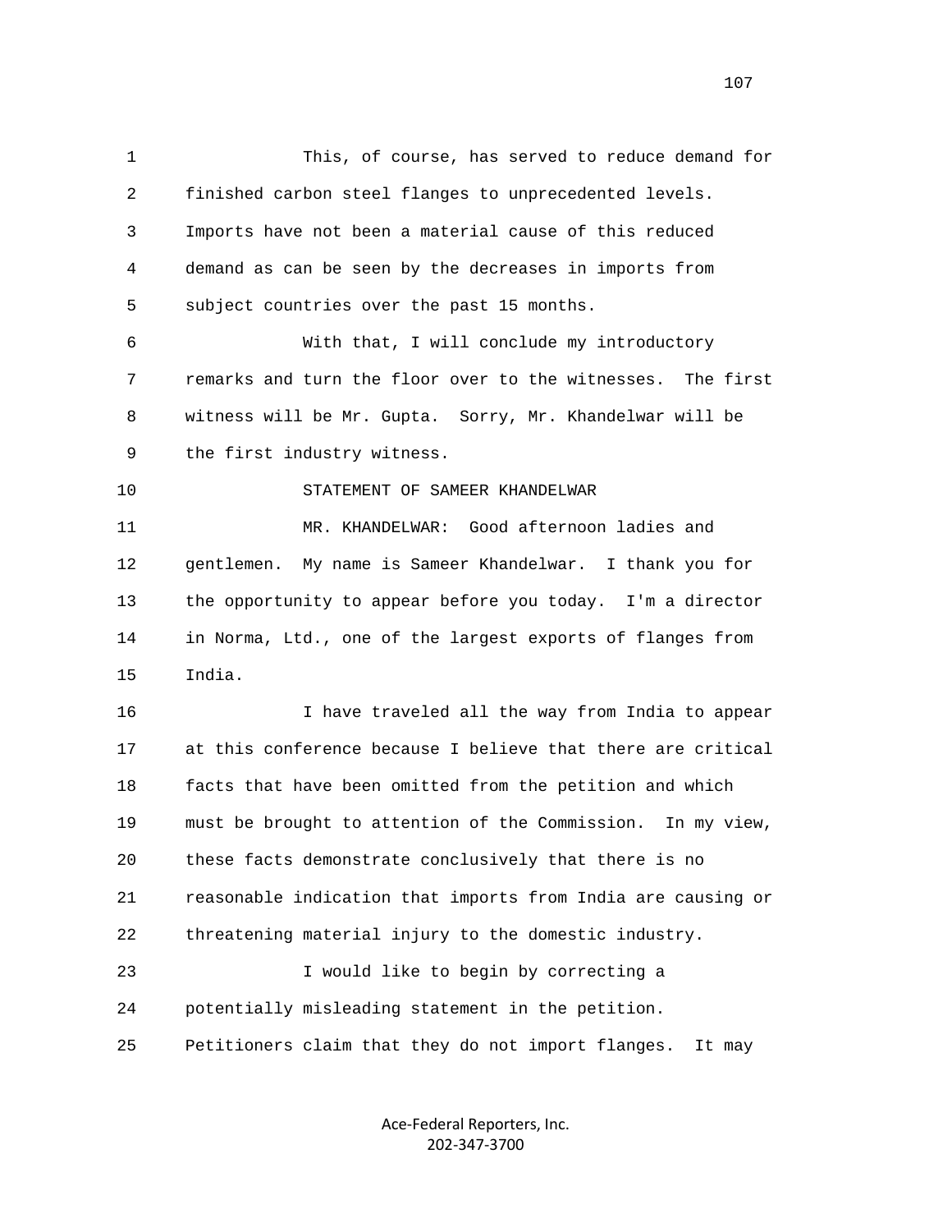This, of course, has served to reduce demand for finished carbon steel flanges to unprecedented levels. Imports have not been a material cause of this reduced demand as can be seen by the decreases in imports from subject countries over the past 15 months.

With that, I will conclude my introductory remarks and turn the floor over to the witnesses. The first witness will be Mr. Gupta. Sorry, Mr. Khandelwar will be the first industry witness.

STATEMENT OF SAMEER KHANDELWAR

MR. KHANDELWAR: Good afternoon ladies and gentlemen. My name is Sameer Khandelwar. I thank you for the opportunity to appear before you today. I'm a director in Norma, Ltd., one of the largest exports of flanges from India.

I have traveled all the way from India to appear at this conference because I believe that there are critical facts that have been omitted from the petition and which must be brought to attention of the Commission. In my view, these facts demonstrate conclusively that there is no reasonable indication that imports from India are causing or threatening material injury to the domestic industry.

I would like to begin by correcting a potentially misleading statement in the petition. Petitioners claim that they do not import flanges. It may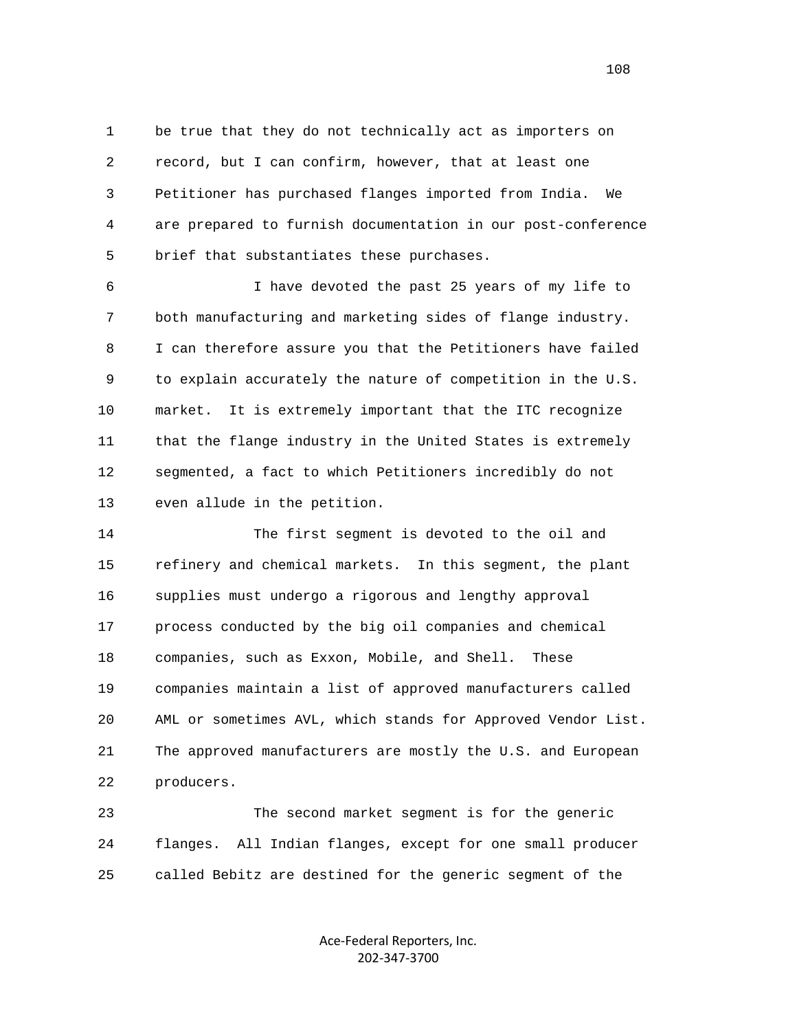be true that they do not technically act as importers on record, but I can confirm, however, that at least one Petitioner has purchased flanges imported from India. We are prepared to furnish documentation in our post-conference brief that substantiates these purchases.

I have devoted the past 25 years of my life to both manufacturing and marketing sides of flange industry. I can therefore assure you that the Petitioners have failed to explain accurately the nature of competition in the U.S. market. It is extremely important that the ITC recognize that the flange industry in the United States is extremely segmented, a fact to which Petitioners incredibly do not even allude in the petition.

The first segment is devoted to the oil and refinery and chemical markets. In this segment, the plant supplies must undergo a rigorous and lengthy approval process conducted by the big oil companies and chemical companies, such as Exxon, Mobile, and Shell. These companies maintain a list of approved manufacturers called AML or sometimes AVL, which stands for Approved Vendor List. The approved manufacturers are mostly the U.S. and European producers.

The second market segment is for the generic flanges. All Indian flanges, except for one small producer called Bebitz are destined for the generic segment of the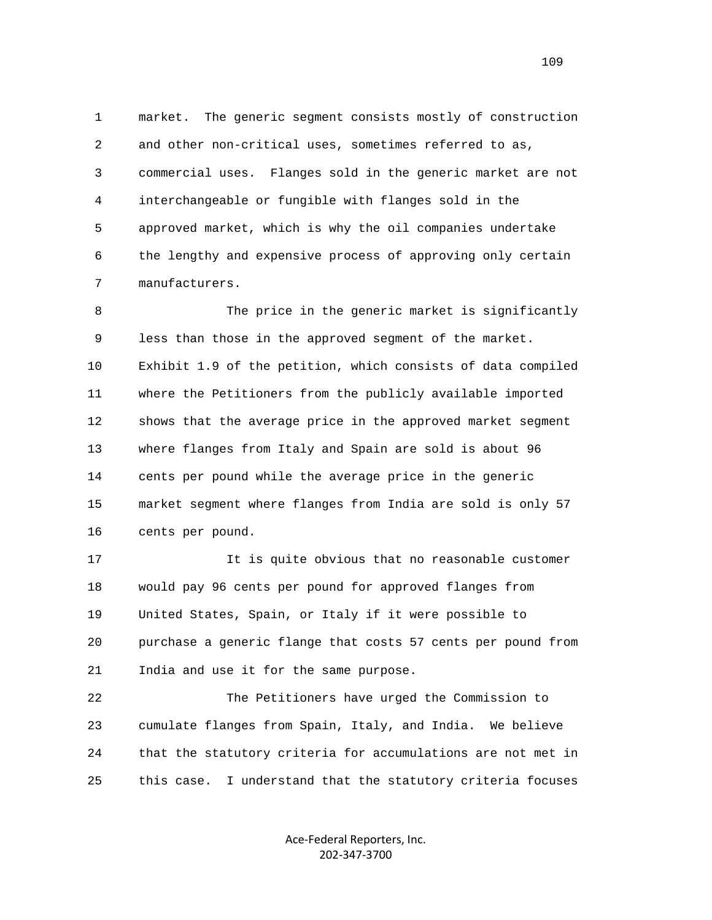market. The generic segment consists mostly of construction and other non-critical uses, sometimes referred to as, commercial uses. Flanges sold in the generic market are not interchangeable or fungible with flanges sold in the approved market, which is why the oil companies undertake the lengthy and expensive process of approving only certain manufacturers.

The price in the generic market is significantly less than those in the approved segment of the market. Exhibit 1.9 of the petition, which consists of data compiled where the Petitioners from the publicly available imported shows that the average price in the approved market segment where flanges from Italy and Spain are sold is about 96 cents per pound while the average price in the generic market segment where flanges from India are sold is only 57 cents per pound.

It is quite obvious that no reasonable customer would pay 96 cents per pound for approved flanges from United States, Spain, or Italy if it were possible to purchase a generic flange that costs 57 cents per pound from India and use it for the same purpose.

The Petitioners have urged the Commission to cumulate flanges from Spain, Italy, and India. We believe that the statutory criteria for accumulations are not met in this case. I understand that the statutory criteria focuses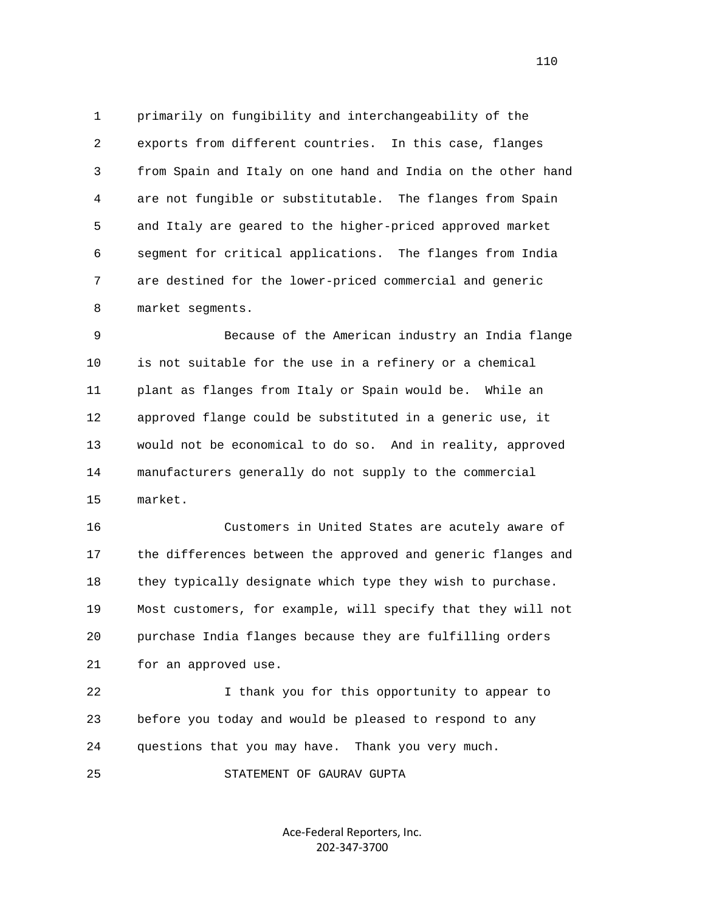primarily on fungibility and interchangeability of the exports from different countries. In this case, flanges from Spain and Italy on one hand and India on the other hand are not fungible or substitutable. The flanges from Spain and Italy are geared to the higher-priced approved market segment for critical applications. The flanges from India are destined for the lower-priced commercial and generic market segments.

Because of the American industry an India flange is not suitable for the use in a refinery or a chemical plant as flanges from Italy or Spain would be. While an approved flange could be substituted in a generic use, it would not be economical to do so. And in reality, approved manufacturers generally do not supply to the commercial market.

Customers in United States are acutely aware of the differences between the approved and generic flanges and they typically designate which type they wish to purchase. Most customers, for example, will specify that they will not purchase India flanges because they are fulfilling orders for an approved use.

I thank you for this opportunity to appear to before you today and would be pleased to respond to any questions that you may have. Thank you very much.

STATEMENT OF GAURAV GUPTA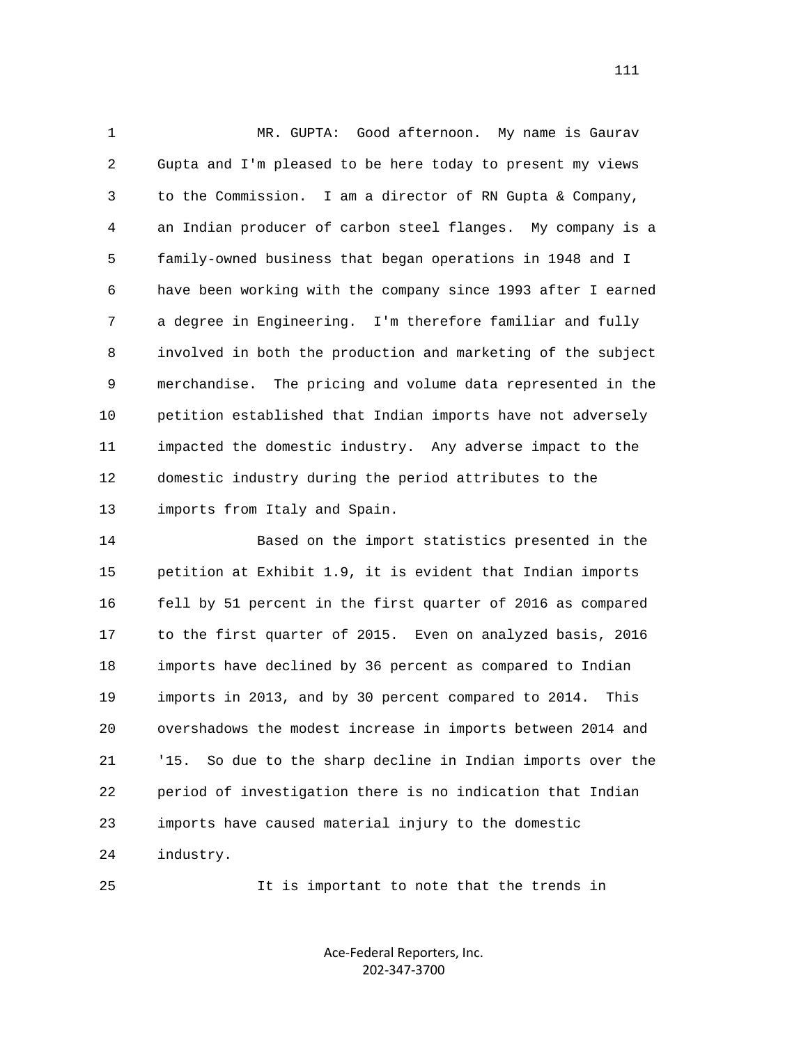MR. GUPTA: Good afternoon. My name is Gaurav Gupta and I'm pleased to be here today to present my views to the Commission. I am a director of RN Gupta & Company, an Indian producer of carbon steel flanges. My company is a family-owned business that began operations in 1948 and I have been working with the company since 1993 after I earned a degree in Engineering. I'm therefore familiar and fully involved in both the production and marketing of the subject merchandise. The pricing and volume data represented in the petition established that Indian imports have not adversely impacted the domestic industry. Any adverse impact to the domestic industry during the period attributes to the imports from Italy and Spain.

Based on the import statistics presented in the petition at Exhibit 1.9, it is evident that Indian imports fell by 51 percent in the first quarter of 2016 as compared to the first quarter of 2015. Even on analyzed basis, 2016 imports have declined by 36 percent as compared to Indian imports in 2013, and by 30 percent compared to 2014. This overshadows the modest increase in imports between 2014 and '15. So due to the sharp decline in Indian imports over the period of investigation there is no indication that Indian imports have caused material injury to the domestic industry.

It is important to note that the trends in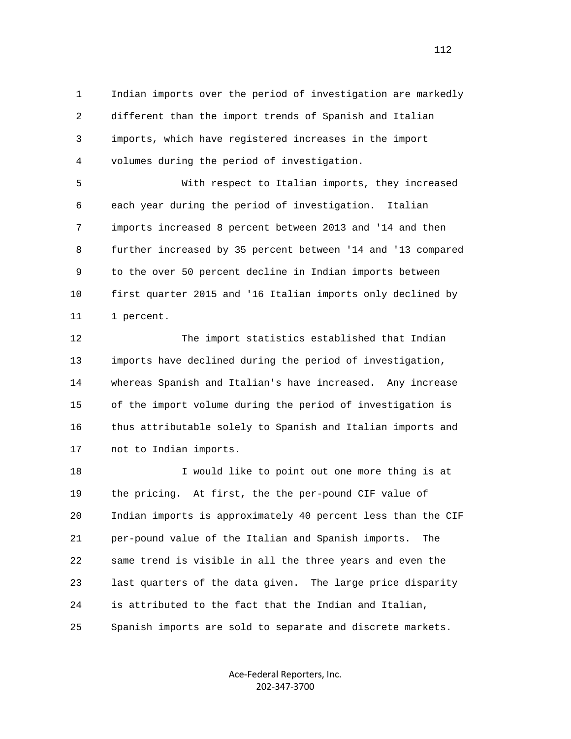Indian imports over the period of investigation are markedly different than the import trends of Spanish and Italian imports, which have registered increases in the import volumes during the period of investigation.

With respect to Italian imports, they increased each year during the period of investigation. Italian imports increased 8 percent between 2013 and '14 and then further increased by 35 percent between '14 and '13 compared to the over 50 percent decline in Indian imports between first quarter 2015 and '16 Italian imports only declined by 1 percent.

The import statistics established that Indian imports have declined during the period of investigation, whereas Spanish and Italian's have increased. Any increase of the import volume during the period of investigation is thus attributable solely to Spanish and Italian imports and not to Indian imports.

I would like to point out one more thing is at the pricing. At first, the the per-pound CIF value of Indian imports is approximately 40 percent less than the CIF per-pound value of the Italian and Spanish imports. The same trend is visible in all the three years and even the last quarters of the data given. The large price disparity is attributed to the fact that the Indian and Italian, Spanish imports are sold to separate and discrete markets.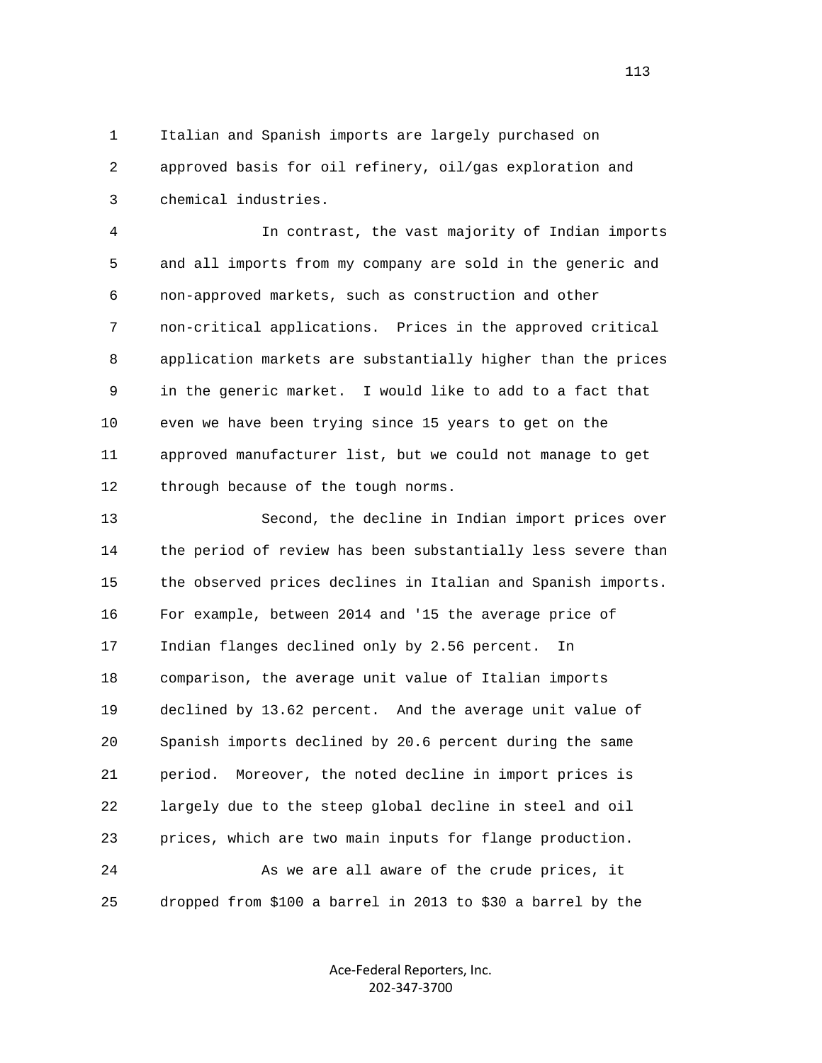Italian and Spanish imports are largely purchased on approved basis for oil refinery, oil/gas exploration and chemical industries.

In contrast, the vast majority of Indian imports and all imports from my company are sold in the generic and non-approved markets, such as construction and other non-critical applications. Prices in the approved critical application markets are substantially higher than the prices in the generic market. I would like to add to a fact that even we have been trying since 15 years to get on the approved manufacturer list, but we could not manage to get through because of the tough norms.

Second, the decline in Indian import prices over the period of review has been substantially less severe than the observed prices declines in Italian and Spanish imports. For example, between 2014 and '15 the average price of Indian flanges declined only by 2.56 percent. In comparison, the average unit value of Italian imports declined by 13.62 percent. And the average unit value of Spanish imports declined by 20.6 percent during the same period. Moreover, the noted decline in import prices is largely due to the steep global decline in steel and oil prices, which are two main inputs for flange production.

As we are all aware of the crude prices, it dropped from $100 a barrel in 2013 to $30 a barrel by the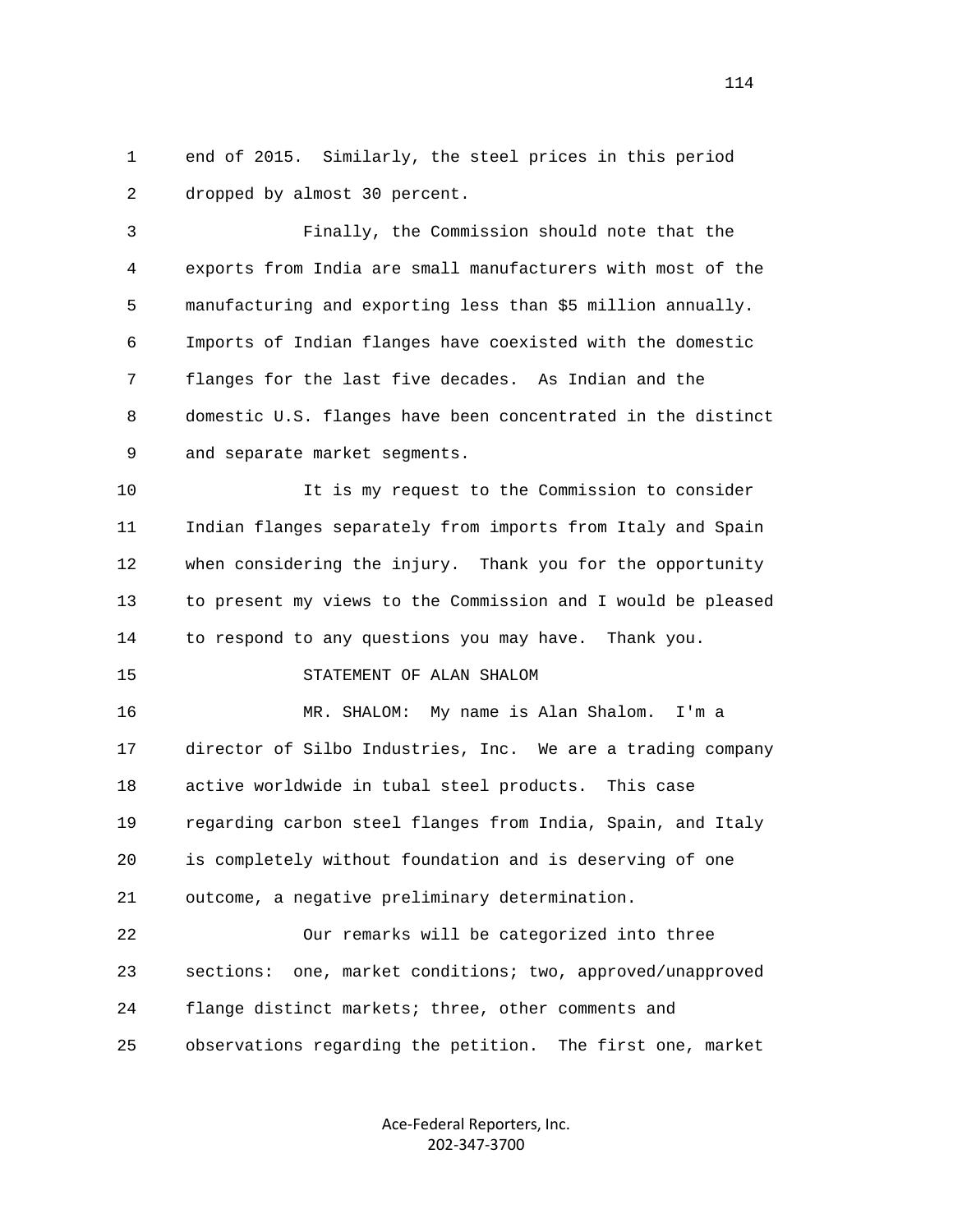end of 2015. Similarly, the steel prices in this period dropped by almost 30 percent.

Finally, the Commission should note that the exports from India are small manufacturers with most of the manufacturing and exporting less than $5 million annually. Imports of Indian flanges have coexisted with the domestic flanges for the last five decades. As Indian and the domestic U.S. flanges have been concentrated in the distinct and separate market segments.

It is my request to the Commission to consider Indian flanges separately from imports from Italy and Spain when considering the injury. Thank you for the opportunity to present my views to the Commission and I would be pleased to respond to any questions you may have. Thank you.

STATEMENT OF ALAN SHALOM

MR. SHALOM: My name is Alan Shalom. I'm a director of Silbo Industries, Inc. We are a trading company active worldwide in tubal steel products. This case regarding carbon steel flanges from India, Spain, and Italy is completely without foundation and is deserving of one outcome, a negative preliminary determination.

Our remarks will be categorized into three sections: one, market conditions; two, approved/unapproved flange distinct markets; three, other comments and observations regarding the petition. The first one, market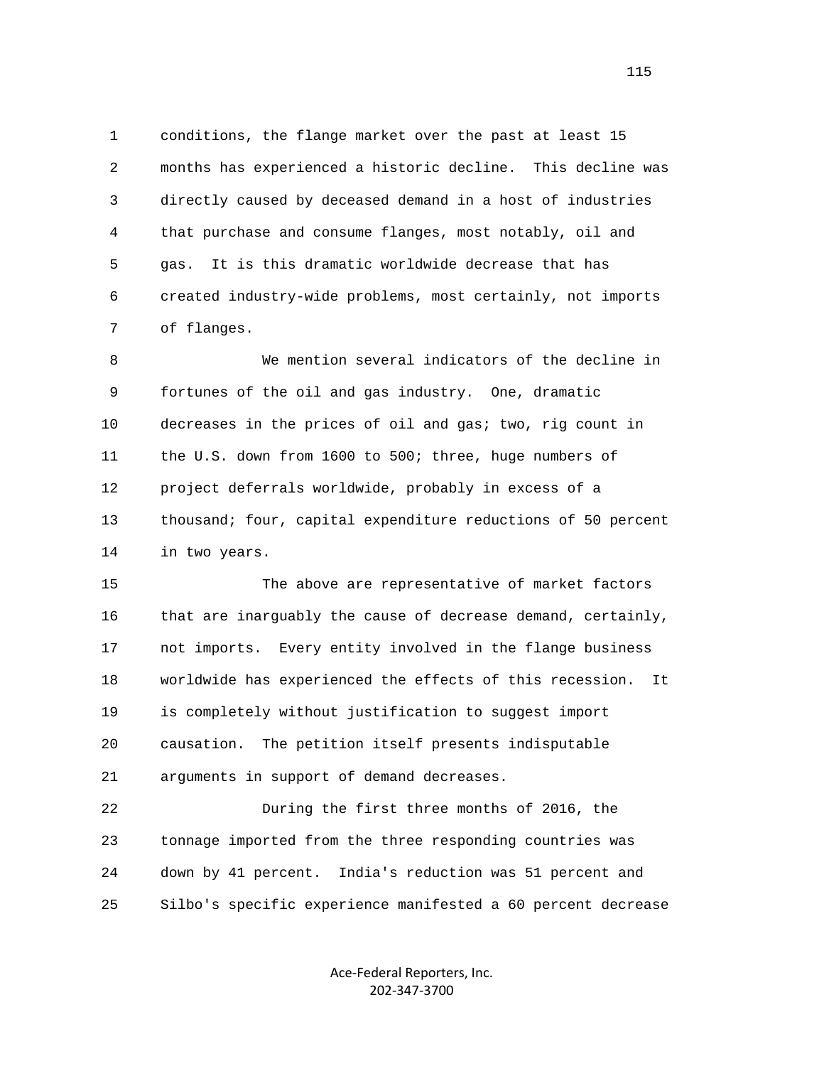conditions, the flange market over the past at least 15 months has experienced a historic decline. This decline was directly caused by deceased demand in a host of industries that purchase and consume flanges, most notably, oil and gas. It is this dramatic worldwide decrease that has created industry-wide problems, most certainly, not imports of flanges.

We mention several indicators of the decline in fortunes of the oil and gas industry. One, dramatic decreases in the prices of oil and gas; two, rig count in the U.S. down from 1600 to 500; three, huge numbers of project deferrals worldwide, probably in excess of a thousand; four, capital expenditure reductions of 50 percent in two years.

The above are representative of market factors that are inarguably the cause of decrease demand, certainly, not imports. Every entity involved in the flange business worldwide has experienced the effects of this recession. It is completely without justification to suggest import causation. The petition itself presents indisputable arguments in support of demand decreases.

During the first three months of 2016, the tonnage imported from the three responding countries was down by 41 percent. India's reduction was 51 percent and Silbo's specific experience manifested a 60 percent decrease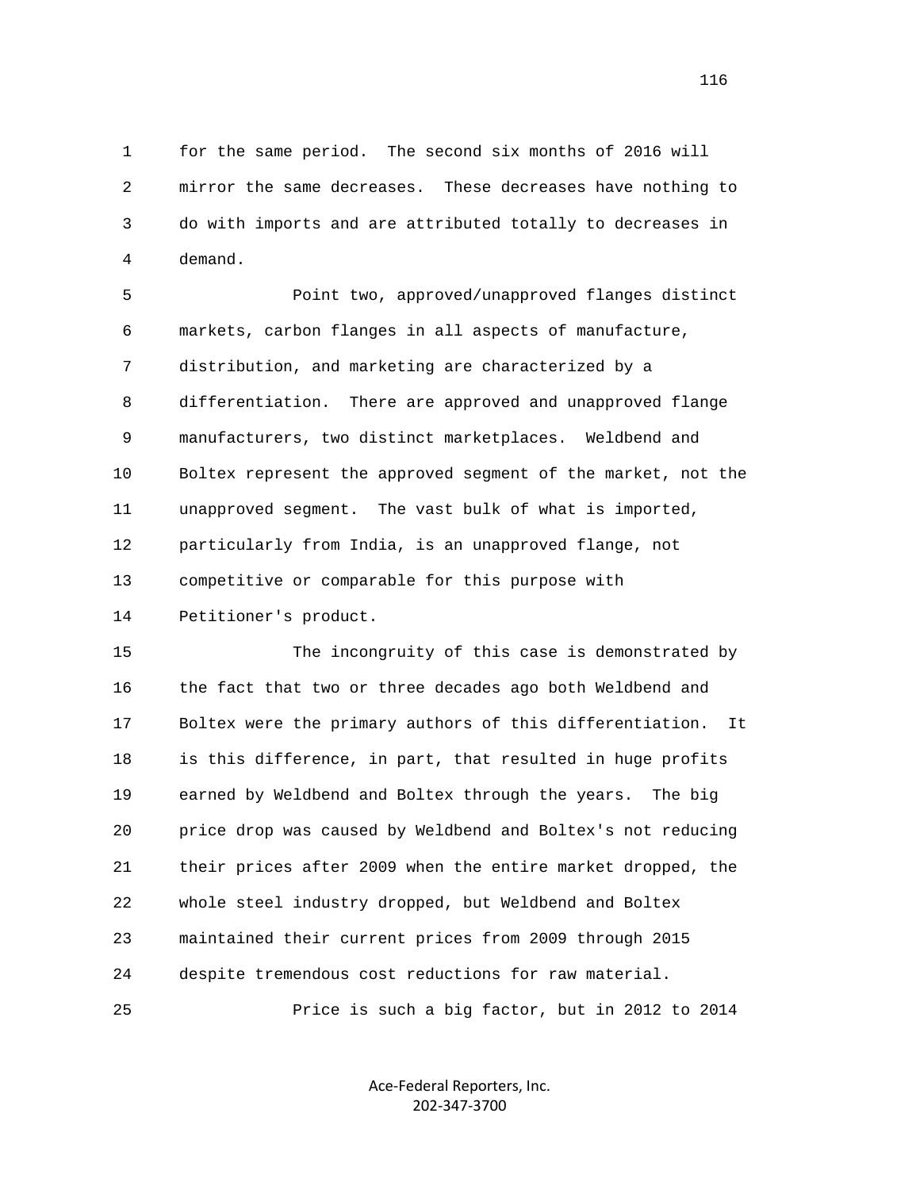for the same period. The second six months of 2016 will mirror the same decreases. These decreases have nothing to do with imports and are attributed totally to decreases in demand.

Point two, approved/unapproved flanges distinct markets, carbon flanges in all aspects of manufacture, distribution, and marketing are characterized by a differentiation. There are approved and unapproved flange manufacturers, two distinct marketplaces. Weldbend and Boltex represent the approved segment of the market, not the unapproved segment. The vast bulk of what is imported, particularly from India, is an unapproved flange, not competitive or comparable for this purpose with Petitioner's product.

The incongruity of this case is demonstrated by the fact that two or three decades ago both Weldbend and Boltex were the primary authors of this differentiation. It is this difference, in part, that resulted in huge profits earned by Weldbend and Boltex through the years. The big price drop was caused by Weldbend and Boltex's not reducing their prices after 2009 when the entire market dropped, the whole steel industry dropped, but Weldbend and Boltex maintained their current prices from 2009 through 2015 despite tremendous cost reductions for raw material.

Price is such a big factor, but in 2012 to 2014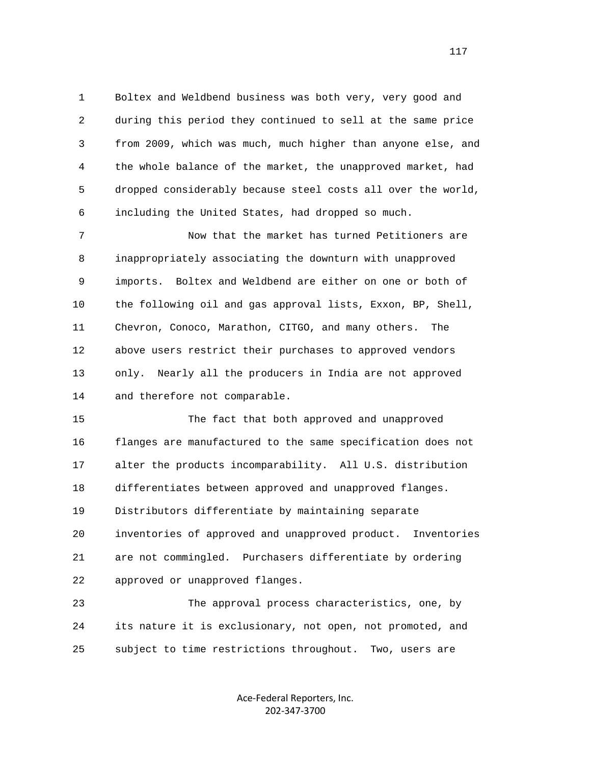Boltex and Weldbend business was both very, very good and during this period they continued to sell at the same price from 2009, which was much, much higher than anyone else, and the whole balance of the market, the unapproved market, had dropped considerably because steel costs all over the world, including the United States, had dropped so much.

Now that the market has turned Petitioners are inappropriately associating the downturn with unapproved imports. Boltex and Weldbend are either on one or both of the following oil and gas approval lists, Exxon, BP, Shell, Chevron, Conoco, Marathon, CITGO, and many others. The above users restrict their purchases to approved vendors only. Nearly all the producers in India are not approved and therefore not comparable.

The fact that both approved and unapproved flanges are manufactured to the same specification does not alter the products incomparability. All U.S. distribution differentiates between approved and unapproved flanges. Distributors differentiate by maintaining separate inventories of approved and unapproved product. Inventories are not commingled. Purchasers differentiate by ordering approved or unapproved flanges.

The approval process characteristics, one, by its nature it is exclusionary, not open, not promoted, and subject to time restrictions throughout. Two, users are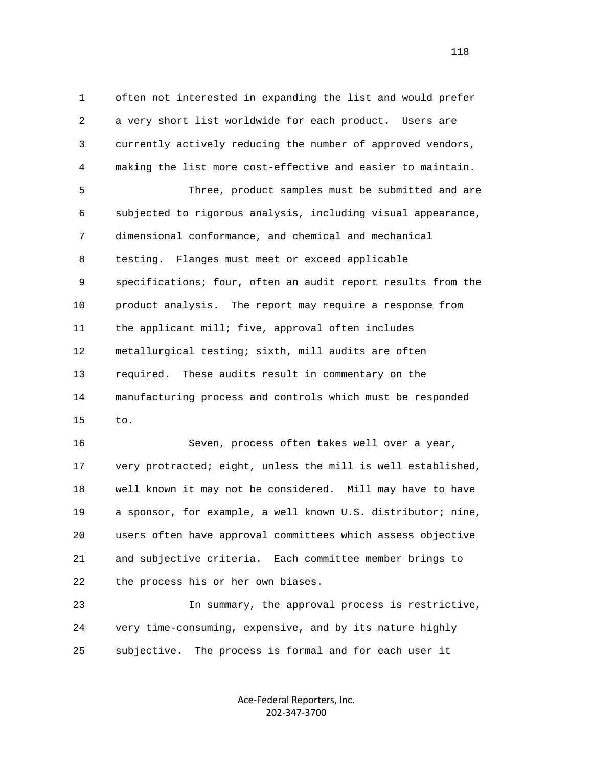often not interested in expanding the list and would prefer a very short list worldwide for each product. Users are currently actively reducing the number of approved vendors, making the list more cost-effective and easier to maintain.

Three, product samples must be submitted and are subjected to rigorous analysis, including visual appearance, dimensional conformance, and chemical and mechanical testing. Flanges must meet or exceed applicable specifications; four, often an audit report results from the product analysis. The report may require a response from the applicant mill; five, approval often includes metallurgical testing; sixth, mill audits are often required. These audits result in commentary on the manufacturing process and controls which must be responded to.

Seven, process often takes well over a year, very protracted; eight, unless the mill is well established, well known it may not be considered. Mill may have to have a sponsor, for example, a well known U.S. distributor; nine, users often have approval committees which assess objective and subjective criteria. Each committee member brings to the process his or her own biases.

In summary, the approval process is restrictive, very time-consuming, expensive, and by its nature highly subjective. The process is formal and for each user it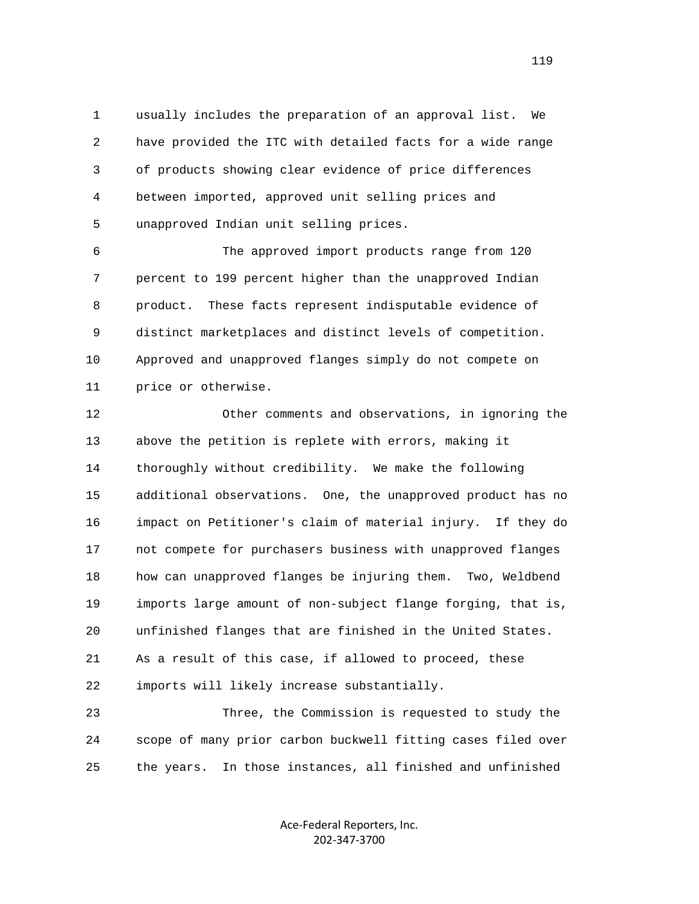usually includes the preparation of an approval list. We have provided the ITC with detailed facts for a wide range of products showing clear evidence of price differences between imported, approved unit selling prices and unapproved Indian unit selling prices.

The approved import products range from 120 percent to 199 percent higher than the unapproved Indian product. These facts represent indisputable evidence of distinct marketplaces and distinct levels of competition. Approved and unapproved flanges simply do not compete on price or otherwise.

Other comments and observations, in ignoring the above the petition is replete with errors, making it thoroughly without credibility. We make the following additional observations. One, the unapproved product has no impact on Petitioner's claim of material injury. If they do not compete for purchasers business with unapproved flanges how can unapproved flanges be injuring them. Two, Weldbend imports large amount of non-subject flange forging, that is, unfinished flanges that are finished in the United States. As a result of this case, if allowed to proceed, these imports will likely increase substantially.

Three, the Commission is requested to study the scope of many prior carbon buckwell fitting cases filed over the years. In those instances, all finished and unfinished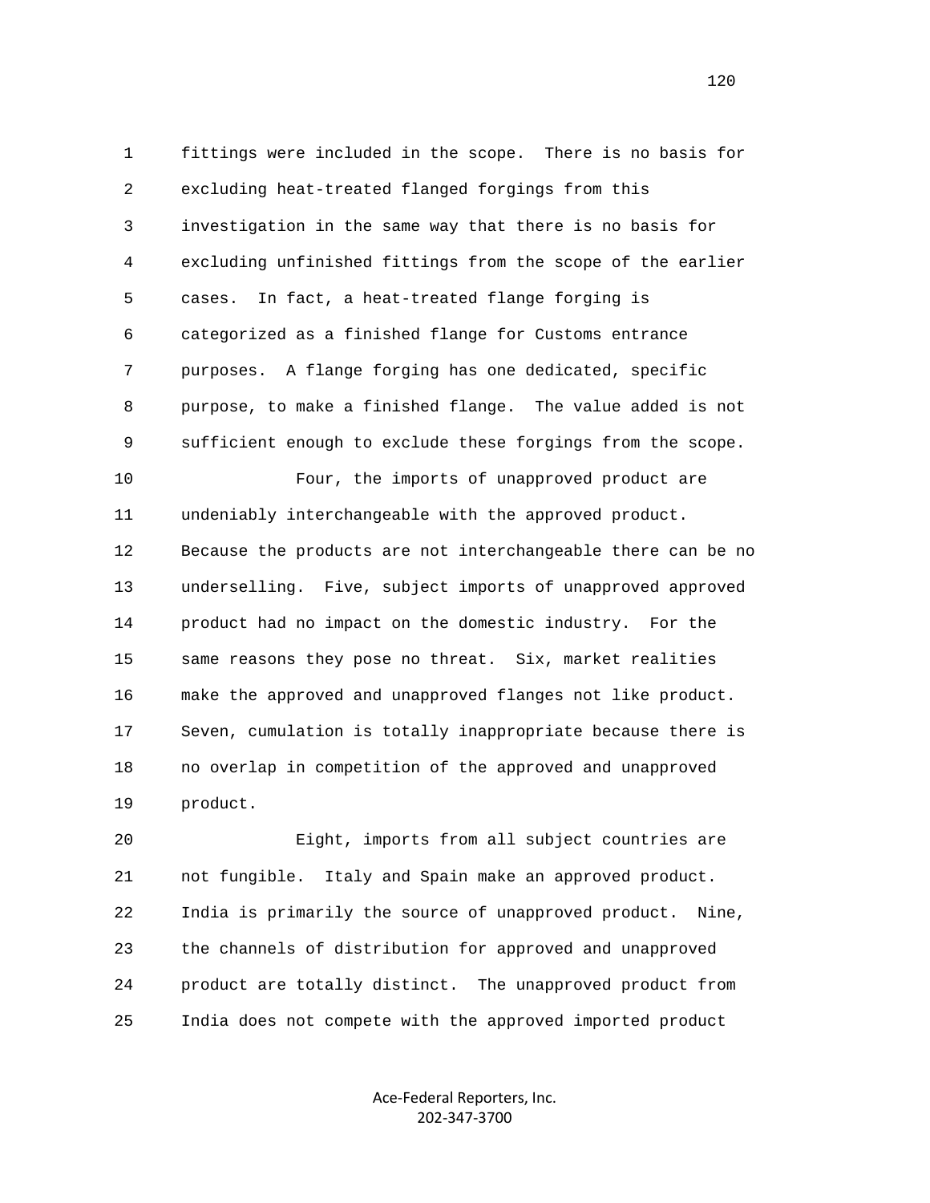fittings were included in the scope. There is no basis for excluding heat-treated flanged forgings from this investigation in the same way that there is no basis for excluding unfinished fittings from the scope of the earlier cases. In fact, a heat-treated flange forging is categorized as a finished flange for Customs entrance purposes. A flange forging has one dedicated, specific purpose, to make a finished flange. The value added is not sufficient enough to exclude these forgings from the scope.

Four, the imports of unapproved product are undeniably interchangeable with the approved product. Because the products are not interchangeable there can be no underselling. Five, subject imports of unapproved approved product had no impact on the domestic industry. For the same reasons they pose no threat. Six, market realities make the approved and unapproved flanges not like product. Seven, cumulation is totally inappropriate because there is no overlap in competition of the approved and unapproved product.

Eight, imports from all subject countries are not fungible. Italy and Spain make an approved product. India is primarily the source of unapproved product. Nine, the channels of distribution for approved and unapproved product are totally distinct. The unapproved product from India does not compete with the approved imported product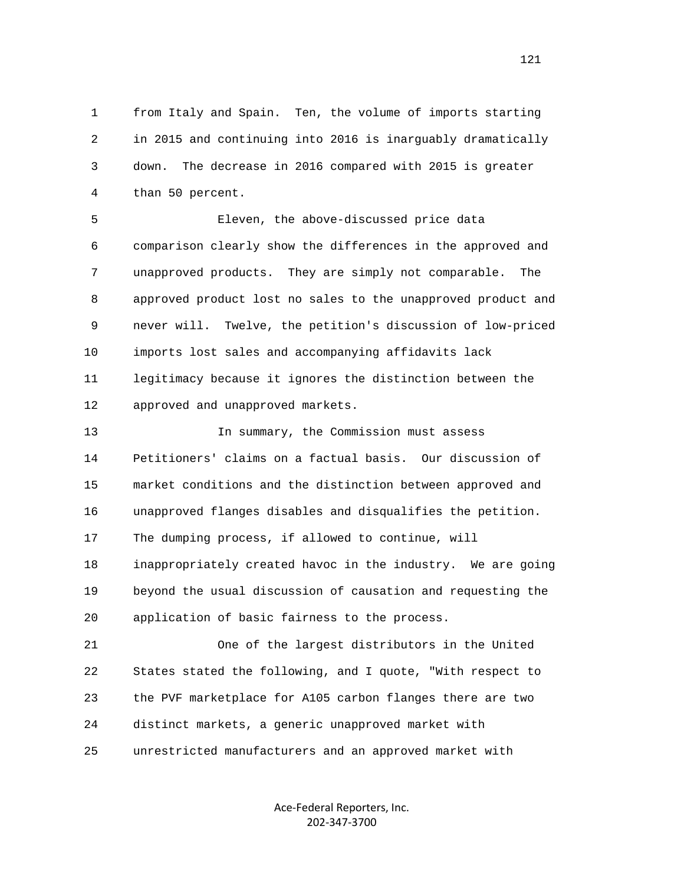from Italy and Spain.  Ten, the volume of imports starting in 2015 and continuing into 2016 is inarguably dramatically down.  The decrease in 2016 compared with 2015 is greater than 50 percent.

Eleven, the above-discussed price data comparison clearly show the differences in the approved and unapproved products.  They are simply not comparable.  The approved product lost no sales to the unapproved product and never will.  Twelve, the petition's discussion of low-priced imports lost sales and accompanying affidavits lack legitimacy because it ignores the distinction between the approved and unapproved markets.

In summary, the Commission must assess Petitioners' claims on a factual basis.  Our discussion of market conditions and the distinction between approved and unapproved flanges disables and disqualifies the petition. The dumping process, if allowed to continue, will inappropriately created havoc in the industry.  We are going beyond the usual discussion of causation and requesting the application of basic fairness to the process.

One of the largest distributors in the United States stated the following, and I quote, "With respect to the PVF marketplace for A105 carbon flanges there are two distinct markets, a generic unapproved market with unrestricted manufacturers and an approved market with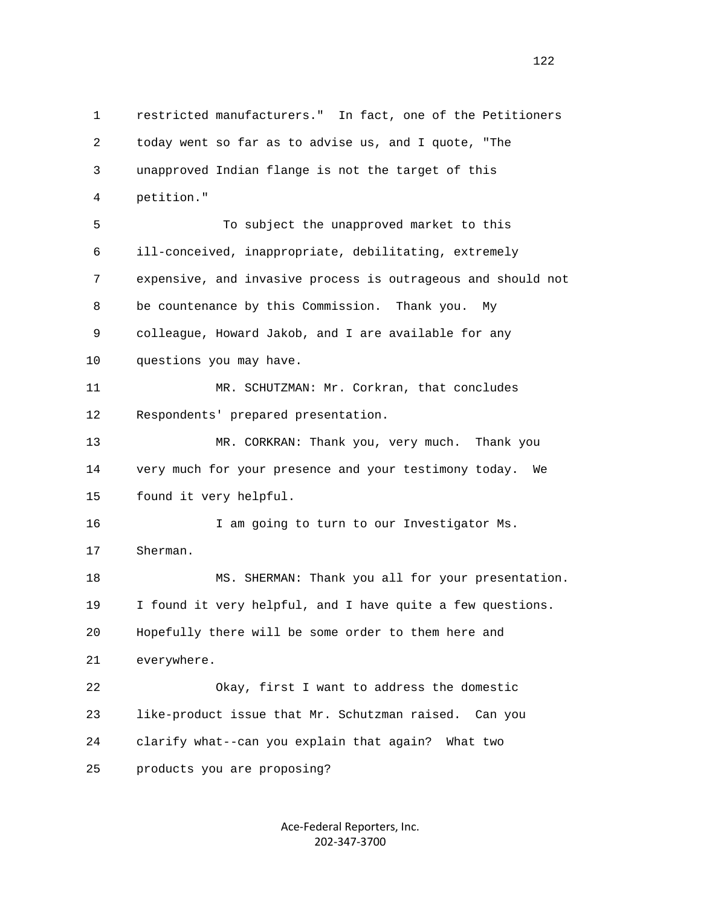restricted manufacturers."  In fact, one of the Petitioners today went so far as to advise us, and I quote, "The unapproved Indian flange is not the target of this petition."

To subject the unapproved market to this ill-conceived, inappropriate, debilitating, extremely expensive, and invasive process is outrageous and should not be countenance by this Commission.  Thank you.  My colleague, Howard Jakob, and I are available for any questions you may have.

MR. SCHUTZMAN: Mr. Corkran, that concludes Respondents' prepared presentation.

MR. CORKRAN: Thank you, very much.  Thank you very much for your presence and your testimony today.  We found it very helpful.

I am going to turn to our Investigator Ms. Sherman.

MS. SHERMAN: Thank you all for your presentation. I found it very helpful, and I have quite a few questions. Hopefully there will be some order to them here and everywhere.

Okay, first I want to address the domestic like-product issue that Mr. Schutzman raised.  Can you clarify what--can you explain that again?  What two products you are proposing?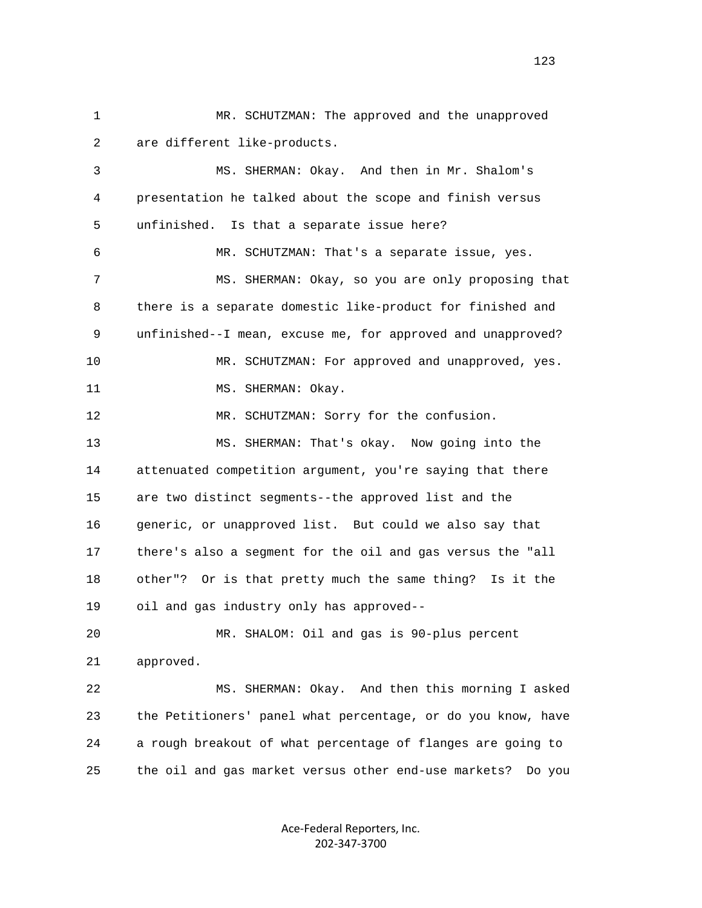MR. SCHUTZMAN: The approved and the unapproved are different like-products.

MS. SHERMAN: Okay. And then in Mr. Shalom's presentation he talked about the scope and finish versus unfinished. Is that a separate issue here?

MR. SCHUTZMAN: That's a separate issue, yes.

MS. SHERMAN: Okay, so you are only proposing that there is a separate domestic like-product for finished and unfinished--I mean, excuse me, for approved and unapproved?

MR. SCHUTZMAN: For approved and unapproved, yes.

MS. SHERMAN: Okay.

MR. SCHUTZMAN: Sorry for the confusion.

MS. SHERMAN: That's okay. Now going into the attenuated competition argument, you're saying that there are two distinct segments--the approved list and the generic, or unapproved list. But could we also say that there's also a segment for the oil and gas versus the "all other"? Or is that pretty much the same thing? Is it the oil and gas industry only has approved--

MR. SHALOM: Oil and gas is 90-plus percent approved.

MS. SHERMAN: Okay. And then this morning I asked the Petitioners' panel what percentage, or do you know, have a rough breakout of what percentage of flanges are going to the oil and gas market versus other end-use markets? Do you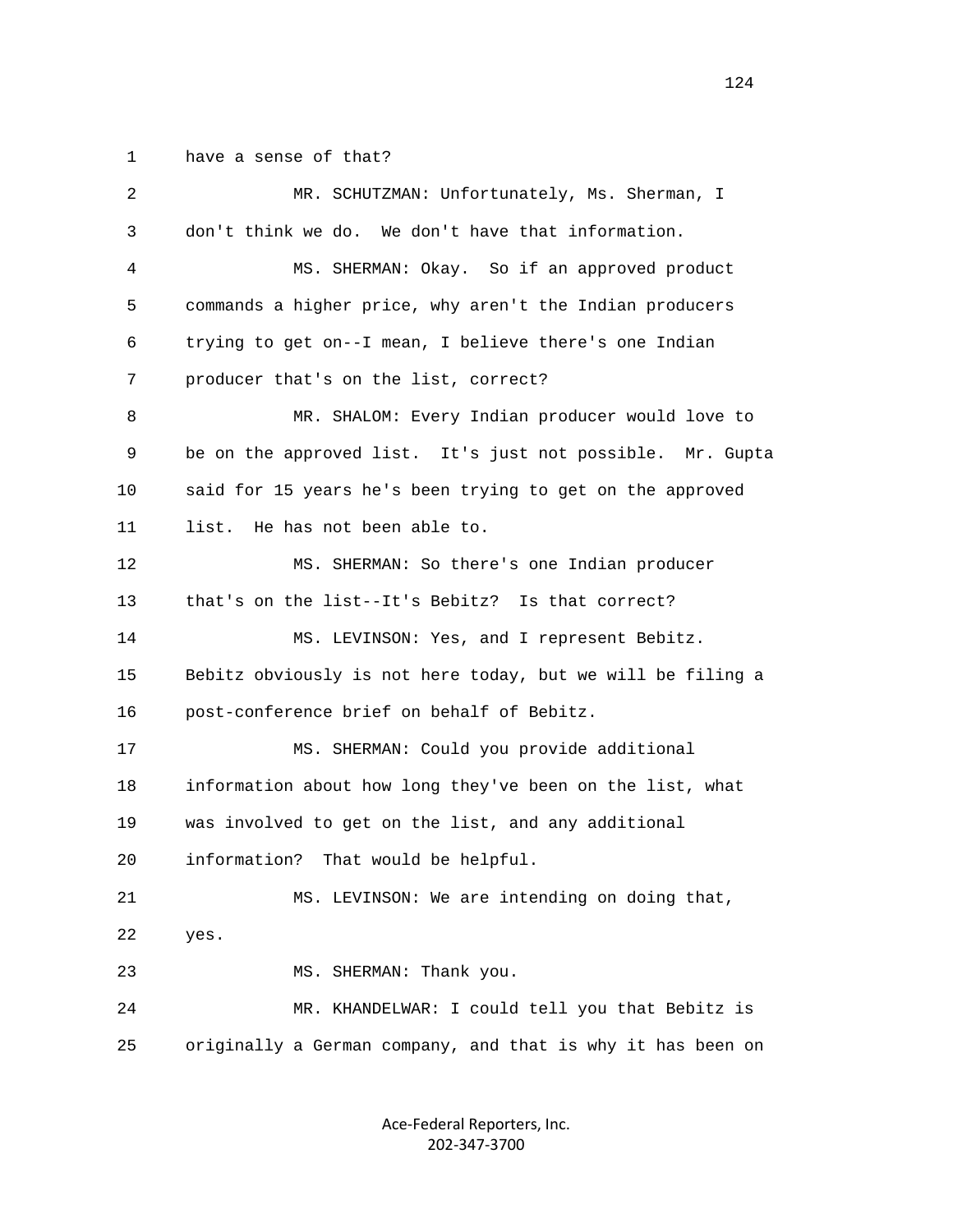1 have a sense of that?

2 MR. SCHUTZMAN: Unfortunately, Ms. Sherman, I

3 don't think we do. We don't have that information.

4 MS. SHERMAN: Okay. So if an approved product

5 commands a higher price, why aren't the Indian producers

6 trying to get on--I mean, I believe there's one Indian

7 producer that's on the list, correct?

8 MR. SHALOM: Every Indian producer would love to

9 be on the approved list. It's just not possible. Mr. Gupta

10 said for 15 years he's been trying to get on the approved

11 list. He has not been able to.

12 MS. SHERMAN: So there's one Indian producer

13 that's on the list--It's Bebitz? Is that correct?

14 MS. LEVINSON: Yes, and I represent Bebitz.

15 Bebitz obviously is not here today, but we will be filing a

16 post-conference brief on behalf of Bebitz.

17 MS. SHERMAN: Could you provide additional

18 information about how long they've been on the list, what

19 was involved to get on the list, and any additional

20 information? That would be helpful.

21 MS. LEVINSON: We are intending on doing that,

22 yes.

23 MS. SHERMAN: Thank you.

24 MR. KHANDELWAR: I could tell you that Bebitz is

25 originally a German company, and that is why it has been on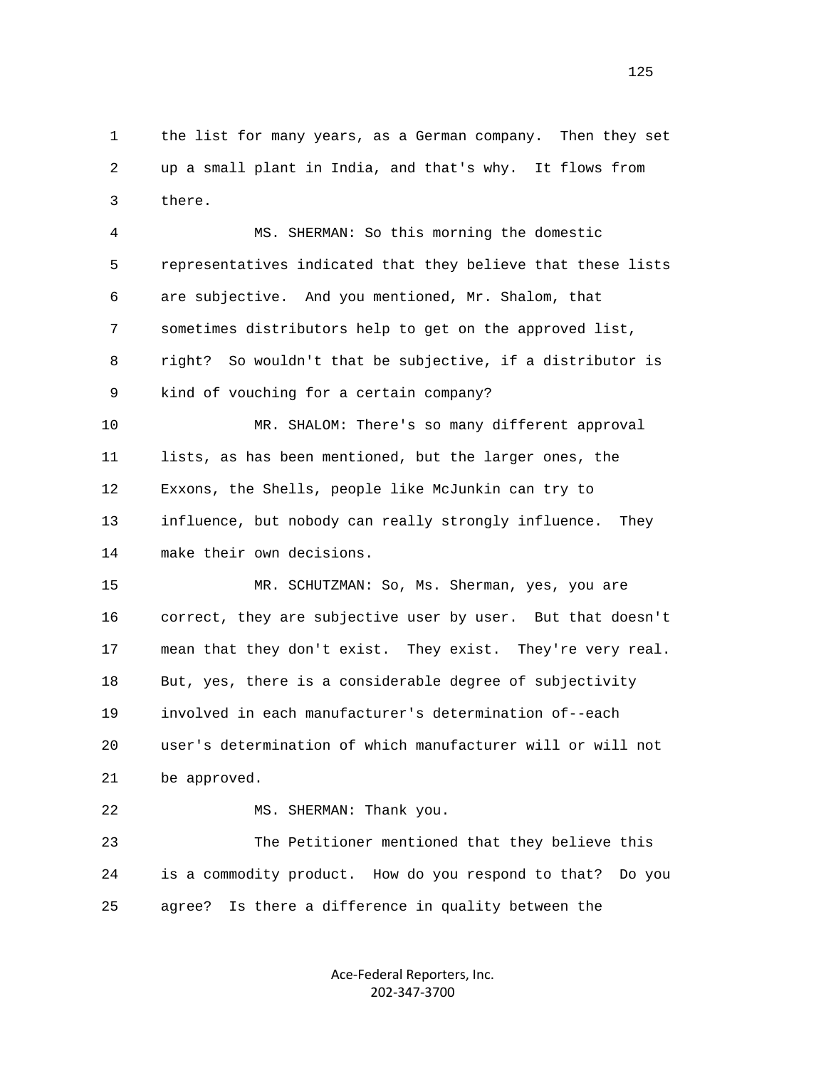the list for many years, as a German company. Then they set up a small plant in India, and that's why. It flows from there.

MS. SHERMAN: So this morning the domestic representatives indicated that they believe that these lists are subjective. And you mentioned, Mr. Shalom, that sometimes distributors help to get on the approved list, right? So wouldn't that be subjective, if a distributor is kind of vouching for a certain company?

MR. SHALOM: There's so many different approval lists, as has been mentioned, but the larger ones, the Exxons, the Shells, people like McJunkin can try to influence, but nobody can really strongly influence. They make their own decisions.

MR. SCHUTZMAN: So, Ms. Sherman, yes, you are correct, they are subjective user by user. But that doesn't mean that they don't exist. They exist. They're very real. But, yes, there is a considerable degree of subjectivity involved in each manufacturer's determination of--each user's determination of which manufacturer will or will not be approved.

MS. SHERMAN: Thank you.

The Petitioner mentioned that they believe this is a commodity product. How do you respond to that? Do you agree? Is there a difference in quality between the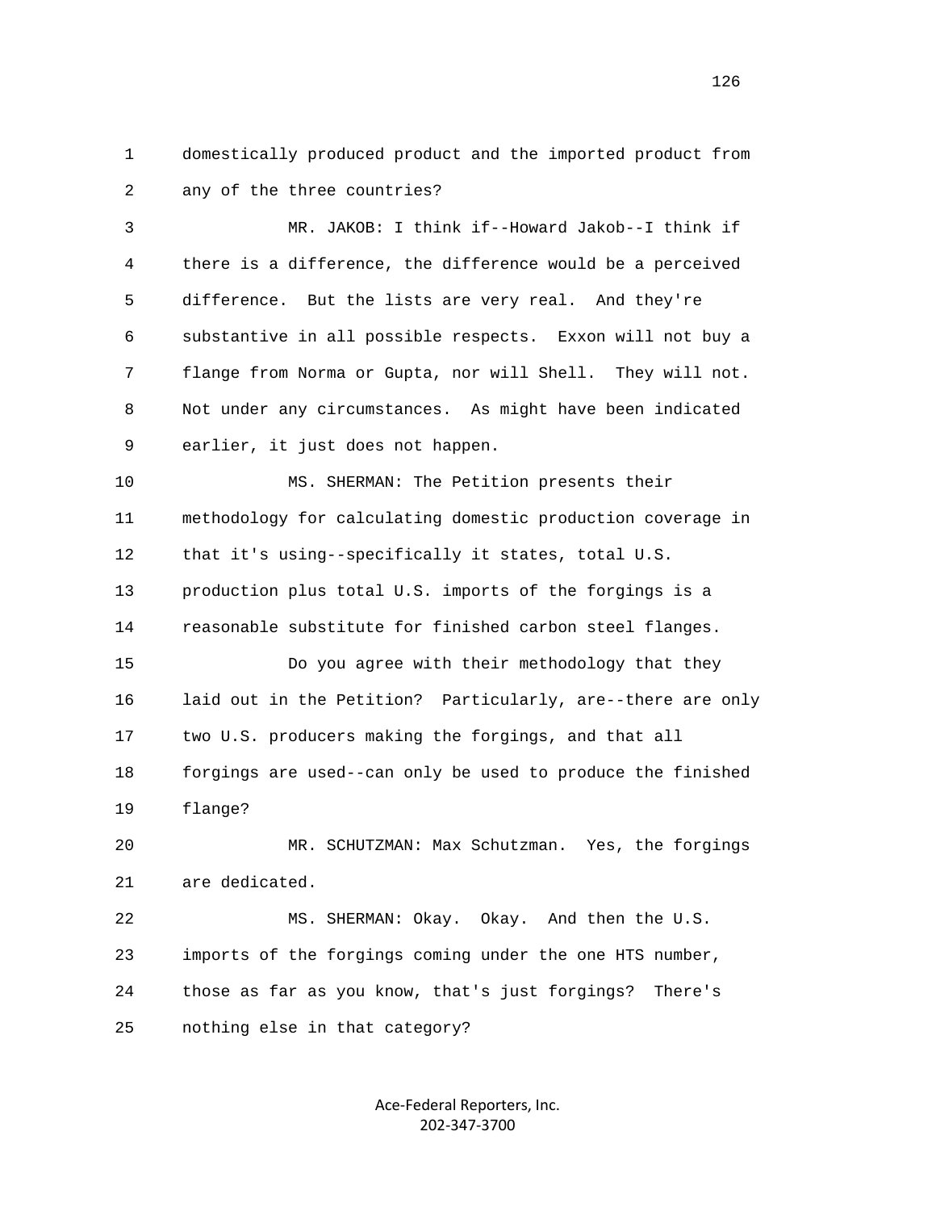domestically produced product and the imported product from any of the three countries?

MR. JAKOB: I think if--Howard Jakob--I think if there is a difference, the difference would be a perceived difference. But the lists are very real. And they're substantive in all possible respects. Exxon will not buy a flange from Norma or Gupta, nor will Shell. They will not. Not under any circumstances. As might have been indicated earlier, it just does not happen.

MS. SHERMAN: The Petition presents their methodology for calculating domestic production coverage in that it's using--specifically it states, total U.S. production plus total U.S. imports of the forgings is a reasonable substitute for finished carbon steel flanges.

Do you agree with their methodology that they laid out in the Petition? Particularly, are--there are only two U.S. producers making the forgings, and that all forgings are used--can only be used to produce the finished flange?

MR. SCHUTZMAN: Max Schutzman. Yes, the forgings are dedicated.

MS. SHERMAN: Okay. Okay. And then the U.S. imports of the forgings coming under the one HTS number, those as far as you know, that's just forgings? There's nothing else in that category?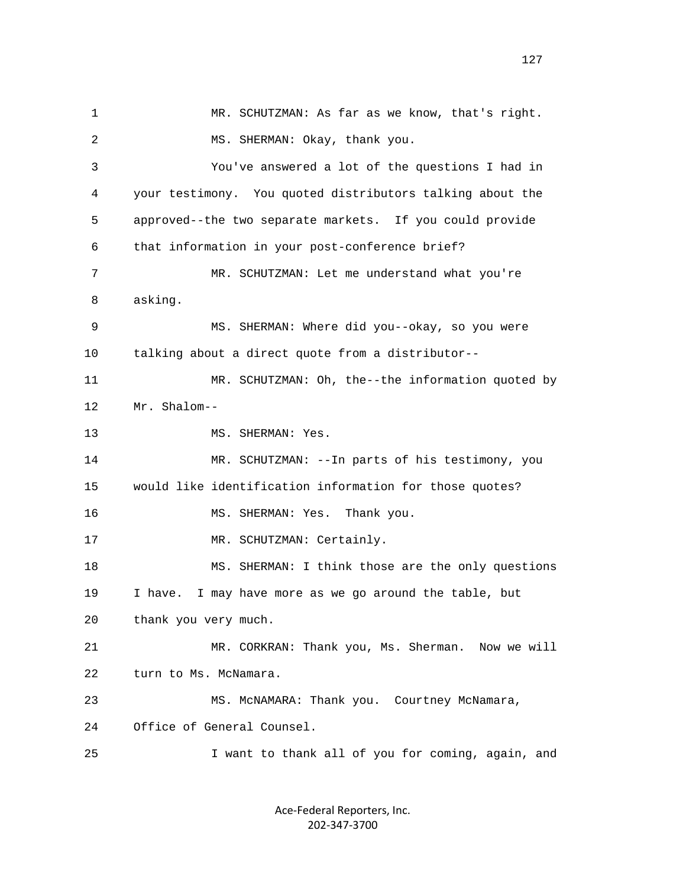MR. SCHUTZMAN: As far as we know, that's right.

MS. SHERMAN: Okay, thank you.

You've answered a lot of the questions I had in your testimony. You quoted distributors talking about the approved--the two separate markets. If you could provide that information in your post-conference brief?

MR. SCHUTZMAN: Let me understand what you're asking.

MS. SHERMAN: Where did you--okay, so you were talking about a direct quote from a distributor--

MR. SCHUTZMAN: Oh, the--the information quoted by Mr. Shalom--

MS. SHERMAN: Yes.

MR. SCHUTZMAN: --In parts of his testimony, you would like identification information for those quotes?

MS. SHERMAN: Yes. Thank you.

MR. SCHUTZMAN: Certainly.

MS. SHERMAN: I think those are the only questions I have. I may have more as we go around the table, but thank you very much.

MR. CORKRAN: Thank you, Ms. Sherman. Now we will turn to Ms. McNamara.

MS. McNAMARA: Thank you. Courtney McNamara, Office of General Counsel.

I want to thank all of you for coming, again, and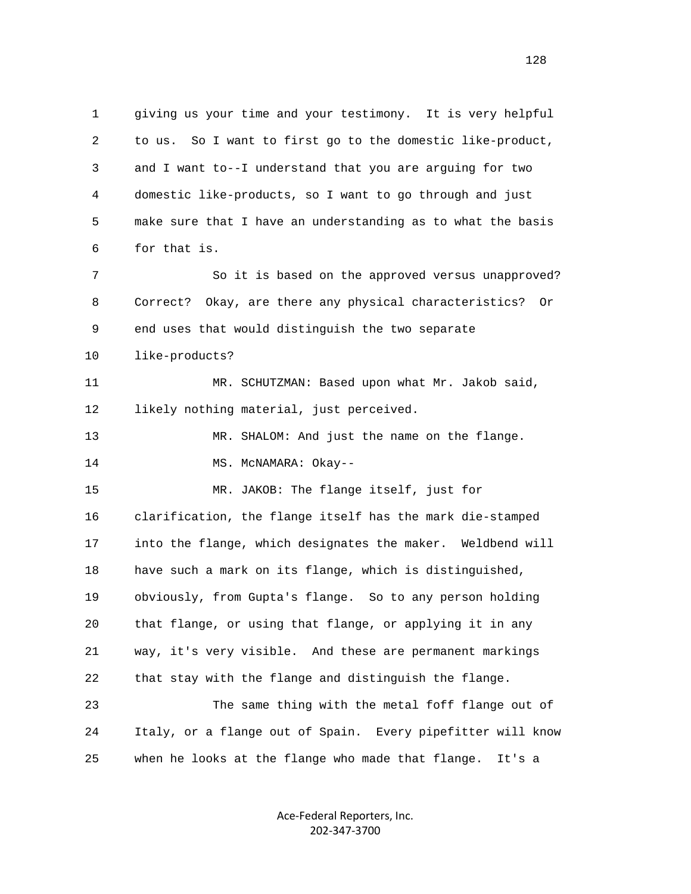giving us your time and your testimony. It is very helpful to us. So I want to first go to the domestic like-product, and I want to--I understand that you are arguing for two domestic like-products, so I want to go through and just make sure that I have an understanding as to what the basis for that is.

So it is based on the approved versus unapproved? Correct? Okay, are there any physical characteristics? Or end uses that would distinguish the two separate like-products?

MR. SCHUTZMAN: Based upon what Mr. Jakob said, likely nothing material, just perceived.

MR. SHALOM: And just the name on the flange.

MS. McNAMARA: Okay--

MR. JAKOB: The flange itself, just for clarification, the flange itself has the mark die-stamped into the flange, which designates the maker. Weldbend will have such a mark on its flange, which is distinguished, obviously, from Gupta's flange. So to any person holding that flange, or using that flange, or applying it in any way, it's very visible. And these are permanent markings that stay with the flange and distinguish the flange.

The same thing with the metal foff flange out of Italy, or a flange out of Spain. Every pipefitter will know when he looks at the flange who made that flange. It's a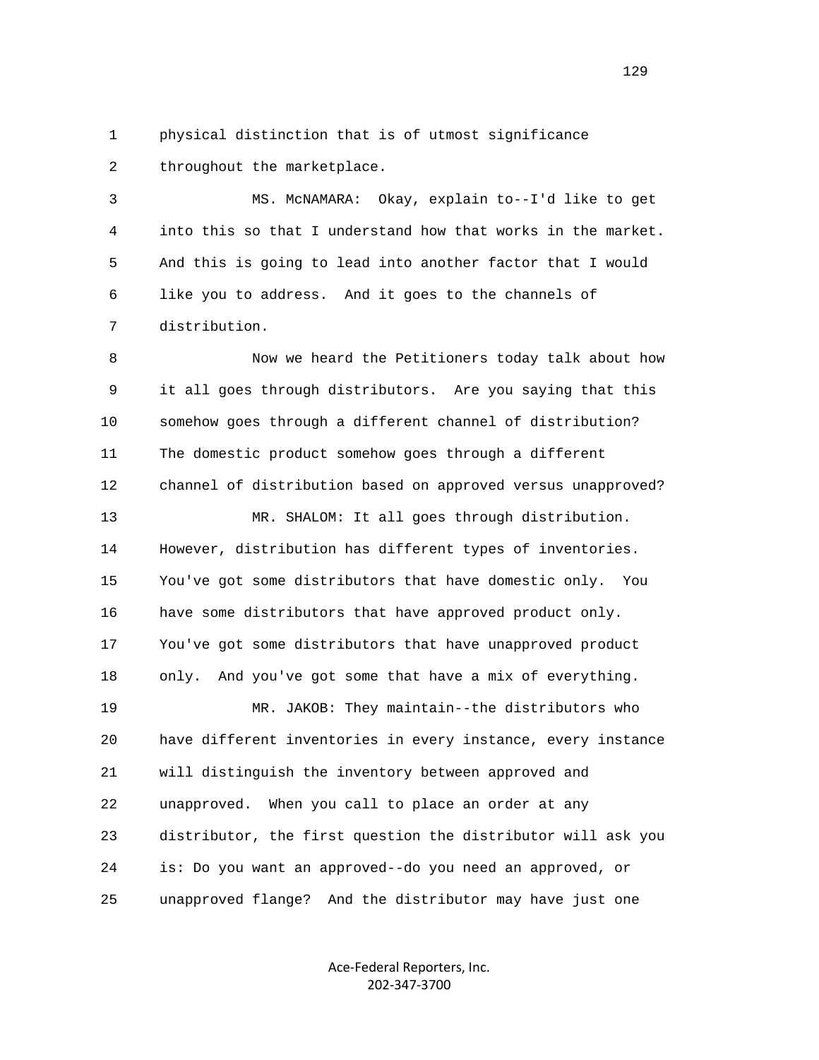1 physical distinction that is of utmost significance
2 throughout the marketplace.

3 MS. McNAMARA: Okay, explain to--I'd like to get
4 into this so that I understand how that works in the market.
5 And this is going to lead into another factor that I would
6 like you to address. And it goes to the channels of
7 distribution.

8 Now we heard the Petitioners today talk about how
9 it all goes through distributors. Are you saying that this
10 somehow goes through a different channel of distribution?
11 The domestic product somehow goes through a different
12 channel of distribution based on approved versus unapproved?

13 MR. SHALOM: It all goes through distribution.
14 However, distribution has different types of inventories.
15 You've got some distributors that have domestic only. You
16 have some distributors that have approved product only.
17 You've got some distributors that have unapproved product
18 only. And you've got some that have a mix of everything.

19 MR. JAKOB: They maintain--the distributors who
20 have different inventories in every instance, every instance
21 will distinguish the inventory between approved and
22 unapproved. When you call to place an order at any
23 distributor, the first question the distributor will ask you
24 is: Do you want an approved--do you need an approved, or
25 unapproved flange? And the distributor may have just one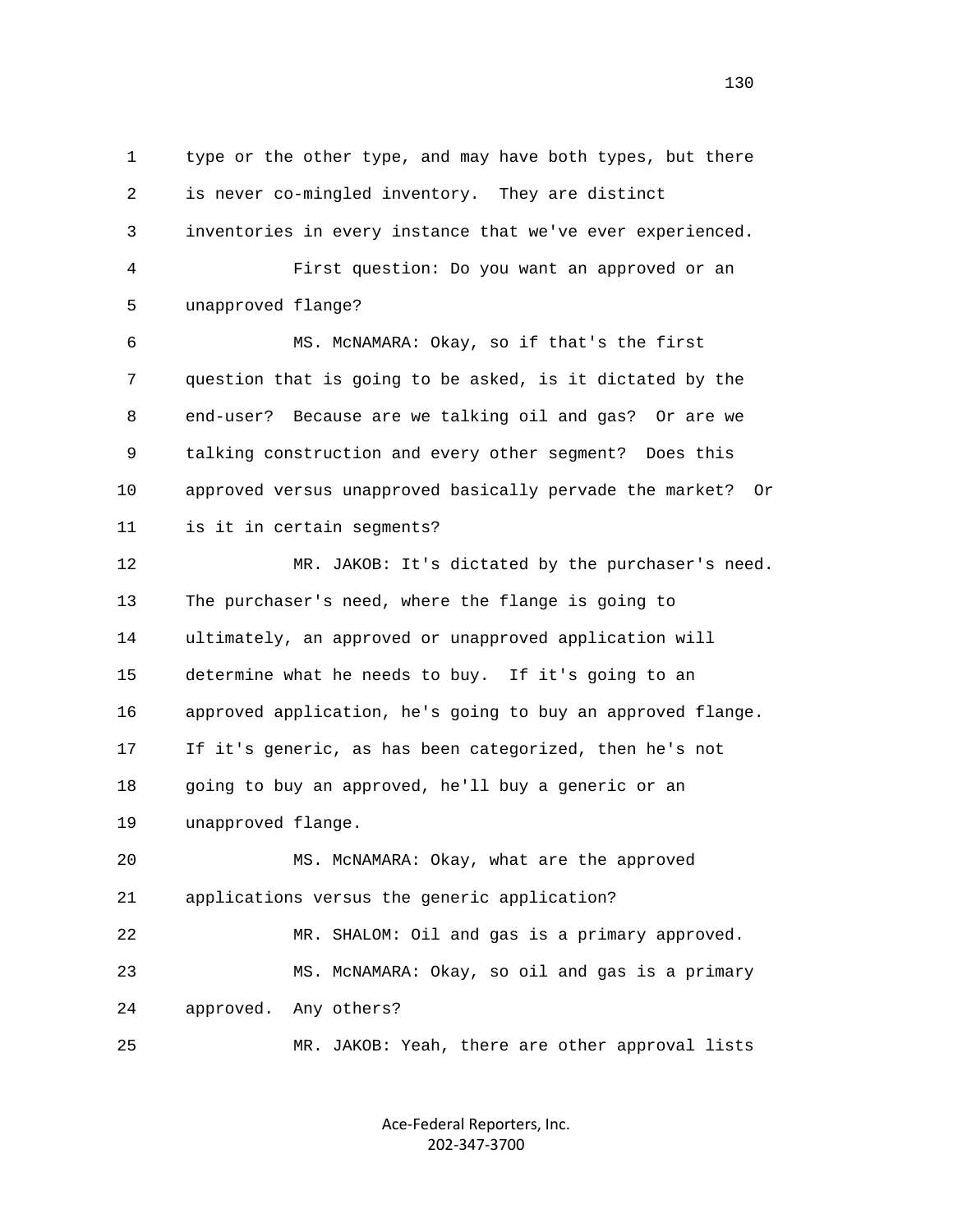type or the other type, and may have both types, but there is never co-mingled inventory. They are distinct inventories in every instance that we've ever experienced.

First question: Do you want an approved or an unapproved flange?

MS. McNAMARA: Okay, so if that's the first question that is going to be asked, is it dictated by the end-user? Because are we talking oil and gas? Or are we talking construction and every other segment? Does this approved versus unapproved basically pervade the market? Or is it in certain segments?

MR. JAKOB: It's dictated by the purchaser's need. The purchaser's need, where the flange is going to ultimately, an approved or unapproved application will determine what he needs to buy. If it's going to an approved application, he's going to buy an approved flange. If it's generic, as has been categorized, then he's not going to buy an approved, he'll buy a generic or an unapproved flange.

MS. McNAMARA: Okay, what are the approved applications versus the generic application?

MR. SHALOM: Oil and gas is a primary approved.

MS. McNAMARA: Okay, so oil and gas is a primary approved. Any others?

MR. JAKOB: Yeah, there are other approval lists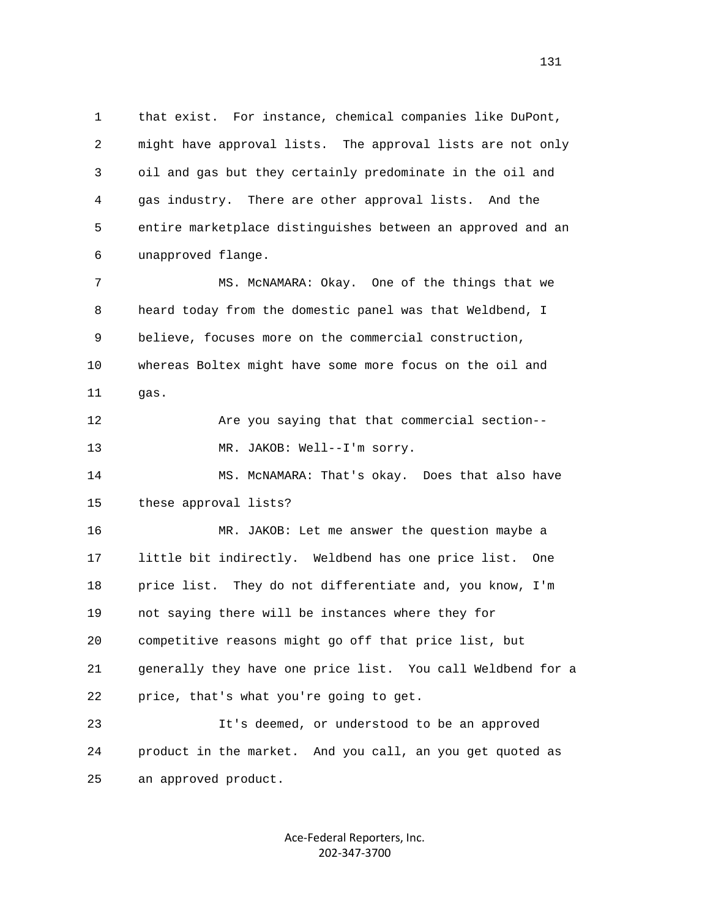1 that exist. For instance, chemical companies like DuPont,
2 might have approval lists. The approval lists are not only
3 oil and gas but they certainly predominate in the oil and
4 gas industry. There are other approval lists. And the
5 entire marketplace distinguishes between an approved and an
6 unapproved flange.

7 MS. McNAMARA: Okay. One of the things that we
8 heard today from the domestic panel was that Weldbend, I
9 believe, focuses more on the commercial construction,
10 whereas Boltex might have some more focus on the oil and
11 gas.

12 Are you saying that that commercial section--

13 MR. JAKOB: Well--I'm sorry.

14 MS. McNAMARA: That's okay. Does that also have
15 these approval lists?

16 MR. JAKOB: Let me answer the question maybe a
17 little bit indirectly. Weldbend has one price list. One
18 price list. They do not differentiate and, you know, I'm
19 not saying there will be instances where they for
20 competitive reasons might go off that price list, but
21 generally they have one price list. You call Weldbend for a
22 price, that's what you're going to get.

23 It's deemed, or understood to be an approved
24 product in the market. And you call, an you get quoted as
25 an approved product.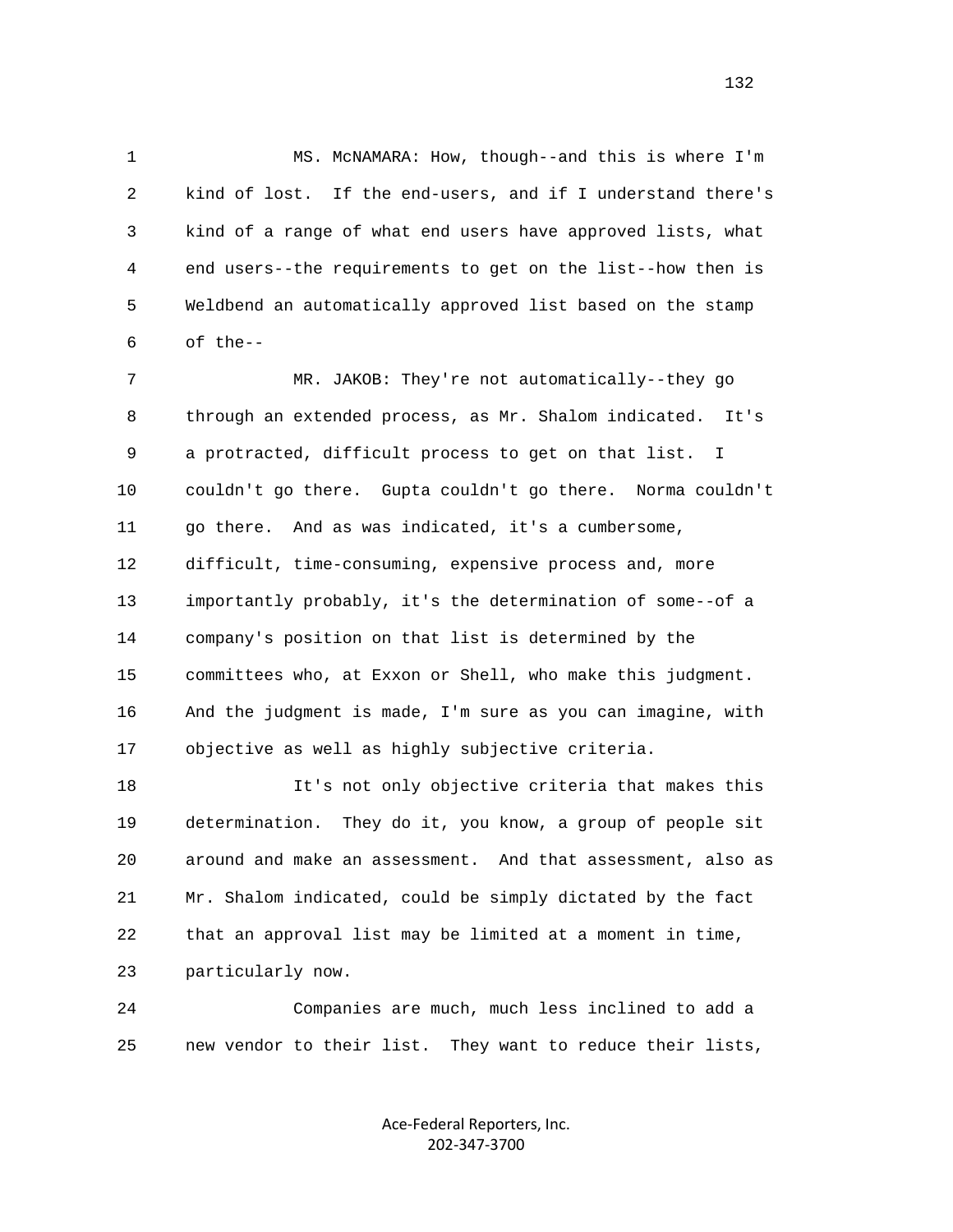MS. McNAMARA: How, though--and this is where I'm kind of lost. If the end-users, and if I understand there's kind of a range of what end users have approved lists, what end users--the requirements to get on the list--how then is Weldbend an automatically approved list based on the stamp of the--

MR. JAKOB: They're not automatically--they go through an extended process, as Mr. Shalom indicated. It's a protracted, difficult process to get on that list. I couldn't go there. Gupta couldn't go there. Norma couldn't go there. And as was indicated, it's a cumbersome, difficult, time-consuming, expensive process and, more importantly probably, it's the determination of some--of a company's position on that list is determined by the committees who, at Exxon or Shell, who make this judgment. And the judgment is made, I'm sure as you can imagine, with objective as well as highly subjective criteria.

It's not only objective criteria that makes this determination. They do it, you know, a group of people sit around and make an assessment. And that assessment, also as Mr. Shalom indicated, could be simply dictated by the fact that an approval list may be limited at a moment in time, particularly now.

Companies are much, much less inclined to add a new vendor to their list. They want to reduce their lists,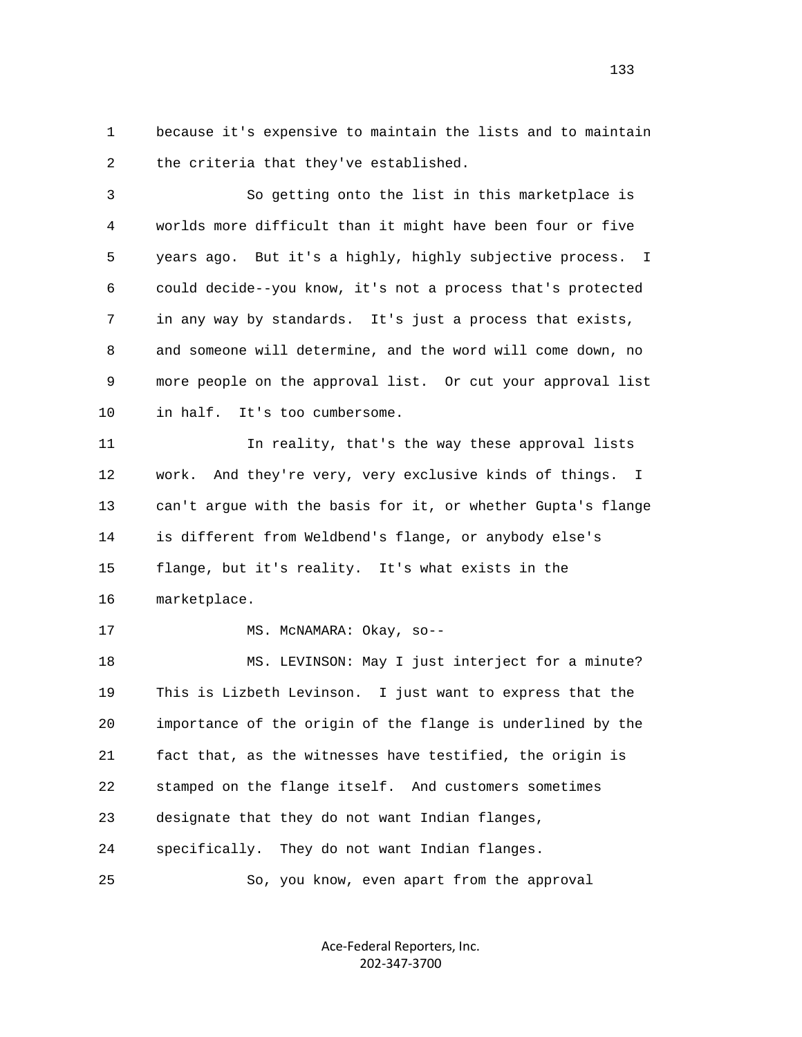because it's expensive to maintain the lists and to maintain the criteria that they've established.

So getting onto the list in this marketplace is worlds more difficult than it might have been four or five years ago. But it's a highly, highly subjective process. I could decide--you know, it's not a process that's protected in any way by standards. It's just a process that exists, and someone will determine, and the word will come down, no more people on the approval list. Or cut your approval list in half. It's too cumbersome.

In reality, that's the way these approval lists work. And they're very, very exclusive kinds of things. I can't argue with the basis for it, or whether Gupta's flange is different from Weldbend's flange, or anybody else's flange, but it's reality. It's what exists in the marketplace.

MS. McNAMARA: Okay, so--

MS. LEVINSON: May I just interject for a minute? This is Lizbeth Levinson. I just want to express that the importance of the origin of the flange is underlined by the fact that, as the witnesses have testified, the origin is stamped on the flange itself. And customers sometimes designate that they do not want Indian flanges, specifically. They do not want Indian flanges.

So, you know, even apart from the approval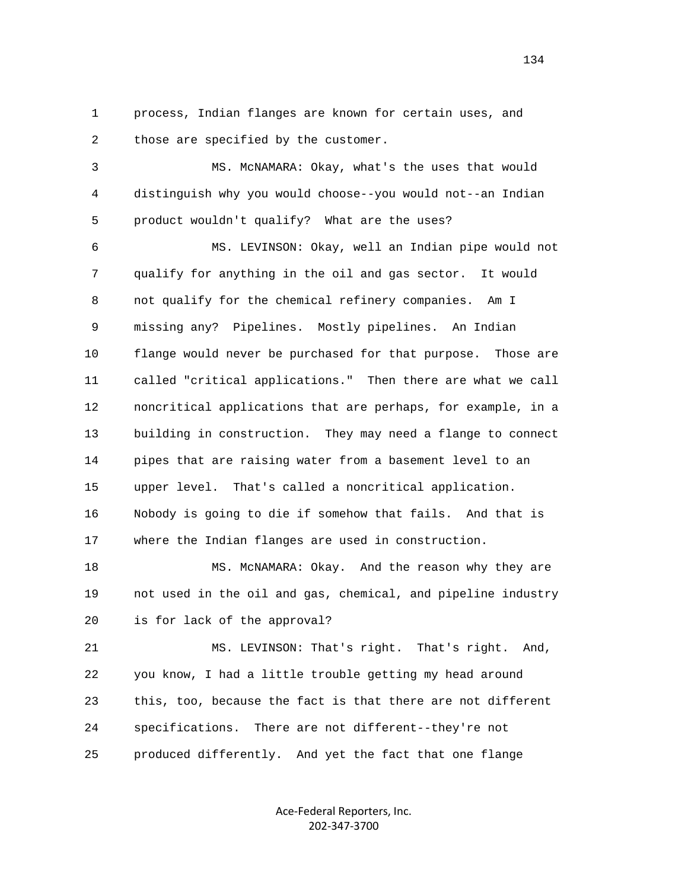1 process, Indian flanges are known for certain uses, and
2 those are specified by the customer.

3 MS. McNAMARA: Okay, what's the uses that would
4 distinguish why you would choose--you would not--an Indian
5 product wouldn't qualify? What are the uses?

6 MS. LEVINSON: Okay, well an Indian pipe would not
7 qualify for anything in the oil and gas sector. It would
8 not qualify for the chemical refinery companies. Am I
9 missing any? Pipelines. Mostly pipelines. An Indian
10 flange would never be purchased for that purpose. Those are
11 called "critical applications." Then there are what we call
12 noncritical applications that are perhaps, for example, in a
13 building in construction. They may need a flange to connect
14 pipes that are raising water from a basement level to an
15 upper level. That's called a noncritical application.
16 Nobody is going to die if somehow that fails. And that is
17 where the Indian flanges are used in construction.

18 MS. McNAMARA: Okay. And the reason why they are
19 not used in the oil and gas, chemical, and pipeline industry
20 is for lack of the approval?

21 MS. LEVINSON: That's right. That's right. And,
22 you know, I had a little trouble getting my head around
23 this, too, because the fact is that there are not different
24 specifications. There are not different--they're not
25 produced differently. And yet the fact that one flange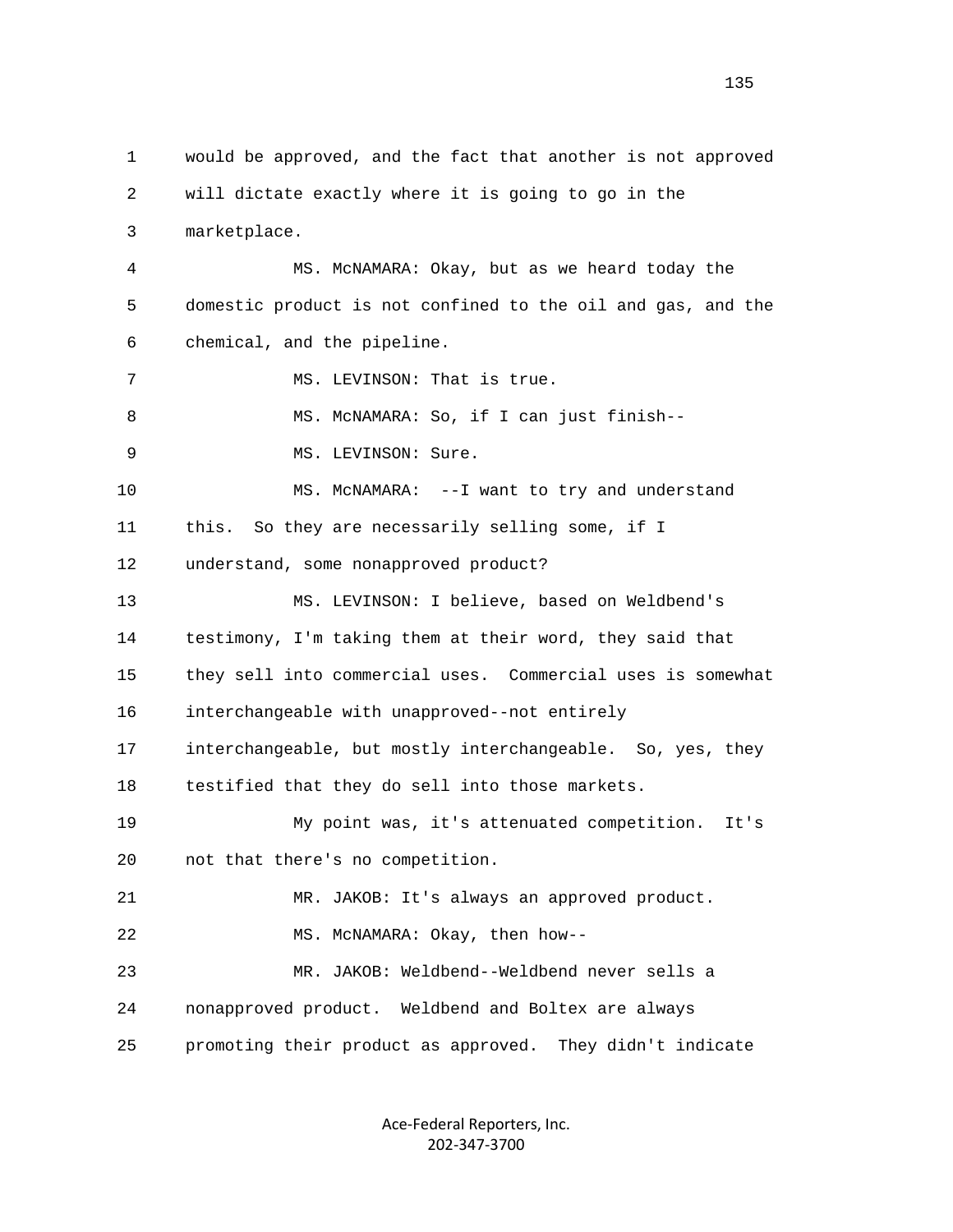would be approved, and the fact that another is not approved will dictate exactly where it is going to go in the marketplace.

MS. McNAMARA: Okay, but as we heard today the domestic product is not confined to the oil and gas, and the chemical, and the pipeline.

MS. LEVINSON: That is true.

MS. McNAMARA: So, if I can just finish--

MS. LEVINSON: Sure.

MS. McNAMARA: --I want to try and understand this. So they are necessarily selling some, if I understand, some nonapproved product?

MS. LEVINSON: I believe, based on Weldbend's testimony, I'm taking them at their word, they said that they sell into commercial uses. Commercial uses is somewhat interchangeable with unapproved--not entirely interchangeable, but mostly interchangeable. So, yes, they testified that they do sell into those markets.

My point was, it's attenuated competition. It's not that there's no competition.

MR. JAKOB: It's always an approved product.

MS. McNAMARA: Okay, then how--

MR. JAKOB: Weldbend--Weldbend never sells a nonapproved product. Weldbend and Boltex are always promoting their product as approved. They didn't indicate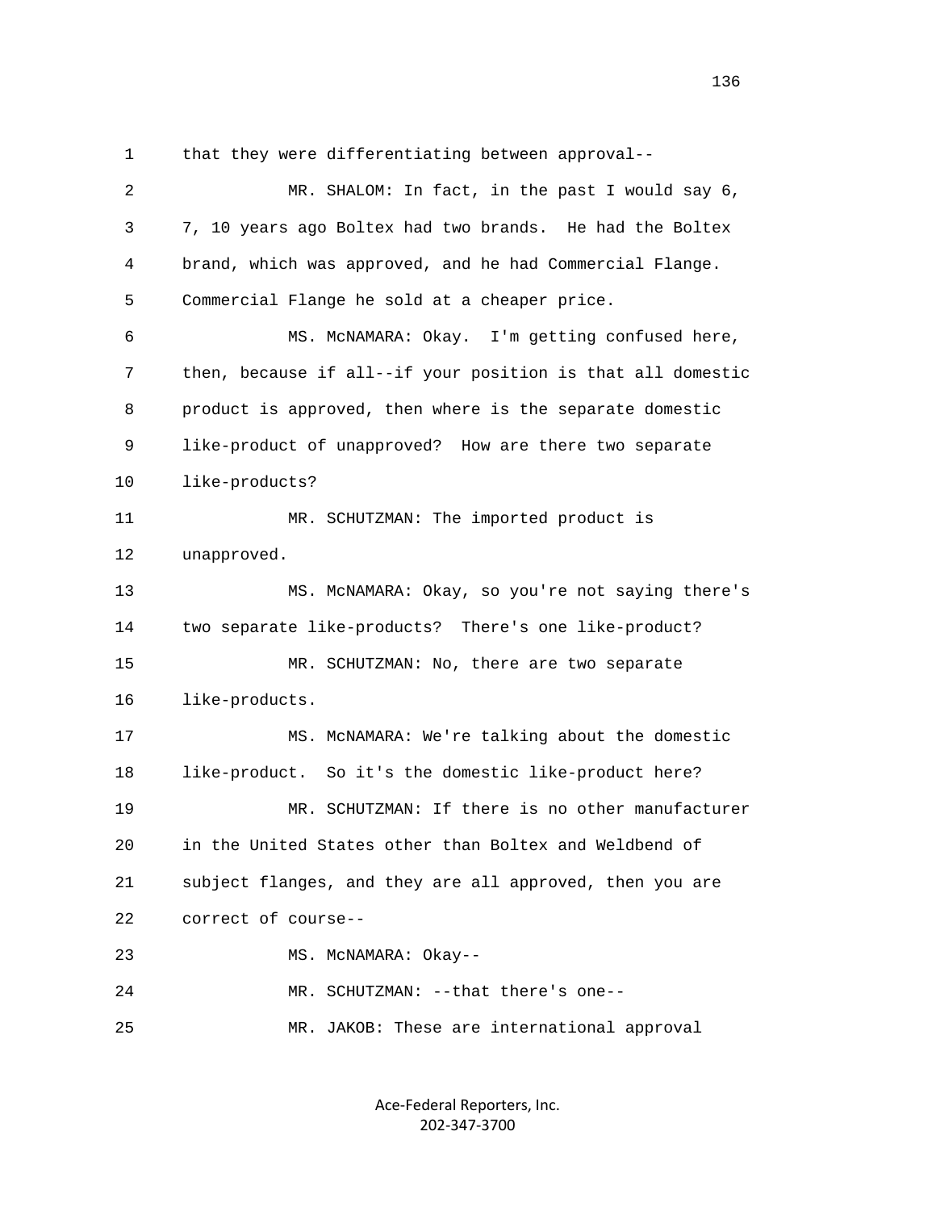1 that they were differentiating between approval--

2 MR. SHALOM: In fact, in the past I would say 6,

3 7, 10 years ago Boltex had two brands. He had the Boltex

4 brand, which was approved, and he had Commercial Flange.

5 Commercial Flange he sold at a cheaper price.

6 MS. McNAMARA: Okay. I'm getting confused here,

7 then, because if all--if your position is that all domestic

8 product is approved, then where is the separate domestic

9 like-product of unapproved? How are there two separate

10 like-products?

11 MR. SCHUTZMAN: The imported product is

12 unapproved.

13 MS. McNAMARA: Okay, so you're not saying there's

14 two separate like-products? There's one like-product?

15 MR. SCHUTZMAN: No, there are two separate

16 like-products.

17 MS. McNAMARA: We're talking about the domestic

18 like-product. So it's the domestic like-product here?

19 MR. SCHUTZMAN: If there is no other manufacturer

20 in the United States other than Boltex and Weldbend of

21 subject flanges, and they are all approved, then you are

22 correct of course--

23 MS. McNAMARA: Okay--

24 MR. SCHUTZMAN: --that there's one--

25 MR. JAKOB: These are international approval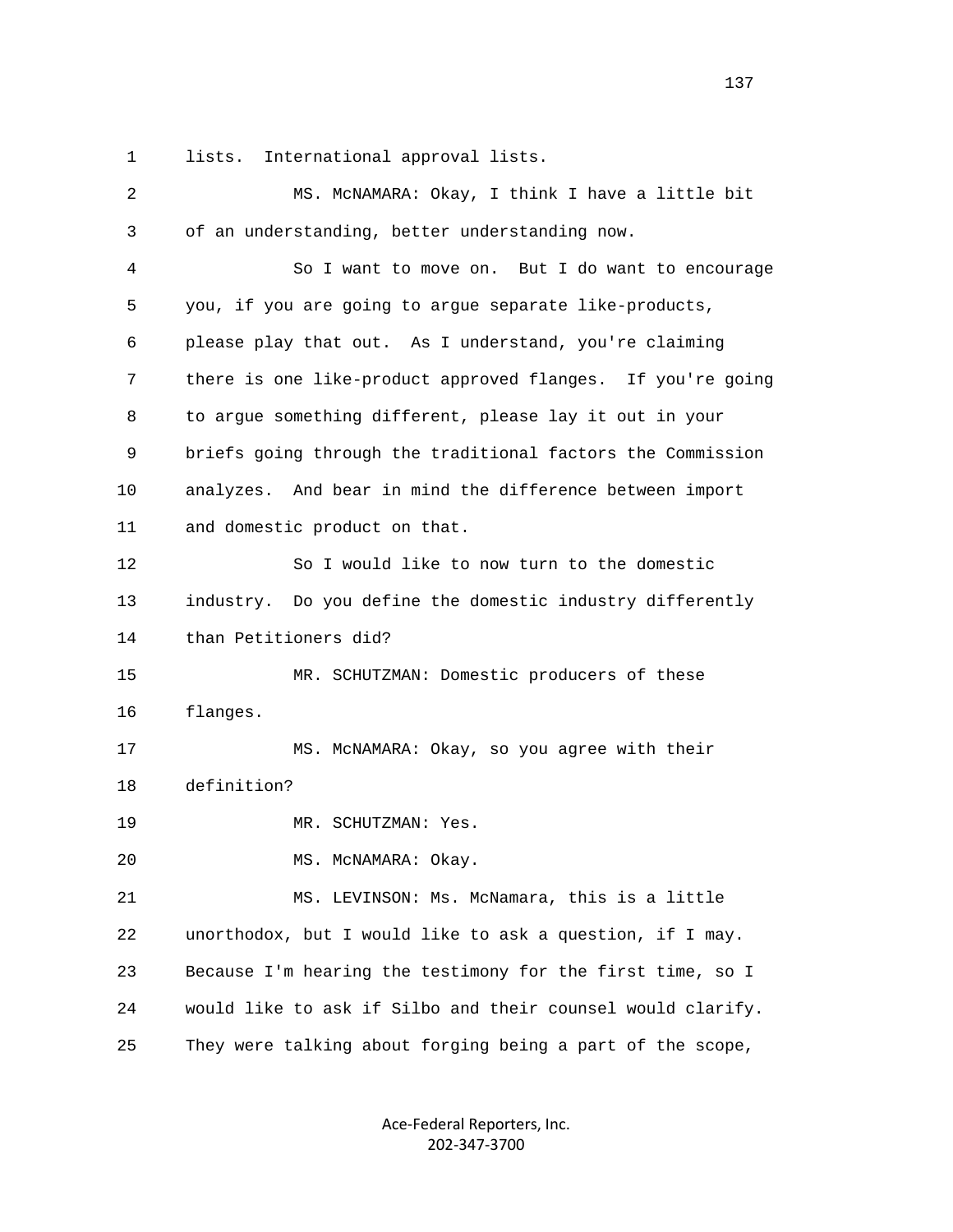lists. International approval lists.

MS. McNAMARA: Okay, I think I have a little bit of an understanding, better understanding now.

So I want to move on. But I do want to encourage you, if you are going to argue separate like-products, please play that out. As I understand, you're claiming there is one like-product approved flanges. If you're going to argue something different, please lay it out in your briefs going through the traditional factors the Commission analyzes. And bear in mind the difference between import and domestic product on that.

So I would like to now turn to the domestic industry. Do you define the domestic industry differently than Petitioners did?

MR. SCHUTZMAN: Domestic producers of these flanges.

MS. McNAMARA: Okay, so you agree with their definition?

MR. SCHUTZMAN: Yes.

MS. McNAMARA: Okay.

MS. LEVINSON: Ms. McNamara, this is a little unorthodox, but I would like to ask a question, if I may. Because I'm hearing the testimony for the first time, so I would like to ask if Silbo and their counsel would clarify. They were talking about forging being a part of the scope,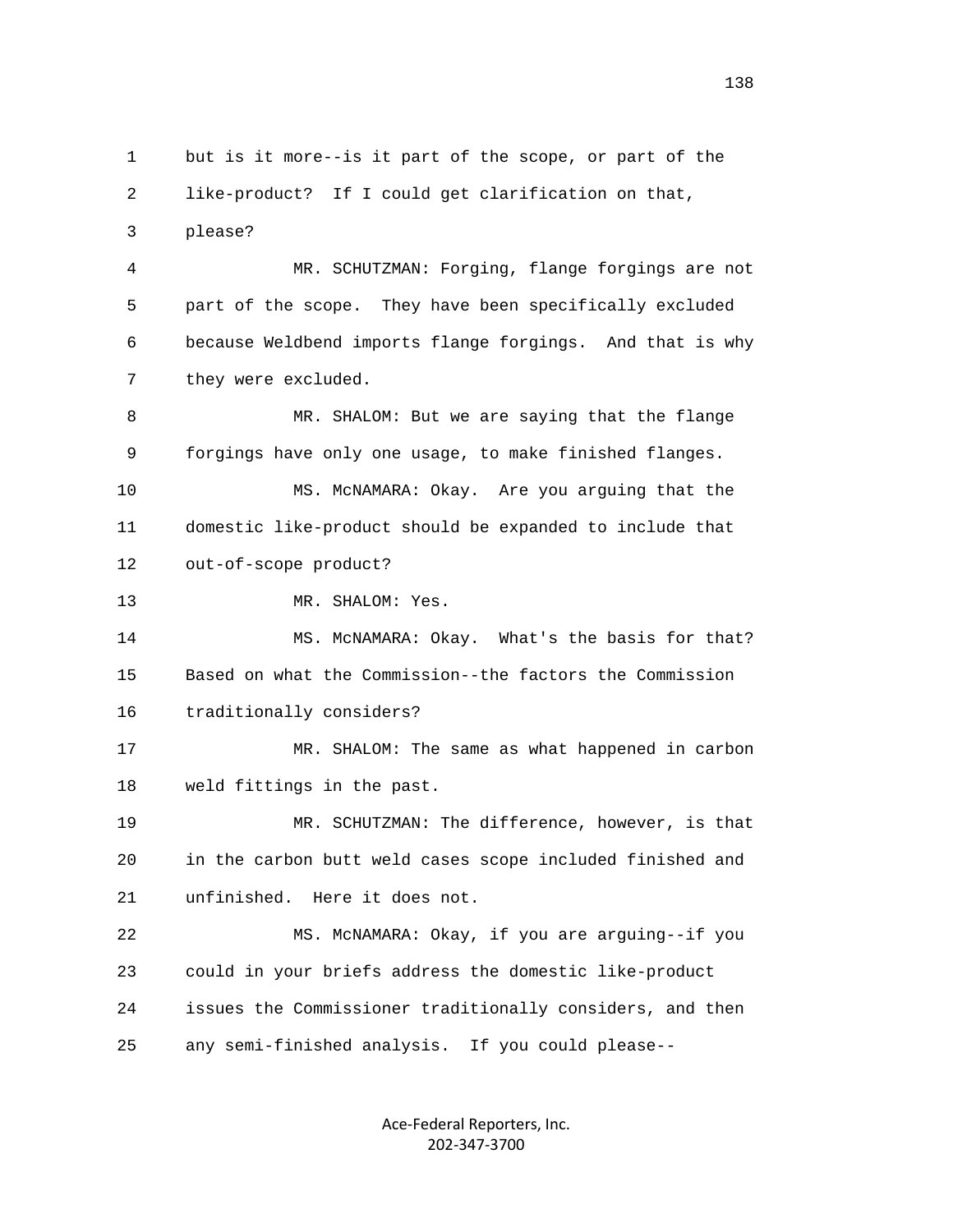but is it more--is it part of the scope, or part of the like-product? If I could get clarification on that, please?

MR. SCHUTZMAN: Forging, flange forgings are not part of the scope. They have been specifically excluded because Weldbend imports flange forgings. And that is why they were excluded.

MR. SHALOM: But we are saying that the flange forgings have only one usage, to make finished flanges.

MS. McNAMARA: Okay. Are you arguing that the domestic like-product should be expanded to include that out-of-scope product?

MR. SHALOM: Yes.

MS. McNAMARA: Okay. What's the basis for that? Based on what the Commission--the factors the Commission traditionally considers?

MR. SHALOM: The same as what happened in carbon weld fittings in the past.

MR. SCHUTZMAN: The difference, however, is that in the carbon butt weld cases scope included finished and unfinished. Here it does not.

MS. McNAMARA: Okay, if you are arguing--if you could in your briefs address the domestic like-product issues the Commissioner traditionally considers, and then any semi-finished analysis. If you could please--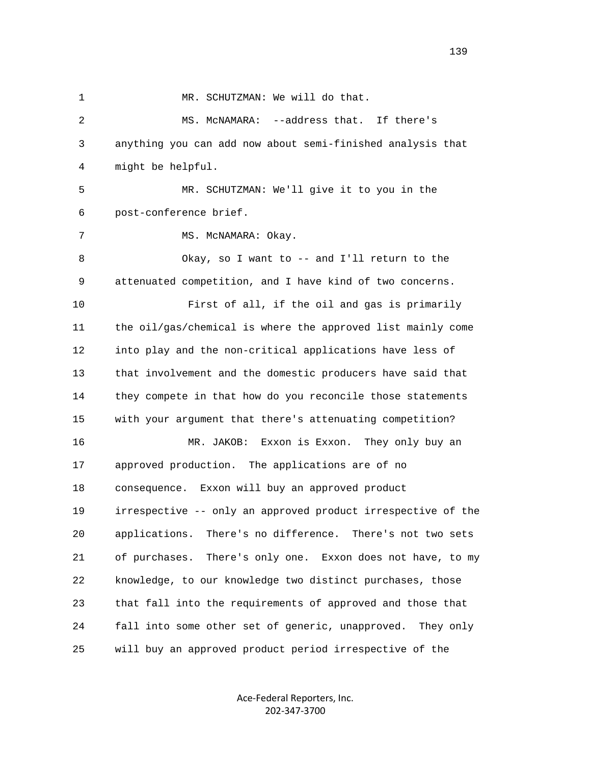1 MR. SCHUTZMAN: We will do that.

2 MS. McNAMARA: --address that. If there's

3 anything you can add now about semi-finished analysis that

4 might be helpful.

5 MR. SCHUTZMAN: We'll give it to you in the

6 post-conference brief.

7 MS. McNAMARA: Okay.

8 Okay, so I want to -- and I'll return to the

9 attenuated competition, and I have kind of two concerns.

10 First of all, if the oil and gas is primarily

11 the oil/gas/chemical is where the approved list mainly come

12 into play and the non-critical applications have less of

13 that involvement and the domestic producers have said that

14 they compete in that how do you reconcile those statements

15 with your argument that there's attenuating competition?

16 MR. JAKOB: Exxon is Exxon. They only buy an

17 approved production. The applications are of no

18 consequence. Exxon will buy an approved product

19 irrespective -- only an approved product irrespective of the

20 applications. There's no difference. There's not two sets

21 of purchases. There's only one. Exxon does not have, to my

22 knowledge, to our knowledge two distinct purchases, those

23 that fall into the requirements of approved and those that

24 fall into some other set of generic, unapproved. They only

25 will buy an approved product period irrespective of the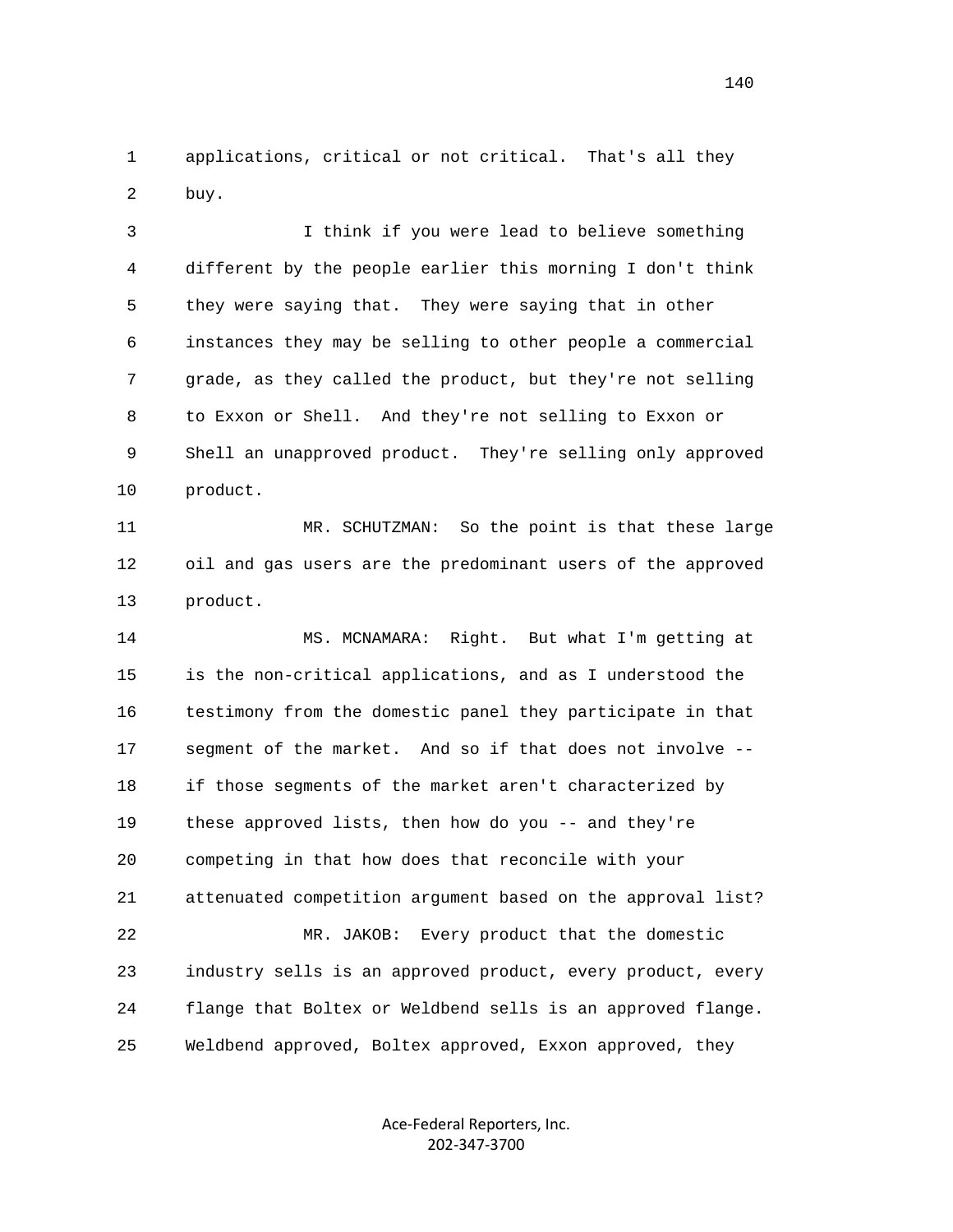applications, critical or not critical. That's all they buy.

I think if you were lead to believe something different by the people earlier this morning I don't think they were saying that. They were saying that in other instances they may be selling to other people a commercial grade, as they called the product, but they're not selling to Exxon or Shell. And they're not selling to Exxon or Shell an unapproved product. They're selling only approved product.

MR. SCHUTZMAN: So the point is that these large oil and gas users are the predominant users of the approved product.

MS. MCNAMARA: Right. But what I'm getting at is the non-critical applications, and as I understood the testimony from the domestic panel they participate in that segment of the market. And so if that does not involve -- if those segments of the market aren't characterized by these approved lists, then how do you -- and they're competing in that how does that reconcile with your attenuated competition argument based on the approval list?

MR. JAKOB: Every product that the domestic industry sells is an approved product, every product, every flange that Boltex or Weldbend sells is an approved flange. Weldbend approved, Boltex approved, Exxon approved, they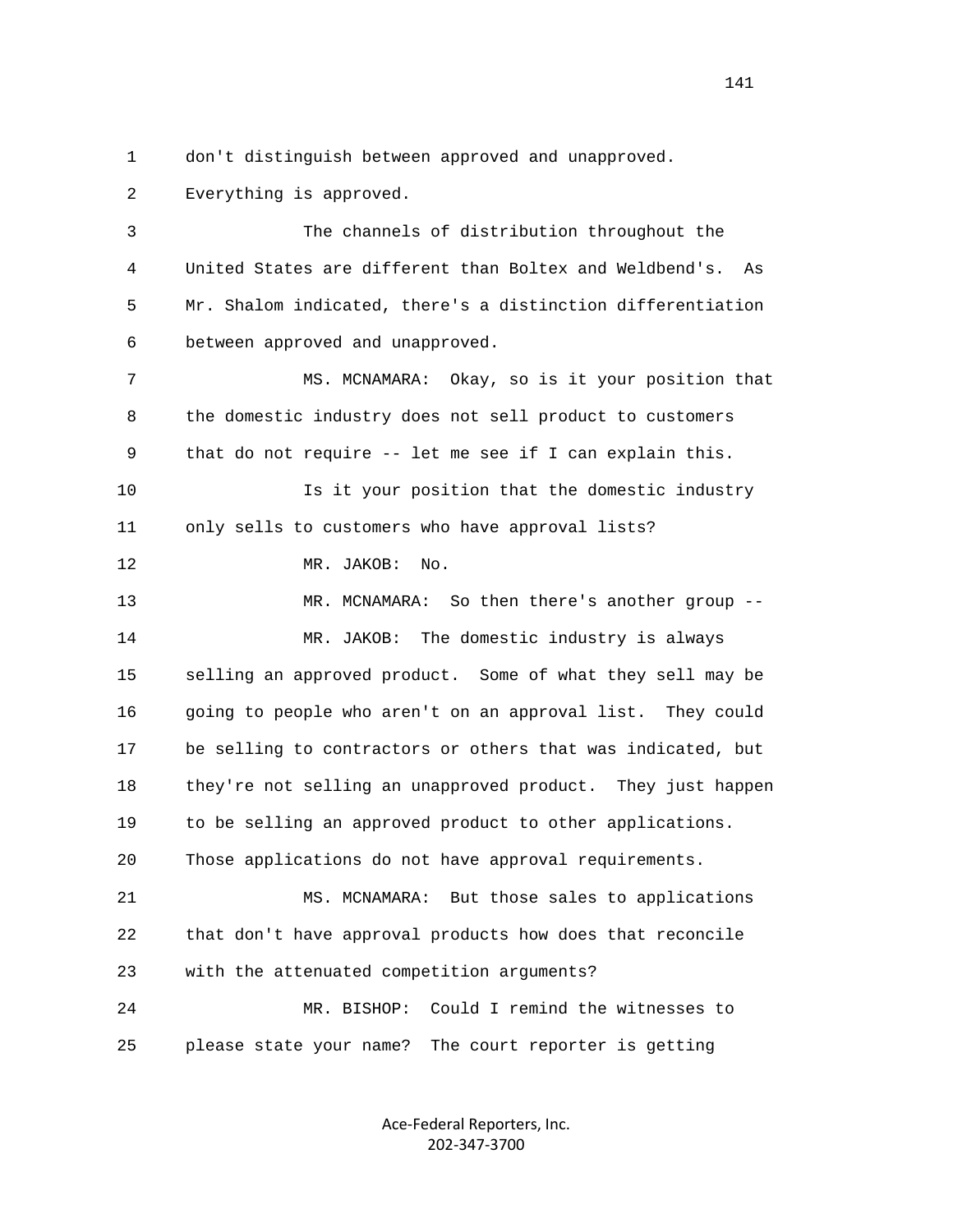1 don't distinguish between approved and unapproved.

2 Everything is approved.

3 The channels of distribution throughout the

4 United States are different than Boltex and Weldbend's. As

5 Mr. Shalom indicated, there's a distinction differentiation

6 between approved and unapproved.

7 MS. MCNAMARA: Okay, so is it your position that

8 the domestic industry does not sell product to customers

9 that do not require -- let me see if I can explain this.

10 Is it your position that the domestic industry

11 only sells to customers who have approval lists?

12 MR. JAKOB: No.

13 MR. MCNAMARA: So then there's another group --

14 MR. JAKOB: The domestic industry is always

15 selling an approved product. Some of what they sell may be

16 going to people who aren't on an approval list. They could

17 be selling to contractors or others that was indicated, but

18 they're not selling an unapproved product. They just happen

19 to be selling an approved product to other applications.

20 Those applications do not have approval requirements.

21 MS. MCNAMARA: But those sales to applications

22 that don't have approval products how does that reconcile

23 with the attenuated competition arguments?

24 MR. BISHOP: Could I remind the witnesses to

25 please state your name? The court reporter is getting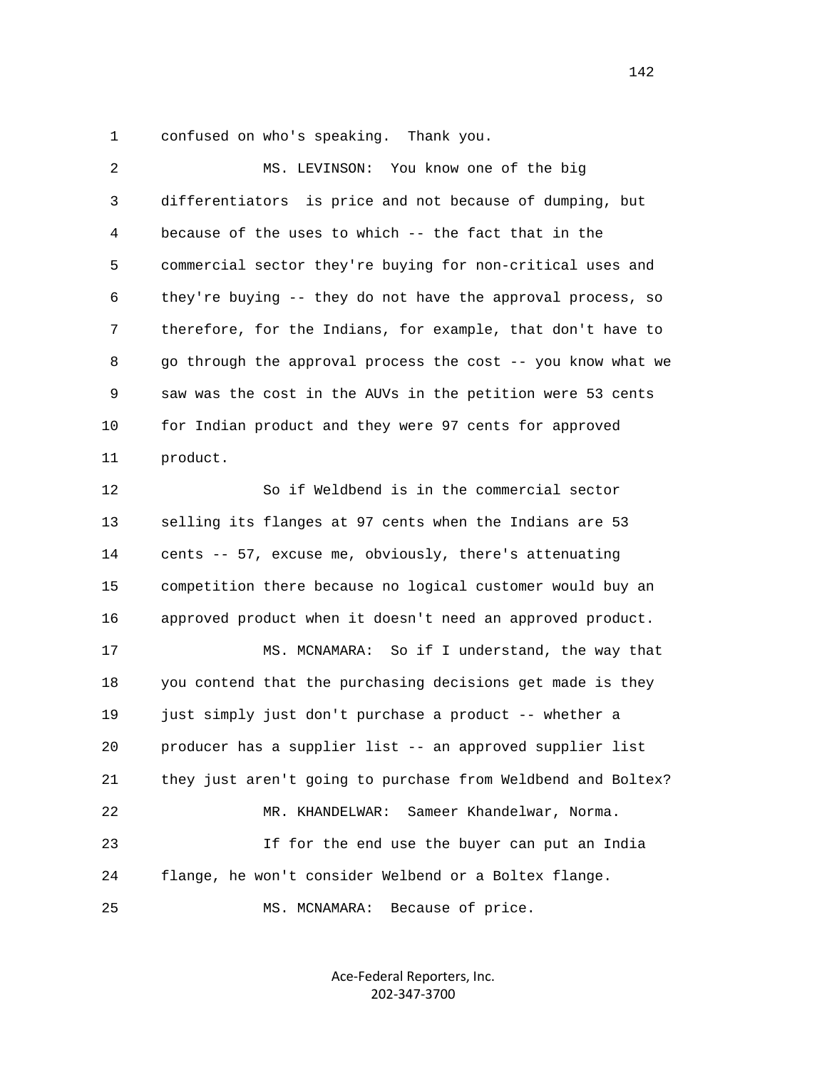confused on who's speaking. Thank you.

MS. LEVINSON: You know one of the big differentiators is price and not because of dumping, but because of the uses to which -- the fact that in the commercial sector they're buying for non-critical uses and they're buying -- they do not have the approval process, so therefore, for the Indians, for example, that don't have to go through the approval process the cost -- you know what we saw was the cost in the AUVs in the petition were 53 cents for Indian product and they were 97 cents for approved product.

So if Weldbend is in the commercial sector selling its flanges at 97 cents when the Indians are 53 cents -- 57, excuse me, obviously, there's attenuating competition there because no logical customer would buy an approved product when it doesn't need an approved product.

MS. MCNAMARA: So if I understand, the way that you contend that the purchasing decisions get made is they just simply just don't purchase a product -- whether a producer has a supplier list -- an approved supplier list they just aren't going to purchase from Weldbend and Boltex?

MR. KHANDELWAR: Sameer Khandelwar, Norma.

If for the end use the buyer can put an India flange, he won't consider Welbend or a Boltex flange.

MS. MCNAMARA: Because of price.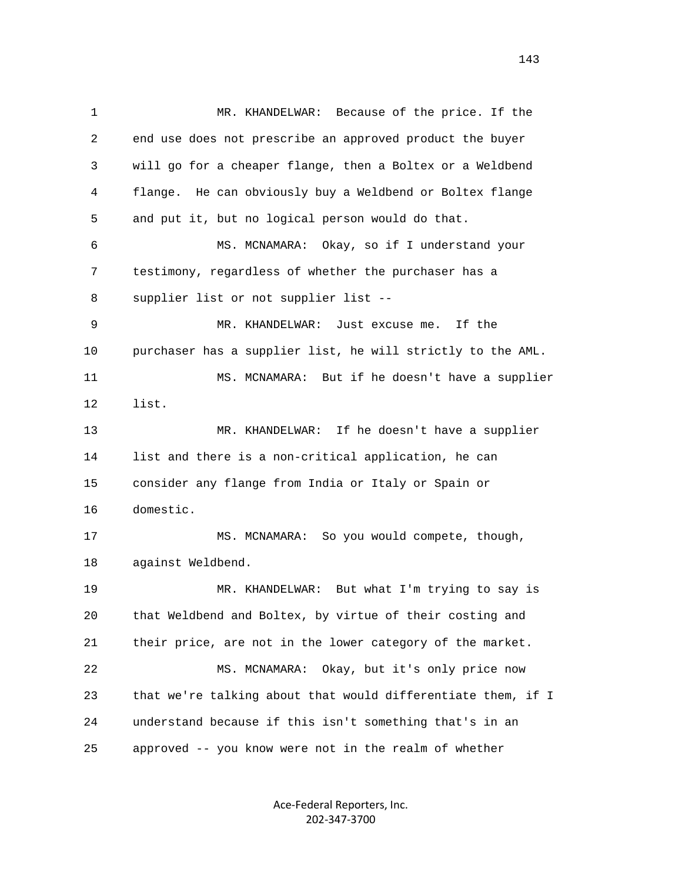MR. KHANDELWAR: Because of the price. If the end use does not prescribe an approved product the buyer will go for a cheaper flange, then a Boltex or a Weldbend flange. He can obviously buy a Weldbend or Boltex flange and put it, but no logical person would do that.

MS. MCNAMARA: Okay, so if I understand your testimony, regardless of whether the purchaser has a supplier list or not supplier list --

MR. KHANDELWAR: Just excuse me. If the purchaser has a supplier list, he will strictly to the AML.

MS. MCNAMARA: But if he doesn't have a supplier list.

MR. KHANDELWAR: If he doesn't have a supplier list and there is a non-critical application, he can consider any flange from India or Italy or Spain or domestic.

MS. MCNAMARA: So you would compete, though, against Weldbend.

MR. KHANDELWAR: But what I'm trying to say is that Weldbend and Boltex, by virtue of their costing and their price, are not in the lower category of the market.

MS. MCNAMARA: Okay, but it's only price now that we're talking about that would differentiate them, if I understand because if this isn't something that's in an approved -- you know were not in the realm of whether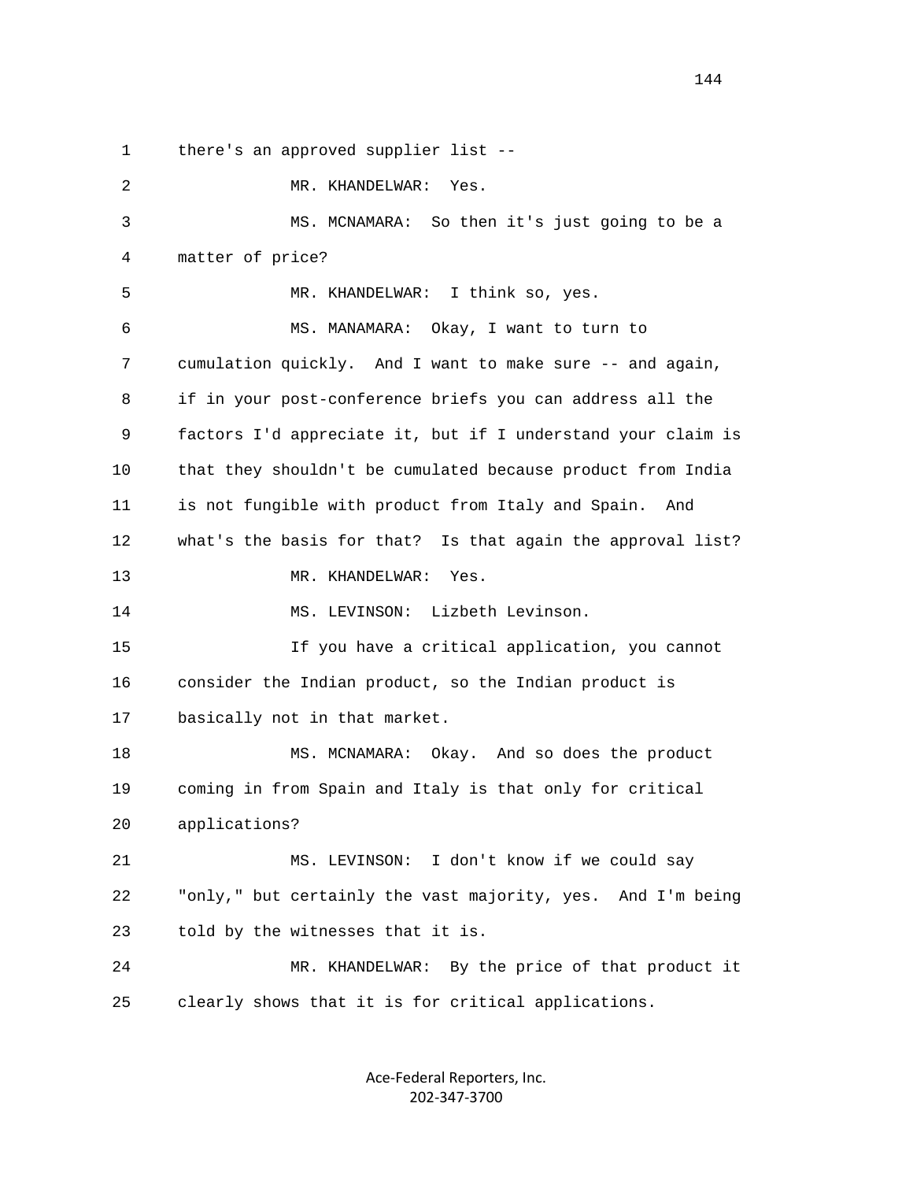1 there's an approved supplier list --

2 MR. KHANDELWAR: Yes.

3 MS. MCNAMARA: So then it's just going to be a

4 matter of price?

5 MR. KHANDELWAR: I think so, yes.

6 MS. MANAMARA: Okay, I want to turn to

7 cumulation quickly. And I want to make sure -- and again,

8 if in your post-conference briefs you can address all the

9 factors I'd appreciate it, but if I understand your claim is

10 that they shouldn't be cumulated because product from India

11 is not fungible with product from Italy and Spain. And

12 what's the basis for that? Is that again the approval list?

13 MR. KHANDELWAR: Yes.

14 MS. LEVINSON: Lizbeth Levinson.

15 If you have a critical application, you cannot

16 consider the Indian product, so the Indian product is

17 basically not in that market.

18 MS. MCNAMARA: Okay. And so does the product

19 coming in from Spain and Italy is that only for critical

20 applications?

21 MS. LEVINSON: I don't know if we could say

22 "only," but certainly the vast majority, yes. And I'm being

23 told by the witnesses that it is.

24 MR. KHANDELWAR: By the price of that product it

25 clearly shows that it is for critical applications.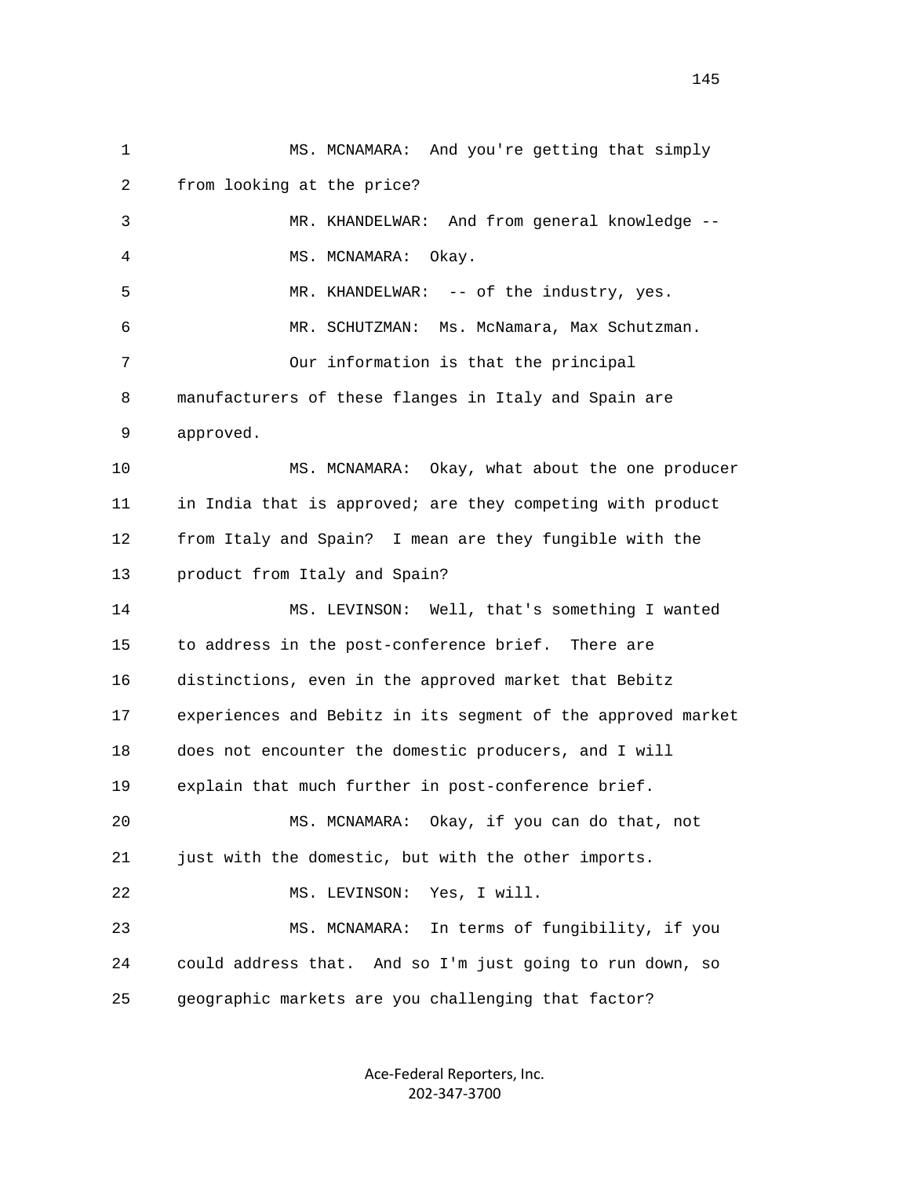MS. MCNAMARA: And you're getting that simply from looking at the price?

MR. KHANDELWAR: And from general knowledge --

MS. MCNAMARA: Okay.

MR. KHANDELWAR: -- of the industry, yes.

MR. SCHUTZMAN: Ms. McNamara, Max Schutzman.

Our information is that the principal manufacturers of these flanges in Italy and Spain are approved.

MS. MCNAMARA: Okay, what about the one producer in India that is approved; are they competing with product from Italy and Spain? I mean are they fungible with the product from Italy and Spain?

MS. LEVINSON: Well, that's something I wanted to address in the post-conference brief. There are distinctions, even in the approved market that Bebitz experiences and Bebitz in its segment of the approved market does not encounter the domestic producers, and I will explain that much further in post-conference brief.

MS. MCNAMARA: Okay, if you can do that, not just with the domestic, but with the other imports.

MS. LEVINSON: Yes, I will.

MS. MCNAMARA: In terms of fungibility, if you could address that. And so I'm just going to run down, so geographic markets are you challenging that factor?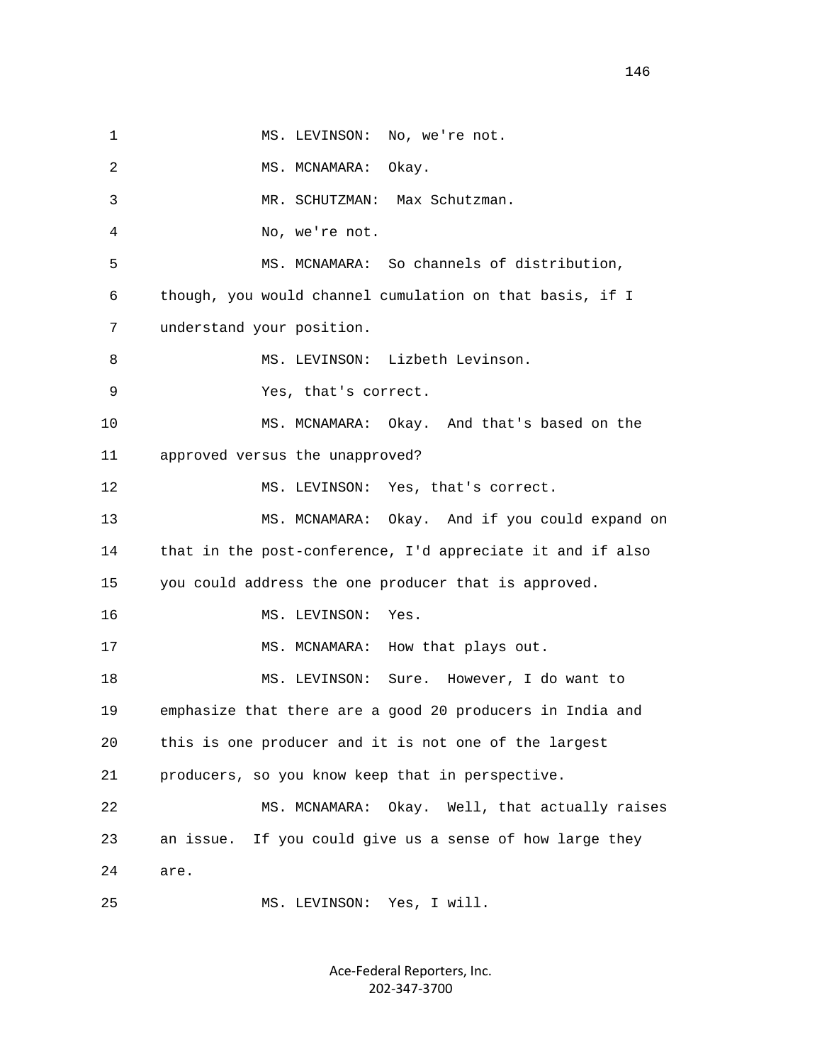1 MS. LEVINSON: No, we're not.

2 MS. MCNAMARA: Okay.

3 MR. SCHUTZMAN: Max Schutzman.

4 No, we're not.

5 MS. MCNAMARA: So channels of distribution,

6 though, you would channel cumulation on that basis, if I

7 understand your position.

8 MS. LEVINSON: Lizbeth Levinson.

9 Yes, that's correct.

10 MS. MCNAMARA: Okay. And that's based on the

11 approved versus the unapproved?

12 MS. LEVINSON: Yes, that's correct.

13 MS. MCNAMARA: Okay. And if you could expand on

14 that in the post-conference, I'd appreciate it and if also

15 you could address the one producer that is approved.

16 MS. LEVINSON: Yes.

17 MS. MCNAMARA: How that plays out.

18 MS. LEVINSON: Sure. However, I do want to

19 emphasize that there are a good 20 producers in India and

20 this is one producer and it is not one of the largest

21 producers, so you know keep that in perspective.

22 MS. MCNAMARA: Okay. Well, that actually raises

23 an issue. If you could give us a sense of how large they

24 are.

25 MS. LEVINSON: Yes, I will.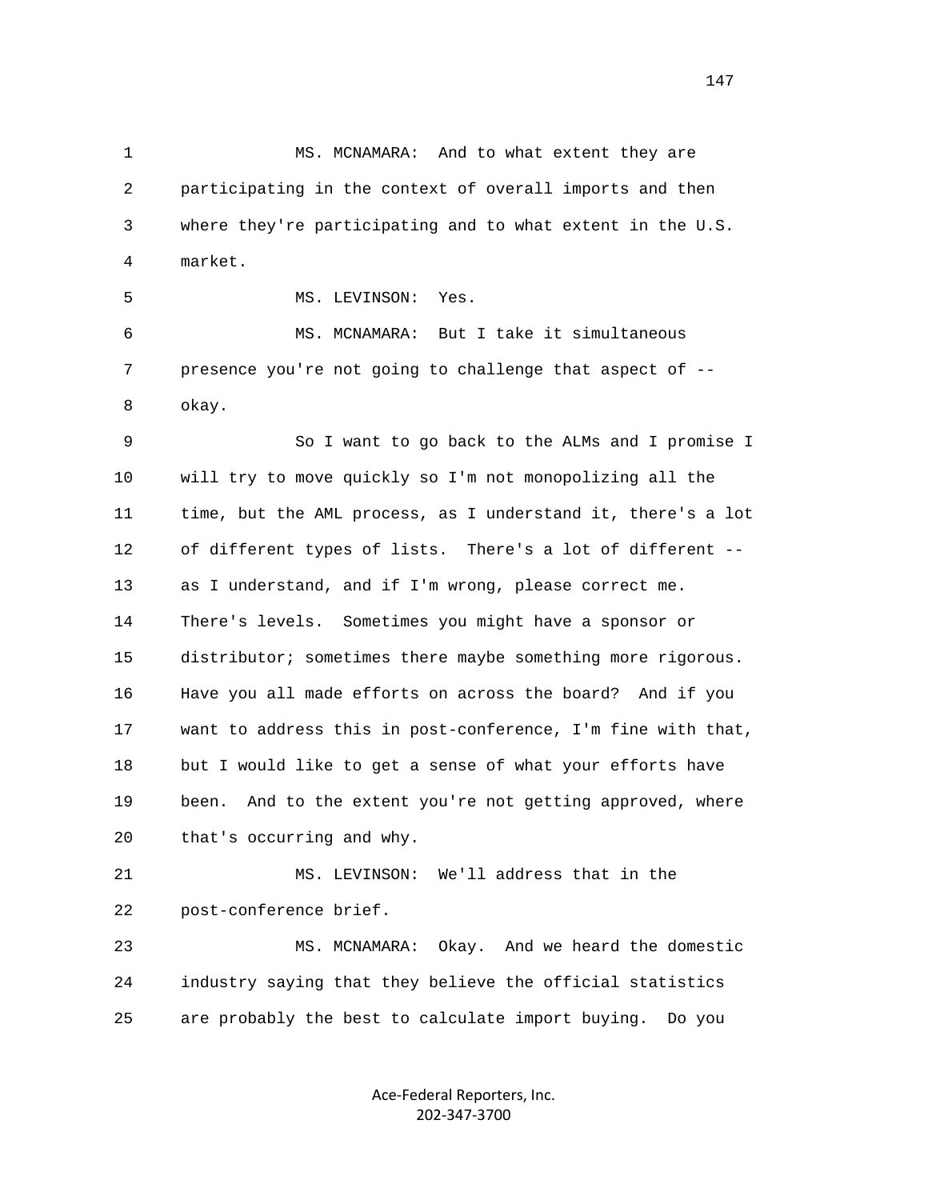MS. MCNAMARA: And to what extent they are participating in the context of overall imports and then where they're participating and to what extent in the U.S. market.

MS. LEVINSON: Yes.

MS. MCNAMARA: But I take it simultaneous presence you're not going to challenge that aspect of -- okay.

So I want to go back to the ALMs and I promise I will try to move quickly so I'm not monopolizing all the time, but the AML process, as I understand it, there's a lot of different types of lists. There's a lot of different -- as I understand, and if I'm wrong, please correct me. There's levels. Sometimes you might have a sponsor or distributor; sometimes there maybe something more rigorous. Have you all made efforts on across the board? And if you want to address this in post-conference, I'm fine with that, but I would like to get a sense of what your efforts have been. And to the extent you're not getting approved, where that's occurring and why.

MS. LEVINSON: We'll address that in the post-conference brief.

MS. MCNAMARA: Okay. And we heard the domestic industry saying that they believe the official statistics are probably the best to calculate import buying. Do you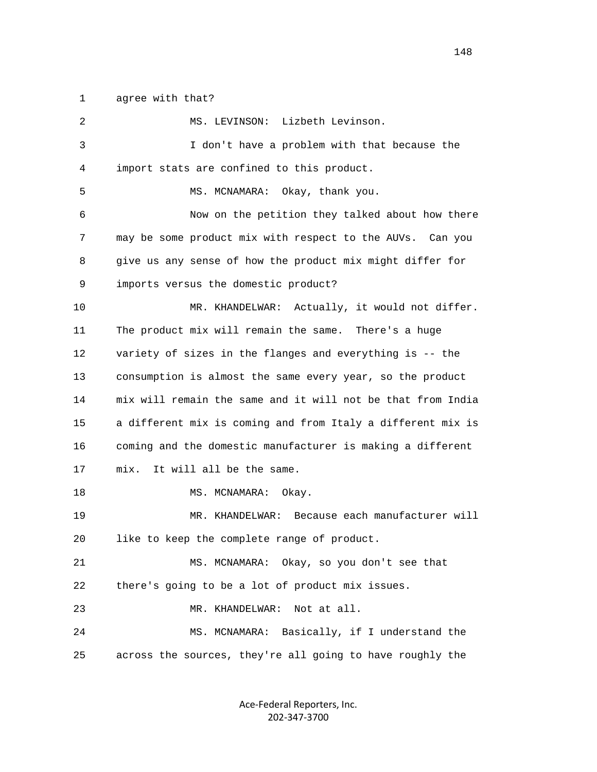1 agree with that?

2 MS. LEVINSON: Lizbeth Levinson.

3 I don't have a problem with that because the

4 import stats are confined to this product.

5 MS. MCNAMARA: Okay, thank you.

6 Now on the petition they talked about how there

7 may be some product mix with respect to the AUVs. Can you

8 give us any sense of how the product mix might differ for

9 imports versus the domestic product?

10 MR. KHANDELWAR: Actually, it would not differ.

11 The product mix will remain the same. There's a huge

12 variety of sizes in the flanges and everything is -- the

13 consumption is almost the same every year, so the product

14 mix will remain the same and it will not be that from India

15 a different mix is coming and from Italy a different mix is

16 coming and the domestic manufacturer is making a different

17 mix. It will all be the same.

18 MS. MCNAMARA: Okay.

19 MR. KHANDELWAR: Because each manufacturer will

20 like to keep the complete range of product.

21 MS. MCNAMARA: Okay, so you don't see that

22 there's going to be a lot of product mix issues.

23 MR. KHANDELWAR: Not at all.

24 MS. MCNAMARA: Basically, if I understand the

25 across the sources, they're all going to have roughly the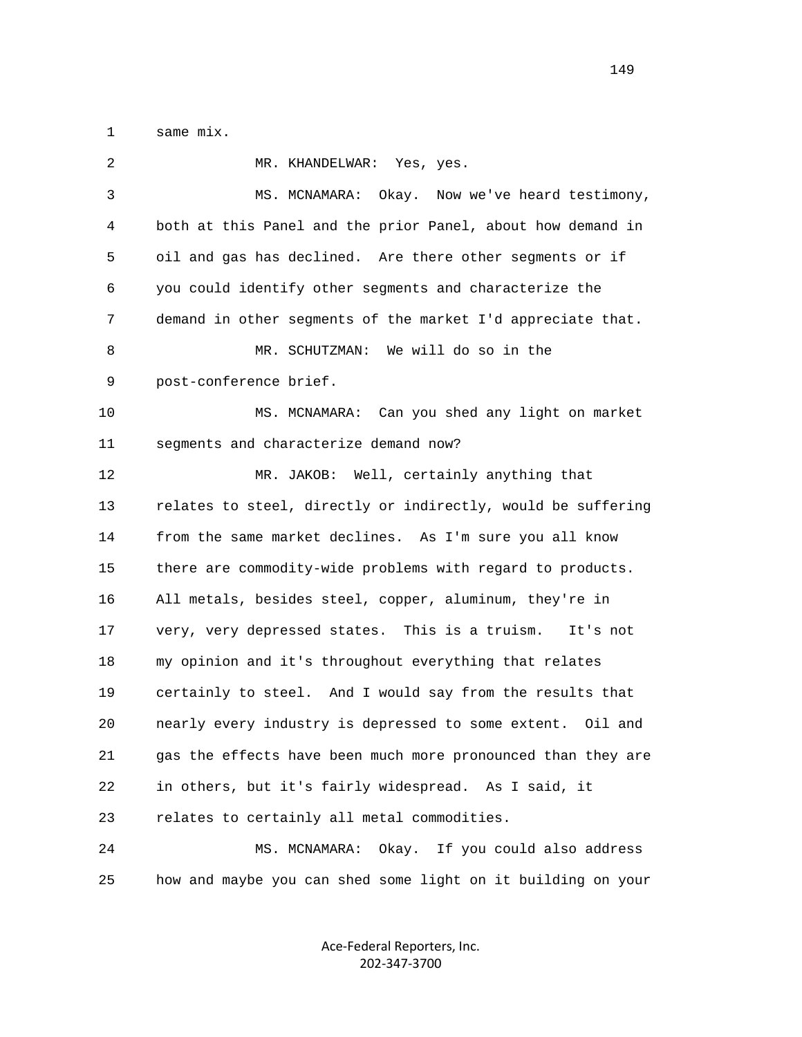1 same mix.

2 MR. KHANDELWAR: Yes, yes.

3 MS. MCNAMARA: Okay. Now we've heard testimony,

4 both at this Panel and the prior Panel, about how demand in

5 oil and gas has declined. Are there other segments or if

6 you could identify other segments and characterize the

7 demand in other segments of the market I'd appreciate that.

8 MR. SCHUTZMAN: We will do so in the

9 post-conference brief.

10 MS. MCNAMARA: Can you shed any light on market

11 segments and characterize demand now?

12 MR. JAKOB: Well, certainly anything that

13 relates to steel, directly or indirectly, would be suffering

14 from the same market declines. As I'm sure you all know

15 there are commodity-wide problems with regard to products.

16 All metals, besides steel, copper, aluminum, they're in

17 very, very depressed states. This is a truism. It's not

18 my opinion and it's throughout everything that relates

19 certainly to steel. And I would say from the results that

20 nearly every industry is depressed to some extent. Oil and

21 gas the effects have been much more pronounced than they are

22 in others, but it's fairly widespread. As I said, it

23 relates to certainly all metal commodities.

24 MS. MCNAMARA: Okay. If you could also address

25 how and maybe you can shed some light on it building on your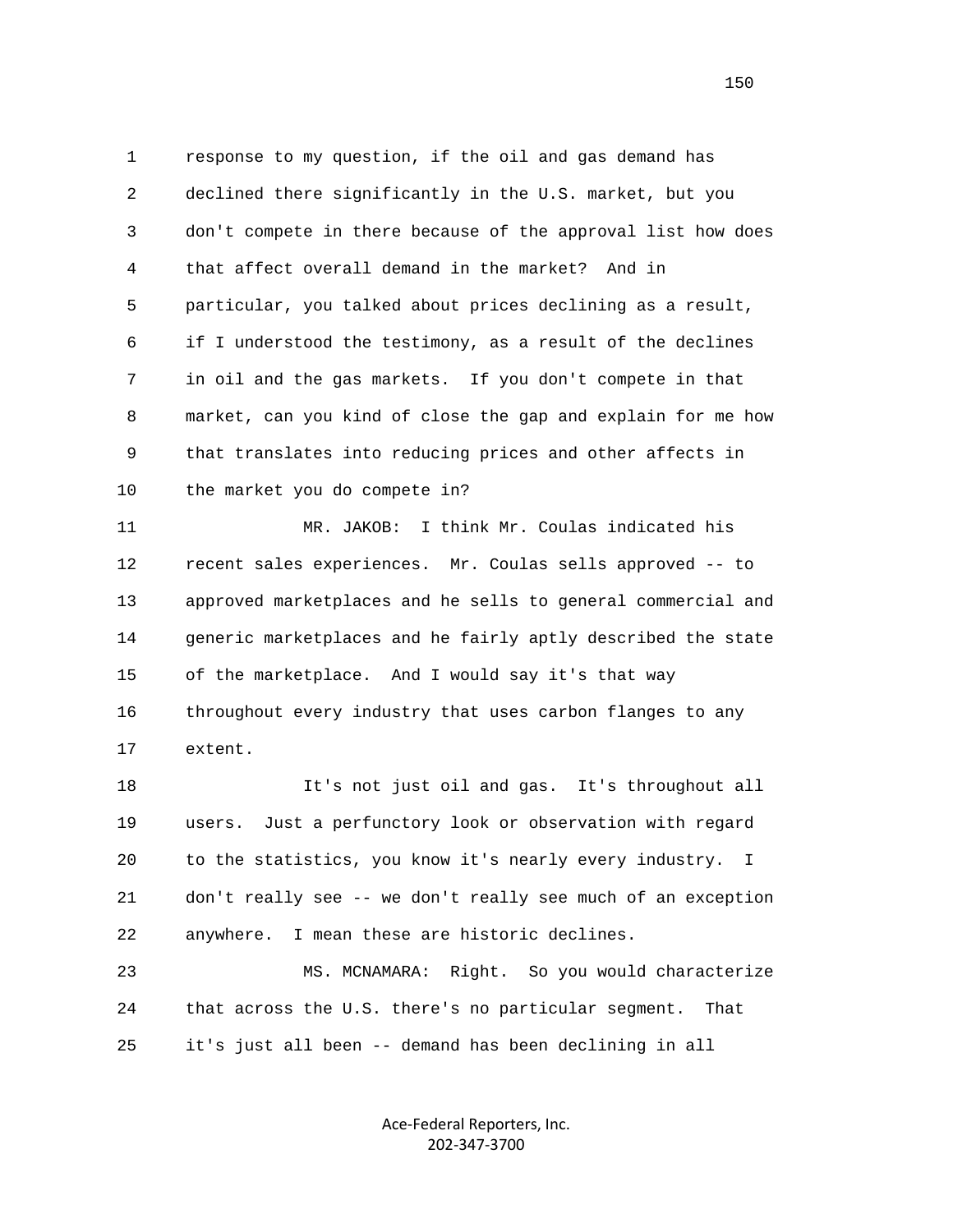1 response to my question, if the oil and gas demand has
2 declined there significantly in the U.S. market, but you
3 don't compete in there because of the approval list how does
4 that affect overall demand in the market? And in
5 particular, you talked about prices declining as a result,
6 if I understood the testimony, as a result of the declines
7 in oil and the gas markets. If you don't compete in that
8 market, can you kind of close the gap and explain for me how
9 that translates into reducing prices and other affects in
10 the market you do compete in?

11 MR. JAKOB: I think Mr. Coulas indicated his
12 recent sales experiences. Mr. Coulas sells approved -- to
13 approved marketplaces and he sells to general commercial and
14 generic marketplaces and he fairly aptly described the state
15 of the marketplace. And I would say it's that way
16 throughout every industry that uses carbon flanges to any
17 extent.

18 It's not just oil and gas. It's throughout all
19 users. Just a perfunctory look or observation with regard
20 to the statistics, you know it's nearly every industry. I
21 don't really see -- we don't really see much of an exception
22 anywhere. I mean these are historic declines.

23 MS. MCNAMARA: Right. So you would characterize
24 that across the U.S. there's no particular segment. That
25 it's just all been -- demand has been declining in all

Ace-Federal Reporters, Inc.
202-347-3700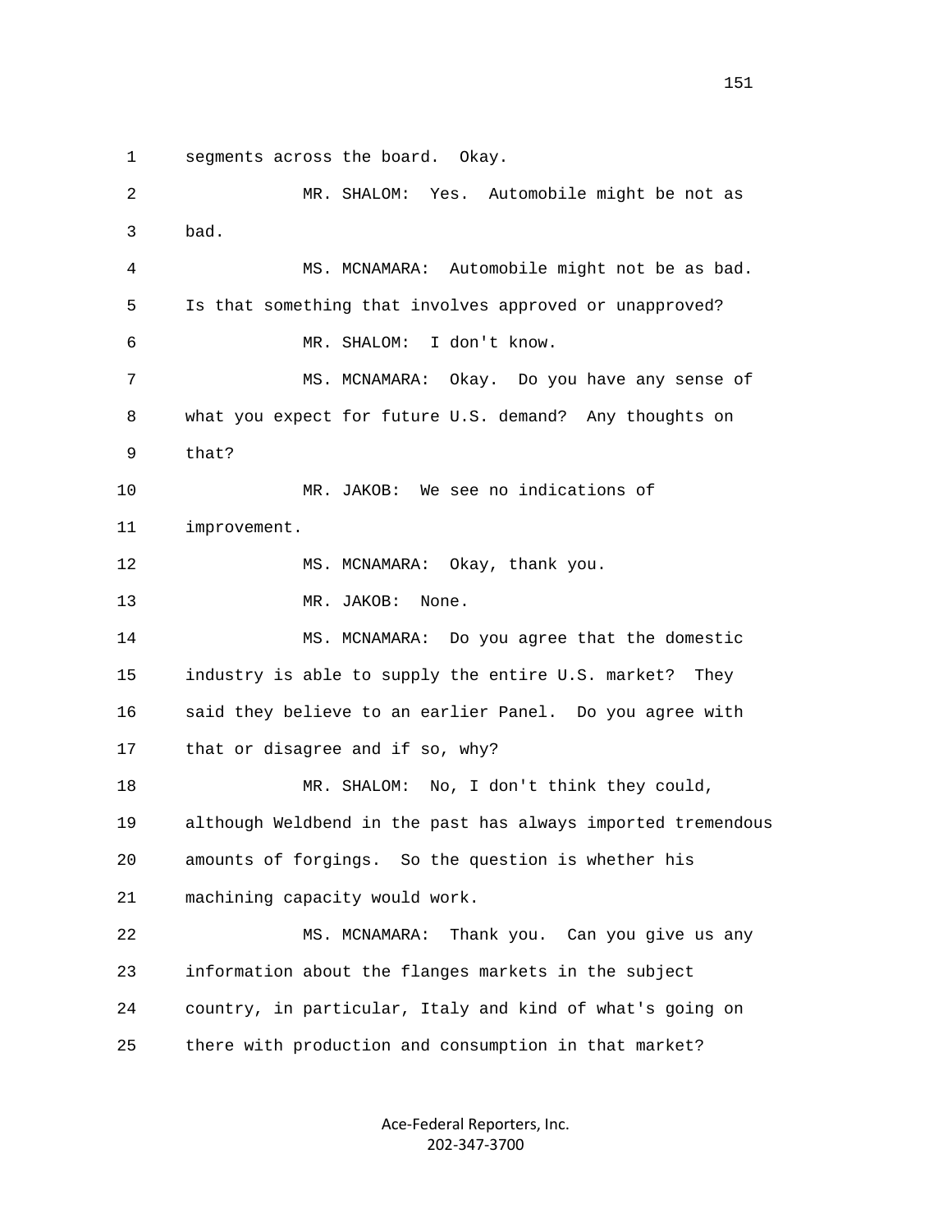1 segments across the board. Okay.

2 MR. SHALOM: Yes. Automobile might be not as

3 bad.

4 MS. MCNAMARA: Automobile might not be as bad.

5 Is that something that involves approved or unapproved?

6 MR. SHALOM: I don't know.

7 MS. MCNAMARA: Okay. Do you have any sense of

8 what you expect for future U.S. demand? Any thoughts on

9 that?

10 MR. JAKOB: We see no indications of

11 improvement.

12 MS. MCNAMARA: Okay, thank you.

13 MR. JAKOB: None.

14 MS. MCNAMARA: Do you agree that the domestic

15 industry is able to supply the entire U.S. market? They

16 said they believe to an earlier Panel. Do you agree with

17 that or disagree and if so, why?

18 MR. SHALOM: No, I don't think they could,

19 although Weldbend in the past has always imported tremendous

20 amounts of forgings. So the question is whether his

21 machining capacity would work.

22 MS. MCNAMARA: Thank you. Can you give us any

23 information about the flanges markets in the subject

24 country, in particular, Italy and kind of what's going on

25 there with production and consumption in that market?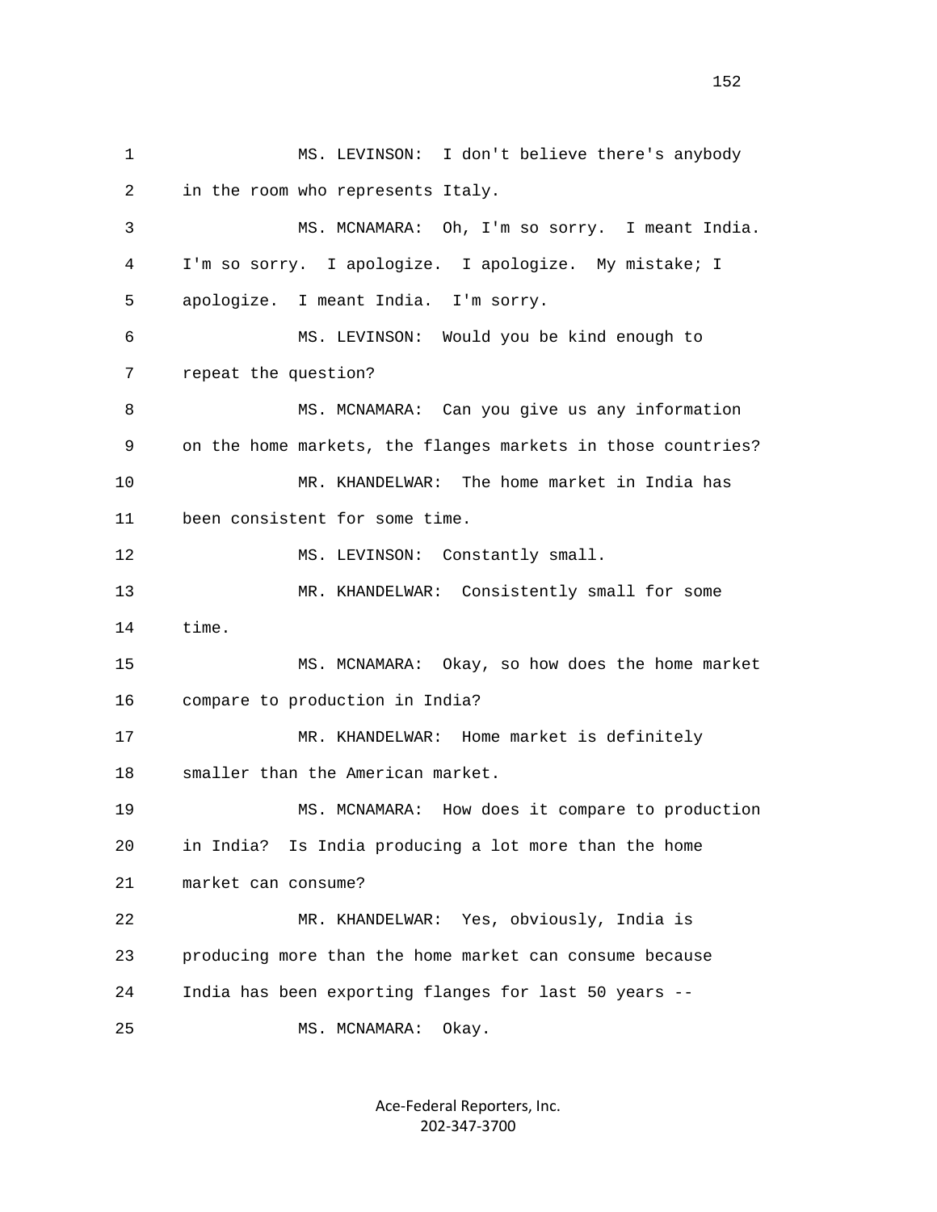MS. LEVINSON: I don't believe there's anybody in the room who represents Italy.

MS. MCNAMARA: Oh, I'm so sorry. I meant India. I'm so sorry. I apologize. I apologize. My mistake; I apologize. I meant India. I'm sorry.

MS. LEVINSON: Would you be kind enough to repeat the question?

MS. MCNAMARA: Can you give us any information on the home markets, the flanges markets in those countries?

MR. KHANDELWAR: The home market in India has been consistent for some time.

MS. LEVINSON: Constantly small.

MR. KHANDELWAR: Consistently small for some time.

MS. MCNAMARA: Okay, so how does the home market compare to production in India?

MR. KHANDELWAR: Home market is definitely smaller than the American market.

MS. MCNAMARA: How does it compare to production in India? Is India producing a lot more than the home market can consume?

MR. KHANDELWAR: Yes, obviously, India is producing more than the home market can consume because India has been exporting flanges for last 50 years --

MS. MCNAMARA: Okay.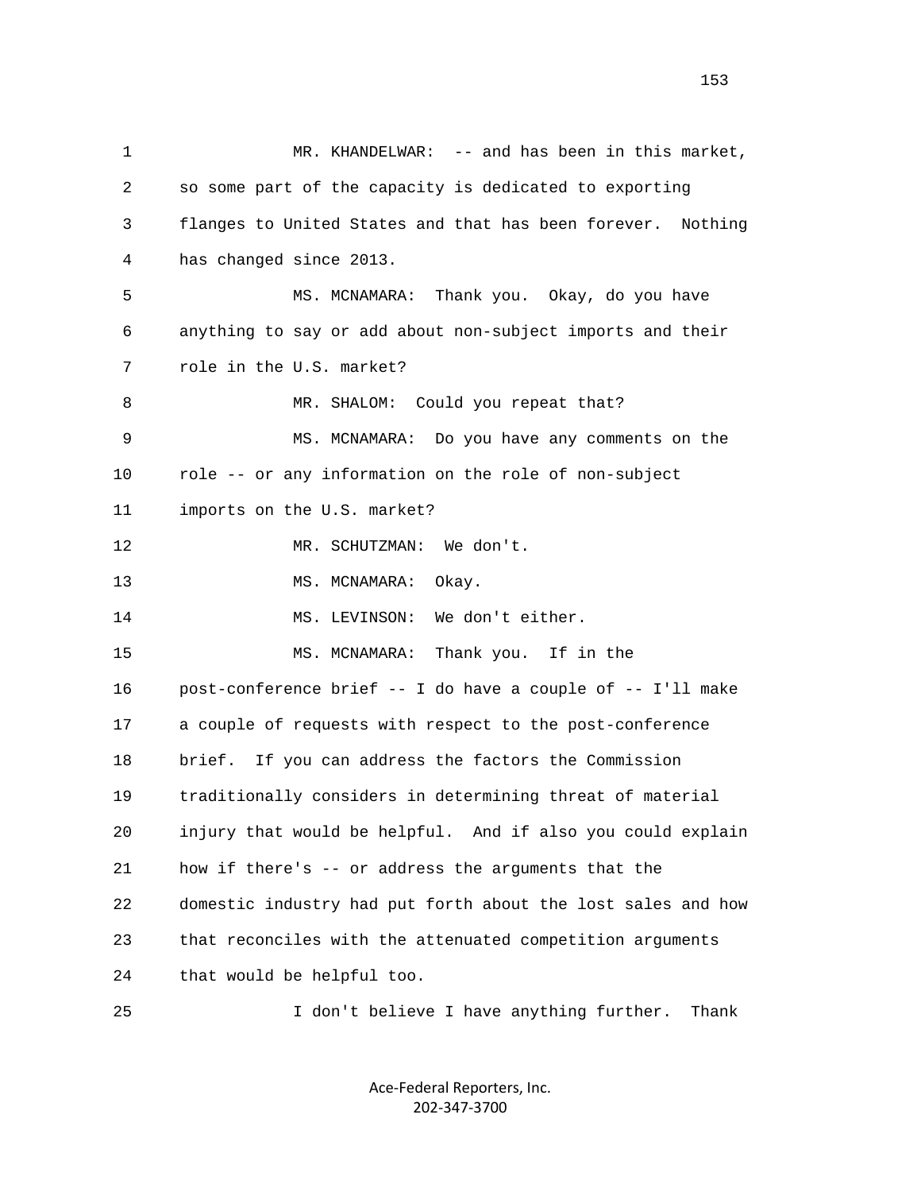1 MR. KHANDELWAR: -- and has been in this market,
2 so some part of the capacity is dedicated to exporting
3 flanges to United States and that has been forever. Nothing
4 has changed since 2013.
5 MS. MCNAMARA: Thank you. Okay, do you have
6 anything to say or add about non-subject imports and their
7 role in the U.S. market?
8 MR. SHALOM: Could you repeat that?
9 MS. MCNAMARA: Do you have any comments on the
10 role -- or any information on the role of non-subject
11 imports on the U.S. market?
12 MR. SCHUTZMAN: We don't.
13 MS. MCNAMARA: Okay.
14 MS. LEVINSON: We don't either.
15 MS. MCNAMARA: Thank you. If in the
16 post-conference brief -- I do have a couple of -- I'll make
17 a couple of requests with respect to the post-conference
18 brief. If you can address the factors the Commission
19 traditionally considers in determining threat of material
20 injury that would be helpful. And if also you could explain
21 how if there's -- or address the arguments that the
22 domestic industry had put forth about the lost sales and how
23 that reconciles with the attenuated competition arguments
24 that would be helpful too.
25 I don't believe I have anything further. Thank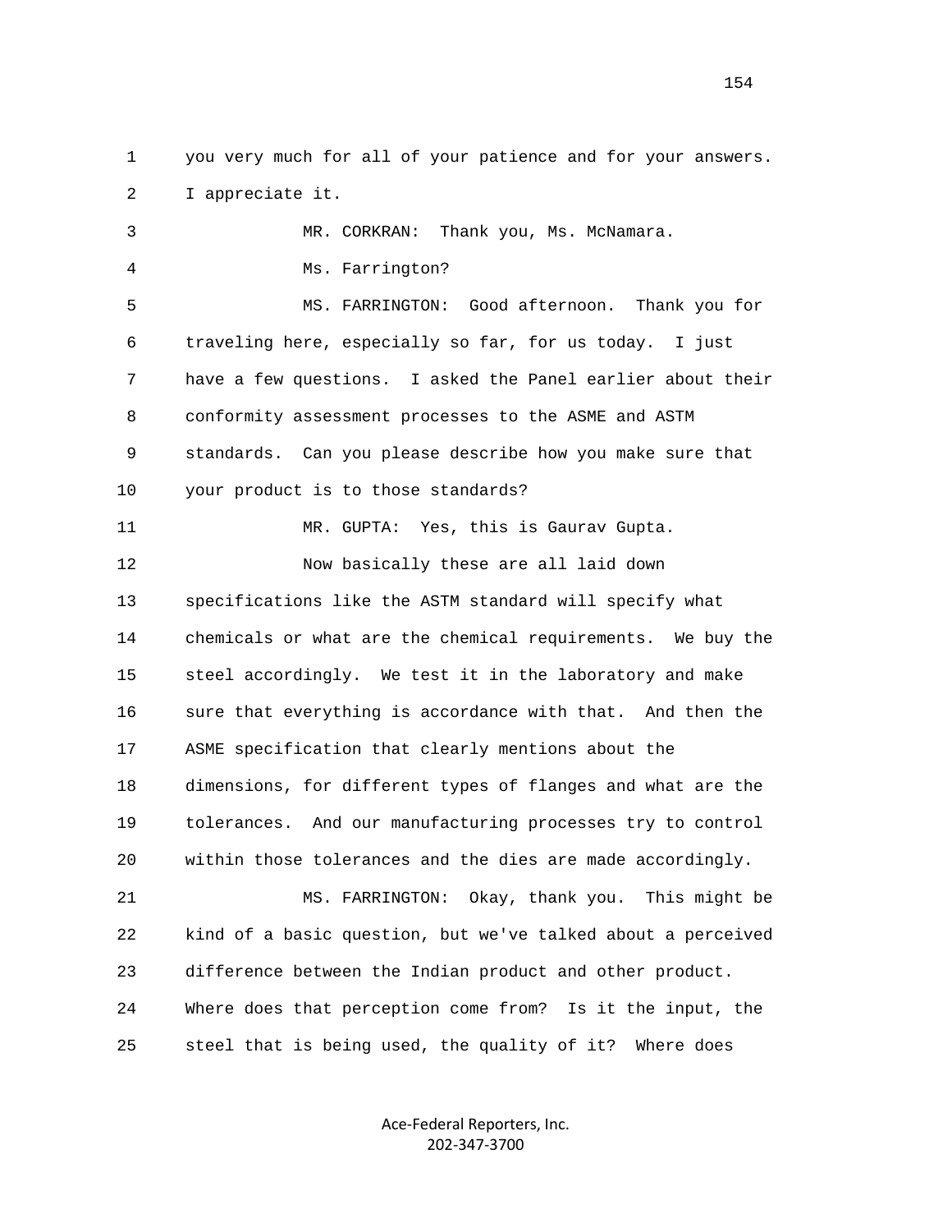1 you very much for all of your patience and for your answers.
2 I appreciate it.

3 MR. CORKRAN: Thank you, Ms. McNamara.

4 Ms. Farrington?

5 MS. FARRINGTON: Good afternoon. Thank you for
6 traveling here, especially so far, for us today. I just
7 have a few questions. I asked the Panel earlier about their
8 conformity assessment processes to the ASME and ASTM
9 standards. Can you please describe how you make sure that
10 your product is to those standards?

11 MR. GUPTA: Yes, this is Gaurav Gupta.

12 Now basically these are all laid down
13 specifications like the ASTM standard will specify what
14 chemicals or what are the chemical requirements. We buy the
15 steel accordingly. We test it in the laboratory and make
16 sure that everything is accordance with that. And then the
17 ASME specification that clearly mentions about the
18 dimensions, for different types of flanges and what are the
19 tolerances. And our manufacturing processes try to control
20 within those tolerances and the dies are made accordingly.

21 MS. FARRINGTON: Okay, thank you. This might be
22 kind of a basic question, but we've talked about a perceived
23 difference between the Indian product and other product.
24 Where does that perception come from? Is it the input, the
25 steel that is being used, the quality of it? Where does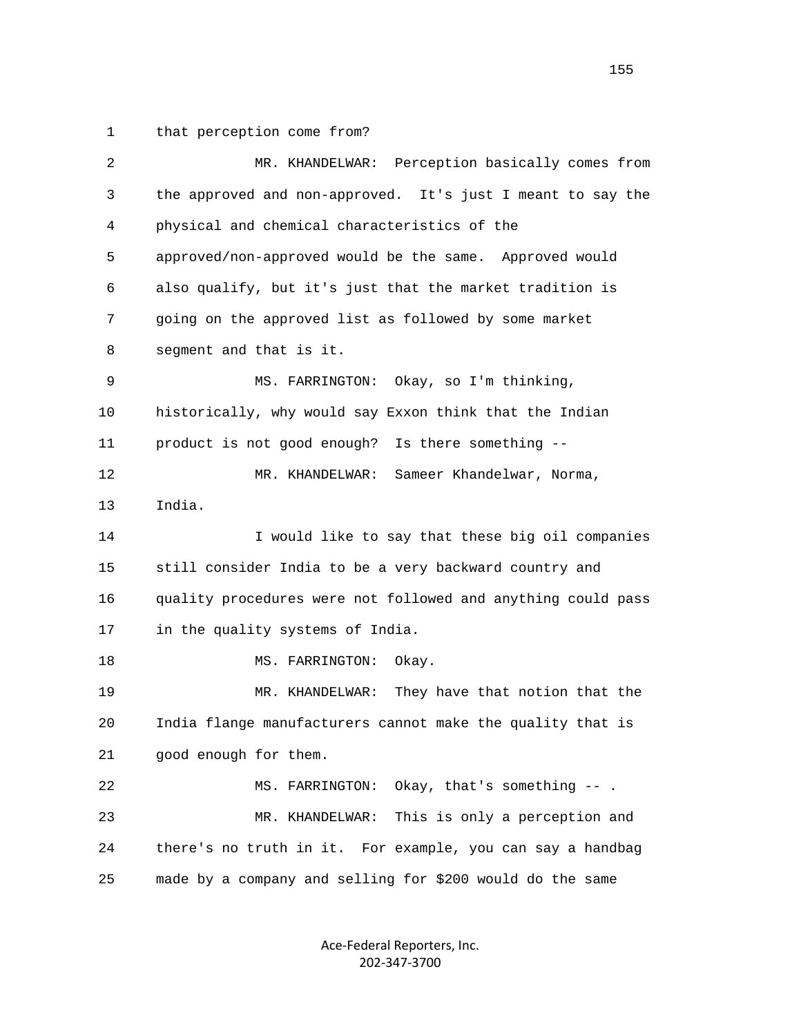that perception come from?

MR. KHANDELWAR: Perception basically comes from the approved and non-approved. It's just I meant to say the physical and chemical characteristics of the approved/non-approved would be the same. Approved would also qualify, but it's just that the market tradition is going on the approved list as followed by some market segment and that is it.

MS. FARRINGTON: Okay, so I'm thinking, historically, why would say Exxon think that the Indian product is not good enough? Is there something --

MR. KHANDELWAR: Sameer Khandelwar, Norma, India.

I would like to say that these big oil companies still consider India to be a very backward country and quality procedures were not followed and anything could pass in the quality systems of India.

MS. FARRINGTON: Okay.

MR. KHANDELWAR: They have that notion that the India flange manufacturers cannot make the quality that is good enough for them.

MS. FARRINGTON: Okay, that's something -- .

MR. KHANDELWAR: This is only a perception and there's no truth in it. For example, you can say a handbag made by a company and selling for $200 would do the same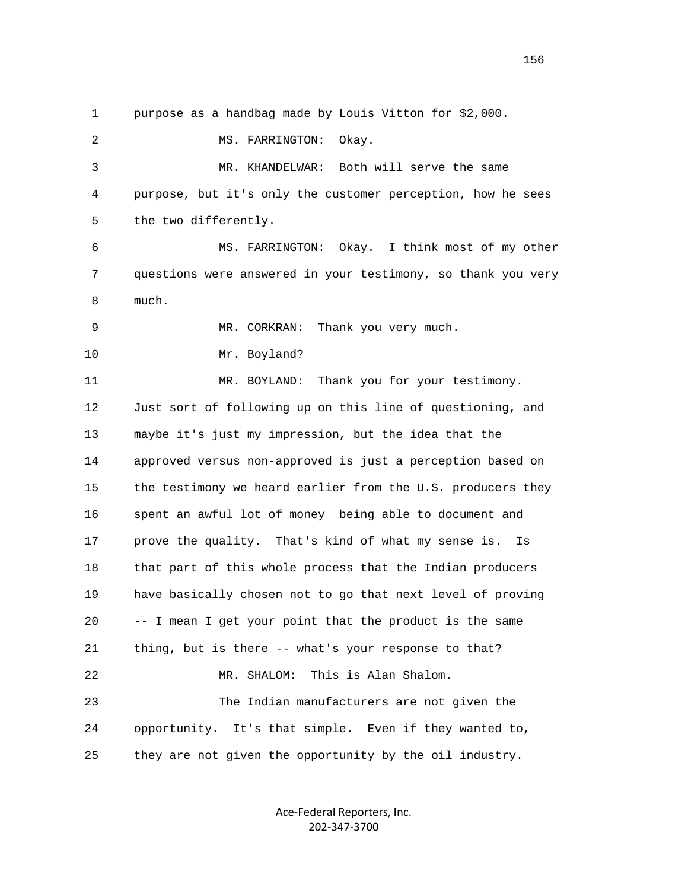1 purpose as a handbag made by Louis Vitton for $2,000.

2 MS. FARRINGTON: Okay.

3 MR. KHANDELWAR: Both will serve the same

4 purpose, but it's only the customer perception, how he sees

5 the two differently.

6 MS. FARRINGTON: Okay. I think most of my other

7 questions were answered in your testimony, so thank you very

8 much.

9 MR. CORKRAN: Thank you very much.

10 Mr. Boyland?

11 MR. BOYLAND: Thank you for your testimony.

12 Just sort of following up on this line of questioning, and

13 maybe it's just my impression, but the idea that the

14 approved versus non-approved is just a perception based on

15 the testimony we heard earlier from the U.S. producers they

16 spent an awful lot of money being able to document and

17 prove the quality. That's kind of what my sense is. Is

18 that part of this whole process that the Indian producers

19 have basically chosen not to go that next level of proving

20 -- I mean I get your point that the product is the same

21 thing, but is there -- what's your response to that?

22 MR. SHALOM: This is Alan Shalom.

23 The Indian manufacturers are not given the

24 opportunity. It's that simple. Even if they wanted to,

25 they are not given the opportunity by the oil industry.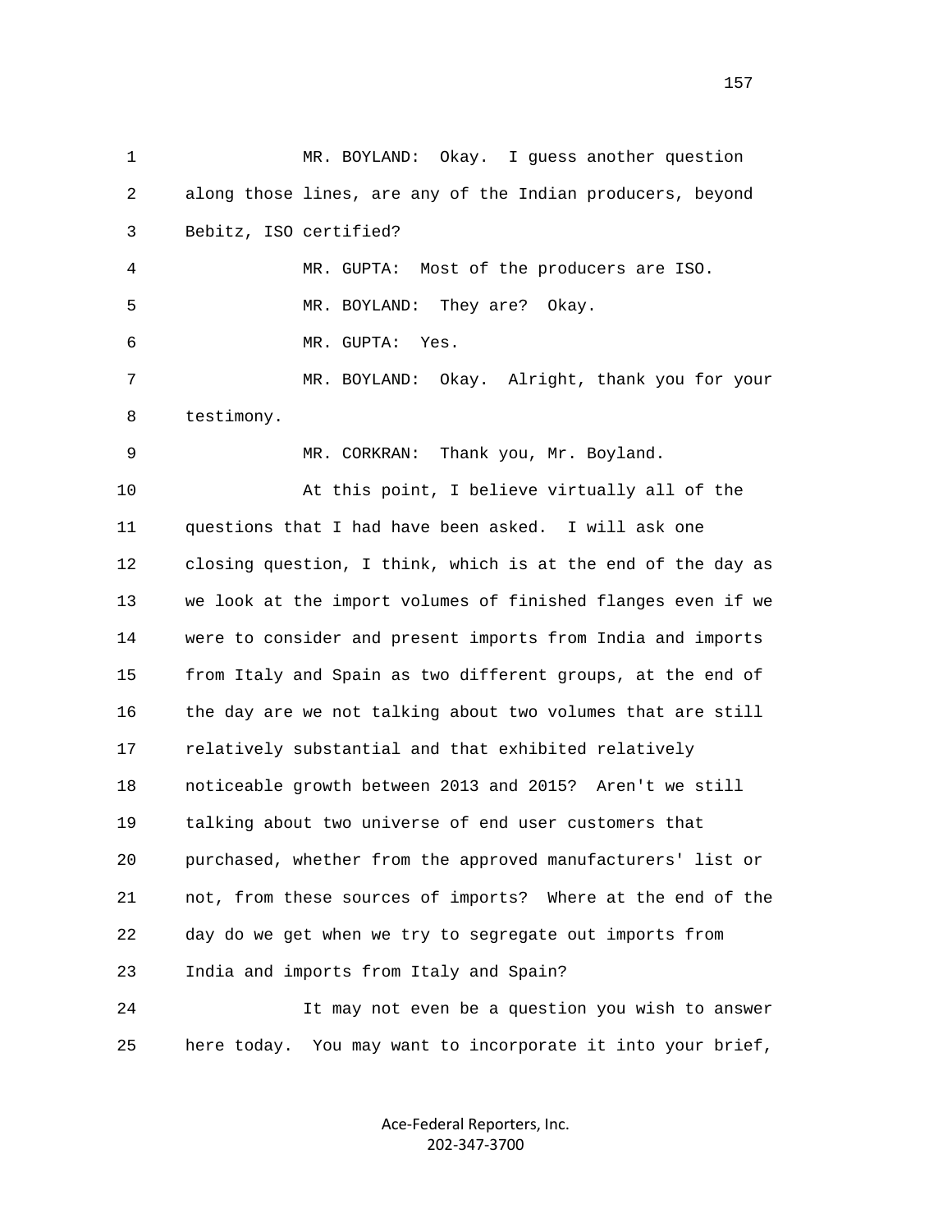1 MR. BOYLAND: Okay. I guess another question
2 along those lines, are any of the Indian producers, beyond
3 Bebitz, ISO certified?
4 MR. GUPTA: Most of the producers are ISO.
5 MR. BOYLAND: They are? Okay.
6 MR. GUPTA: Yes.
7 MR. BOYLAND: Okay. Alright, thank you for your
8 testimony.
9 MR. CORKRAN: Thank you, Mr. Boyland.
10 At this point, I believe virtually all of the
11 questions that I had have been asked. I will ask one
12 closing question, I think, which is at the end of the day as
13 we look at the import volumes of finished flanges even if we
14 were to consider and present imports from India and imports
15 from Italy and Spain as two different groups, at the end of
16 the day are we not talking about two volumes that are still
17 relatively substantial and that exhibited relatively
18 noticeable growth between 2013 and 2015? Aren't we still
19 talking about two universe of end user customers that
20 purchased, whether from the approved manufacturers' list or
21 not, from these sources of imports? Where at the end of the
22 day do we get when we try to segregate out imports from
23 India and imports from Italy and Spain?
24 It may not even be a question you wish to answer
25 here today. You may want to incorporate it into your brief,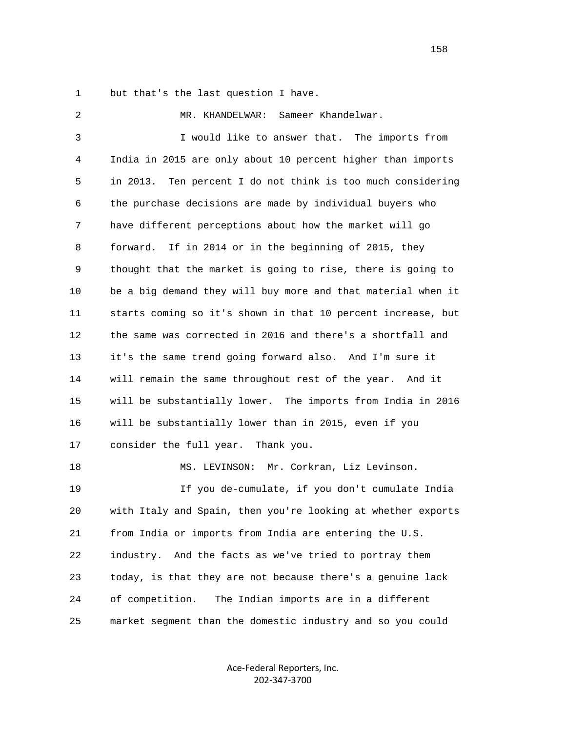1 but that's the last question I have.

2 MR. KHANDELWAR: Sameer Khandelwar.

3 I would like to answer that. The imports from

4 India in 2015 are only about 10 percent higher than imports

5 in 2013. Ten percent I do not think is too much considering

6 the purchase decisions are made by individual buyers who

7 have different perceptions about how the market will go

8 forward. If in 2014 or in the beginning of 2015, they

9 thought that the market is going to rise, there is going to

10 be a big demand they will buy more and that material when it

11 starts coming so it's shown in that 10 percent increase, but

12 the same was corrected in 2016 and there's a shortfall and

13 it's the same trend going forward also. And I'm sure it

14 will remain the same throughout rest of the year. And it

15 will be substantially lower. The imports from India in 2016

16 will be substantially lower than in 2015, even if you

17 consider the full year. Thank you.

18 MS. LEVINSON: Mr. Corkran, Liz Levinson.

19 If you de-cumulate, if you don't cumulate India

20 with Italy and Spain, then you're looking at whether exports

21 from India or imports from India are entering the U.S.

22 industry. And the facts as we've tried to portray them

23 today, is that they are not because there's a genuine lack

24 of competition. The Indian imports are in a different

25 market segment than the domestic industry and so you could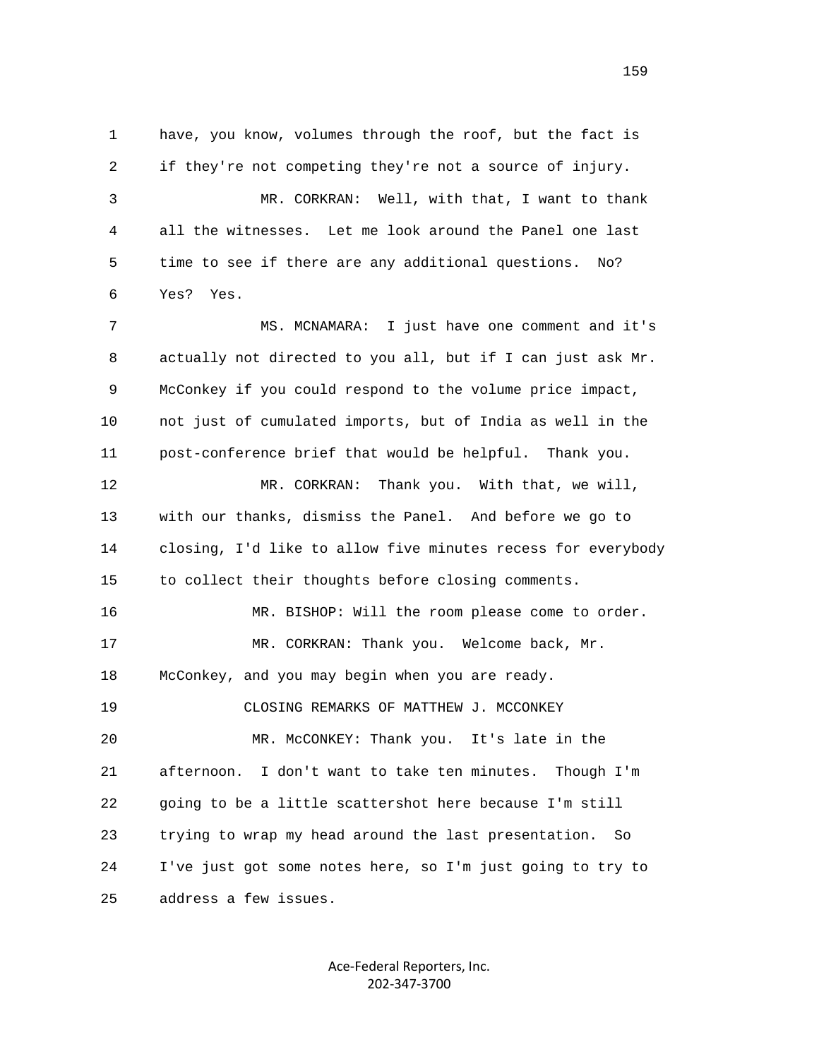have, you know, volumes through the roof, but the fact is if they're not competing they're not a source of injury.

MR. CORKRAN: Well, with that, I want to thank all the witnesses. Let me look around the Panel one last time to see if there are any additional questions. No? Yes? Yes.

MS. MCNAMARA: I just have one comment and it's actually not directed to you all, but if I can just ask Mr. McConkey if you could respond to the volume price impact, not just of cumulated imports, but of India as well in the post-conference brief that would be helpful. Thank you.

MR. CORKRAN: Thank you. With that, we will, with our thanks, dismiss the Panel. And before we go to closing, I'd like to allow five minutes recess for everybody to collect their thoughts before closing comments.

MR. BISHOP: Will the room please come to order.

MR. CORKRAN: Thank you. Welcome back, Mr. McConkey, and you may begin when you are ready.

CLOSING REMARKS OF MATTHEW J. MCCONKEY

MR. McCONKEY: Thank you. It's late in the afternoon. I don't want to take ten minutes. Though I'm going to be a little scattershot here because I'm still trying to wrap my head around the last presentation. So I've just got some notes here, so I'm just going to try to address a few issues.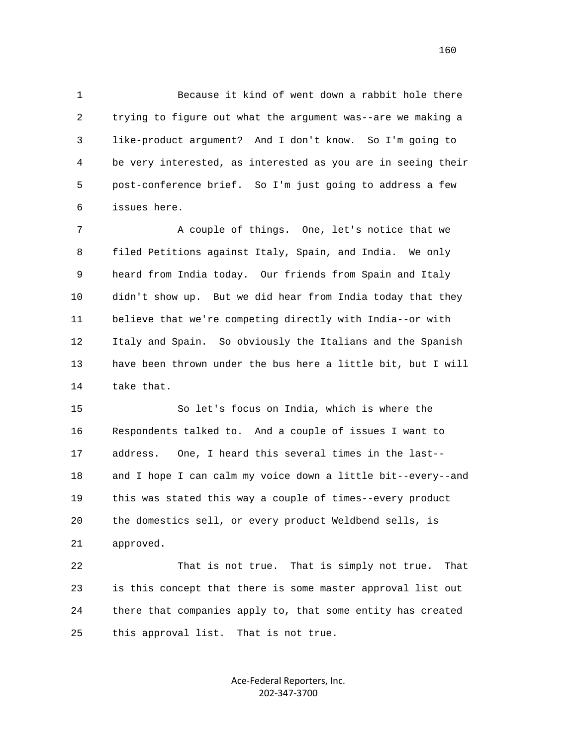Because it kind of went down a rabbit hole there trying to figure out what the argument was--are we making a like-product argument? And I don't know. So I'm going to be very interested, as interested as you are in seeing their post-conference brief. So I'm just going to address a few issues here.

A couple of things. One, let's notice that we filed Petitions against Italy, Spain, and India. We only heard from India today. Our friends from Spain and Italy didn't show up. But we did hear from India today that they believe that we're competing directly with India--or with Italy and Spain. So obviously the Italians and the Spanish have been thrown under the bus here a little bit, but I will take that.

So let's focus on India, which is where the Respondents talked to. And a couple of issues I want to address. One, I heard this several times in the last-- and I hope I can calm my voice down a little bit--every--and this was stated this way a couple of times--every product the domestics sell, or every product Weldbend sells, is approved.

That is not true. That is simply not true. That is this concept that there is some master approval list out there that companies apply to, that some entity has created this approval list. That is not true.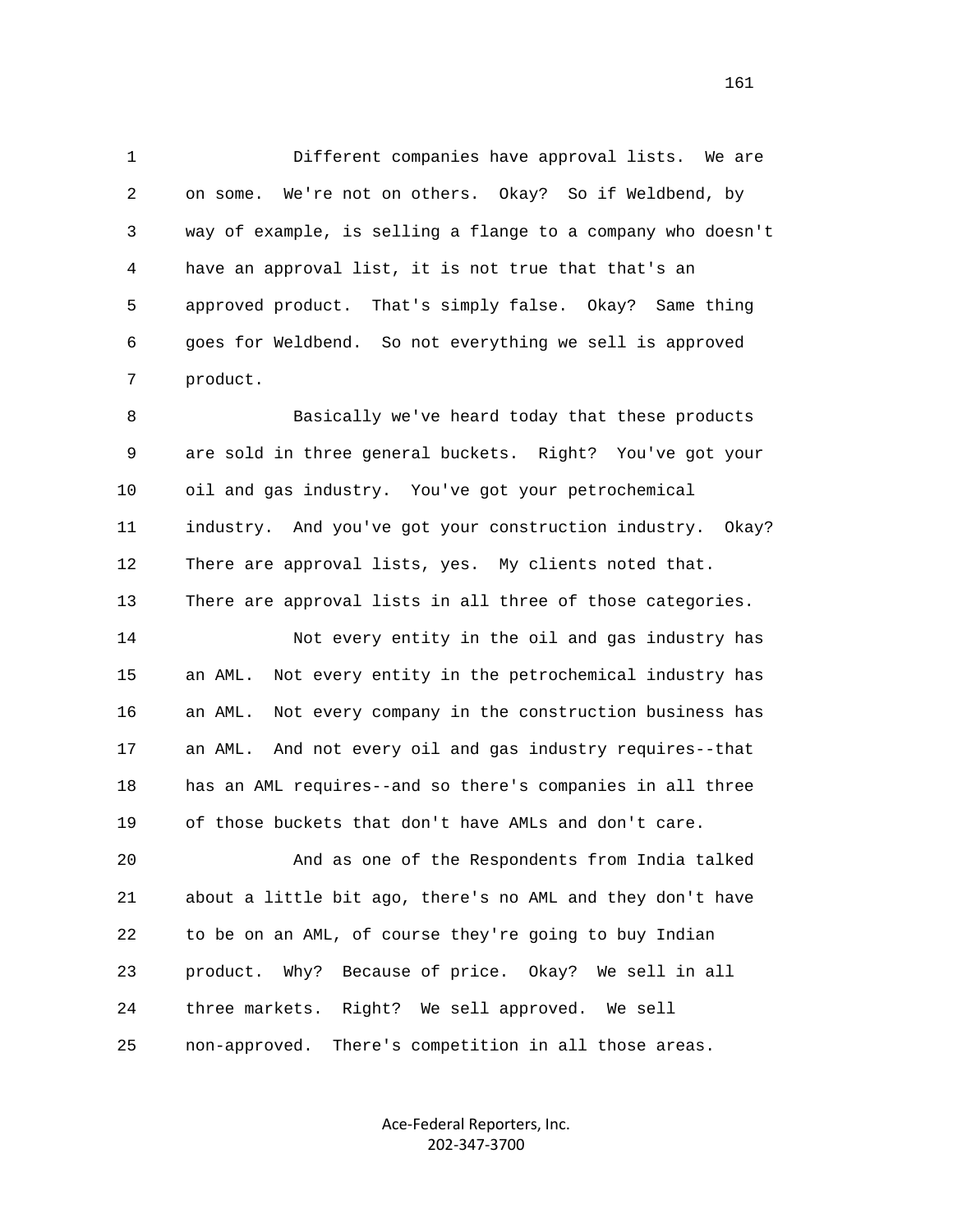Different companies have approval lists. We are on some. We're not on others. Okay? So if Weldbend, by way of example, is selling a flange to a company who doesn't have an approval list, it is not true that that's an approved product. That's simply false. Okay? Same thing goes for Weldbend. So not everything we sell is approved product.

Basically we've heard today that these products are sold in three general buckets. Right? You've got your oil and gas industry. You've got your petrochemical industry. And you've got your construction industry. Okay? There are approval lists, yes. My clients noted that. There are approval lists in all three of those categories.

Not every entity in the oil and gas industry has an AML. Not every entity in the petrochemical industry has an AML. Not every company in the construction business has an AML. And not every oil and gas industry requires--that has an AML requires--and so there's companies in all three of those buckets that don't have AMLs and don't care.

And as one of the Respondents from India talked about a little bit ago, there's no AML and they don't have to be on an AML, of course they're going to buy Indian product. Why? Because of price. Okay? We sell in all three markets. Right? We sell approved. We sell non-approved. There's competition in all those areas.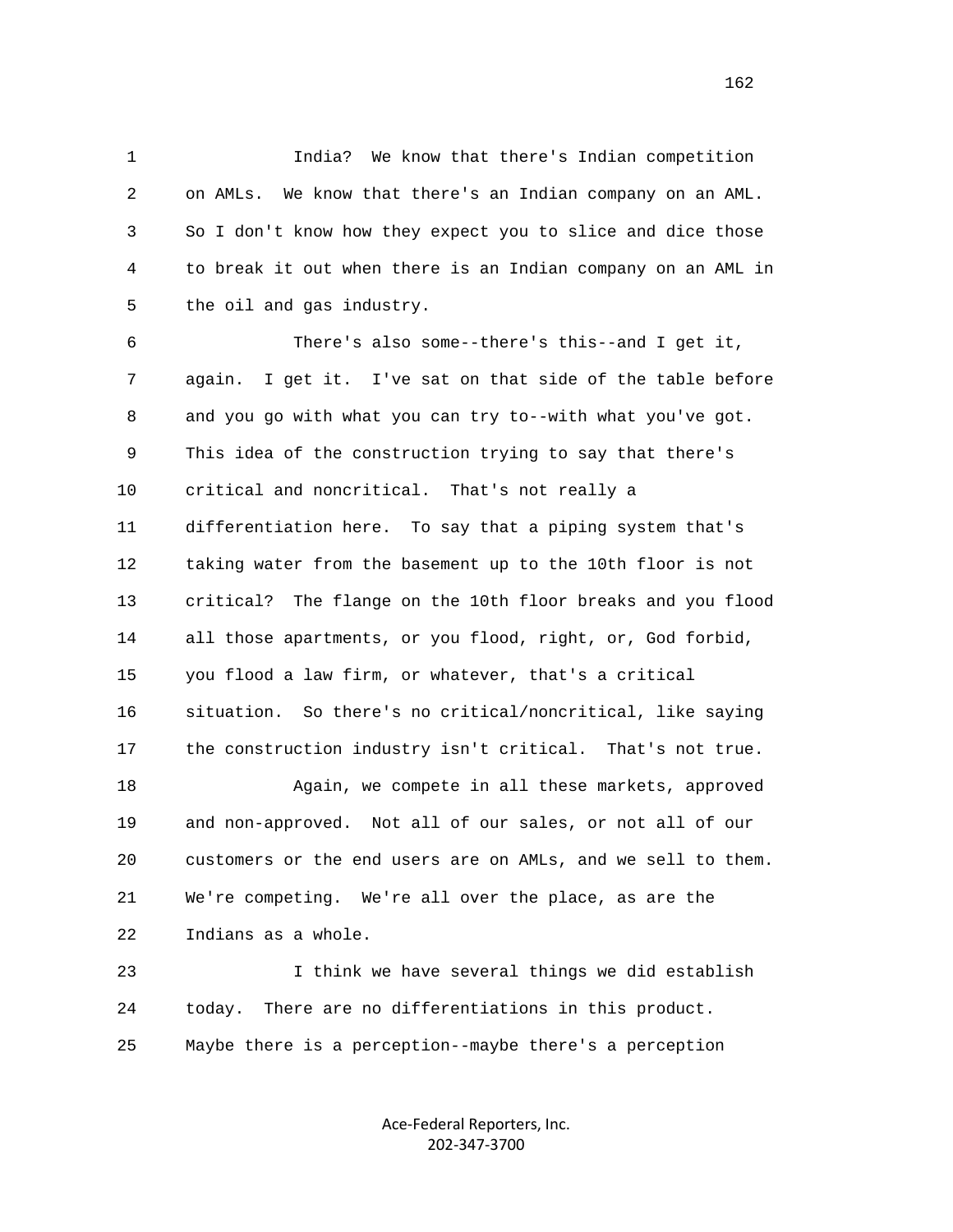India? We know that there's Indian competition on AMLs. We know that there's an Indian company on an AML. So I don't know how they expect you to slice and dice those to break it out when there is an Indian company on an AML in the oil and gas industry.

There's also some--there's this--and I get it, again. I get it. I've sat on that side of the table before and you go with what you can try to--with what you've got. This idea of the construction trying to say that there's critical and noncritical. That's not really a differentiation here. To say that a piping system that's taking water from the basement up to the 10th floor is not critical? The flange on the 10th floor breaks and you flood all those apartments, or you flood, right, or, God forbid, you flood a law firm, or whatever, that's a critical situation. So there's no critical/noncritical, like saying the construction industry isn't critical. That's not true.

Again, we compete in all these markets, approved and non-approved. Not all of our sales, or not all of our customers or the end users are on AMLs, and we sell to them. We're competing. We're all over the place, as are the Indians as a whole.

I think we have several things we did establish today. There are no differentiations in this product. Maybe there is a perception--maybe there's a perception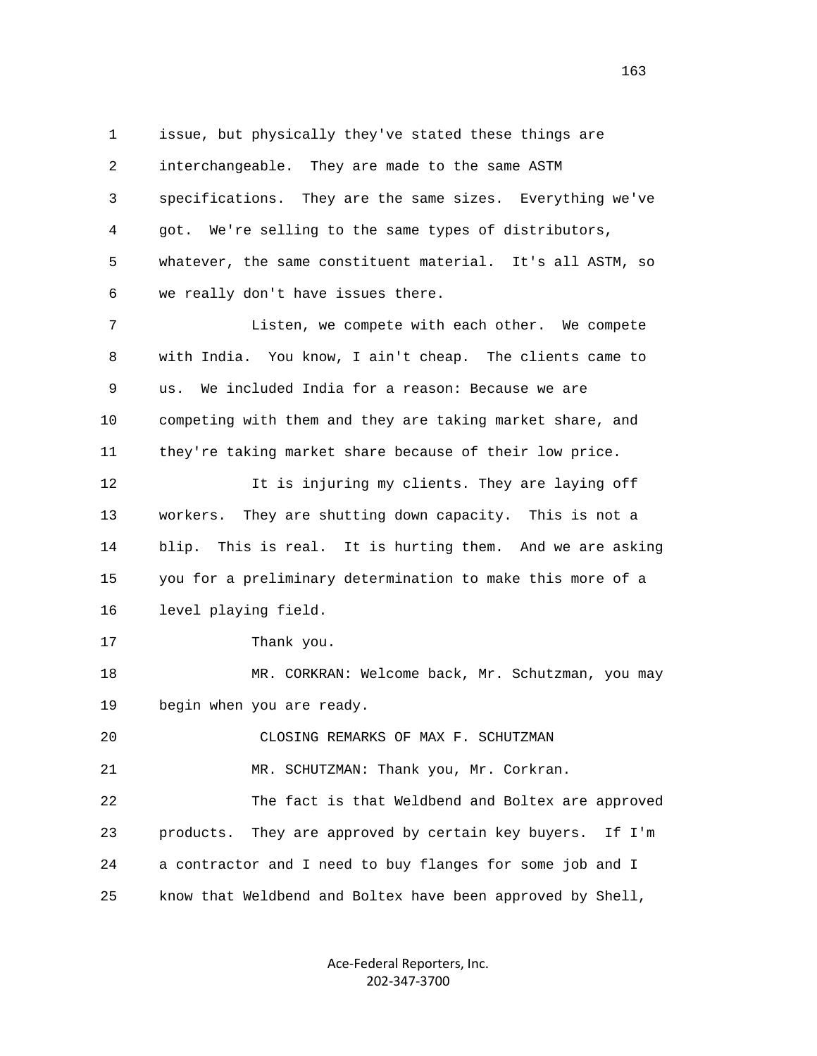issue, but physically they've stated these things are interchangeable. They are made to the same ASTM specifications. They are the same sizes. Everything we've got. We're selling to the same types of distributors, whatever, the same constituent material. It's all ASTM, so we really don't have issues there.

Listen, we compete with each other. We compete with India. You know, I ain't cheap. The clients came to us. We included India for a reason: Because we are competing with them and they are taking market share, and they're taking market share because of their low price.

It is injuring my clients. They are laying off workers. They are shutting down capacity. This is not a blip. This is real. It is hurting them. And we are asking you for a preliminary determination to make this more of a level playing field.

Thank you.

MR. CORKRAN: Welcome back, Mr. Schutzman, you may begin when you are ready.

CLOSING REMARKS OF MAX F. SCHUTZMAN

MR. SCHUTZMAN: Thank you, Mr. Corkran.

The fact is that Weldbend and Boltex are approved products. They are approved by certain key buyers. If I'm a contractor and I need to buy flanges for some job and I know that Weldbend and Boltex have been approved by Shell,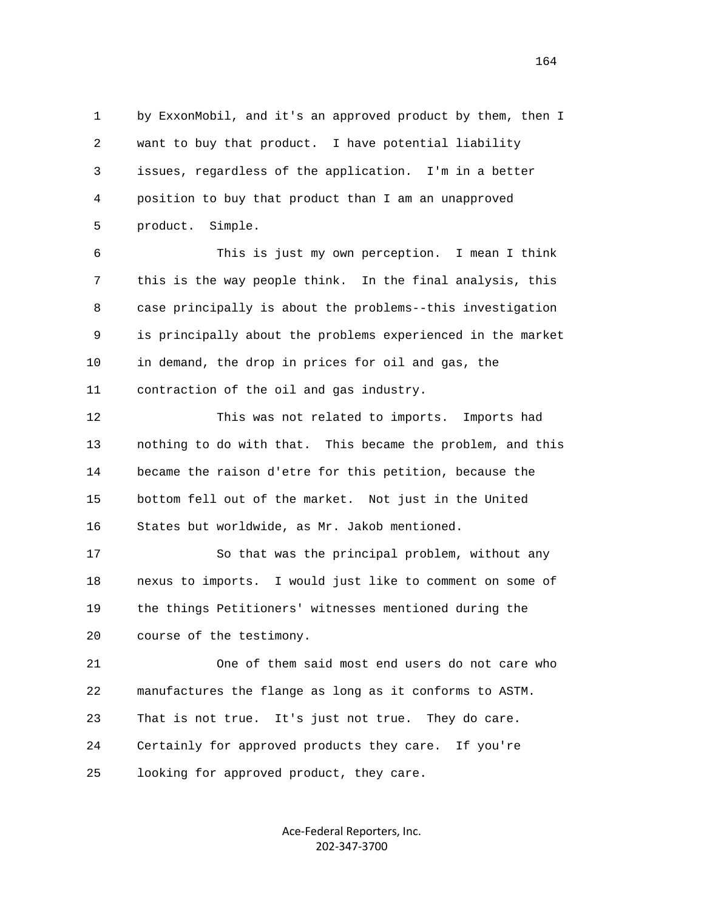by ExxonMobil, and it's an approved product by them, then I want to buy that product. I have potential liability issues, regardless of the application. I'm in a better position to buy that product than I am an unapproved product. Simple.

This is just my own perception. I mean I think this is the way people think. In the final analysis, this case principally is about the problems--this investigation is principally about the problems experienced in the market in demand, the drop in prices for oil and gas, the contraction of the oil and gas industry.

This was not related to imports. Imports had nothing to do with that. This became the problem, and this became the raison d'etre for this petition, because the bottom fell out of the market. Not just in the United States but worldwide, as Mr. Jakob mentioned.

So that was the principal problem, without any nexus to imports. I would just like to comment on some of the things Petitioners' witnesses mentioned during the course of the testimony.

One of them said most end users do not care who manufactures the flange as long as it conforms to ASTM. That is not true. It's just not true. They do care. Certainly for approved products they care. If you're looking for approved product, they care.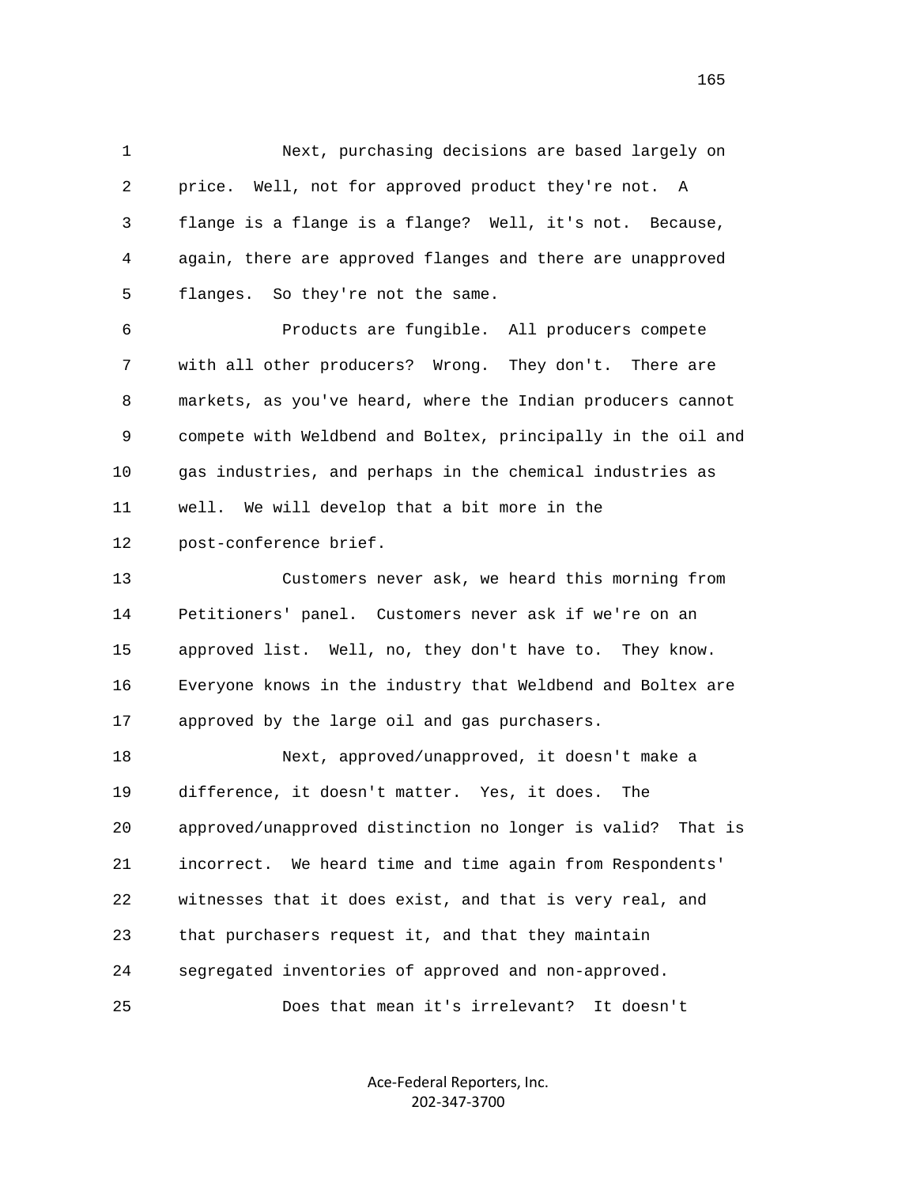Next, purchasing decisions are based largely on price. Well, not for approved product they're not. A flange is a flange is a flange? Well, it's not. Because, again, there are approved flanges and there are unapproved flanges. So they're not the same.

Products are fungible. All producers compete with all other producers? Wrong. They don't. There are markets, as you've heard, where the Indian producers cannot compete with Weldbend and Boltex, principally in the oil and gas industries, and perhaps in the chemical industries as well. We will develop that a bit more in the post-conference brief.

Customers never ask, we heard this morning from Petitioners' panel. Customers never ask if we're on an approved list. Well, no, they don't have to. They know. Everyone knows in the industry that Weldbend and Boltex are approved by the large oil and gas purchasers.

Next, approved/unapproved, it doesn't make a difference, it doesn't matter. Yes, it does. The approved/unapproved distinction no longer is valid? That is incorrect. We heard time and time again from Respondents' witnesses that it does exist, and that is very real, and that purchasers request it, and that they maintain segregated inventories of approved and non-approved.

Does that mean it's irrelevant? It doesn't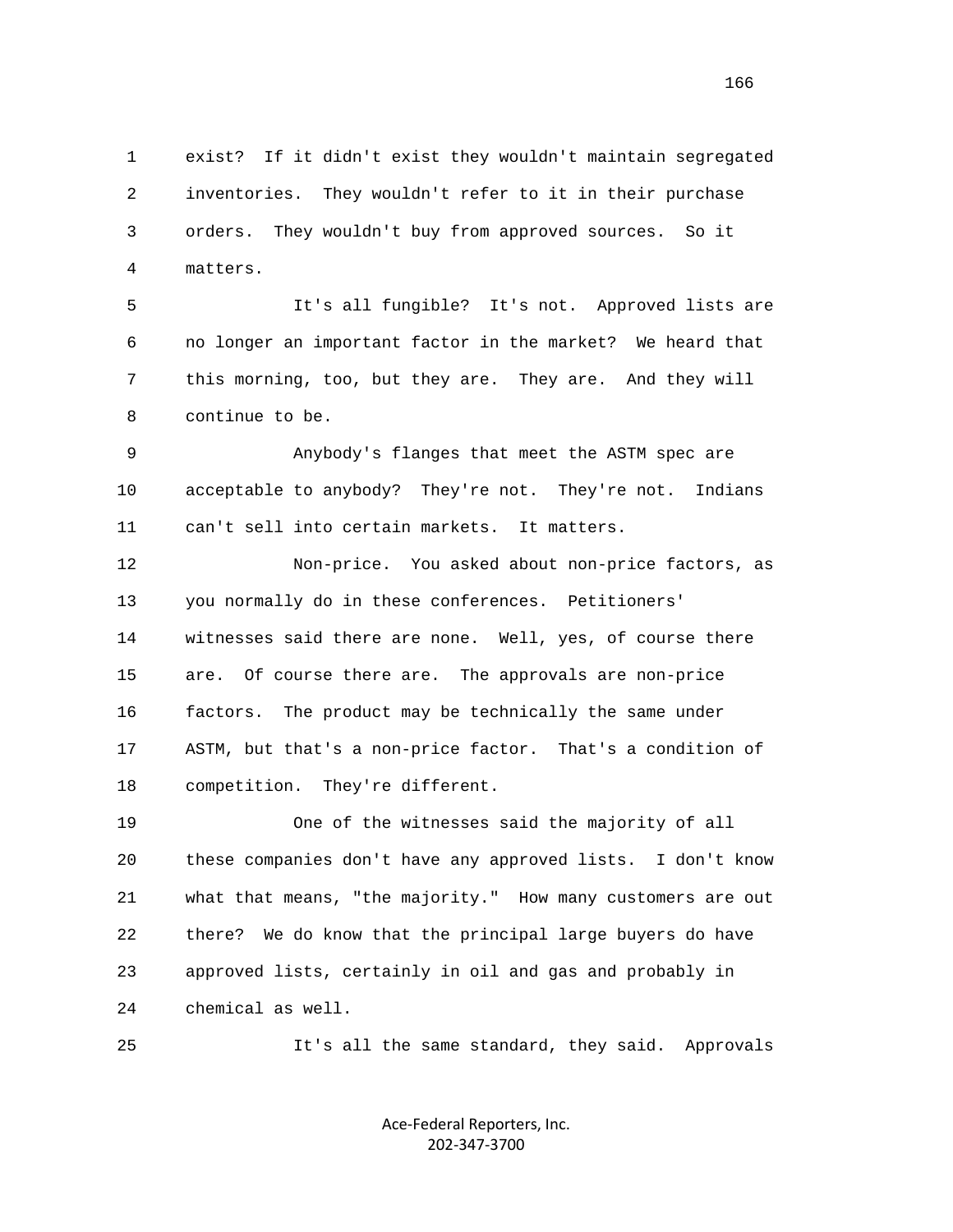1 exist? If it didn't exist they wouldn't maintain segregated
2 inventories. They wouldn't refer to it in their purchase
3 orders. They wouldn't buy from approved sources. So it
4 matters.

5 It's all fungible? It's not. Approved lists are
6 no longer an important factor in the market? We heard that
7 this morning, too, but they are. They are. And they will
8 continue to be.

9 Anybody's flanges that meet the ASTM spec are
10 acceptable to anybody? They're not. They're not. Indians
11 can't sell into certain markets. It matters.

12 Non-price. You asked about non-price factors, as
13 you normally do in these conferences. Petitioners'
14 witnesses said there are none. Well, yes, of course there
15 are. Of course there are. The approvals are non-price
16 factors. The product may be technically the same under
17 ASTM, but that's a non-price factor. That's a condition of
18 competition. They're different.

19 One of the witnesses said the majority of all
20 these companies don't have any approved lists. I don't know
21 what that means, "the majority." How many customers are out
22 there? We do know that the principal large buyers do have
23 approved lists, certainly in oil and gas and probably in
24 chemical as well.

25 It's all the same standard, they said. Approvals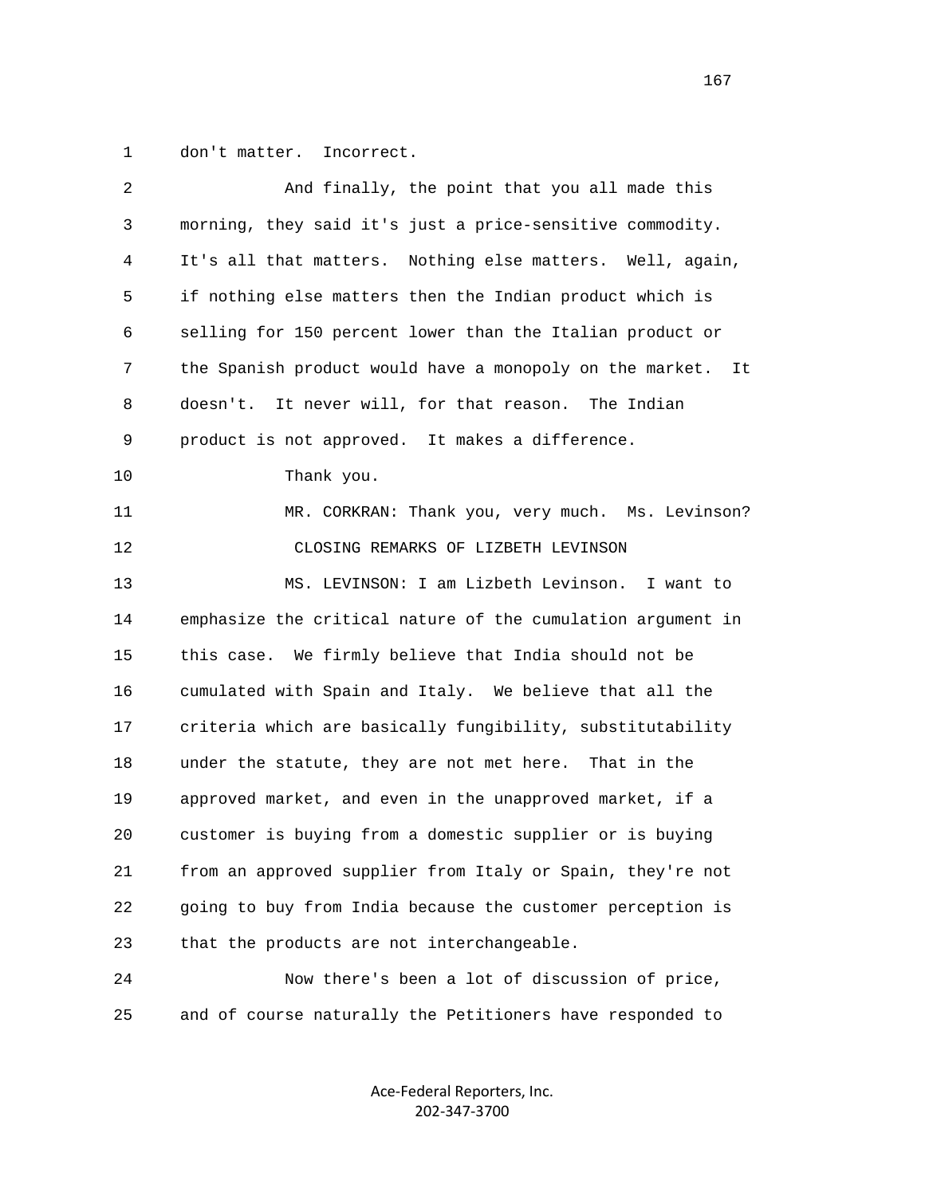don't matter. Incorrect.

And finally, the point that you all made this morning, they said it's just a price-sensitive commodity. It's all that matters. Nothing else matters. Well, again, if nothing else matters then the Indian product which is selling for 150 percent lower than the Italian product or the Spanish product would have a monopoly on the market. It doesn't. It never will, for that reason. The Indian product is not approved. It makes a difference.

Thank you.

MR. CORKRAN: Thank you, very much. Ms. Levinson?

CLOSING REMARKS OF LIZBETH LEVINSON

MS. LEVINSON: I am Lizbeth Levinson. I want to emphasize the critical nature of the cumulation argument in this case. We firmly believe that India should not be cumulated with Spain and Italy. We believe that all the criteria which are basically fungibility, substitutability under the statute, they are not met here. That in the approved market, and even in the unapproved market, if a customer is buying from a domestic supplier or is buying from an approved supplier from Italy or Spain, they're not going to buy from India because the customer perception is that the products are not interchangeable.

Now there's been a lot of discussion of price, and of course naturally the Petitioners have responded to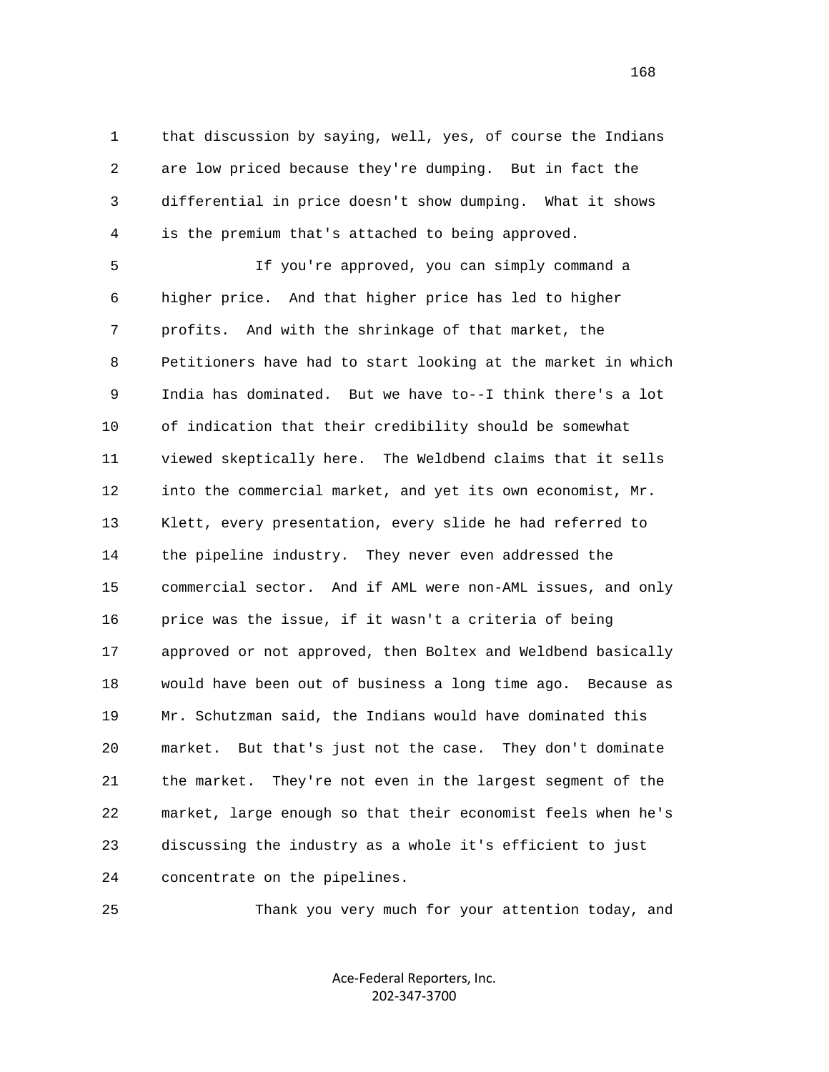that discussion by saying, well, yes, of course the Indians are low priced because they're dumping. But in fact the differential in price doesn't show dumping. What it shows is the premium that's attached to being approved.

If you're approved, you can simply command a higher price. And that higher price has led to higher profits. And with the shrinkage of that market, the Petitioners have had to start looking at the market in which India has dominated. But we have to--I think there's a lot of indication that their credibility should be somewhat viewed skeptically here. The Weldbend claims that it sells into the commercial market, and yet its own economist, Mr. Klett, every presentation, every slide he had referred to the pipeline industry. They never even addressed the commercial sector. And if AML were non-AML issues, and only price was the issue, if it wasn't a criteria of being approved or not approved, then Boltex and Weldbend basically would have been out of business a long time ago. Because as Mr. Schutzman said, the Indians would have dominated this market. But that's just not the case. They don't dominate the market. They're not even in the largest segment of the market, large enough so that their economist feels when he's discussing the industry as a whole it's efficient to just concentrate on the pipelines.

Thank you very much for your attention today, and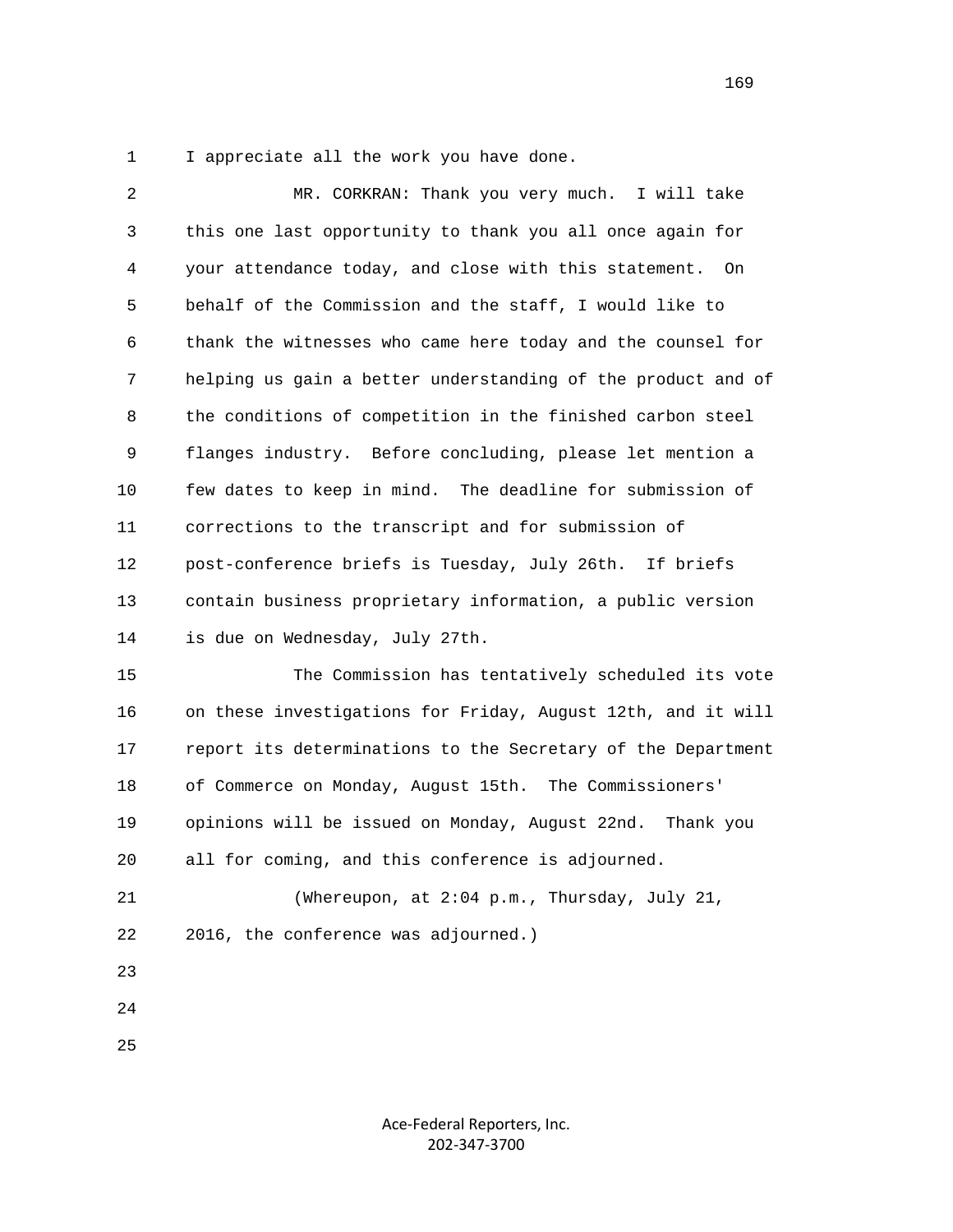I appreciate all the work you have done.

MR. CORKRAN: Thank you very much. I will take this one last opportunity to thank you all once again for your attendance today, and close with this statement. On behalf of the Commission and the staff, I would like to thank the witnesses who came here today and the counsel for helping us gain a better understanding of the product and of the conditions of competition in the finished carbon steel flanges industry. Before concluding, please let mention a few dates to keep in mind. The deadline for submission of corrections to the transcript and for submission of post-conference briefs is Tuesday, July 26th. If briefs contain business proprietary information, a public version is due on Wednesday, July 27th.

The Commission has tentatively scheduled its vote on these investigations for Friday, August 12th, and it will report its determinations to the Secretary of the Department of Commerce on Monday, August 15th. The Commissioners' opinions will be issued on Monday, August 22nd. Thank you all for coming, and this conference is adjourned.

(Whereupon, at 2:04 p.m., Thursday, July 21, 2016, the conference was adjourned.)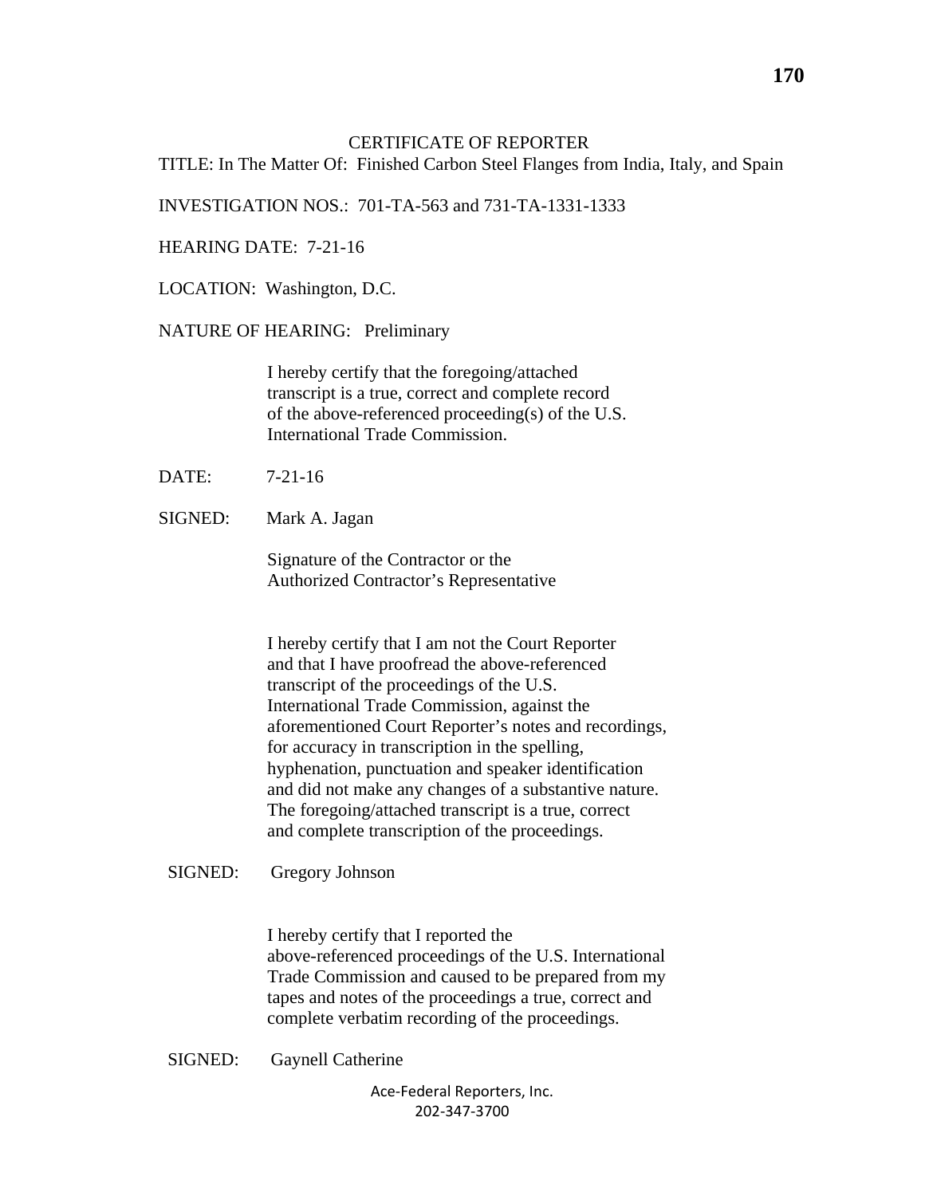# CERTIFICATE OF REPORTER

TITLE: In The Matter Of: Finished Carbon Steel Flanges from India, Italy, and Spain

INVESTIGATION NOS.: 701-TA-563 and 731-TA-1331-1333

HEARING DATE: 7-21-16

LOCATION: Washington, D.C.

NATURE OF HEARING: Preliminary

I hereby certify that the foregoing/attached transcript is a true, correct and complete record of the above-referenced proceeding(s) of the U.S. International Trade Commission.

DATE: 7-21-16

SIGNED: Mark A. Jagan

Signature of the Contractor or the Authorized Contractor's Representative

I hereby certify that I am not the Court Reporter and that I have proofread the above-referenced transcript of the proceedings of the U.S. International Trade Commission, against the aforementioned Court Reporter's notes and recordings, for accuracy in transcription in the spelling, hyphenation, punctuation and speaker identification and did not make any changes of a substantive nature. The foregoing/attached transcript is a true, correct and complete transcription of the proceedings.

SIGNED: Gregory Johnson

I hereby certify that I reported the above-referenced proceedings of the U.S. International Trade Commission and caused to be prepared from my tapes and notes of the proceedings a true, correct and complete verbatim recording of the proceedings.

SIGNED: Gaynell Catherine